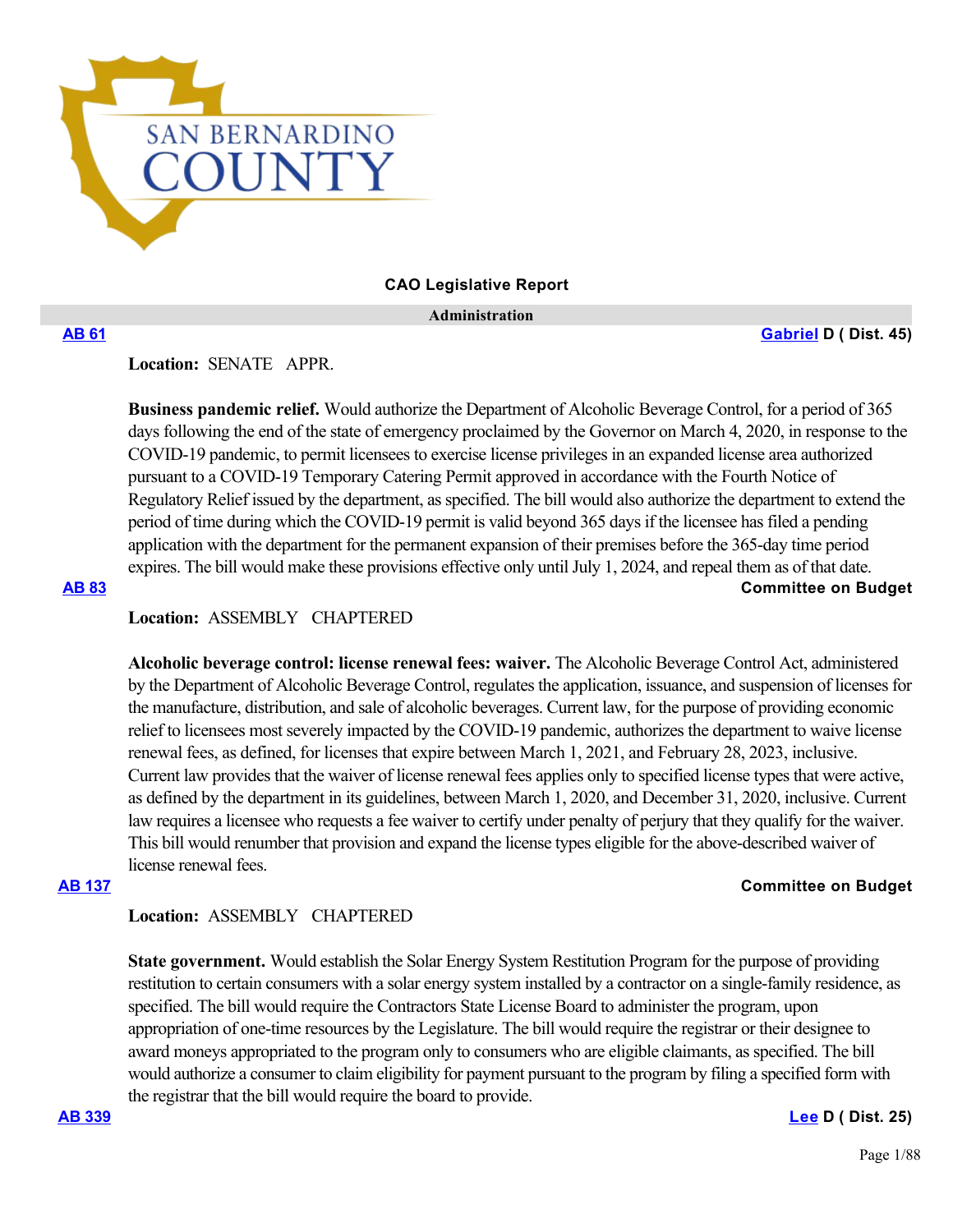# CAO Legislative Report

## Administration

**AB 61** — **Gabriel D ( Dist. 45)**

**Location:** SENATE APPR.

**Business pandemic relief.** Would authorize the Department of Alcoholic Beverage Control, for a period of 365 days following the end of the state of emergency proclaimed by the Governor on March 4, 2020, in response to the COVID-19 pandemic, to permit licensees to exercise license privileges in an expanded license area authorized pursuant to a COVID-19 Temporary Catering Permit approved in accordance with the Fourth Notice of Regulatory Relief issued by the department, as specified. The bill would also authorize the department to extend the period of time during which the COVID-19 permit is valid beyond 365 days if the licensee has filed a pending application with the department for the permanent expansion of their premises before the 365-day time period expires. The bill would make these provisions effective only until July 1, 2024, and repeal them as of that date.

**AB 83** — **Committee on Budget**

**Location:** ASSEMBLY CHAPTERED

**Alcoholic beverage control: license renewal fees: waiver.** The Alcoholic Beverage Control Act, administered by the Department of Alcoholic Beverage Control, regulates the application, issuance, and suspension of licenses for the manufacture, distribution, and sale of alcoholic beverages. Current law, for the purpose of providing economic relief to licensees most severely impacted by the COVID-19 pandemic, authorizes the department to waive license renewal fees, as defined, for licenses that expire between March 1, 2021, and February 28, 2023, inclusive. Current law provides that the waiver of license renewal fees applies only to specified license types that were active, as defined by the department in its guidelines, between March 1, 2020, and December 31, 2020, inclusive. Current law requires a licensee who requests a fee waiver to certify under penalty of perjury that they qualify for the waiver. This bill would renumber that provision and expand the license types eligible for the above-described waiver of license renewal fees.

**AB 137** — **Committee on Budget**

**Location:** ASSEMBLY CHAPTERED

**State government.** Would establish the Solar Energy System Restitution Program for the purpose of providing restitution to certain consumers with a solar energy system installed by a contractor on a single-family residence, as specified. The bill would require the Contractors State License Board to administer the program, upon appropriation of one-time resources by the Legislature. The bill would require the registrar or their designee to award moneys appropriated to the program only to consumers who are eligible claimants, as specified. The bill would authorize a consumer to claim eligibility for payment pursuant to the program by filing a specified form with the registrar that the bill would require the board to provide.

**AB 339** — **Lee D ( Dist. 25)**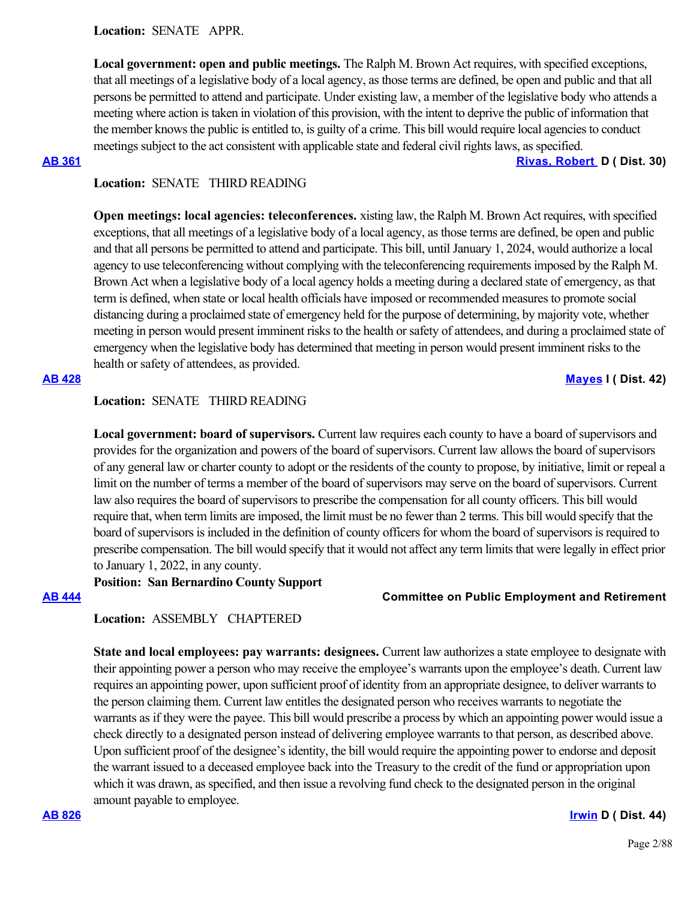**Location:** SENATE APPR.

**Local government: open and public meetings.** The Ralph M. Brown Act requires, with specified exceptions, that all meetings of a legislative body of a local agency, as those terms are defined, be open and public and that all persons be permitted to attend and participate. Under existing law, a member of the legislative body who attends a meeting where action is taken in violation of this provision, with the intent to deprive the public of information that the member knows the public is entitled to, is guilty of a crime. This bill would require local agencies to conduct meetings subject to the act consistent with applicable state and federal civil rights laws, as specified.

**AB 361** **Rivas, Robert D ( Dist. 30)**

**Location:** SENATE THIRD READING

**Open meetings: local agencies: teleconferences.** xisting law, the Ralph M. Brown Act requires, with specified exceptions, that all meetings of a legislative body of a local agency, as those terms are defined, be open and public and that all persons be permitted to attend and participate. This bill, until January 1, 2024, would authorize a local agency to use teleconferencing without complying with the teleconferencing requirements imposed by the Ralph M. Brown Act when a legislative body of a local agency holds a meeting during a declared state of emergency, as that term is defined, when state or local health officials have imposed or recommended measures to promote social distancing during a proclaimed state of emergency held for the purpose of determining, by majority vote, whether meeting in person would present imminent risks to the health or safety of attendees, and during a proclaimed state of emergency when the legislative body has determined that meeting in person would present imminent risks to the health or safety of attendees, as provided.

**AB 428** **Mayes I ( Dist. 42)**

**Location:** SENATE THIRD READING

**Local government: board of supervisors.** Current law requires each county to have a board of supervisors and provides for the organization and powers of the board of supervisors. Current law allows the board of supervisors of any general law or charter county to adopt or the residents of the county to propose, by initiative, limit or repeal a limit on the number of terms a member of the board of supervisors may serve on the board of supervisors. Current law also requires the board of supervisors to prescribe the compensation for all county officers. This bill would require that, when term limits are imposed, the limit must be no fewer than 2 terms. This bill would specify that the board of supervisors is included in the definition of county officers for whom the board of supervisors is required to prescribe compensation. The bill would specify that it would not affect any term limits that were legally in effect prior to January 1, 2022, in any county.

**Position: San Bernardino County Support**

**AB 444** **Committee on Public Employment and Retirement**

**Location:** ASSEMBLY CHAPTERED

**State and local employees: pay warrants: designees.** Current law authorizes a state employee to designate with their appointing power a person who may receive the employee's warrants upon the employee's death. Current law requires an appointing power, upon sufficient proof of identity from an appropriate designee, to deliver warrants to the person claiming them. Current law entitles the designated person who receives warrants to negotiate the warrants as if they were the payee. This bill would prescribe a process by which an appointing power would issue a check directly to a designated person instead of delivering employee warrants to that person, as described above. Upon sufficient proof of the designee's identity, the bill would require the appointing power to endorse and deposit the warrant issued to a deceased employee back into the Treasury to the credit of the fund or appropriation upon which it was drawn, as specified, and then issue a revolving fund check to the designated person in the original amount payable to employee.

**AB 826** **Irwin D ( Dist. 44)**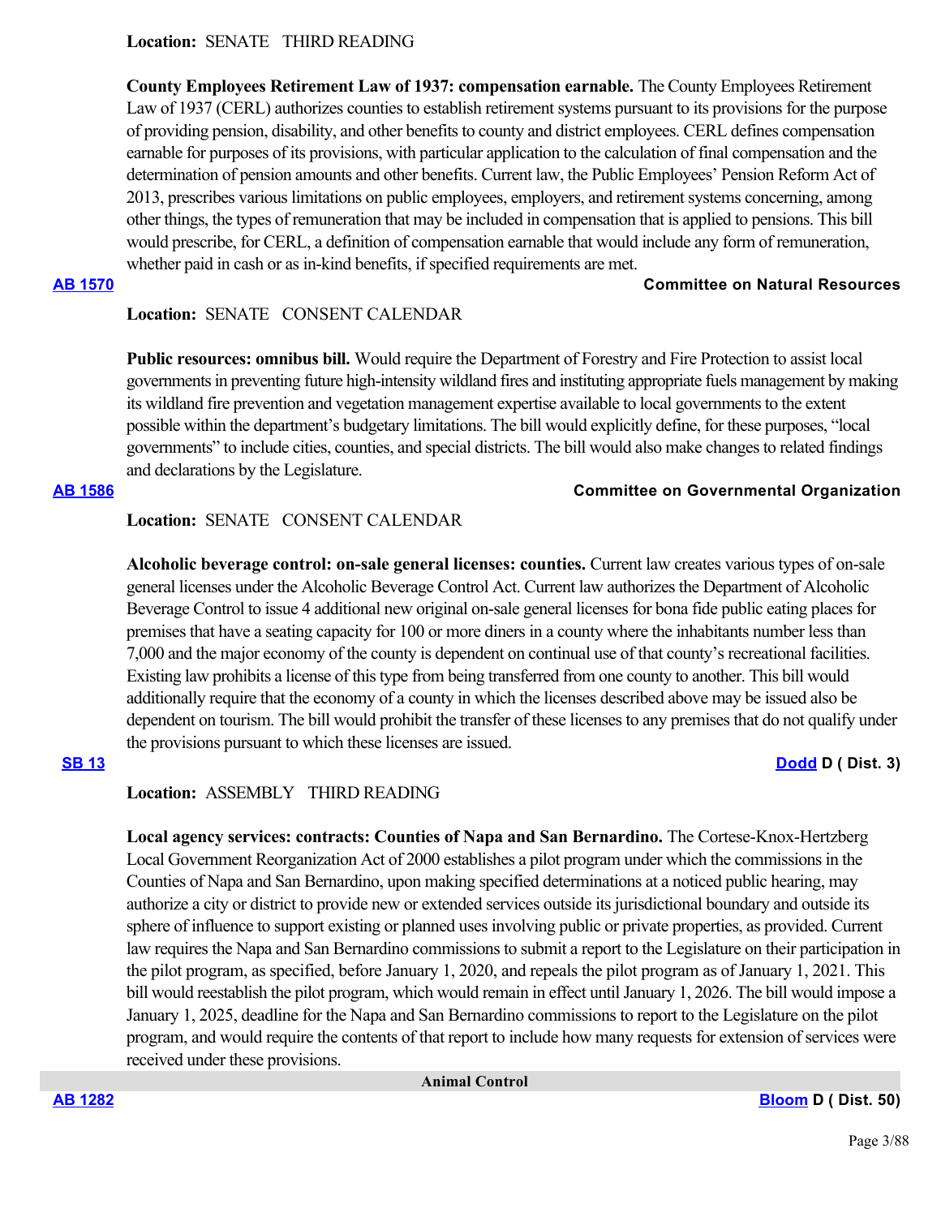**Location:** SENATE THIRD READING

**County Employees Retirement Law of 1937: compensation earnable.** The County Employees Retirement Law of 1937 (CERL) authorizes counties to establish retirement systems pursuant to its provisions for the purpose of providing pension, disability, and other benefits to county and district employees. CERL defines compensation earnable for purposes of its provisions, with particular application to the calculation of final compensation and the determination of pension amounts and other benefits. Current law, the Public Employees' Pension Reform Act of 2013, prescribes various limitations on public employees, employers, and retirement systems concerning, among other things, the types of remuneration that may be included in compensation that is applied to pensions. This bill would prescribe, for CERL, a definition of compensation earnable that would include any form of remuneration, whether paid in cash or as in-kind benefits, if specified requirements are met.

**AB 1570** **Committee on Natural Resources**

**Location:** SENATE CONSENT CALENDAR

**Public resources: omnibus bill.** Would require the Department of Forestry and Fire Protection to assist local governments in preventing future high-intensity wildland fires and instituting appropriate fuels management by making its wildland fire prevention and vegetation management expertise available to local governments to the extent possible within the department's budgetary limitations. The bill would explicitly define, for these purposes, "local governments" to include cities, counties, and special districts. The bill would also make changes to related findings and declarations by the Legislature.

**AB 1586** **Committee on Governmental Organization**

**Location:** SENATE CONSENT CALENDAR

**Alcoholic beverage control: on-sale general licenses: counties.** Current law creates various types of on-sale general licenses under the Alcoholic Beverage Control Act. Current law authorizes the Department of Alcoholic Beverage Control to issue 4 additional new original on-sale general licenses for bona fide public eating places for premises that have a seating capacity for 100 or more diners in a county where the inhabitants number less than 7,000 and the major economy of the county is dependent on continual use of that county's recreational facilities. Existing law prohibits a license of this type from being transferred from one county to another. This bill would additionally require that the economy of a county in which the licenses described above may be issued also be dependent on tourism. The bill would prohibit the transfer of these licenses to any premises that do not qualify under the provisions pursuant to which these licenses are issued.

**SB 13** **Dodd D ( Dist. 3)**

**Location:** ASSEMBLY THIRD READING

**Local agency services: contracts: Counties of Napa and San Bernardino.** The Cortese-Knox-Hertzberg Local Government Reorganization Act of 2000 establishes a pilot program under which the commissions in the Counties of Napa and San Bernardino, upon making specified determinations at a noticed public hearing, may authorize a city or district to provide new or extended services outside its jurisdictional boundary and outside its sphere of influence to support existing or planned uses involving public or private properties, as provided. Current law requires the Napa and San Bernardino commissions to submit a report to the Legislature on their participation in the pilot program, as specified, before January 1, 2020, and repeals the pilot program as of January 1, 2021. This bill would reestablish the pilot program, which would remain in effect until January 1, 2026. The bill would impose a January 1, 2025, deadline for the Napa and San Bernardino commissions to report to the Legislature on the pilot program, and would require the contents of that report to include how many requests for extension of services were received under these provisions.

## Animal Control

**AB 1282** **Bloom D ( Dist. 50)**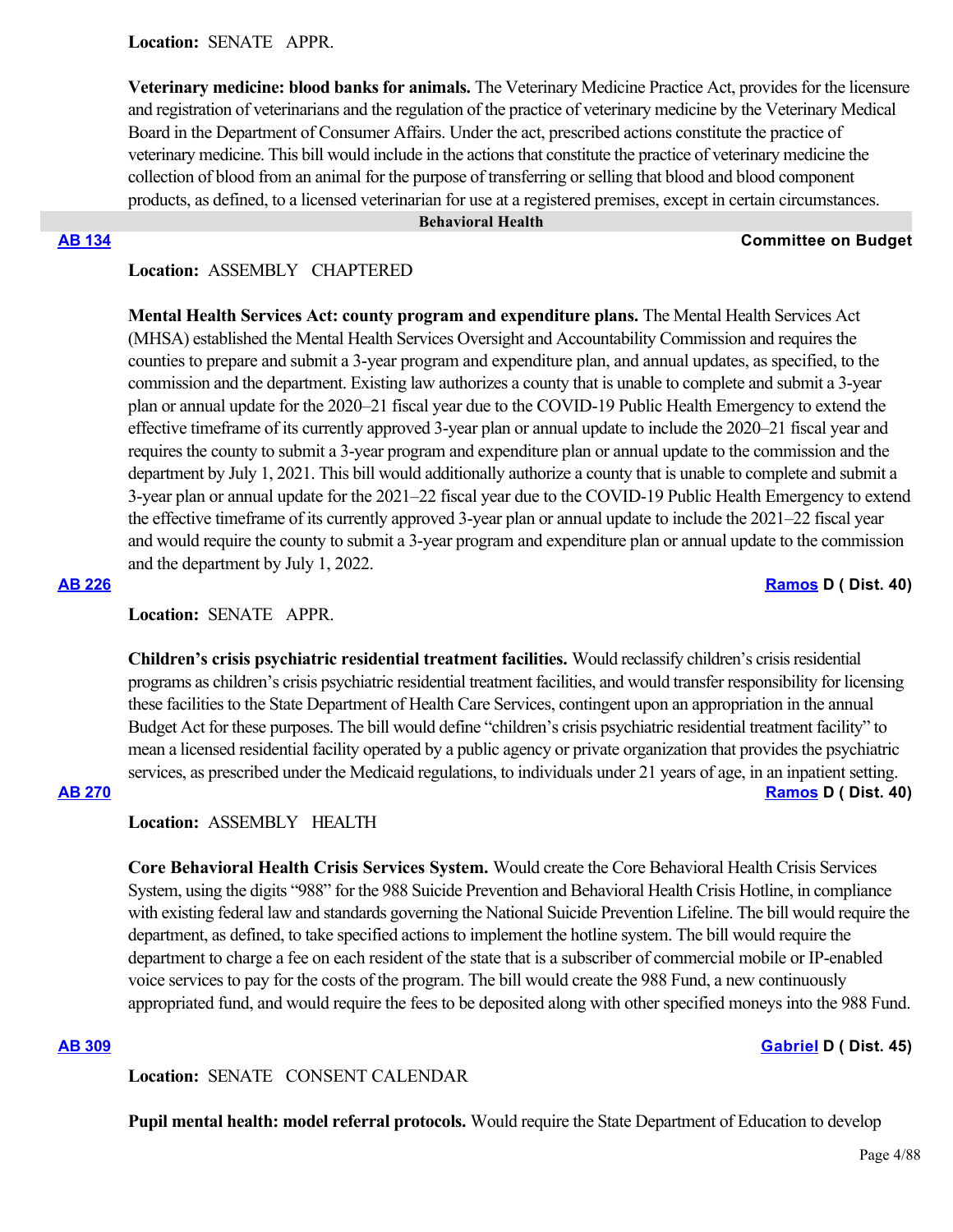**Location:** SENATE APPR.

**Veterinary medicine: blood banks for animals.** The Veterinary Medicine Practice Act, provides for the licensure and registration of veterinarians and the regulation of the practice of veterinary medicine by the Veterinary Medical Board in the Department of Consumer Affairs. Under the act, prescribed actions constitute the practice of veterinary medicine. This bill would include in the actions that constitute the practice of veterinary medicine the collection of blood from an animal for the purpose of transferring or selling that blood and blood component products, as defined, to a licensed veterinarian for use at a registered premises, except in certain circumstances.

## Behavioral Health

**AB 134** — **Committee on Budget**

**Location:** ASSEMBLY CHAPTERED

**Mental Health Services Act: county program and expenditure plans.** The Mental Health Services Act (MHSA) established the Mental Health Services Oversight and Accountability Commission and requires the counties to prepare and submit a 3-year program and expenditure plan, and annual updates, as specified, to the commission and the department. Existing law authorizes a county that is unable to complete and submit a 3-year plan or annual update for the 2020–21 fiscal year due to the COVID-19 Public Health Emergency to extend the effective timeframe of its currently approved 3-year plan or annual update to include the 2020–21 fiscal year and requires the county to submit a 3-year program and expenditure plan or annual update to the commission and the department by July 1, 2021. This bill would additionally authorize a county that is unable to complete and submit a 3-year plan or annual update for the 2021–22 fiscal year due to the COVID-19 Public Health Emergency to extend the effective timeframe of its currently approved 3-year plan or annual update to include the 2021–22 fiscal year and would require the county to submit a 3-year program and expenditure plan or annual update to the commission and the department by July 1, 2022.

**AB 226** — **Ramos D ( Dist. 40)**

**Location:** SENATE APPR.

**Children's crisis psychiatric residential treatment facilities.** Would reclassify children's crisis residential programs as children's crisis psychiatric residential treatment facilities, and would transfer responsibility for licensing these facilities to the State Department of Health Care Services, contingent upon an appropriation in the annual Budget Act for these purposes. The bill would define "children's crisis psychiatric residential treatment facility" to mean a licensed residential facility operated by a public agency or private organization that provides the psychiatric services, as prescribed under the Medicaid regulations, to individuals under 21 years of age, in an inpatient setting.

**AB 270** — **Ramos D ( Dist. 40)**

**Location:** ASSEMBLY HEALTH

**Core Behavioral Health Crisis Services System.** Would create the Core Behavioral Health Crisis Services System, using the digits "988" for the 988 Suicide Prevention and Behavioral Health Crisis Hotline, in compliance with existing federal law and standards governing the National Suicide Prevention Lifeline. The bill would require the department, as defined, to take specified actions to implement the hotline system. The bill would require the department to charge a fee on each resident of the state that is a subscriber of commercial mobile or IP-enabled voice services to pay for the costs of the program. The bill would create the 988 Fund, a new continuously appropriated fund, and would require the fees to be deposited along with other specified moneys into the 988 Fund.

**AB 309** — **Gabriel D ( Dist. 45)**

**Location:** SENATE CONSENT CALENDAR

**Pupil mental health: model referral protocols.** Would require the State Department of Education to develop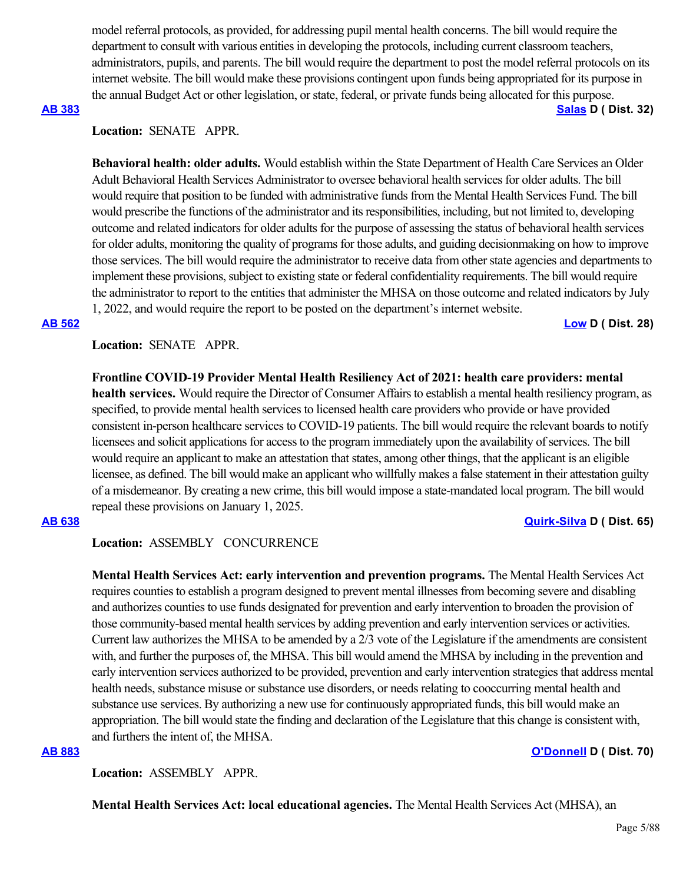model referral protocols, as provided, for addressing pupil mental health concerns. The bill would require the department to consult with various entities in developing the protocols, including current classroom teachers, administrators, pupils, and parents. The bill would require the department to post the model referral protocols on its internet website. The bill would make these provisions contingent upon funds being appropriated for its purpose in the annual Budget Act or other legislation, or state, federal, or private funds being allocated for this purpose.

**AB 383** **Salas D ( Dist. 32)**

**Location:** SENATE APPR.

**Behavioral health: older adults.** Would establish within the State Department of Health Care Services an Older Adult Behavioral Health Services Administrator to oversee behavioral health services for older adults. The bill would require that position to be funded with administrative funds from the Mental Health Services Fund. The bill would prescribe the functions of the administrator and its responsibilities, including, but not limited to, developing outcome and related indicators for older adults for the purpose of assessing the status of behavioral health services for older adults, monitoring the quality of programs for those adults, and guiding decisionmaking on how to improve those services. The bill would require the administrator to receive data from other state agencies and departments to implement these provisions, subject to existing state or federal confidentiality requirements. The bill would require the administrator to report to the entities that administer the MHSA on those outcome and related indicators by July 1, 2022, and would require the report to be posted on the department's internet website.

**AB 562** **Low D ( Dist. 28)**

**Location:** SENATE APPR.

**Frontline COVID-19 Provider Mental Health Resiliency Act of 2021: health care providers: mental health services.** Would require the Director of Consumer Affairs to establish a mental health resiliency program, as specified, to provide mental health services to licensed health care providers who provide or have provided consistent in-person healthcare services to COVID-19 patients. The bill would require the relevant boards to notify licensees and solicit applications for access to the program immediately upon the availability of services. The bill would require an applicant to make an attestation that states, among other things, that the applicant is an eligible licensee, as defined. The bill would make an applicant who willfully makes a false statement in their attestation guilty of a misdemeanor. By creating a new crime, this bill would impose a state-mandated local program. The bill would repeal these provisions on January 1, 2025.

**AB 638** **Quirk-Silva D ( Dist. 65)**

**Location:** ASSEMBLY CONCURRENCE

**Mental Health Services Act: early intervention and prevention programs.** The Mental Health Services Act requires counties to establish a program designed to prevent mental illnesses from becoming severe and disabling and authorizes counties to use funds designated for prevention and early intervention to broaden the provision of those community-based mental health services by adding prevention and early intervention services or activities. Current law authorizes the MHSA to be amended by a 2/3 vote of the Legislature if the amendments are consistent with, and further the purposes of, the MHSA. This bill would amend the MHSA by including in the prevention and early intervention services authorized to be provided, prevention and early intervention strategies that address mental health needs, substance misuse or substance use disorders, or needs relating to cooccurring mental health and substance use services. By authorizing a new use for continuously appropriated funds, this bill would make an appropriation. The bill would state the finding and declaration of the Legislature that this change is consistent with, and furthers the intent of, the MHSA.

**AB 883** **O'Donnell D ( Dist. 70)**

**Location:** ASSEMBLY APPR.

**Mental Health Services Act: local educational agencies.** The Mental Health Services Act (MHSA), an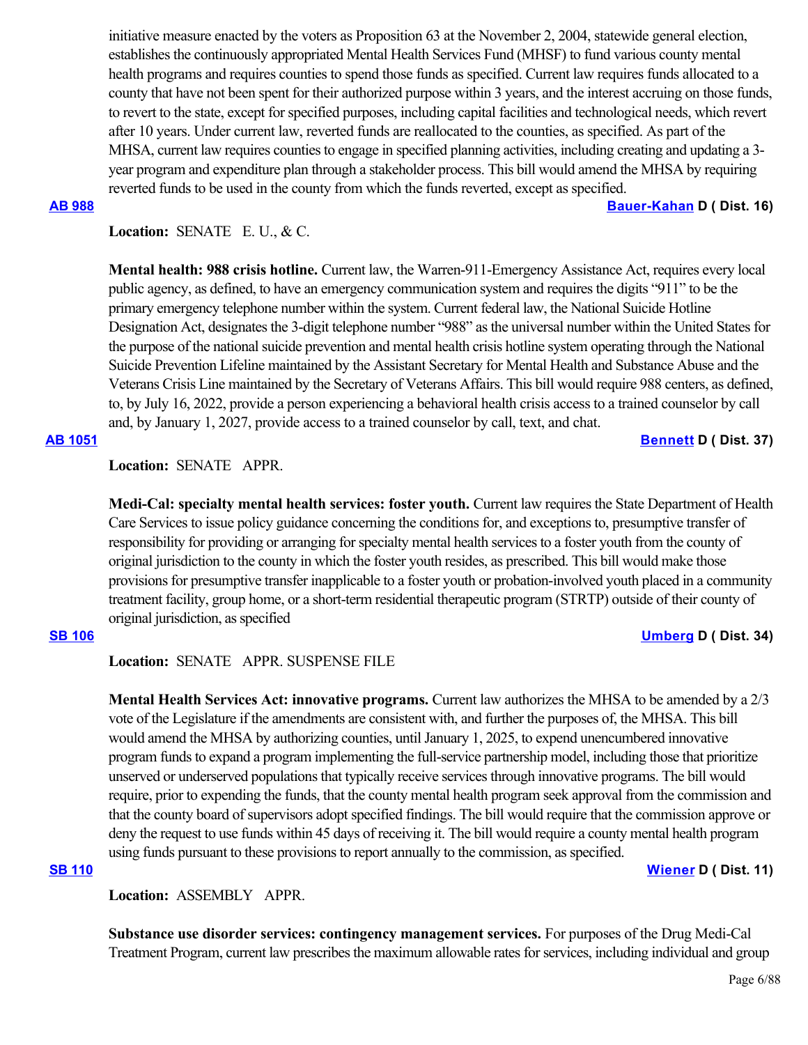initiative measure enacted by the voters as Proposition 63 at the November 2, 2004, statewide general election, establishes the continuously appropriated Mental Health Services Fund (MHSF) to fund various county mental health programs and requires counties to spend those funds as specified. Current law requires funds allocated to a county that have not been spent for their authorized purpose within 3 years, and the interest accruing on those funds, to revert to the state, except for specified purposes, including capital facilities and technological needs, which revert after 10 years. Under current law, reverted funds are reallocated to the counties, as specified. As part of the MHSA, current law requires counties to engage in specified planning activities, including creating and updating a 3-year program and expenditure plan through a stakeholder process. This bill would amend the MHSA by requiring reverted funds to be used in the county from which the funds reverted, except as specified.

**AB 988** **Bauer-Kahan D ( Dist. 16)**

**Location:** SENATE E. U., & C.

**Mental health: 988 crisis hotline.** Current law, the Warren-911-Emergency Assistance Act, requires every local public agency, as defined, to have an emergency communication system and requires the digits "911" to be the primary emergency telephone number within the system. Current federal law, the National Suicide Hotline Designation Act, designates the 3-digit telephone number "988" as the universal number within the United States for the purpose of the national suicide prevention and mental health crisis hotline system operating through the National Suicide Prevention Lifeline maintained by the Assistant Secretary for Mental Health and Substance Abuse and the Veterans Crisis Line maintained by the Secretary of Veterans Affairs. This bill would require 988 centers, as defined, to, by July 16, 2022, provide a person experiencing a behavioral health crisis access to a trained counselor by call and, by January 1, 2027, provide access to a trained counselor by call, text, and chat.

**AB 1051** **Bennett D ( Dist. 37)**

**Location:** SENATE APPR.

**Medi-Cal: specialty mental health services: foster youth.** Current law requires the State Department of Health Care Services to issue policy guidance concerning the conditions for, and exceptions to, presumptive transfer of responsibility for providing or arranging for specialty mental health services to a foster youth from the county of original jurisdiction to the county in which the foster youth resides, as prescribed. This bill would make those provisions for presumptive transfer inapplicable to a foster youth or probation-involved youth placed in a community treatment facility, group home, or a short-term residential therapeutic program (STRTP) outside of their county of original jurisdiction, as specified

**SB 106** **Umberg D ( Dist. 34)**

**Location:** SENATE APPR. SUSPENSE FILE

**Mental Health Services Act: innovative programs.** Current law authorizes the MHSA to be amended by a 2/3 vote of the Legislature if the amendments are consistent with, and further the purposes of, the MHSA. This bill would amend the MHSA by authorizing counties, until January 1, 2025, to expend unencumbered innovative program funds to expand a program implementing the full-service partnership model, including those that prioritize unserved or underserved populations that typically receive services through innovative programs. The bill would require, prior to expending the funds, that the county mental health program seek approval from the commission and that the county board of supervisors adopt specified findings. The bill would require that the commission approve or deny the request to use funds within 45 days of receiving it. The bill would require a county mental health program using funds pursuant to these provisions to report annually to the commission, as specified.

**SB 110** **Wiener D ( Dist. 11)**

**Location:** ASSEMBLY APPR.

**Substance use disorder services: contingency management services.** For purposes of the Drug Medi-Cal Treatment Program, current law prescribes the maximum allowable rates for services, including individual and group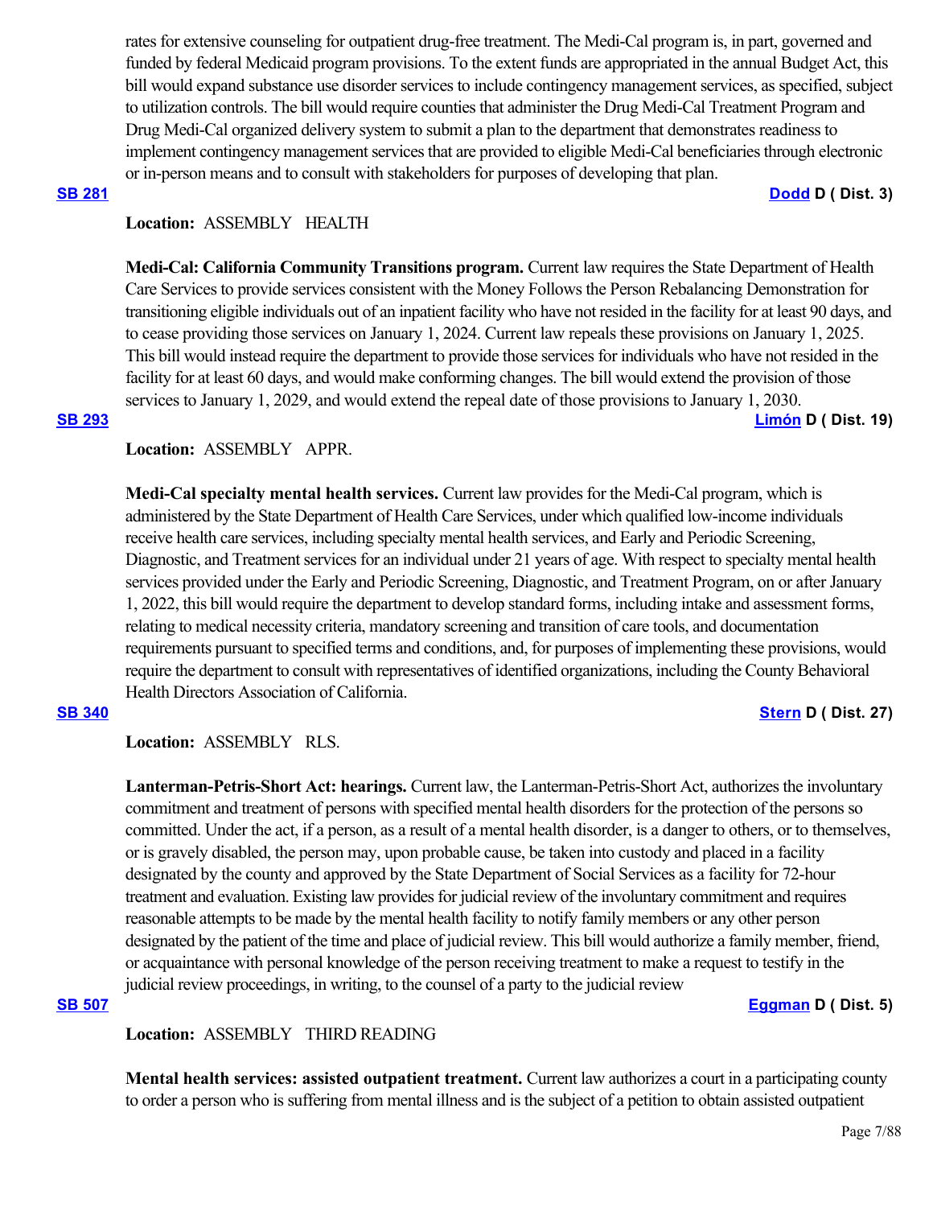rates for extensive counseling for outpatient drug-free treatment. The Medi-Cal program is, in part, governed and funded by federal Medicaid program provisions. To the extent funds are appropriated in the annual Budget Act, this bill would expand substance use disorder services to include contingency management services, as specified, subject to utilization controls. The bill would require counties that administer the Drug Medi-Cal Treatment Program and Drug Medi-Cal organized delivery system to submit a plan to the department that demonstrates readiness to implement contingency management services that are provided to eligible Medi-Cal beneficiaries through electronic or in-person means and to consult with stakeholders for purposes of developing that plan.

**SB 281** — **Dodd D ( Dist. 3)**

**Location:** ASSEMBLY HEALTH

**Medi-Cal: California Community Transitions program.** Current law requires the State Department of Health Care Services to provide services consistent with the Money Follows the Person Rebalancing Demonstration for transitioning eligible individuals out of an inpatient facility who have not resided in the facility for at least 90 days, and to cease providing those services on January 1, 2024. Current law repeals these provisions on January 1, 2025. This bill would instead require the department to provide those services for individuals who have not resided in the facility for at least 60 days, and would make conforming changes. The bill would extend the provision of those services to January 1, 2029, and would extend the repeal date of those provisions to January 1, 2030.

**SB 293** — **Limón D ( Dist. 19)**

**Location:** ASSEMBLY APPR.

**Medi-Cal specialty mental health services.** Current law provides for the Medi-Cal program, which is administered by the State Department of Health Care Services, under which qualified low-income individuals receive health care services, including specialty mental health services, and Early and Periodic Screening, Diagnostic, and Treatment services for an individual under 21 years of age. With respect to specialty mental health services provided under the Early and Periodic Screening, Diagnostic, and Treatment Program, on or after January 1, 2022, this bill would require the department to develop standard forms, including intake and assessment forms, relating to medical necessity criteria, mandatory screening and transition of care tools, and documentation requirements pursuant to specified terms and conditions, and, for purposes of implementing these provisions, would require the department to consult with representatives of identified organizations, including the County Behavioral Health Directors Association of California.

**SB 340** — **Stern D ( Dist. 27)**

**Location:** ASSEMBLY RLS.

**Lanterman-Petris-Short Act: hearings.** Current law, the Lanterman-Petris-Short Act, authorizes the involuntary commitment and treatment of persons with specified mental health disorders for the protection of the persons so committed. Under the act, if a person, as a result of a mental health disorder, is a danger to others, or to themselves, or is gravely disabled, the person may, upon probable cause, be taken into custody and placed in a facility designated by the county and approved by the State Department of Social Services as a facility for 72-hour treatment and evaluation. Existing law provides for judicial review of the involuntary commitment and requires reasonable attempts to be made by the mental health facility to notify family members or any other person designated by the patient of the time and place of judicial review. This bill would authorize a family member, friend, or acquaintance with personal knowledge of the person receiving treatment to make a request to testify in the judicial review proceedings, in writing, to the counsel of a party to the judicial review

**SB 507** — **Eggman D ( Dist. 5)**

**Location:** ASSEMBLY THIRD READING

**Mental health services: assisted outpatient treatment.** Current law authorizes a court in a participating county to order a person who is suffering from mental illness and is the subject of a petition to obtain assisted outpatient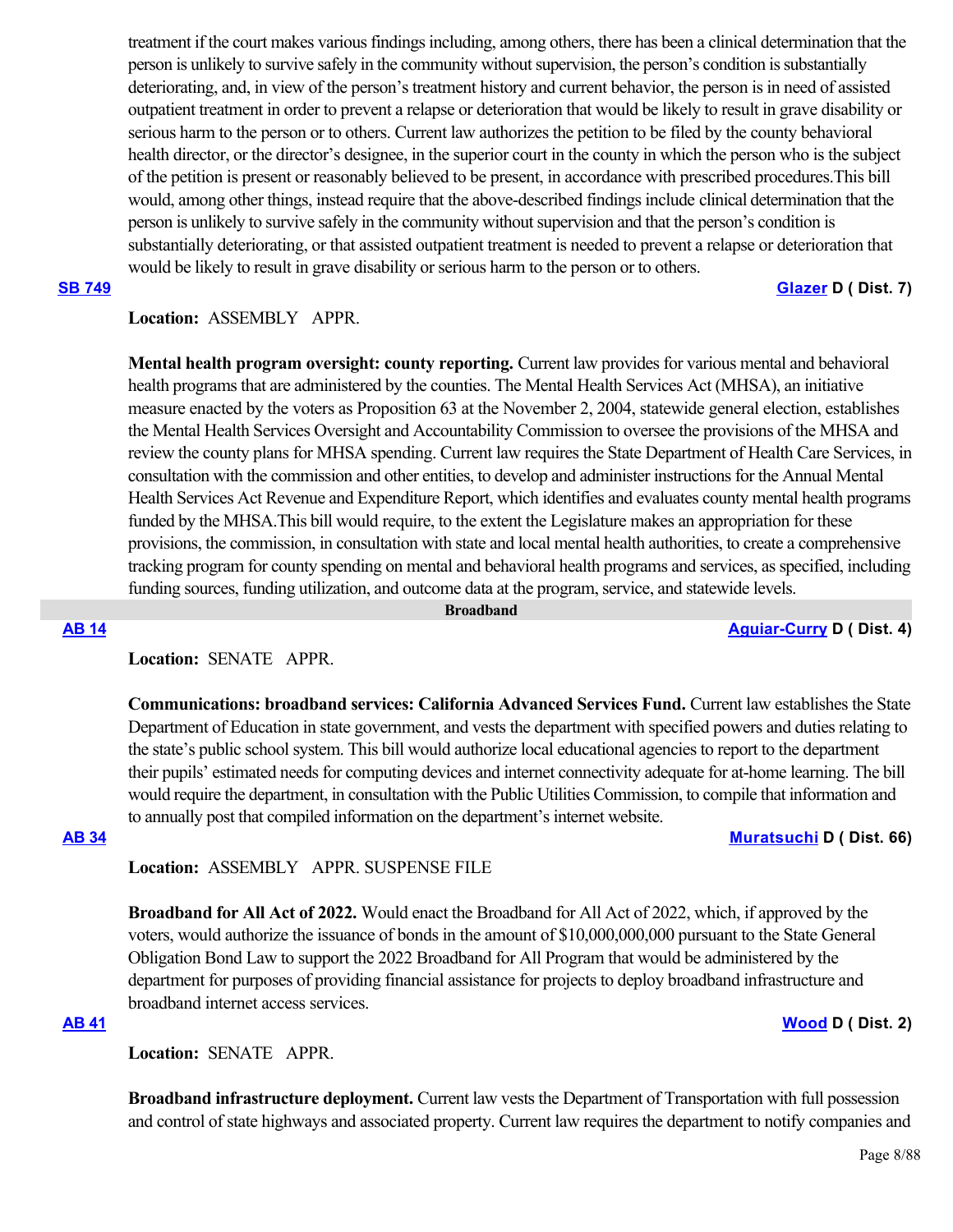treatment if the court makes various findings including, among others, there has been a clinical determination that the person is unlikely to survive safely in the community without supervision, the person's condition is substantially deteriorating, and, in view of the person's treatment history and current behavior, the person is in need of assisted outpatient treatment in order to prevent a relapse or deterioration that would be likely to result in grave disability or serious harm to the person or to others. Current law authorizes the petition to be filed by the county behavioral health director, or the director's designee, in the superior court in the county in which the person who is the subject of the petition is present or reasonably believed to be present, in accordance with prescribed procedures.This bill would, among other things, instead require that the above-described findings include clinical determination that the person is unlikely to survive safely in the community without supervision and that the person's condition is substantially deteriorating, or that assisted outpatient treatment is needed to prevent a relapse or deterioration that would be likely to result in grave disability or serious harm to the person or to others.

**SB 749** **Glazer D ( Dist. 7)**

**Location:** ASSEMBLY APPR.

**Mental health program oversight: county reporting.** Current law provides for various mental and behavioral health programs that are administered by the counties. The Mental Health Services Act (MHSA), an initiative measure enacted by the voters as Proposition 63 at the November 2, 2004, statewide general election, establishes the Mental Health Services Oversight and Accountability Commission to oversee the provisions of the MHSA and review the county plans for MHSA spending. Current law requires the State Department of Health Care Services, in consultation with the commission and other entities, to develop and administer instructions for the Annual Mental Health Services Act Revenue and Expenditure Report, which identifies and evaluates county mental health programs funded by the MHSA.This bill would require, to the extent the Legislature makes an appropriation for these provisions, the commission, in consultation with state and local mental health authorities, to create a comprehensive tracking program for county spending on mental and behavioral health programs and services, as specified, including funding sources, funding utilization, and outcome data at the program, service, and statewide levels.

## Broadband

**AB 14** **Aguiar-Curry D ( Dist. 4)**

**Location:** SENATE APPR.

**Communications: broadband services: California Advanced Services Fund.** Current law establishes the State Department of Education in state government, and vests the department with specified powers and duties relating to the state's public school system. This bill would authorize local educational agencies to report to the department their pupils' estimated needs for computing devices and internet connectivity adequate for at-home learning. The bill would require the department, in consultation with the Public Utilities Commission, to compile that information and to annually post that compiled information on the department's internet website.

**AB 34** **Muratsuchi D ( Dist. 66)**

**Location:** ASSEMBLY APPR. SUSPENSE FILE

**Broadband for All Act of 2022.** Would enact the Broadband for All Act of 2022, which, if approved by the voters, would authorize the issuance of bonds in the amount of $10,000,000,000 pursuant to the State General Obligation Bond Law to support the 2022 Broadband for All Program that would be administered by the department for purposes of providing financial assistance for projects to deploy broadband infrastructure and broadband internet access services.

**AB 41** **Wood D ( Dist. 2)**

**Location:** SENATE APPR.

**Broadband infrastructure deployment.** Current law vests the Department of Transportation with full possession and control of state highways and associated property. Current law requires the department to notify companies and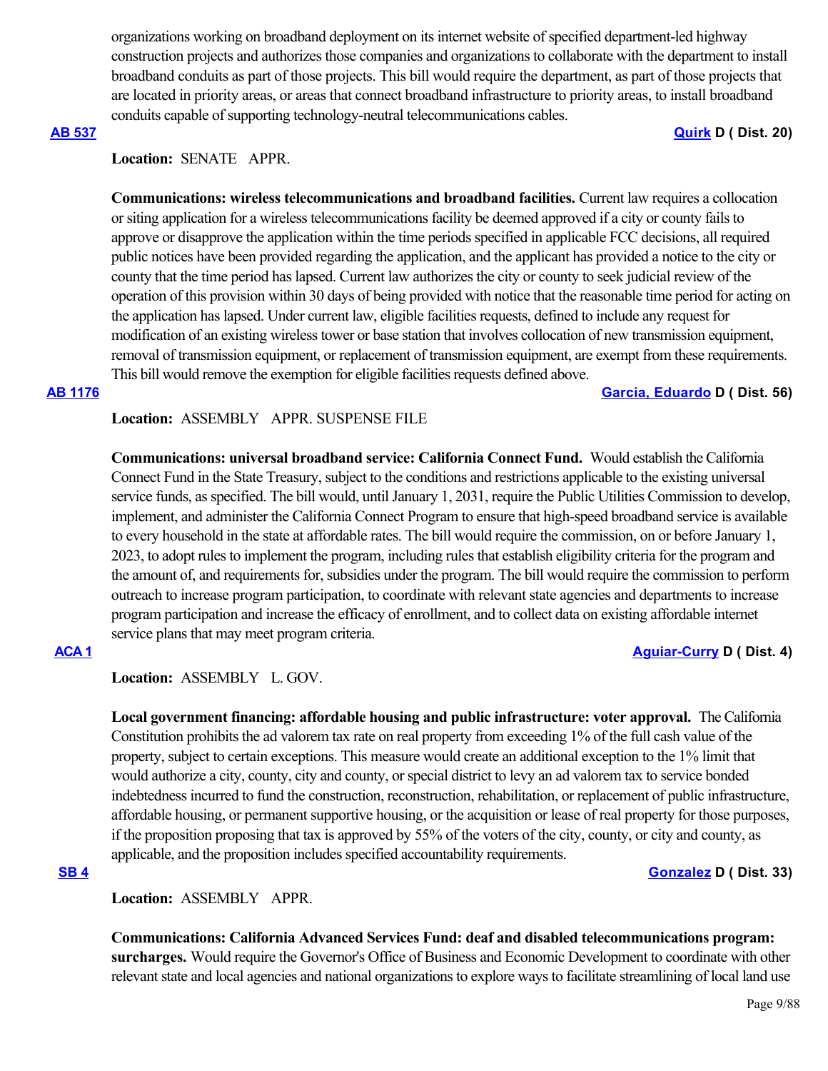organizations working on broadband deployment on its internet website of specified department-led highway construction projects and authorizes those companies and organizations to collaborate with the department to install broadband conduits as part of those projects. This bill would require the department, as part of those projects that are located in priority areas, or areas that connect broadband infrastructure to priority areas, to install broadband conduits capable of supporting technology-neutral telecommunications cables.

**AB 537** **Quirk D ( Dist. 20)**

**Location:** SENATE APPR.

**Communications: wireless telecommunications and broadband facilities.** Current law requires a collocation or siting application for a wireless telecommunications facility be deemed approved if a city or county fails to approve or disapprove the application within the time periods specified in applicable FCC decisions, all required public notices have been provided regarding the application, and the applicant has provided a notice to the city or county that the time period has lapsed. Current law authorizes the city or county to seek judicial review of the operation of this provision within 30 days of being provided with notice that the reasonable time period for acting on the application has lapsed. Under current law, eligible facilities requests, defined to include any request for modification of an existing wireless tower or base station that involves collocation of new transmission equipment, removal of transmission equipment, or replacement of transmission equipment, are exempt from these requirements. This bill would remove the exemption for eligible facilities requests defined above.

**AB 1176** **Garcia, Eduardo D ( Dist. 56)**

**Location:** ASSEMBLY APPR. SUSPENSE FILE

**Communications: universal broadband service: California Connect Fund.** Would establish the California Connect Fund in the State Treasury, subject to the conditions and restrictions applicable to the existing universal service funds, as specified. The bill would, until January 1, 2031, require the Public Utilities Commission to develop, implement, and administer the California Connect Program to ensure that high-speed broadband service is available to every household in the state at affordable rates. The bill would require the commission, on or before January 1, 2023, to adopt rules to implement the program, including rules that establish eligibility criteria for the program and the amount of, and requirements for, subsidies under the program. The bill would require the commission to perform outreach to increase program participation, to coordinate with relevant state agencies and departments to increase program participation and increase the efficacy of enrollment, and to collect data on existing affordable internet service plans that may meet program criteria.

**ACA 1** **Aguiar-Curry D ( Dist. 4)**

**Location:** ASSEMBLY L. GOV.

**Local government financing: affordable housing and public infrastructure: voter approval.** The California Constitution prohibits the ad valorem tax rate on real property from exceeding 1% of the full cash value of the property, subject to certain exceptions. This measure would create an additional exception to the 1% limit that would authorize a city, county, city and county, or special district to levy an ad valorem tax to service bonded indebtedness incurred to fund the construction, reconstruction, rehabilitation, or replacement of public infrastructure, affordable housing, or permanent supportive housing, or the acquisition or lease of real property for those purposes, if the proposition proposing that tax is approved by 55% of the voters of the city, county, or city and county, as applicable, and the proposition includes specified accountability requirements.

**SB 4** **Gonzalez D ( Dist. 33)**

**Location:** ASSEMBLY APPR.

**Communications: California Advanced Services Fund: deaf and disabled telecommunications program: surcharges.** Would require the Governor's Office of Business and Economic Development to coordinate with other relevant state and local agencies and national organizations to explore ways to facilitate streamlining of local land use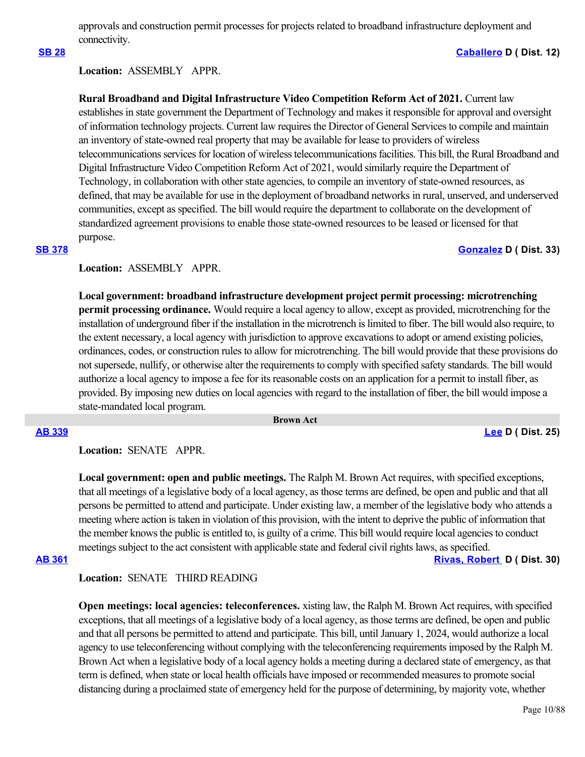approvals and construction permit processes for projects related to broadband infrastructure deployment and connectivity.

**SB 28** **Caballero D ( Dist. 12)**

**Location:** ASSEMBLY APPR.

**Rural Broadband and Digital Infrastructure Video Competition Reform Act of 2021.** Current law establishes in state government the Department of Technology and makes it responsible for approval and oversight of information technology projects. Current law requires the Director of General Services to compile and maintain an inventory of state-owned real property that may be available for lease to providers of wireless telecommunications services for location of wireless telecommunications facilities. This bill, the Rural Broadband and Digital Infrastructure Video Competition Reform Act of 2021, would similarly require the Department of Technology, in collaboration with other state agencies, to compile an inventory of state-owned resources, as defined, that may be available for use in the deployment of broadband networks in rural, unserved, and underserved communities, except as specified. The bill would require the department to collaborate on the development of standardized agreement provisions to enable those state-owned resources to be leased or licensed for that purpose.

**SB 378** **Gonzalez D ( Dist. 33)**

**Location:** ASSEMBLY APPR.

**Local government: broadband infrastructure development project permit processing: microtrenching permit processing ordinance.** Would require a local agency to allow, except as provided, microtrenching for the installation of underground fiber if the installation in the microtrench is limited to fiber. The bill would also require, to the extent necessary, a local agency with jurisdiction to approve excavations to adopt or amend existing policies, ordinances, codes, or construction rules to allow for microtrenching. The bill would provide that these provisions do not supersede, nullify, or otherwise alter the requirements to comply with specified safety standards. The bill would authorize a local agency to impose a fee for its reasonable costs on an application for a permit to install fiber, as provided. By imposing new duties on local agencies with regard to the installation of fiber, the bill would impose a state-mandated local program.

## Brown Act

**AB 339** **Lee D ( Dist. 25)**

**Location:** SENATE APPR.

**Local government: open and public meetings.** The Ralph M. Brown Act requires, with specified exceptions, that all meetings of a legislative body of a local agency, as those terms are defined, be open and public and that all persons be permitted to attend and participate. Under existing law, a member of the legislative body who attends a meeting where action is taken in violation of this provision, with the intent to deprive the public of information that the member knows the public is entitled to, is guilty of a crime. This bill would require local agencies to conduct meetings subject to the act consistent with applicable state and federal civil rights laws, as specified.

**AB 361** **Rivas, Robert D ( Dist. 30)**

**Location:** SENATE THIRD READING

**Open meetings: local agencies: teleconferences.** xisting law, the Ralph M. Brown Act requires, with specified exceptions, that all meetings of a legislative body of a local agency, as those terms are defined, be open and public and that all persons be permitted to attend and participate. This bill, until January 1, 2024, would authorize a local agency to use teleconferencing without complying with the teleconferencing requirements imposed by the Ralph M. Brown Act when a legislative body of a local agency holds a meeting during a declared state of emergency, as that term is defined, when state or local health officials have imposed or recommended measures to promote social distancing during a proclaimed state of emergency held for the purpose of determining, by majority vote, whether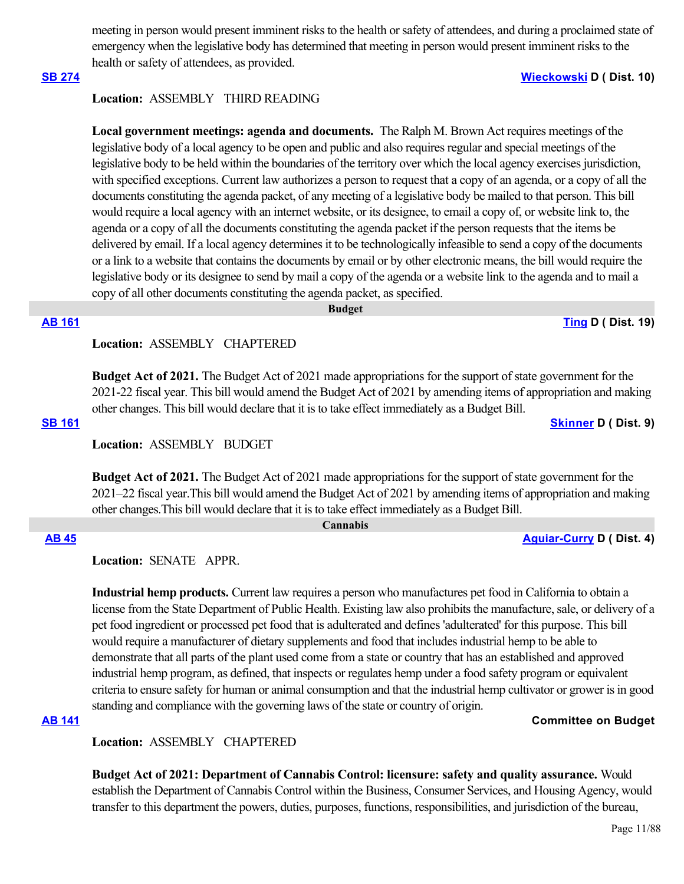meeting in person would present imminent risks to the health or safety of attendees, and during a proclaimed state of emergency when the legislative body has determined that meeting in person would present imminent risks to the health or safety of attendees, as provided.

**SB 274** **Wieckowski D ( Dist. 10)**

**Location:** ASSEMBLY THIRD READING

**Local government meetings: agenda and documents.** The Ralph M. Brown Act requires meetings of the legislative body of a local agency to be open and public and also requires regular and special meetings of the legislative body to be held within the boundaries of the territory over which the local agency exercises jurisdiction, with specified exceptions. Current law authorizes a person to request that a copy of an agenda, or a copy of all the documents constituting the agenda packet, of any meeting of a legislative body be mailed to that person. This bill would require a local agency with an internet website, or its designee, to email a copy of, or website link to, the agenda or a copy of all the documents constituting the agenda packet if the person requests that the items be delivered by email. If a local agency determines it to be technologically infeasible to send a copy of the documents or a link to a website that contains the documents by email or by other electronic means, the bill would require the legislative body or its designee to send by mail a copy of the agenda or a website link to the agenda and to mail a copy of all other documents constituting the agenda packet, as specified.

## Budget

**AB 161** **Ting D ( Dist. 19)**

**Location:** ASSEMBLY CHAPTERED

**Budget Act of 2021.** The Budget Act of 2021 made appropriations for the support of state government for the 2021-22 fiscal year. This bill would amend the Budget Act of 2021 by amending items of appropriation and making other changes. This bill would declare that it is to take effect immediately as a Budget Bill.

**SB 161** **Skinner D ( Dist. 9)**

**Location:** ASSEMBLY BUDGET

**Budget Act of 2021.** The Budget Act of 2021 made appropriations for the support of state government for the 2021–22 fiscal year.This bill would amend the Budget Act of 2021 by amending items of appropriation and making other changes.This bill would declare that it is to take effect immediately as a Budget Bill.

## Cannabis

**AB 45** **Aguiar-Curry D ( Dist. 4)**

**Location:** SENATE APPR.

**Industrial hemp products.** Current law requires a person who manufactures pet food in California to obtain a license from the State Department of Public Health. Existing law also prohibits the manufacture, sale, or delivery of a pet food ingredient or processed pet food that is adulterated and defines 'adulterated' for this purpose. This bill would require a manufacturer of dietary supplements and food that includes industrial hemp to be able to demonstrate that all parts of the plant used come from a state or country that has an established and approved industrial hemp program, as defined, that inspects or regulates hemp under a food safety program or equivalent criteria to ensure safety for human or animal consumption and that the industrial hemp cultivator or grower is in good standing and compliance with the governing laws of the state or country of origin.

**AB 141** **Committee on Budget**

**Location:** ASSEMBLY CHAPTERED

**Budget Act of 2021: Department of Cannabis Control: licensure: safety and quality assurance.** Would establish the Department of Cannabis Control within the Business, Consumer Services, and Housing Agency, would transfer to this department the powers, duties, purposes, functions, responsibilities, and jurisdiction of the bureau,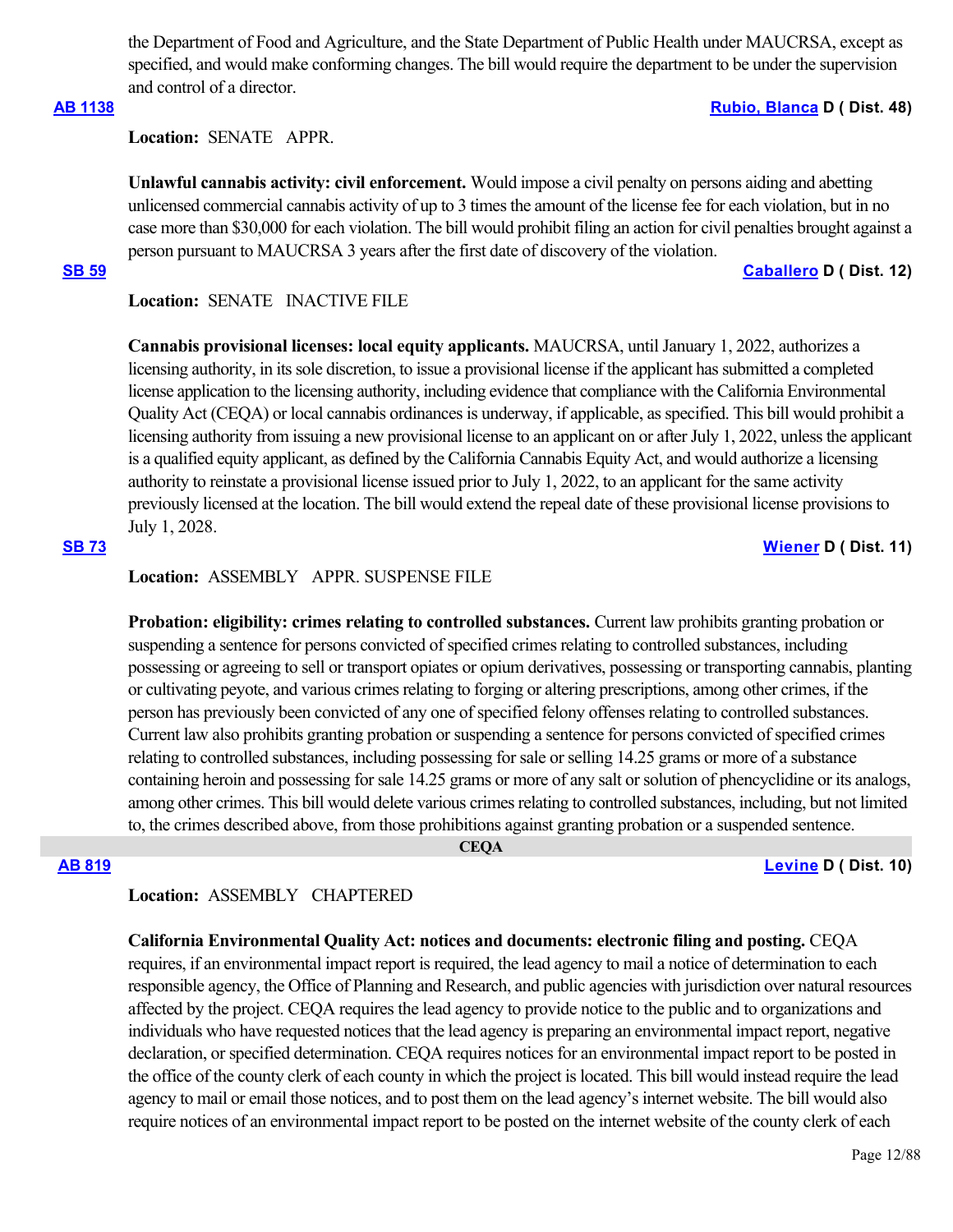the Department of Food and Agriculture, and the State Department of Public Health under MAUCRSA, except as specified, and would make conforming changes. The bill would require the department to be under the supervision and control of a director.

**AB 1138** **Rubio, Blanca D ( Dist. 48)**

**Location:** SENATE APPR.

**Unlawful cannabis activity: civil enforcement.** Would impose a civil penalty on persons aiding and abetting unlicensed commercial cannabis activity of up to 3 times the amount of the license fee for each violation, but in no case more than $30,000 for each violation. The bill would prohibit filing an action for civil penalties brought against a person pursuant to MAUCRSA 3 years after the first date of discovery of the violation.

**SB 59** **Caballero D ( Dist. 12)**

**Location:** SENATE INACTIVE FILE

**Cannabis provisional licenses: local equity applicants.** MAUCRSA, until January 1, 2022, authorizes a licensing authority, in its sole discretion, to issue a provisional license if the applicant has submitted a completed license application to the licensing authority, including evidence that compliance with the California Environmental Quality Act (CEQA) or local cannabis ordinances is underway, if applicable, as specified. This bill would prohibit a licensing authority from issuing a new provisional license to an applicant on or after July 1, 2022, unless the applicant is a qualified equity applicant, as defined by the California Cannabis Equity Act, and would authorize a licensing authority to reinstate a provisional license issued prior to July 1, 2022, to an applicant for the same activity previously licensed at the location. The bill would extend the repeal date of these provisional license provisions to July 1, 2028.

**SB 73** **Wiener D ( Dist. 11)**

**Location:** ASSEMBLY APPR. SUSPENSE FILE

**Probation: eligibility: crimes relating to controlled substances.** Current law prohibits granting probation or suspending a sentence for persons convicted of specified crimes relating to controlled substances, including possessing or agreeing to sell or transport opiates or opium derivatives, possessing or transporting cannabis, planting or cultivating peyote, and various crimes relating to forging or altering prescriptions, among other crimes, if the person has previously been convicted of any one of specified felony offenses relating to controlled substances. Current law also prohibits granting probation or suspending a sentence for persons convicted of specified crimes relating to controlled substances, including possessing for sale or selling 14.25 grams or more of a substance containing heroin and possessing for sale 14.25 grams or more of any salt or solution of phencyclidine or its analogs, among other crimes. This bill would delete various crimes relating to controlled substances, including, but not limited to, the crimes described above, from those prohibitions against granting probation or a suspended sentence.

## CEQA

**AB 819** **Levine D ( Dist. 10)**

**Location:** ASSEMBLY CHAPTERED

**California Environmental Quality Act: notices and documents: electronic filing and posting.** CEQA requires, if an environmental impact report is required, the lead agency to mail a notice of determination to each responsible agency, the Office of Planning and Research, and public agencies with jurisdiction over natural resources affected by the project. CEQA requires the lead agency to provide notice to the public and to organizations and individuals who have requested notices that the lead agency is preparing an environmental impact report, negative declaration, or specified determination. CEQA requires notices for an environmental impact report to be posted in the office of the county clerk of each county in which the project is located. This bill would instead require the lead agency to mail or email those notices, and to post them on the lead agency's internet website. The bill would also require notices of an environmental impact report to be posted on the internet website of the county clerk of each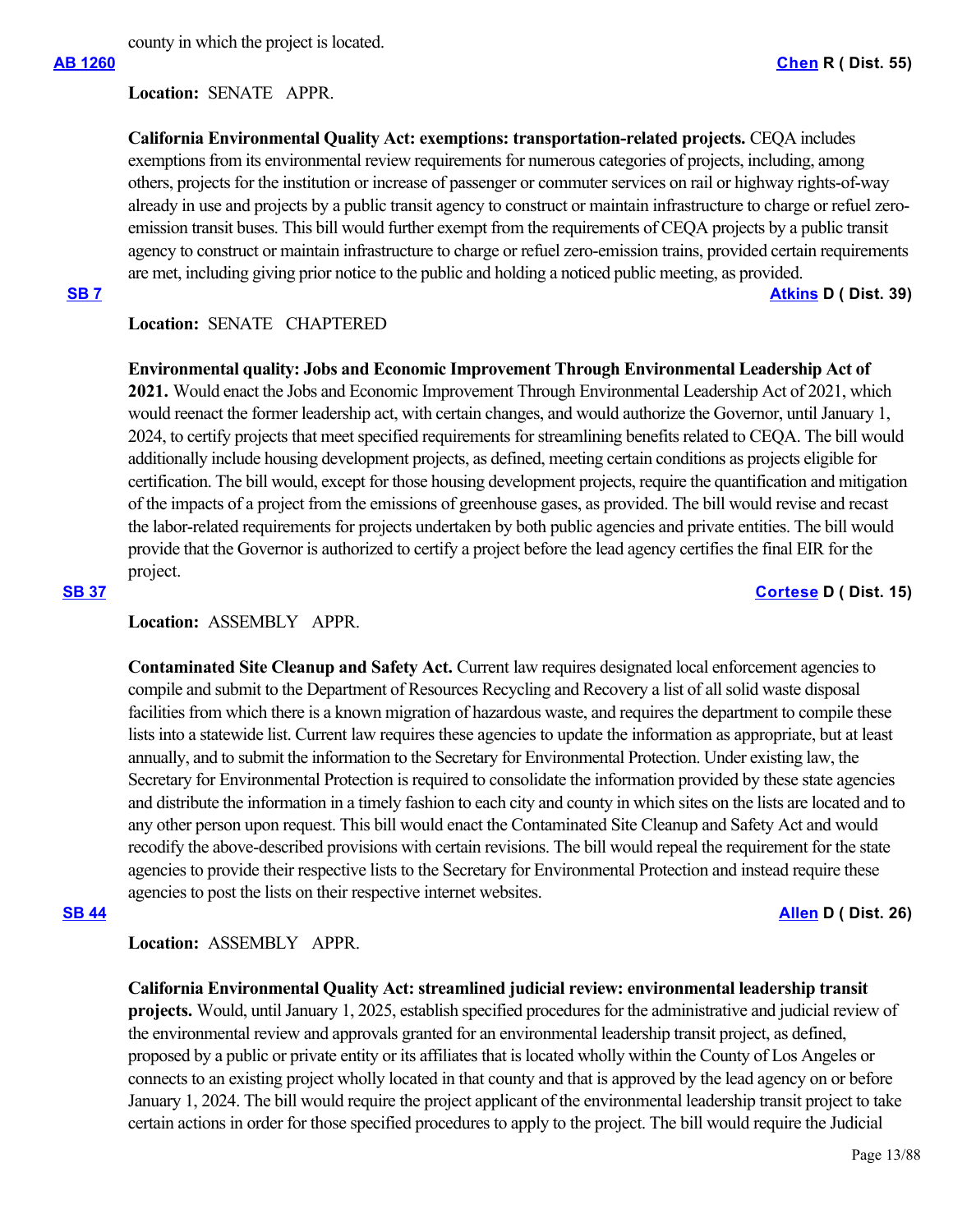county in which the project is located.

**AB 1260** **Chen R ( Dist. 55)**

**Location:** SENATE APPR.

**California Environmental Quality Act: exemptions: transportation-related projects.** CEQA includes exemptions from its environmental review requirements for numerous categories of projects, including, among others, projects for the institution or increase of passenger or commuter services on rail or highway rights-of-way already in use and projects by a public transit agency to construct or maintain infrastructure to charge or refuel zero-emission transit buses. This bill would further exempt from the requirements of CEQA projects by a public transit agency to construct or maintain infrastructure to charge or refuel zero-emission trains, provided certain requirements are met, including giving prior notice to the public and holding a noticed public meeting, as provided.

**SB 7** **Atkins D ( Dist. 39)**

**Location:** SENATE CHAPTERED

**Environmental quality: Jobs and Economic Improvement Through Environmental Leadership Act of 2021.** Would enact the Jobs and Economic Improvement Through Environmental Leadership Act of 2021, which would reenact the former leadership act, with certain changes, and would authorize the Governor, until January 1, 2024, to certify projects that meet specified requirements for streamlining benefits related to CEQA. The bill would additionally include housing development projects, as defined, meeting certain conditions as projects eligible for certification. The bill would, except for those housing development projects, require the quantification and mitigation of the impacts of a project from the emissions of greenhouse gases, as provided. The bill would revise and recast the labor-related requirements for projects undertaken by both public agencies and private entities. The bill would provide that the Governor is authorized to certify a project before the lead agency certifies the final EIR for the project.

**SB 37** **Cortese D ( Dist. 15)**

**Location:** ASSEMBLY APPR.

**Contaminated Site Cleanup and Safety Act.** Current law requires designated local enforcement agencies to compile and submit to the Department of Resources Recycling and Recovery a list of all solid waste disposal facilities from which there is a known migration of hazardous waste, and requires the department to compile these lists into a statewide list. Current law requires these agencies to update the information as appropriate, but at least annually, and to submit the information to the Secretary for Environmental Protection. Under existing law, the Secretary for Environmental Protection is required to consolidate the information provided by these state agencies and distribute the information in a timely fashion to each city and county in which sites on the lists are located and to any other person upon request. This bill would enact the Contaminated Site Cleanup and Safety Act and would recodify the above-described provisions with certain revisions. The bill would repeal the requirement for the state agencies to provide their respective lists to the Secretary for Environmental Protection and instead require these agencies to post the lists on their respective internet websites.

**SB 44** **Allen D ( Dist. 26)**

**Location:** ASSEMBLY APPR.

**California Environmental Quality Act: streamlined judicial review: environmental leadership transit projects.** Would, until January 1, 2025, establish specified procedures for the administrative and judicial review of the environmental review and approvals granted for an environmental leadership transit project, as defined, proposed by a public or private entity or its affiliates that is located wholly within the County of Los Angeles or connects to an existing project wholly located in that county and that is approved by the lead agency on or before January 1, 2024. The bill would require the project applicant of the environmental leadership transit project to take certain actions in order for those specified procedures to apply to the project. The bill would require the Judicial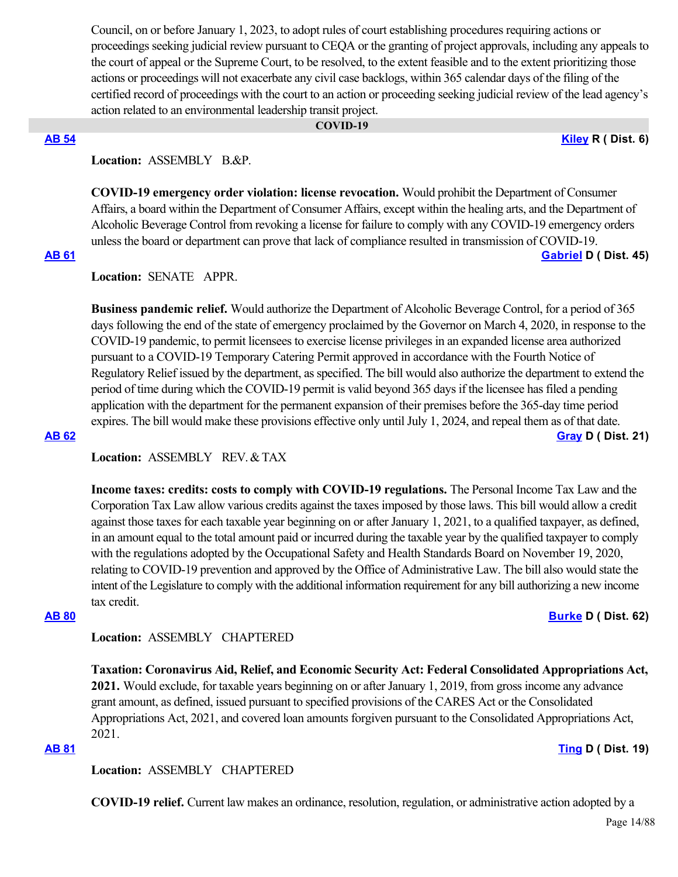Council, on or before January 1, 2023, to adopt rules of court establishing procedures requiring actions or proceedings seeking judicial review pursuant to CEQA or the granting of project approvals, including any appeals to the court of appeal or the Supreme Court, to be resolved, to the extent feasible and to the extent prioritizing those actions or proceedings will not exacerbate any civil case backlogs, within 365 calendar days of the filing of the certified record of proceedings with the court to an action or proceeding seeking judicial review of the lead agency's action related to an environmental leadership transit project.

## COVID-19

**AB 54** — **Kiley R ( Dist. 6)**

**Location:** ASSEMBLY B.&P.

**COVID-19 emergency order violation: license revocation.** Would prohibit the Department of Consumer Affairs, a board within the Department of Consumer Affairs, except within the healing arts, and the Department of Alcoholic Beverage Control from revoking a license for failure to comply with any COVID-19 emergency orders unless the board or department can prove that lack of compliance resulted in transmission of COVID-19.

**AB 61** — **Gabriel D ( Dist. 45)**

**Location:** SENATE APPR.

**Business pandemic relief.** Would authorize the Department of Alcoholic Beverage Control, for a period of 365 days following the end of the state of emergency proclaimed by the Governor on March 4, 2020, in response to the COVID-19 pandemic, to permit licensees to exercise license privileges in an expanded license area authorized pursuant to a COVID-19 Temporary Catering Permit approved in accordance with the Fourth Notice of Regulatory Relief issued by the department, as specified. The bill would also authorize the department to extend the period of time during which the COVID-19 permit is valid beyond 365 days if the licensee has filed a pending application with the department for the permanent expansion of their premises before the 365-day time period expires. The bill would make these provisions effective only until July 1, 2024, and repeal them as of that date.

**AB 62** — **Gray D ( Dist. 21)**

**Location:** ASSEMBLY REV. & TAX

**Income taxes: credits: costs to comply with COVID-19 regulations.** The Personal Income Tax Law and the Corporation Tax Law allow various credits against the taxes imposed by those laws. This bill would allow a credit against those taxes for each taxable year beginning on or after January 1, 2021, to a qualified taxpayer, as defined, in an amount equal to the total amount paid or incurred during the taxable year by the qualified taxpayer to comply with the regulations adopted by the Occupational Safety and Health Standards Board on November 19, 2020, relating to COVID-19 prevention and approved by the Office of Administrative Law. The bill also would state the intent of the Legislature to comply with the additional information requirement for any bill authorizing a new income tax credit.

**AB 80** — **Burke D ( Dist. 62)**

**Location:** ASSEMBLY CHAPTERED

**Taxation: Coronavirus Aid, Relief, and Economic Security Act: Federal Consolidated Appropriations Act, 2021.** Would exclude, for taxable years beginning on or after January 1, 2019, from gross income any advance grant amount, as defined, issued pursuant to specified provisions of the CARES Act or the Consolidated Appropriations Act, 2021, and covered loan amounts forgiven pursuant to the Consolidated Appropriations Act, 2021.

**AB 81** — **Ting D ( Dist. 19)**

**Location:** ASSEMBLY CHAPTERED

**COVID-19 relief.** Current law makes an ordinance, resolution, regulation, or administrative action adopted by a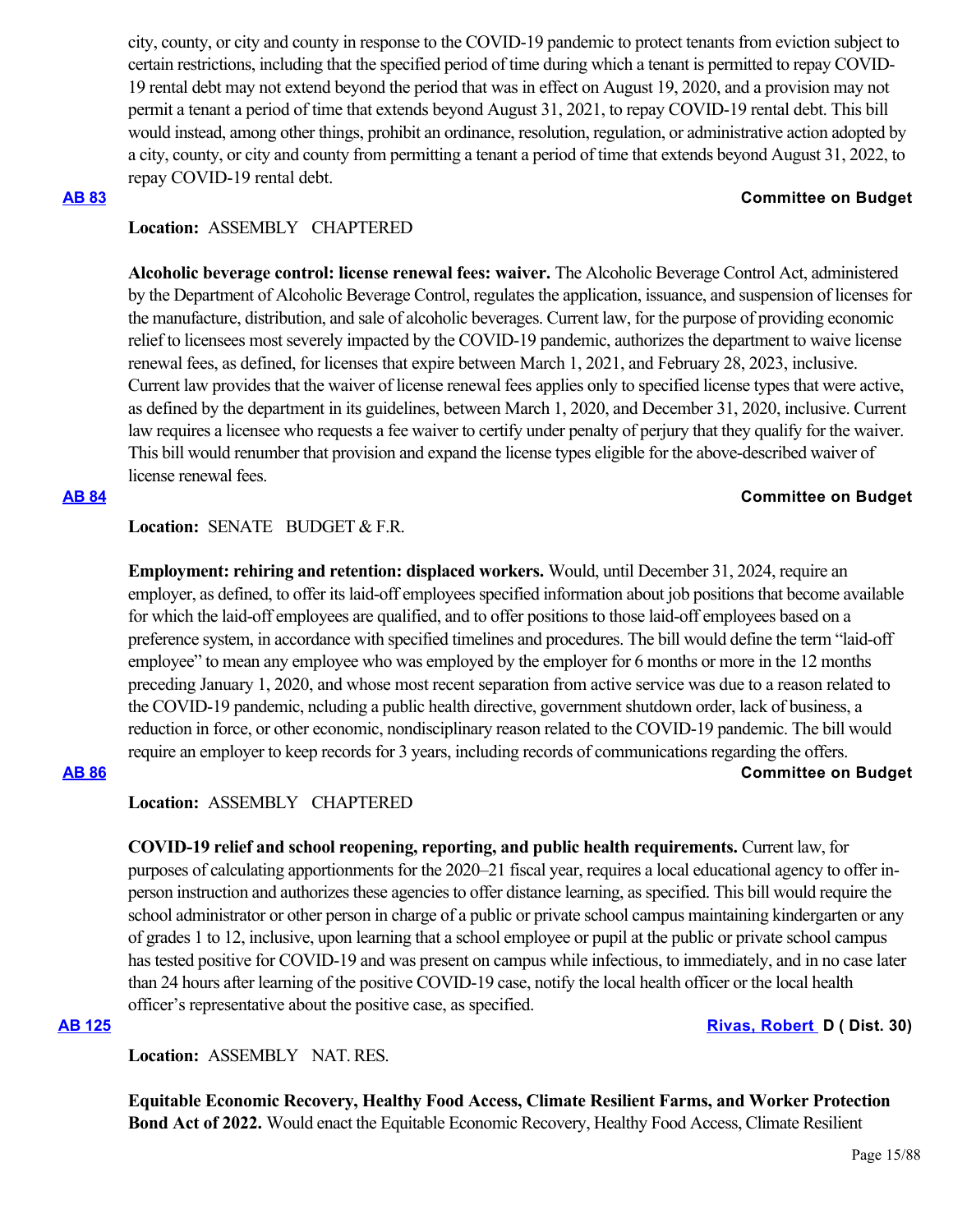city, county, or city and county in response to the COVID-19 pandemic to protect tenants from eviction subject to certain restrictions, including that the specified period of time during which a tenant is permitted to repay COVID-19 rental debt may not extend beyond the period that was in effect on August 19, 2020, and a provision may not permit a tenant a period of time that extends beyond August 31, 2021, to repay COVID-19 rental debt. This bill would instead, among other things, prohibit an ordinance, resolution, regulation, or administrative action adopted by a city, county, or city and county from permitting a tenant a period of time that extends beyond August 31, 2022, to repay COVID-19 rental debt.

**AB 83** **Committee on Budget**

**Location:** ASSEMBLY CHAPTERED

**Alcoholic beverage control: license renewal fees: waiver.** The Alcoholic Beverage Control Act, administered by the Department of Alcoholic Beverage Control, regulates the application, issuance, and suspension of licenses for the manufacture, distribution, and sale of alcoholic beverages. Current law, for the purpose of providing economic relief to licensees most severely impacted by the COVID-19 pandemic, authorizes the department to waive license renewal fees, as defined, for licenses that expire between March 1, 2021, and February 28, 2023, inclusive. Current law provides that the waiver of license renewal fees applies only to specified license types that were active, as defined by the department in its guidelines, between March 1, 2020, and December 31, 2020, inclusive. Current law requires a licensee who requests a fee waiver to certify under penalty of perjury that they qualify for the waiver. This bill would renumber that provision and expand the license types eligible for the above-described waiver of license renewal fees.

**AB 84** **Committee on Budget**

**Location:** SENATE BUDGET & F.R.

**Employment: rehiring and retention: displaced workers.** Would, until December 31, 2024, require an employer, as defined, to offer its laid-off employees specified information about job positions that become available for which the laid-off employees are qualified, and to offer positions to those laid-off employees based on a preference system, in accordance with specified timelines and procedures. The bill would define the term "laid-off employee" to mean any employee who was employed by the employer for 6 months or more in the 12 months preceding January 1, 2020, and whose most recent separation from active service was due to a reason related to the COVID-19 pandemic, ncluding a public health directive, government shutdown order, lack of business, a reduction in force, or other economic, nondisciplinary reason related to the COVID-19 pandemic. The bill would require an employer to keep records for 3 years, including records of communications regarding the offers.

**AB 86** **Committee on Budget**

**Location:** ASSEMBLY CHAPTERED

**COVID-19 relief and school reopening, reporting, and public health requirements.** Current law, for purposes of calculating apportionments for the 2020–21 fiscal year, requires a local educational agency to offer in-person instruction and authorizes these agencies to offer distance learning, as specified. This bill would require the school administrator or other person in charge of a public or private school campus maintaining kindergarten or any of grades 1 to 12, inclusive, upon learning that a school employee or pupil at the public or private school campus has tested positive for COVID-19 and was present on campus while infectious, to immediately, and in no case later than 24 hours after learning of the positive COVID-19 case, notify the local health officer or the local health officer's representative about the positive case, as specified.

**AB 125** **Rivas, Robert D ( Dist. 30)**

**Location:** ASSEMBLY NAT. RES.

**Equitable Economic Recovery, Healthy Food Access, Climate Resilient Farms, and Worker Protection Bond Act of 2022.** Would enact the Equitable Economic Recovery, Healthy Food Access, Climate Resilient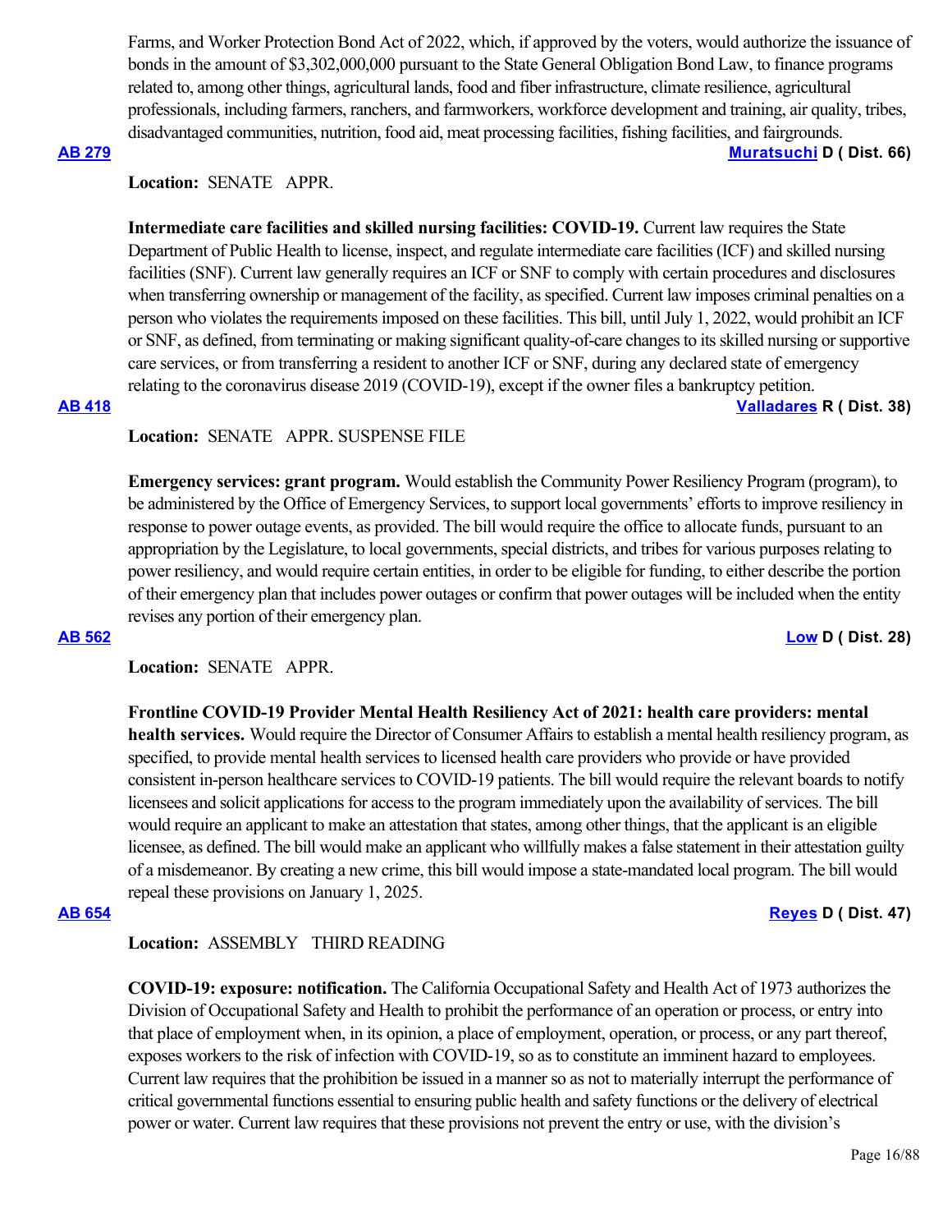Farms, and Worker Protection Bond Act of 2022, which, if approved by the voters, would authorize the issuance of bonds in the amount of $3,302,000,000 pursuant to the State General Obligation Bond Law, to finance programs related to, among other things, agricultural lands, food and fiber infrastructure, climate resilience, agricultural professionals, including farmers, ranchers, and farmworkers, workforce development and training, air quality, tribes, disadvantaged communities, nutrition, food aid, meat processing facilities, fishing facilities, and fairgrounds.

**AB 279** **Muratsuchi D ( Dist. 66)**

**Location:** SENATE APPR.

**Intermediate care facilities and skilled nursing facilities: COVID-19.** Current law requires the State Department of Public Health to license, inspect, and regulate intermediate care facilities (ICF) and skilled nursing facilities (SNF). Current law generally requires an ICF or SNF to comply with certain procedures and disclosures when transferring ownership or management of the facility, as specified. Current law imposes criminal penalties on a person who violates the requirements imposed on these facilities. This bill, until July 1, 2022, would prohibit an ICF or SNF, as defined, from terminating or making significant quality-of-care changes to its skilled nursing or supportive care services, or from transferring a resident to another ICF or SNF, during any declared state of emergency relating to the coronavirus disease 2019 (COVID-19), except if the owner files a bankruptcy petition.

**AB 418** **Valladares R ( Dist. 38)**

**Location:** SENATE APPR. SUSPENSE FILE

**Emergency services: grant program.** Would establish the Community Power Resiliency Program (program), to be administered by the Office of Emergency Services, to support local governments' efforts to improve resiliency in response to power outage events, as provided. The bill would require the office to allocate funds, pursuant to an appropriation by the Legislature, to local governments, special districts, and tribes for various purposes relating to power resiliency, and would require certain entities, in order to be eligible for funding, to either describe the portion of their emergency plan that includes power outages or confirm that power outages will be included when the entity revises any portion of their emergency plan.

**AB 562** **Low D ( Dist. 28)**

**Location:** SENATE APPR.

**Frontline COVID-19 Provider Mental Health Resiliency Act of 2021: health care providers: mental health services.** Would require the Director of Consumer Affairs to establish a mental health resiliency program, as specified, to provide mental health services to licensed health care providers who provide or have provided consistent in-person healthcare services to COVID-19 patients. The bill would require the relevant boards to notify licensees and solicit applications for access to the program immediately upon the availability of services. The bill would require an applicant to make an attestation that states, among other things, that the applicant is an eligible licensee, as defined. The bill would make an applicant who willfully makes a false statement in their attestation guilty of a misdemeanor. By creating a new crime, this bill would impose a state-mandated local program. The bill would repeal these provisions on January 1, 2025.

**AB 654** **Reyes D ( Dist. 47)**

**Location:** ASSEMBLY THIRD READING

**COVID-19: exposure: notification.** The California Occupational Safety and Health Act of 1973 authorizes the Division of Occupational Safety and Health to prohibit the performance of an operation or process, or entry into that place of employment when, in its opinion, a place of employment, operation, or process, or any part thereof, exposes workers to the risk of infection with COVID-19, so as to constitute an imminent hazard to employees. Current law requires that the prohibition be issued in a manner so as not to materially interrupt the performance of critical governmental functions essential to ensuring public health and safety functions or the delivery of electrical power or water. Current law requires that these provisions not prevent the entry or use, with the division's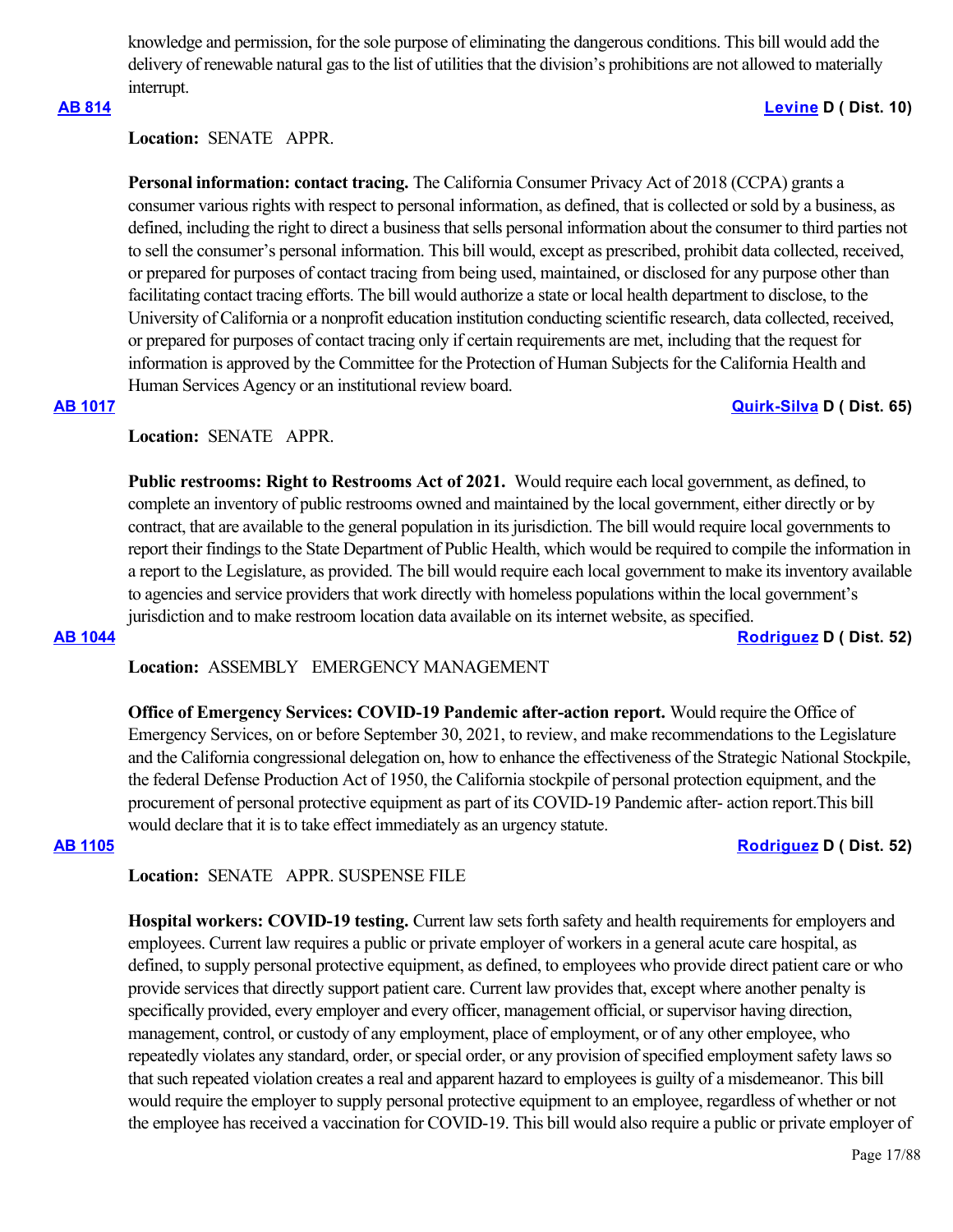knowledge and permission, for the sole purpose of eliminating the dangerous conditions. This bill would add the delivery of renewable natural gas to the list of utilities that the division's prohibitions are not allowed to materially interrupt.

**AB 814** **Levine D ( Dist. 10)**

**Location:** SENATE APPR.

**Personal information: contact tracing.** The California Consumer Privacy Act of 2018 (CCPA) grants a consumer various rights with respect to personal information, as defined, that is collected or sold by a business, as defined, including the right to direct a business that sells personal information about the consumer to third parties not to sell the consumer's personal information. This bill would, except as prescribed, prohibit data collected, received, or prepared for purposes of contact tracing from being used, maintained, or disclosed for any purpose other than facilitating contact tracing efforts. The bill would authorize a state or local health department to disclose, to the University of California or a nonprofit education institution conducting scientific research, data collected, received, or prepared for purposes of contact tracing only if certain requirements are met, including that the request for information is approved by the Committee for the Protection of Human Subjects for the California Health and Human Services Agency or an institutional review board.

**AB 1017** **Quirk-Silva D ( Dist. 65)**

**Location:** SENATE APPR.

**Public restrooms: Right to Restrooms Act of 2021.** Would require each local government, as defined, to complete an inventory of public restrooms owned and maintained by the local government, either directly or by contract, that are available to the general population in its jurisdiction. The bill would require local governments to report their findings to the State Department of Public Health, which would be required to compile the information in a report to the Legislature, as provided. The bill would require each local government to make its inventory available to agencies and service providers that work directly with homeless populations within the local government's jurisdiction and to make restroom location data available on its internet website, as specified.

**AB 1044** **Rodriguez D ( Dist. 52)**

**Location:** ASSEMBLY EMERGENCY MANAGEMENT

**Office of Emergency Services: COVID-19 Pandemic after-action report.** Would require the Office of Emergency Services, on or before September 30, 2021, to review, and make recommendations to the Legislature and the California congressional delegation on, how to enhance the effectiveness of the Strategic National Stockpile, the federal Defense Production Act of 1950, the California stockpile of personal protection equipment, and the procurement of personal protective equipment as part of its COVID-19 Pandemic after- action report.This bill would declare that it is to take effect immediately as an urgency statute.

**AB 1105** **Rodriguez D ( Dist. 52)**

**Location:** SENATE APPR. SUSPENSE FILE

**Hospital workers: COVID-19 testing.** Current law sets forth safety and health requirements for employers and employees. Current law requires a public or private employer of workers in a general acute care hospital, as defined, to supply personal protective equipment, as defined, to employees who provide direct patient care or who provide services that directly support patient care. Current law provides that, except where another penalty is specifically provided, every employer and every officer, management official, or supervisor having direction, management, control, or custody of any employment, place of employment, or of any other employee, who repeatedly violates any standard, order, or special order, or any provision of specified employment safety laws so that such repeated violation creates a real and apparent hazard to employees is guilty of a misdemeanor. This bill would require the employer to supply personal protective equipment to an employee, regardless of whether or not the employee has received a vaccination for COVID-19. This bill would also require a public or private employer of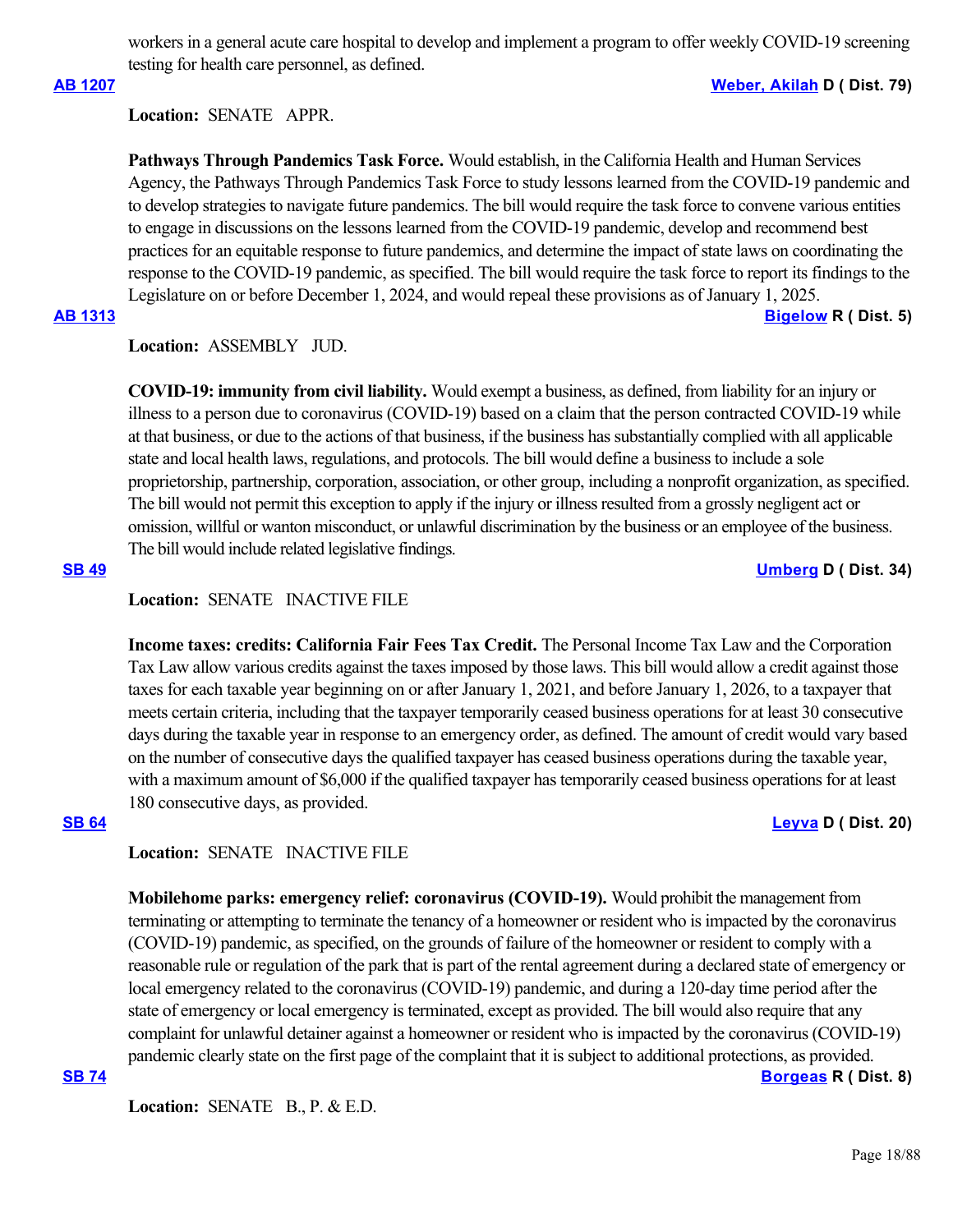workers in a general acute care hospital to develop and implement a program to offer weekly COVID-19 screening testing for health care personnel, as defined.

**AB 1207** **Weber, Akilah D ( Dist. 79)**

**Location:** SENATE APPR.

**Pathways Through Pandemics Task Force.** Would establish, in the California Health and Human Services Agency, the Pathways Through Pandemics Task Force to study lessons learned from the COVID-19 pandemic and to develop strategies to navigate future pandemics. The bill would require the task force to convene various entities to engage in discussions on the lessons learned from the COVID-19 pandemic, develop and recommend best practices for an equitable response to future pandemics, and determine the impact of state laws on coordinating the response to the COVID-19 pandemic, as specified. The bill would require the task force to report its findings to the Legislature on or before December 1, 2024, and would repeal these provisions as of January 1, 2025.

**AB 1313** **Bigelow R ( Dist. 5)**

**Location:** ASSEMBLY JUD.

**COVID-19: immunity from civil liability.** Would exempt a business, as defined, from liability for an injury or illness to a person due to coronavirus (COVID-19) based on a claim that the person contracted COVID-19 while at that business, or due to the actions of that business, if the business has substantially complied with all applicable state and local health laws, regulations, and protocols. The bill would define a business to include a sole proprietorship, partnership, corporation, association, or other group, including a nonprofit organization, as specified. The bill would not permit this exception to apply if the injury or illness resulted from a grossly negligent act or omission, willful or wanton misconduct, or unlawful discrimination by the business or an employee of the business. The bill would include related legislative findings.

**SB 49** **Umberg D ( Dist. 34)**

**Location:** SENATE INACTIVE FILE

**Income taxes: credits: California Fair Fees Tax Credit.** The Personal Income Tax Law and the Corporation Tax Law allow various credits against the taxes imposed by those laws. This bill would allow a credit against those taxes for each taxable year beginning on or after January 1, 2021, and before January 1, 2026, to a taxpayer that meets certain criteria, including that the taxpayer temporarily ceased business operations for at least 30 consecutive days during the taxable year in response to an emergency order, as defined. The amount of credit would vary based on the number of consecutive days the qualified taxpayer has ceased business operations during the taxable year, with a maximum amount of $6,000 if the qualified taxpayer has temporarily ceased business operations for at least 180 consecutive days, as provided.

**SB 64** **Leyva D ( Dist. 20)**

**Location:** SENATE INACTIVE FILE

**Mobilehome parks: emergency relief: coronavirus (COVID-19).** Would prohibit the management from terminating or attempting to terminate the tenancy of a homeowner or resident who is impacted by the coronavirus (COVID-19) pandemic, as specified, on the grounds of failure of the homeowner or resident to comply with a reasonable rule or regulation of the park that is part of the rental agreement during a declared state of emergency or local emergency related to the coronavirus (COVID-19) pandemic, and during a 120-day time period after the state of emergency or local emergency is terminated, except as provided. The bill would also require that any complaint for unlawful detainer against a homeowner or resident who is impacted by the coronavirus (COVID-19) pandemic clearly state on the first page of the complaint that it is subject to additional protections, as provided.

**SB 74** **Borgeas R ( Dist. 8)**

**Location:** SENATE B., P. & E.D.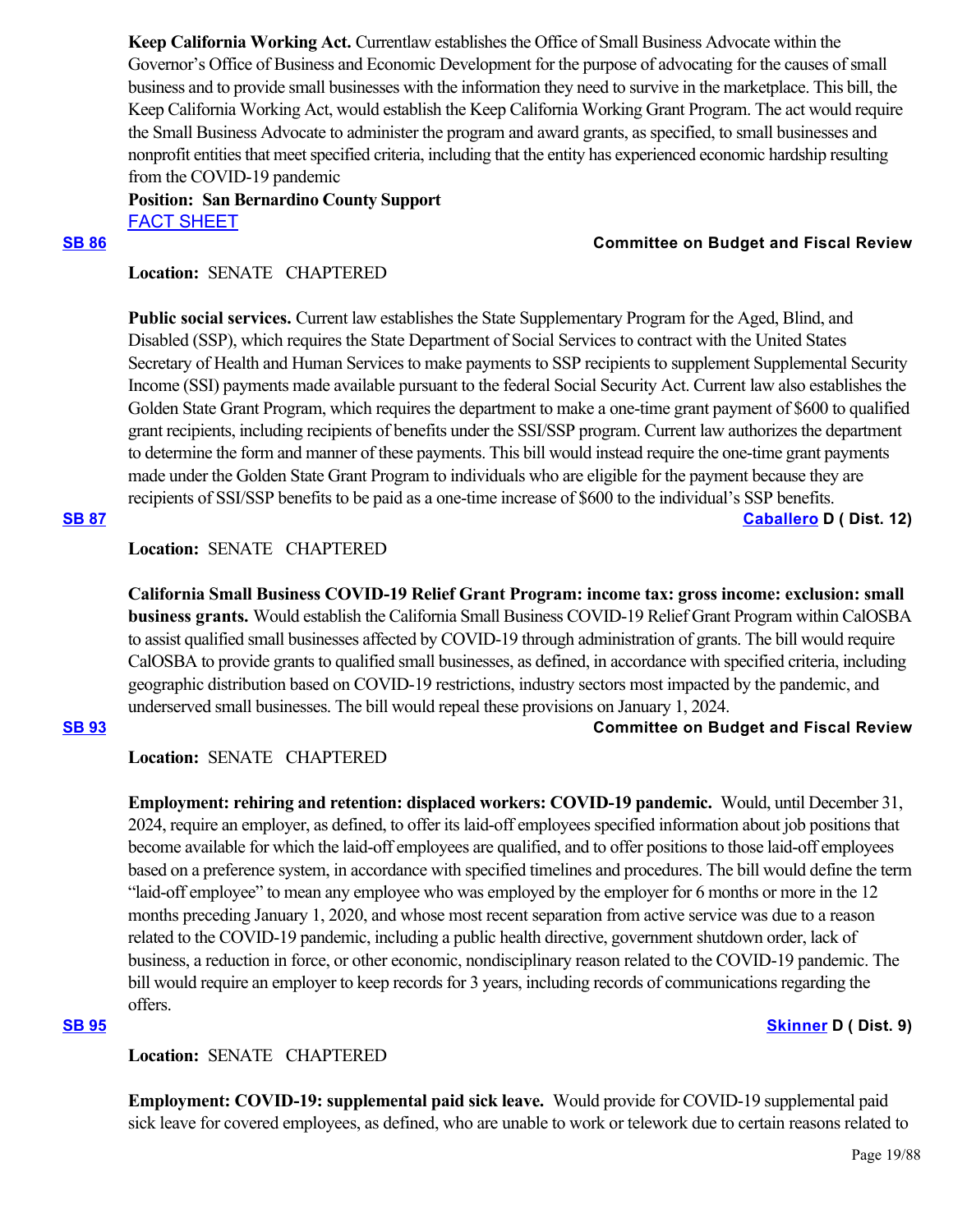**Keep California Working Act.** Currentlaw establishes the Office of Small Business Advocate within the Governor's Office of Business and Economic Development for the purpose of advocating for the causes of small business and to provide small businesses with the information they need to survive in the marketplace. This bill, the Keep California Working Act, would establish the Keep California Working Grant Program. The act would require the Small Business Advocate to administer the program and award grants, as specified, to small businesses and nonprofit entities that meet specified criteria, including that the entity has experienced economic hardship resulting from the COVID-19 pandemic

**Position: San Bernardino County Support**

[FACT SHEET]

**[SB 86]** **Committee on Budget and Fiscal Review**

**Location:** SENATE CHAPTERED

**Public social services.** Current law establishes the State Supplementary Program for the Aged, Blind, and Disabled (SSP), which requires the State Department of Social Services to contract with the United States Secretary of Health and Human Services to make payments to SSP recipients to supplement Supplemental Security Income (SSI) payments made available pursuant to the federal Social Security Act. Current law also establishes the Golden State Grant Program, which requires the department to make a one-time grant payment of $600 to qualified grant recipients, including recipients of benefits under the SSI/SSP program. Current law authorizes the department to determine the form and manner of these payments. This bill would instead require the one-time grant payments made under the Golden State Grant Program to individuals who are eligible for the payment because they are recipients of SSI/SSP benefits to be paid as a one-time increase of $600 to the individual's SSP benefits.

**[SB 87]** **[Caballero] D ( Dist. 12)**

**Location:** SENATE CHAPTERED

**California Small Business COVID-19 Relief Grant Program: income tax: gross income: exclusion: small business grants.** Would establish the California Small Business COVID-19 Relief Grant Program within CalOSBA to assist qualified small businesses affected by COVID-19 through administration of grants. The bill would require CalOSBA to provide grants to qualified small businesses, as defined, in accordance with specified criteria, including geographic distribution based on COVID-19 restrictions, industry sectors most impacted by the pandemic, and underserved small businesses. The bill would repeal these provisions on January 1, 2024.

**[SB 93]** **Committee on Budget and Fiscal Review**

**Location:** SENATE CHAPTERED

**Employment: rehiring and retention: displaced workers: COVID-19 pandemic.** Would, until December 31, 2024, require an employer, as defined, to offer its laid-off employees specified information about job positions that become available for which the laid-off employees are qualified, and to offer positions to those laid-off employees based on a preference system, in accordance with specified timelines and procedures. The bill would define the term "laid-off employee" to mean any employee who was employed by the employer for 6 months or more in the 12 months preceding January 1, 2020, and whose most recent separation from active service was due to a reason related to the COVID-19 pandemic, including a public health directive, government shutdown order, lack of business, a reduction in force, or other economic, nondisciplinary reason related to the COVID-19 pandemic. The bill would require an employer to keep records for 3 years, including records of communications regarding the offers.

**[SB 95]** **[Skinner] D ( Dist. 9)**

**Location:** SENATE CHAPTERED

**Employment: COVID-19: supplemental paid sick leave.** Would provide for COVID-19 supplemental paid sick leave for covered employees, as defined, who are unable to work or telework due to certain reasons related to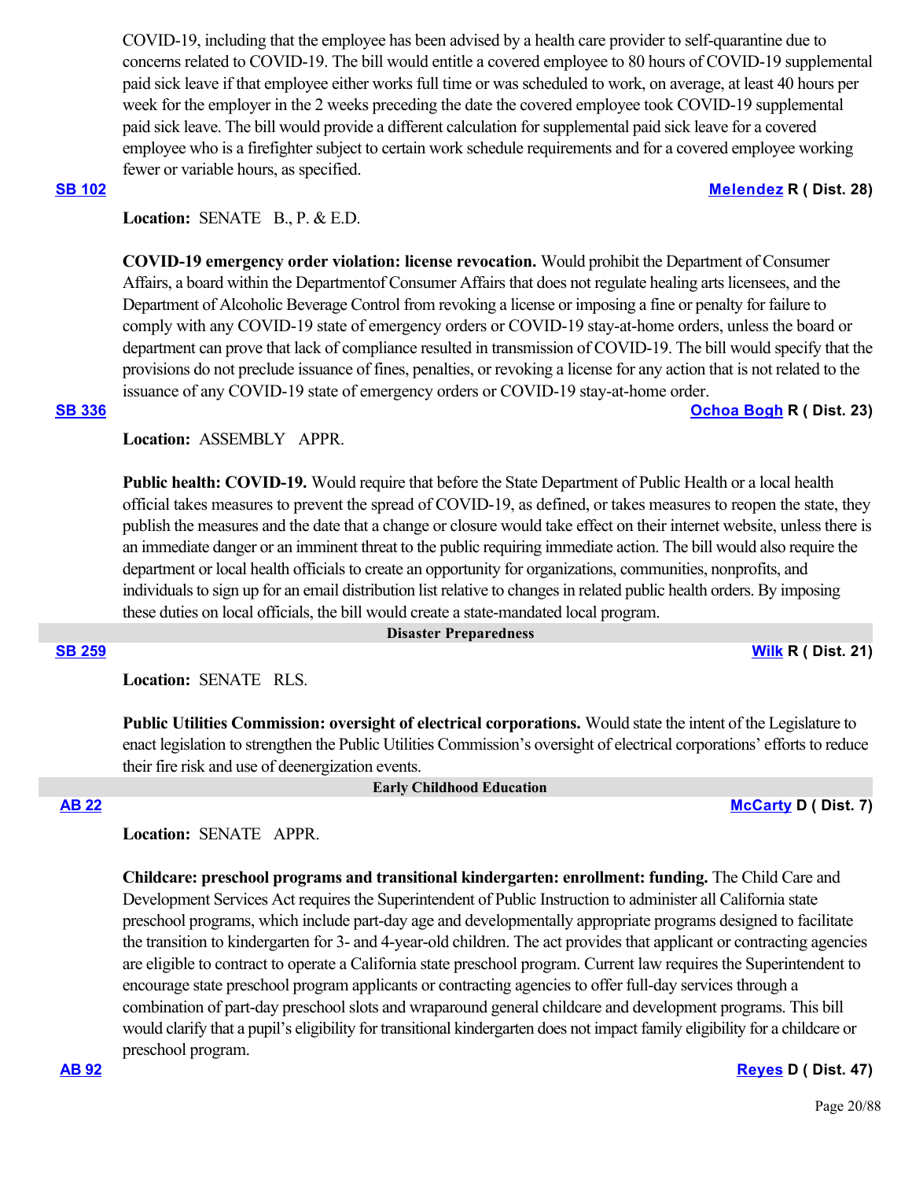COVID-19, including that the employee has been advised by a health care provider to self-quarantine due to concerns related to COVID-19. The bill would entitle a covered employee to 80 hours of COVID-19 supplemental paid sick leave if that employee either works full time or was scheduled to work, on average, at least 40 hours per week for the employer in the 2 weeks preceding the date the covered employee took COVID-19 supplemental paid sick leave. The bill would provide a different calculation for supplemental paid sick leave for a covered employee who is a firefighter subject to certain work schedule requirements and for a covered employee working fewer or variable hours, as specified.

**SB 102** **Melendez R ( Dist. 28)**

**Location:** SENATE B., P. & E.D.

**COVID-19 emergency order violation: license revocation.** Would prohibit the Department of Consumer Affairs, a board within the Departmentof Consumer Affairs that does not regulate healing arts licensees, and the Department of Alcoholic Beverage Control from revoking a license or imposing a fine or penalty for failure to comply with any COVID-19 state of emergency orders or COVID-19 stay-at-home orders, unless the board or department can prove that lack of compliance resulted in transmission of COVID-19. The bill would specify that the provisions do not preclude issuance of fines, penalties, or revoking a license for any action that is not related to the issuance of any COVID-19 state of emergency orders or COVID-19 stay-at-home order.

**SB 336** **Ochoa Bogh R ( Dist. 23)**

**Location:** ASSEMBLY APPR.

**Public health: COVID-19.** Would require that before the State Department of Public Health or a local health official takes measures to prevent the spread of COVID-19, as defined, or takes measures to reopen the state, they publish the measures and the date that a change or closure would take effect on their internet website, unless there is an immediate danger or an imminent threat to the public requiring immediate action. The bill would also require the department or local health officials to create an opportunity for organizations, communities, nonprofits, and individuals to sign up for an email distribution list relative to changes in related public health orders. By imposing these duties on local officials, the bill would create a state-mandated local program.

## Disaster Preparedness

**SB 259** **Wilk R ( Dist. 21)**

**Location:** SENATE RLS.

**Public Utilities Commission: oversight of electrical corporations.** Would state the intent of the Legislature to enact legislation to strengthen the Public Utilities Commission's oversight of electrical corporations' efforts to reduce their fire risk and use of deenergization events.

## Early Childhood Education

**AB 22** **McCarty D ( Dist. 7)**

**Location:** SENATE APPR.

**Childcare: preschool programs and transitional kindergarten: enrollment: funding.** The Child Care and Development Services Act requires the Superintendent of Public Instruction to administer all California state preschool programs, which include part-day age and developmentally appropriate programs designed to facilitate the transition to kindergarten for 3- and 4-year-old children. The act provides that applicant or contracting agencies are eligible to contract to operate a California state preschool program. Current law requires the Superintendent to encourage state preschool program applicants or contracting agencies to offer full-day services through a combination of part-day preschool slots and wraparound general childcare and development programs. This bill would clarify that a pupil's eligibility for transitional kindergarten does not impact family eligibility for a childcare or preschool program.

**AB 92** **Reyes D ( Dist. 47)**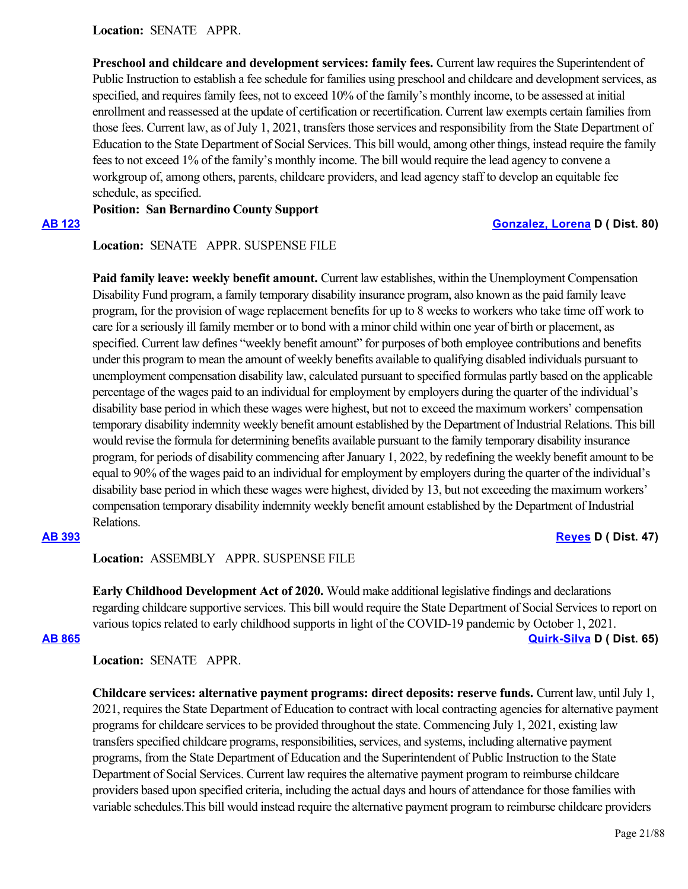**Location:** SENATE APPR.

**Preschool and childcare and development services: family fees.** Current law requires the Superintendent of Public Instruction to establish a fee schedule for families using preschool and childcare and development services, as specified, and requires family fees, not to exceed 10% of the family's monthly income, to be assessed at initial enrollment and reassessed at the update of certification or recertification. Current law exempts certain families from those fees. Current law, as of July 1, 2021, transfers those services and responsibility from the State Department of Education to the State Department of Social Services. This bill would, among other things, instead require the family fees to not exceed 1% of the family's monthly income. The bill would require the lead agency to convene a workgroup of, among others, parents, childcare providers, and lead agency staff to develop an equitable fee schedule, as specified.

**Position: San Bernardino County Support**

**AB 123** **Gonzalez, Lorena D ( Dist. 80)**

**Location:** SENATE APPR. SUSPENSE FILE

**Paid family leave: weekly benefit amount.** Current law establishes, within the Unemployment Compensation Disability Fund program, a family temporary disability insurance program, also known as the paid family leave program, for the provision of wage replacement benefits for up to 8 weeks to workers who take time off work to care for a seriously ill family member or to bond with a minor child within one year of birth or placement, as specified. Current law defines "weekly benefit amount" for purposes of both employee contributions and benefits under this program to mean the amount of weekly benefits available to qualifying disabled individuals pursuant to unemployment compensation disability law, calculated pursuant to specified formulas partly based on the applicable percentage of the wages paid to an individual for employment by employers during the quarter of the individual's disability base period in which these wages were highest, but not to exceed the maximum workers' compensation temporary disability indemnity weekly benefit amount established by the Department of Industrial Relations. This bill would revise the formula for determining benefits available pursuant to the family temporary disability insurance program, for periods of disability commencing after January 1, 2022, by redefining the weekly benefit amount to be equal to 90% of the wages paid to an individual for employment by employers during the quarter of the individual's disability base period in which these wages were highest, divided by 13, but not exceeding the maximum workers' compensation temporary disability indemnity weekly benefit amount established by the Department of Industrial Relations.

**AB 393** **Reyes D ( Dist. 47)**

**Location:** ASSEMBLY APPR. SUSPENSE FILE

**Early Childhood Development Act of 2020.** Would make additional legislative findings and declarations regarding childcare supportive services. This bill would require the State Department of Social Services to report on various topics related to early childhood supports in light of the COVID-19 pandemic by October 1, 2021.

**AB 865** **Quirk-Silva D ( Dist. 65)**

**Location:** SENATE APPR.

**Childcare services: alternative payment programs: direct deposits: reserve funds.** Current law, until July 1, 2021, requires the State Department of Education to contract with local contracting agencies for alternative payment programs for childcare services to be provided throughout the state. Commencing July 1, 2021, existing law transfers specified childcare programs, responsibilities, services, and systems, including alternative payment programs, from the State Department of Education and the Superintendent of Public Instruction to the State Department of Social Services. Current law requires the alternative payment program to reimburse childcare providers based upon specified criteria, including the actual days and hours of attendance for those families with variable schedules.This bill would instead require the alternative payment program to reimburse childcare providers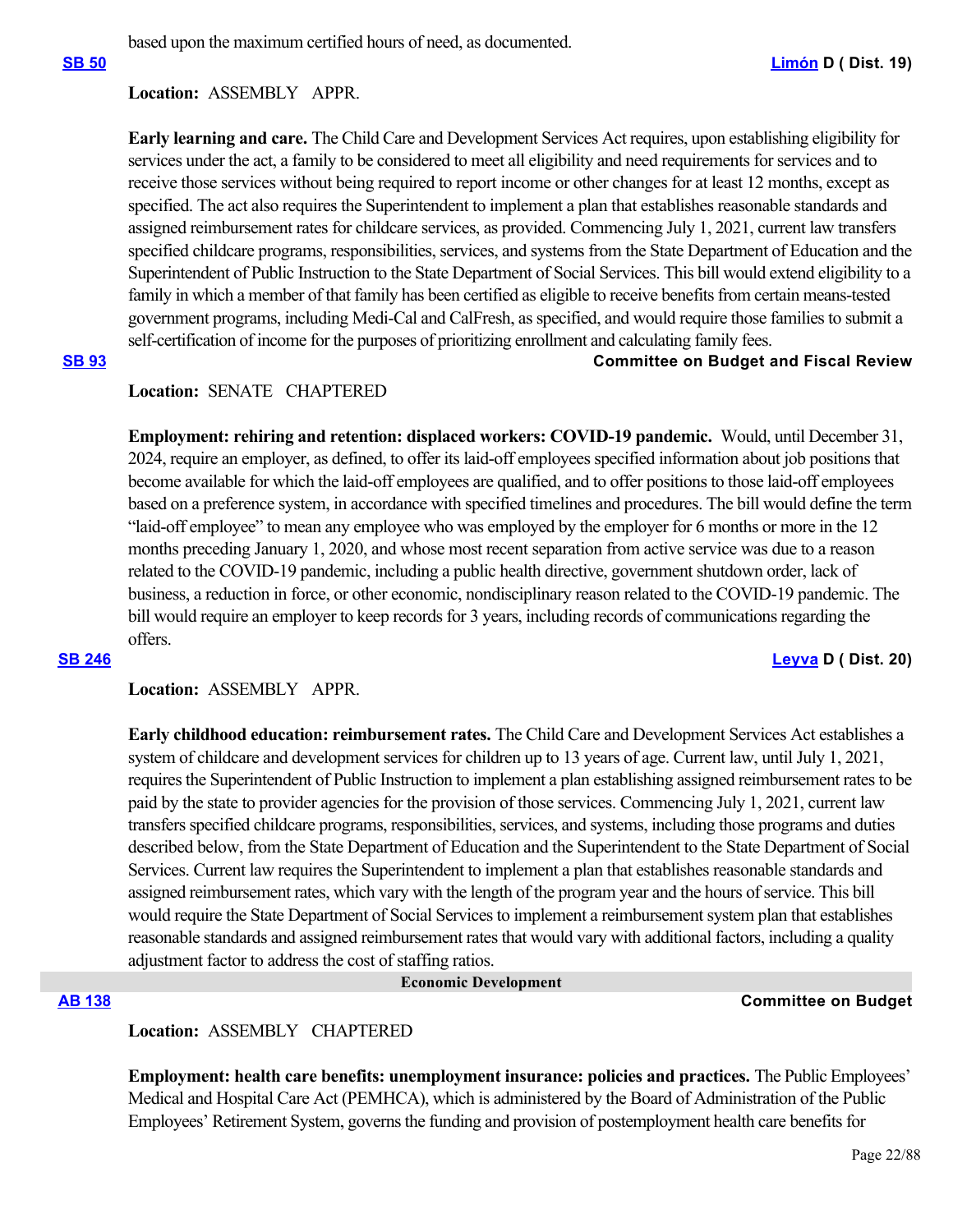based upon the maximum certified hours of need, as documented.

**SB 50** **Limón D ( Dist. 19)**

**Location:** ASSEMBLY APPR.

**Early learning and care.** The Child Care and Development Services Act requires, upon establishing eligibility for services under the act, a family to be considered to meet all eligibility and need requirements for services and to receive those services without being required to report income or other changes for at least 12 months, except as specified. The act also requires the Superintendent to implement a plan that establishes reasonable standards and assigned reimbursement rates for childcare services, as provided. Commencing July 1, 2021, current law transfers specified childcare programs, responsibilities, services, and systems from the State Department of Education and the Superintendent of Public Instruction to the State Department of Social Services. This bill would extend eligibility to a family in which a member of that family has been certified as eligible to receive benefits from certain means-tested government programs, including Medi-Cal and CalFresh, as specified, and would require those families to submit a self-certification of income for the purposes of prioritizing enrollment and calculating family fees.

**SB 93** **Committee on Budget and Fiscal Review**

**Location:** SENATE CHAPTERED

**Employment: rehiring and retention: displaced workers: COVID-19 pandemic.** Would, until December 31, 2024, require an employer, as defined, to offer its laid-off employees specified information about job positions that become available for which the laid-off employees are qualified, and to offer positions to those laid-off employees based on a preference system, in accordance with specified timelines and procedures. The bill would define the term "laid-off employee" to mean any employee who was employed by the employer for 6 months or more in the 12 months preceding January 1, 2020, and whose most recent separation from active service was due to a reason related to the COVID-19 pandemic, including a public health directive, government shutdown order, lack of business, a reduction in force, or other economic, nondisciplinary reason related to the COVID-19 pandemic. The bill would require an employer to keep records for 3 years, including records of communications regarding the offers.

**SB 246** **Leyva D ( Dist. 20)**

**Location:** ASSEMBLY APPR.

**Early childhood education: reimbursement rates.** The Child Care and Development Services Act establishes a system of childcare and development services for children up to 13 years of age. Current law, until July 1, 2021, requires the Superintendent of Public Instruction to implement a plan establishing assigned reimbursement rates to be paid by the state to provider agencies for the provision of those services. Commencing July 1, 2021, current law transfers specified childcare programs, responsibilities, services, and systems, including those programs and duties described below, from the State Department of Education and the Superintendent to the State Department of Social Services. Current law requires the Superintendent to implement a plan that establishes reasonable standards and assigned reimbursement rates, which vary with the length of the program year and the hours of service. This bill would require the State Department of Social Services to implement a reimbursement system plan that establishes reasonable standards and assigned reimbursement rates that would vary with additional factors, including a quality adjustment factor to address the cost of staffing ratios.

## Economic Development

**AB 138** **Committee on Budget**

**Location:** ASSEMBLY CHAPTERED

**Employment: health care benefits: unemployment insurance: policies and practices.** The Public Employees' Medical and Hospital Care Act (PEMHCA), which is administered by the Board of Administration of the Public Employees' Retirement System, governs the funding and provision of postemployment health care benefits for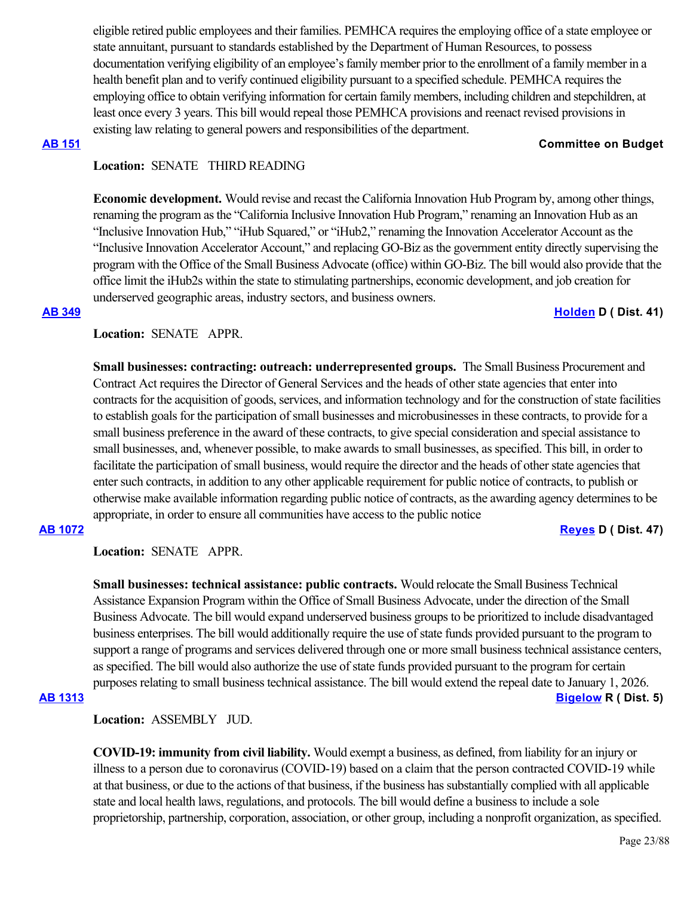eligible retired public employees and their families. PEMHCA requires the employing office of a state employee or state annuitant, pursuant to standards established by the Department of Human Resources, to possess documentation verifying eligibility of an employee's family member prior to the enrollment of a family member in a health benefit plan and to verify continued eligibility pursuant to a specified schedule. PEMHCA requires the employing office to obtain verifying information for certain family members, including children and stepchildren, at least once every 3 years. This bill would repeal those PEMHCA provisions and reenact revised provisions in existing law relating to general powers and responsibilities of the department.

**AB 151** **Committee on Budget**

**Location:** SENATE THIRD READING

**Economic development.** Would revise and recast the California Innovation Hub Program by, among other things, renaming the program as the "California Inclusive Innovation Hub Program," renaming an Innovation Hub as an "Inclusive Innovation Hub," "iHub Squared," or "iHub2," renaming the Innovation Accelerator Account as the "Inclusive Innovation Accelerator Account," and replacing GO-Biz as the government entity directly supervising the program with the Office of the Small Business Advocate (office) within GO-Biz. The bill would also provide that the office limit the iHub2s within the state to stimulating partnerships, economic development, and job creation for underserved geographic areas, industry sectors, and business owners.

**AB 349** **Holden D ( Dist. 41)**

**Location:** SENATE APPR.

**Small businesses: contracting: outreach: underrepresented groups.** The Small Business Procurement and Contract Act requires the Director of General Services and the heads of other state agencies that enter into contracts for the acquisition of goods, services, and information technology and for the construction of state facilities to establish goals for the participation of small businesses and microbusinesses in these contracts, to provide for a small business preference in the award of these contracts, to give special consideration and special assistance to small businesses, and, whenever possible, to make awards to small businesses, as specified. This bill, in order to facilitate the participation of small business, would require the director and the heads of other state agencies that enter such contracts, in addition to any other applicable requirement for public notice of contracts, to publish or otherwise make available information regarding public notice of contracts, as the awarding agency determines to be appropriate, in order to ensure all communities have access to the public notice

**AB 1072** **Reyes D ( Dist. 47)**

**Location:** SENATE APPR.

**Small businesses: technical assistance: public contracts.** Would relocate the Small Business Technical Assistance Expansion Program within the Office of Small Business Advocate, under the direction of the Small Business Advocate. The bill would expand underserved business groups to be prioritized to include disadvantaged business enterprises. The bill would additionally require the use of state funds provided pursuant to the program to support a range of programs and services delivered through one or more small business technical assistance centers, as specified. The bill would also authorize the use of state funds provided pursuant to the program for certain purposes relating to small business technical assistance. The bill would extend the repeal date to January 1, 2026.

**AB 1313** **Bigelow R ( Dist. 5)**

**Location:** ASSEMBLY JUD.

**COVID-19: immunity from civil liability.** Would exempt a business, as defined, from liability for an injury or illness to a person due to coronavirus (COVID-19) based on a claim that the person contracted COVID-19 while at that business, or due to the actions of that business, if the business has substantially complied with all applicable state and local health laws, regulations, and protocols. The bill would define a business to include a sole proprietorship, partnership, corporation, association, or other group, including a nonprofit organization, as specified.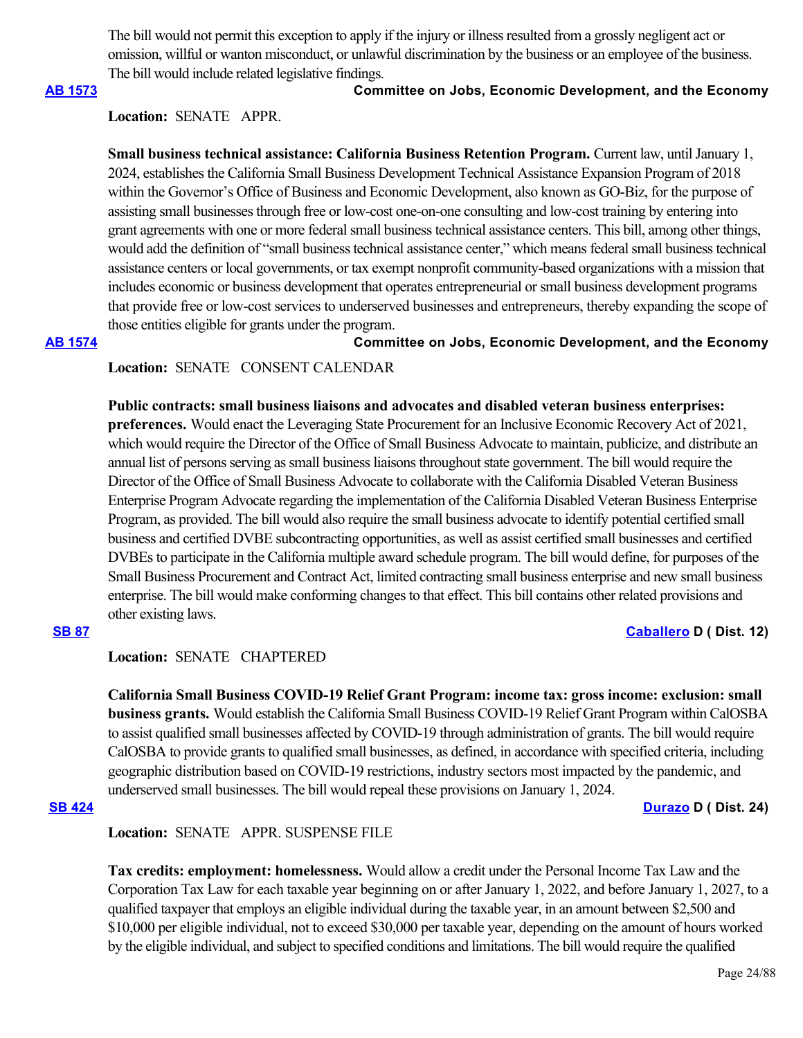The bill would not permit this exception to apply if the injury or illness resulted from a grossly negligent act or omission, willful or wanton misconduct, or unlawful discrimination by the business or an employee of the business. The bill would include related legislative findings.

**[AB 1573](#)** **Committee on Jobs, Economic Development, and the Economy**

**Location:** SENATE APPR.

**Small business technical assistance: California Business Retention Program.** Current law, until January 1, 2024, establishes the California Small Business Development Technical Assistance Expansion Program of 2018 within the Governor's Office of Business and Economic Development, also known as GO-Biz, for the purpose of assisting small businesses through free or low-cost one-on-one consulting and low-cost training by entering into grant agreements with one or more federal small business technical assistance centers. This bill, among other things, would add the definition of "small business technical assistance center," which means federal small business technical assistance centers or local governments, or tax exempt nonprofit community-based organizations with a mission that includes economic or business development that operates entrepreneurial or small business development programs that provide free or low-cost services to underserved businesses and entrepreneurs, thereby expanding the scope of those entities eligible for grants under the program.

**[AB 1574](#)** **Committee on Jobs, Economic Development, and the Economy**

**Location:** SENATE CONSENT CALENDAR

**Public contracts: small business liaisons and advocates and disabled veteran business enterprises: preferences.** Would enact the Leveraging State Procurement for an Inclusive Economic Recovery Act of 2021, which would require the Director of the Office of Small Business Advocate to maintain, publicize, and distribute an annual list of persons serving as small business liaisons throughout state government. The bill would require the Director of the Office of Small Business Advocate to collaborate with the California Disabled Veteran Business Enterprise Program Advocate regarding the implementation of the California Disabled Veteran Business Enterprise Program, as provided. The bill would also require the small business advocate to identify potential certified small business and certified DVBE subcontracting opportunities, as well as assist certified small businesses and certified DVBEs to participate in the California multiple award schedule program. The bill would define, for purposes of the Small Business Procurement and Contract Act, limited contracting small business enterprise and new small business enterprise. The bill would make conforming changes to that effect. This bill contains other related provisions and other existing laws.

**[SB 87](#)** **[Caballero](#) D ( Dist. 12)**

**Location:** SENATE CHAPTERED

**California Small Business COVID-19 Relief Grant Program: income tax: gross income: exclusion: small business grants.** Would establish the California Small Business COVID-19 Relief Grant Program within CalOSBA to assist qualified small businesses affected by COVID-19 through administration of grants. The bill would require CalOSBA to provide grants to qualified small businesses, as defined, in accordance with specified criteria, including geographic distribution based on COVID-19 restrictions, industry sectors most impacted by the pandemic, and underserved small businesses. The bill would repeal these provisions on January 1, 2024.

**[SB 424](#)** **[Durazo](#) D ( Dist. 24)**

**Location:** SENATE APPR. SUSPENSE FILE

**Tax credits: employment: homelessness.** Would allow a credit under the Personal Income Tax Law and the Corporation Tax Law for each taxable year beginning on or after January 1, 2022, and before January 1, 2027, to a qualified taxpayer that employs an eligible individual during the taxable year, in an amount between $2,500 and $10,000 per eligible individual, not to exceed $30,000 per taxable year, depending on the amount of hours worked by the eligible individual, and subject to specified conditions and limitations. The bill would require the qualified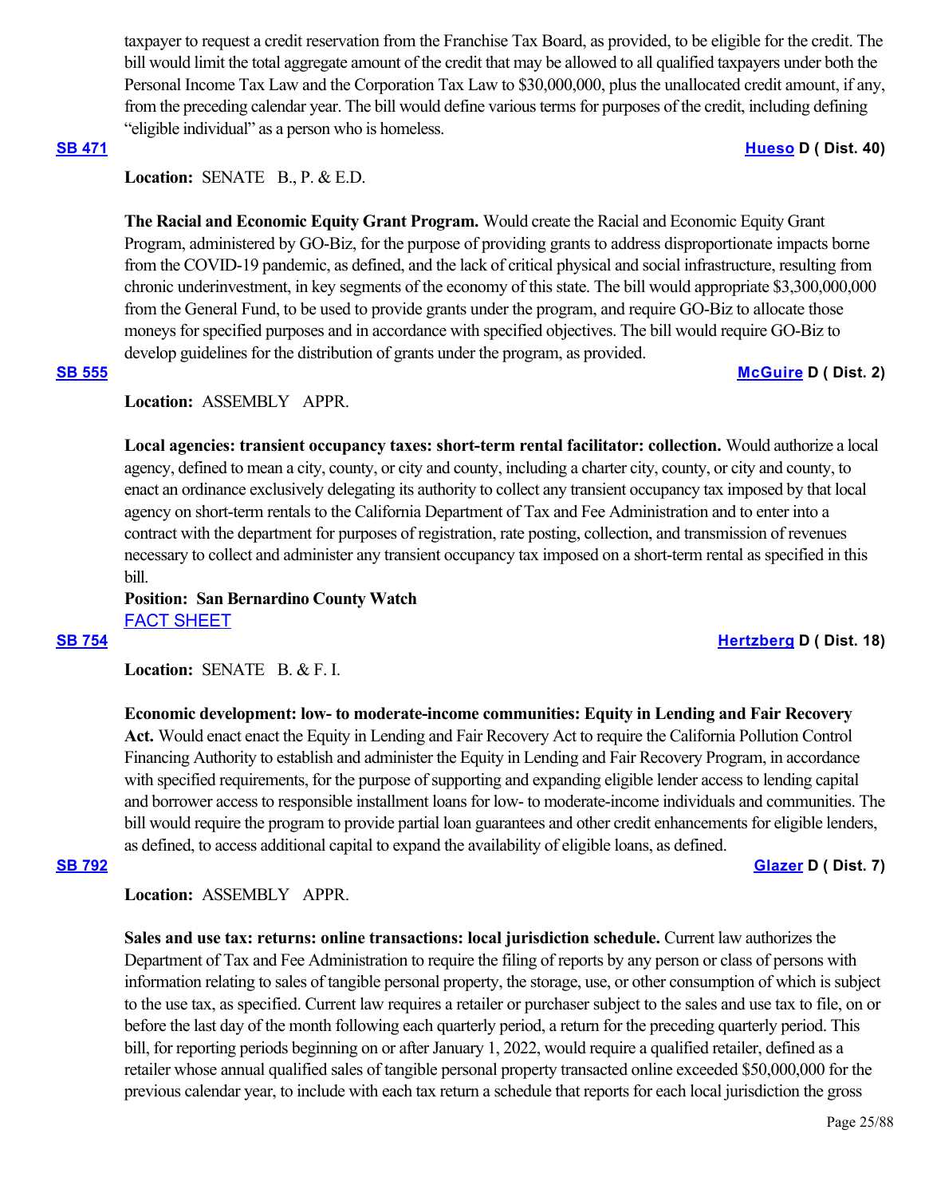taxpayer to request a credit reservation from the Franchise Tax Board, as provided, to be eligible for the credit. The bill would limit the total aggregate amount of the credit that may be allowed to all qualified taxpayers under both the Personal Income Tax Law and the Corporation Tax Law to $30,000,000, plus the unallocated credit amount, if any, from the preceding calendar year. The bill would define various terms for purposes of the credit, including defining "eligible individual" as a person who is homeless.

**SB 471** **Hueso D ( Dist. 40)**

**Location:** SENATE B., P. & E.D.

**The Racial and Economic Equity Grant Program.** Would create the Racial and Economic Equity Grant Program, administered by GO-Biz, for the purpose of providing grants to address disproportionate impacts borne from the COVID-19 pandemic, as defined, and the lack of critical physical and social infrastructure, resulting from chronic underinvestment, in key segments of the economy of this state. The bill would appropriate $3,300,000,000 from the General Fund, to be used to provide grants under the program, and require GO-Biz to allocate those moneys for specified purposes and in accordance with specified objectives. The bill would require GO-Biz to develop guidelines for the distribution of grants under the program, as provided.

**SB 555** **McGuire D ( Dist. 2)**

**Location:** ASSEMBLY APPR.

**Local agencies: transient occupancy taxes: short-term rental facilitator: collection.** Would authorize a local agency, defined to mean a city, county, or city and county, including a charter city, county, or city and county, to enact an ordinance exclusively delegating its authority to collect any transient occupancy tax imposed by that local agency on short-term rentals to the California Department of Tax and Fee Administration and to enter into a contract with the department for purposes of registration, rate posting, collection, and transmission of revenues necessary to collect and administer any transient occupancy tax imposed on a short-term rental as specified in this bill.

**Position: San Bernardino County Watch**

FACT SHEET

**SB 754** **Hertzberg D ( Dist. 18)**

**Location:** SENATE B. & F. I.

**Economic development: low- to moderate-income communities: Equity in Lending and Fair Recovery Act.** Would enact enact the Equity in Lending and Fair Recovery Act to require the California Pollution Control Financing Authority to establish and administer the Equity in Lending and Fair Recovery Program, in accordance with specified requirements, for the purpose of supporting and expanding eligible lender access to lending capital and borrower access to responsible installment loans for low- to moderate-income individuals and communities. The bill would require the program to provide partial loan guarantees and other credit enhancements for eligible lenders, as defined, to access additional capital to expand the availability of eligible loans, as defined.

**SB 792** **Glazer D ( Dist. 7)**

**Location:** ASSEMBLY APPR.

**Sales and use tax: returns: online transactions: local jurisdiction schedule.** Current law authorizes the Department of Tax and Fee Administration to require the filing of reports by any person or class of persons with information relating to sales of tangible personal property, the storage, use, or other consumption of which is subject to the use tax, as specified. Current law requires a retailer or purchaser subject to the sales and use tax to file, on or before the last day of the month following each quarterly period, a return for the preceding quarterly period. This bill, for reporting periods beginning on or after January 1, 2022, would require a qualified retailer, defined as a retailer whose annual qualified sales of tangible personal property transacted online exceeded $50,000,000 for the previous calendar year, to include with each tax return a schedule that reports for each local jurisdiction the gross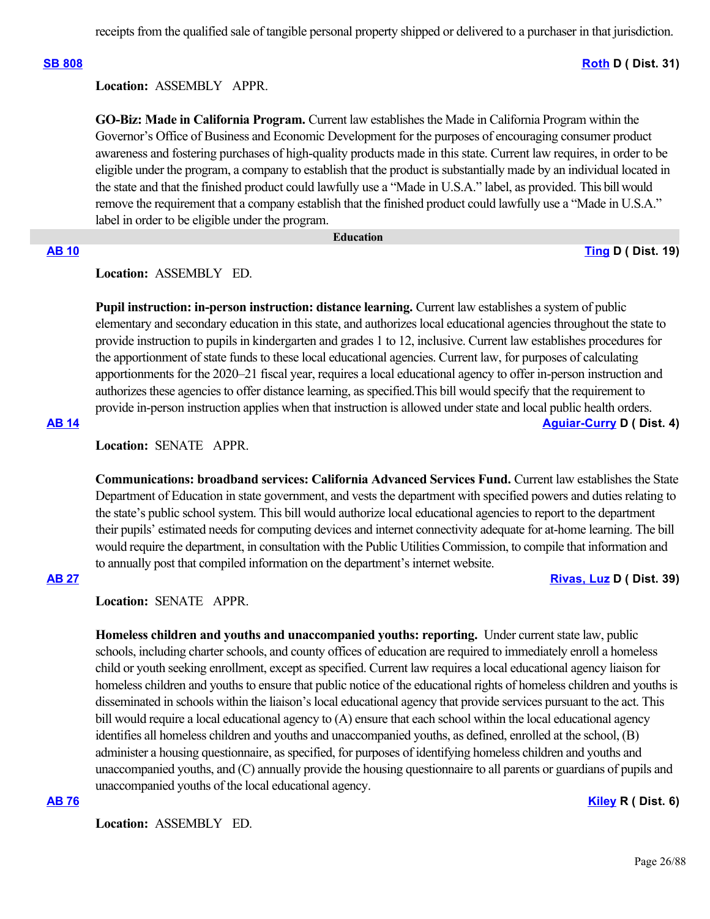receipts from the qualified sale of tangible personal property shipped or delivered to a purchaser in that jurisdiction.

**SB 808** **Roth D ( Dist. 31)**

**Location:** ASSEMBLY APPR.

**GO-Biz: Made in California Program.** Current law establishes the Made in California Program within the Governor's Office of Business and Economic Development for the purposes of encouraging consumer product awareness and fostering purchases of high-quality products made in this state. Current law requires, in order to be eligible under the program, a company to establish that the product is substantially made by an individual located in the state and that the finished product could lawfully use a "Made in U.S.A." label, as provided. This bill would remove the requirement that a company establish that the finished product could lawfully use a "Made in U.S.A." label in order to be eligible under the program.

## Education

**AB 10** **Ting D ( Dist. 19)**

**Location:** ASSEMBLY ED.

**Pupil instruction: in-person instruction: distance learning.** Current law establishes a system of public elementary and secondary education in this state, and authorizes local educational agencies throughout the state to provide instruction to pupils in kindergarten and grades 1 to 12, inclusive. Current law establishes procedures for the apportionment of state funds to these local educational agencies. Current law, for purposes of calculating apportionments for the 2020–21 fiscal year, requires a local educational agency to offer in-person instruction and authorizes these agencies to offer distance learning, as specified.This bill would specify that the requirement to provide in-person instruction applies when that instruction is allowed under state and local public health orders.

**AB 14** **Aguiar-Curry D ( Dist. 4)**

**Location:** SENATE APPR.

**Communications: broadband services: California Advanced Services Fund.** Current law establishes the State Department of Education in state government, and vests the department with specified powers and duties relating to the state's public school system. This bill would authorize local educational agencies to report to the department their pupils' estimated needs for computing devices and internet connectivity adequate for at-home learning. The bill would require the department, in consultation with the Public Utilities Commission, to compile that information and to annually post that compiled information on the department's internet website.

**AB 27** **Rivas, Luz D ( Dist. 39)**

**Location:** SENATE APPR.

**Homeless children and youths and unaccompanied youths: reporting.** Under current state law, public schools, including charter schools, and county offices of education are required to immediately enroll a homeless child or youth seeking enrollment, except as specified. Current law requires a local educational agency liaison for homeless children and youths to ensure that public notice of the educational rights of homeless children and youths is disseminated in schools within the liaison's local educational agency that provide services pursuant to the act. This bill would require a local educational agency to (A) ensure that each school within the local educational agency identifies all homeless children and youths and unaccompanied youths, as defined, enrolled at the school, (B) administer a housing questionnaire, as specified, for purposes of identifying homeless children and youths and unaccompanied youths, and (C) annually provide the housing questionnaire to all parents or guardians of pupils and unaccompanied youths of the local educational agency.

**AB 76** **Kiley R ( Dist. 6)**

**Location:** ASSEMBLY ED.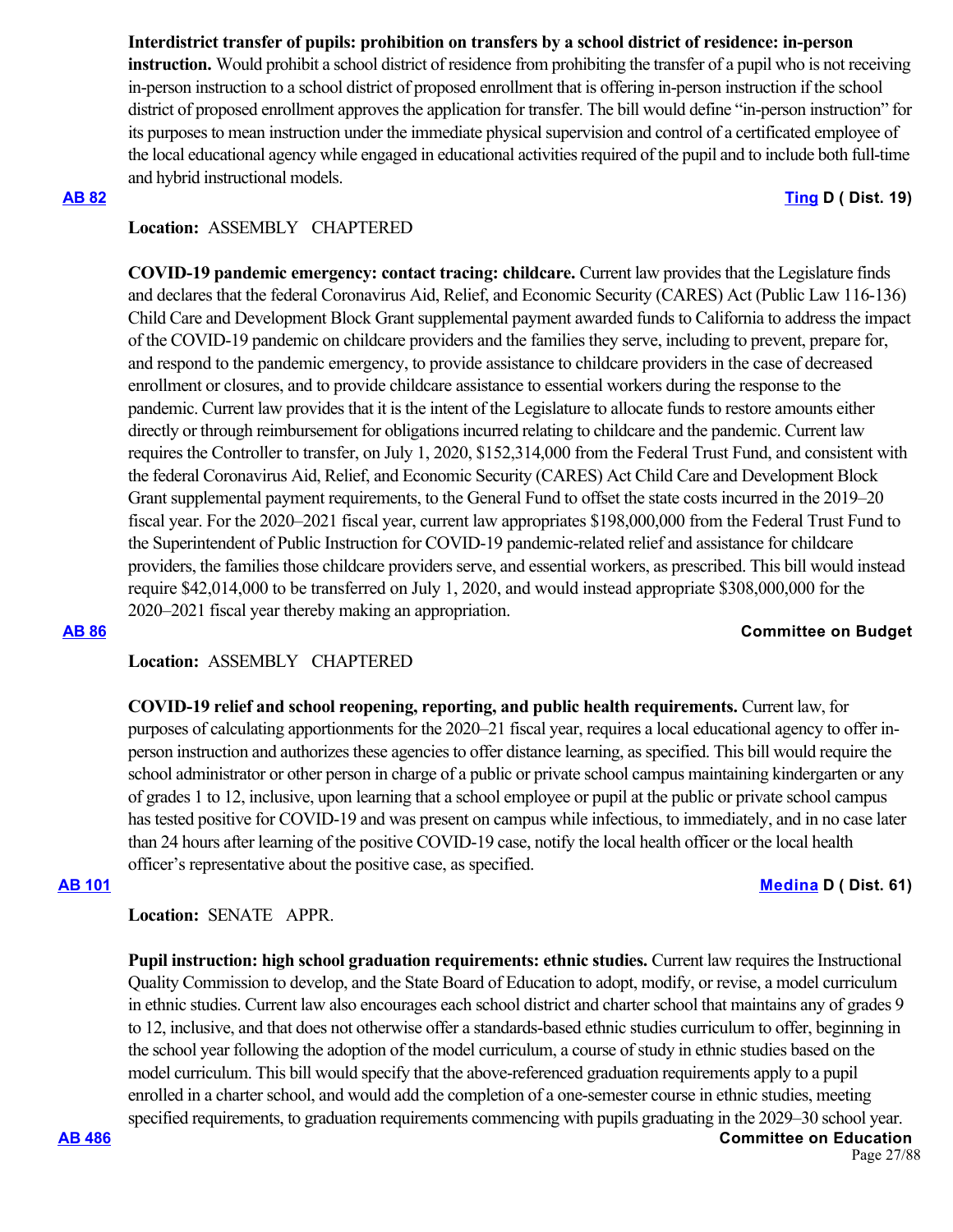**Interdistrict transfer of pupils: prohibition on transfers by a school district of residence: in-person instruction.** Would prohibit a school district of residence from prohibiting the transfer of a pupil who is not receiving in-person instruction to a school district of proposed enrollment that is offering in-person instruction if the school district of proposed enrollment approves the application for transfer. The bill would define "in-person instruction" for its purposes to mean instruction under the immediate physical supervision and control of a certificated employee of the local educational agency while engaged in educational activities required of the pupil and to include both full-time and hybrid instructional models.

**[AB 82](#)** **[Ting](#) D ( Dist. 19)**

**Location:** ASSEMBLY CHAPTERED

**COVID-19 pandemic emergency: contact tracing: childcare.** Current law provides that the Legislature finds and declares that the federal Coronavirus Aid, Relief, and Economic Security (CARES) Act (Public Law 116-136) Child Care and Development Block Grant supplemental payment awarded funds to California to address the impact of the COVID-19 pandemic on childcare providers and the families they serve, including to prevent, prepare for, and respond to the pandemic emergency, to provide assistance to childcare providers in the case of decreased enrollment or closures, and to provide childcare assistance to essential workers during the response to the pandemic. Current law provides that it is the intent of the Legislature to allocate funds to restore amounts either directly or through reimbursement for obligations incurred relating to childcare and the pandemic. Current law requires the Controller to transfer, on July 1, 2020, $152,314,000 from the Federal Trust Fund, and consistent with the federal Coronavirus Aid, Relief, and Economic Security (CARES) Act Child Care and Development Block Grant supplemental payment requirements, to the General Fund to offset the state costs incurred in the 2019–20 fiscal year. For the 2020–2021 fiscal year, current law appropriates $198,000,000 from the Federal Trust Fund to the Superintendent of Public Instruction for COVID-19 pandemic-related relief and assistance for childcare providers, the families those childcare providers serve, and essential workers, as prescribed. This bill would instead require $42,014,000 to be transferred on July 1, 2020, and would instead appropriate $308,000,000 for the 2020–2021 fiscal year thereby making an appropriation.

**[AB 86](#)** **Committee on Budget**

**Location:** ASSEMBLY CHAPTERED

**COVID-19 relief and school reopening, reporting, and public health requirements.** Current law, for purposes of calculating apportionments for the 2020–21 fiscal year, requires a local educational agency to offer in-person instruction and authorizes these agencies to offer distance learning, as specified. This bill would require the school administrator or other person in charge of a public or private school campus maintaining kindergarten or any of grades 1 to 12, inclusive, upon learning that a school employee or pupil at the public or private school campus has tested positive for COVID-19 and was present on campus while infectious, to immediately, and in no case later than 24 hours after learning of the positive COVID-19 case, notify the local health officer or the local health officer's representative about the positive case, as specified.

**[AB 101](#)** **[Medina](#) D ( Dist. 61)**

**Location:** SENATE APPR.

**Pupil instruction: high school graduation requirements: ethnic studies.** Current law requires the Instructional Quality Commission to develop, and the State Board of Education to adopt, modify, or revise, a model curriculum in ethnic studies. Current law also encourages each school district and charter school that maintains any of grades 9 to 12, inclusive, and that does not otherwise offer a standards-based ethnic studies curriculum to offer, beginning in the school year following the adoption of the model curriculum, a course of study in ethnic studies based on the model curriculum. This bill would specify that the above-referenced graduation requirements apply to a pupil enrolled in a charter school, and would add the completion of a one-semester course in ethnic studies, meeting specified requirements, to graduation requirements commencing with pupils graduating in the 2029–30 school year.

**[AB 486](#)** **Committee on Education**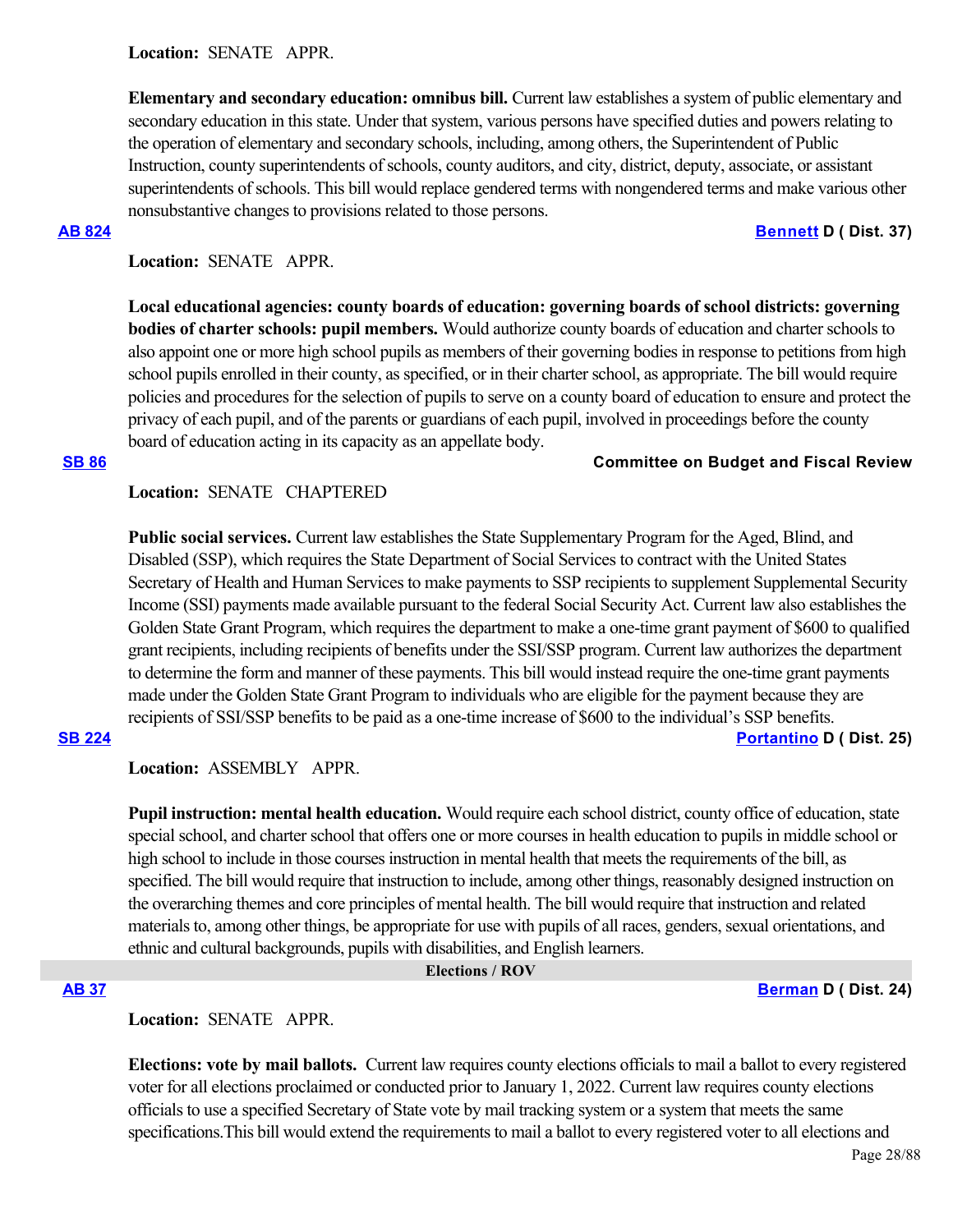**Location:** SENATE APPR.

**Elementary and secondary education: omnibus bill.** Current law establishes a system of public elementary and secondary education in this state. Under that system, various persons have specified duties and powers relating to the operation of elementary and secondary schools, including, among others, the Superintendent of Public Instruction, county superintendents of schools, county auditors, and city, district, deputy, associate, or assistant superintendents of schools. This bill would replace gendered terms with nongendered terms and make various other nonsubstantive changes to provisions related to those persons.

**AB 824** **Bennett D ( Dist. 37)**

**Location:** SENATE APPR.

**Local educational agencies: county boards of education: governing boards of school districts: governing bodies of charter schools: pupil members.** Would authorize county boards of education and charter schools to also appoint one or more high school pupils as members of their governing bodies in response to petitions from high school pupils enrolled in their county, as specified, or in their charter school, as appropriate. The bill would require policies and procedures for the selection of pupils to serve on a county board of education to ensure and protect the privacy of each pupil, and of the parents or guardians of each pupil, involved in proceedings before the county board of education acting in its capacity as an appellate body.

**SB 86** **Committee on Budget and Fiscal Review**

**Location:** SENATE CHAPTERED

**Public social services.** Current law establishes the State Supplementary Program for the Aged, Blind, and Disabled (SSP), which requires the State Department of Social Services to contract with the United States Secretary of Health and Human Services to make payments to SSP recipients to supplement Supplemental Security Income (SSI) payments made available pursuant to the federal Social Security Act. Current law also establishes the Golden State Grant Program, which requires the department to make a one-time grant payment of $600 to qualified grant recipients, including recipients of benefits under the SSI/SSP program. Current law authorizes the department to determine the form and manner of these payments. This bill would instead require the one-time grant payments made under the Golden State Grant Program to individuals who are eligible for the payment because they are recipients of SSI/SSP benefits to be paid as a one-time increase of $600 to the individual's SSP benefits.

**SB 224** **Portantino D ( Dist. 25)**

**Location:** ASSEMBLY APPR.

**Pupil instruction: mental health education.** Would require each school district, county office of education, state special school, and charter school that offers one or more courses in health education to pupils in middle school or high school to include in those courses instruction in mental health that meets the requirements of the bill, as specified. The bill would require that instruction to include, among other things, reasonably designed instruction on the overarching themes and core principles of mental health. The bill would require that instruction and related materials to, among other things, be appropriate for use with pupils of all races, genders, sexual orientations, and ethnic and cultural backgrounds, pupils with disabilities, and English learners.

## Elections / ROV

**AB 37** **Berman D ( Dist. 24)**

**Location:** SENATE APPR.

**Elections: vote by mail ballots.** Current law requires county elections officials to mail a ballot to every registered voter for all elections proclaimed or conducted prior to January 1, 2022. Current law requires county elections officials to use a specified Secretary of State vote by mail tracking system or a system that meets the same specifications.This bill would extend the requirements to mail a ballot to every registered voter to all elections and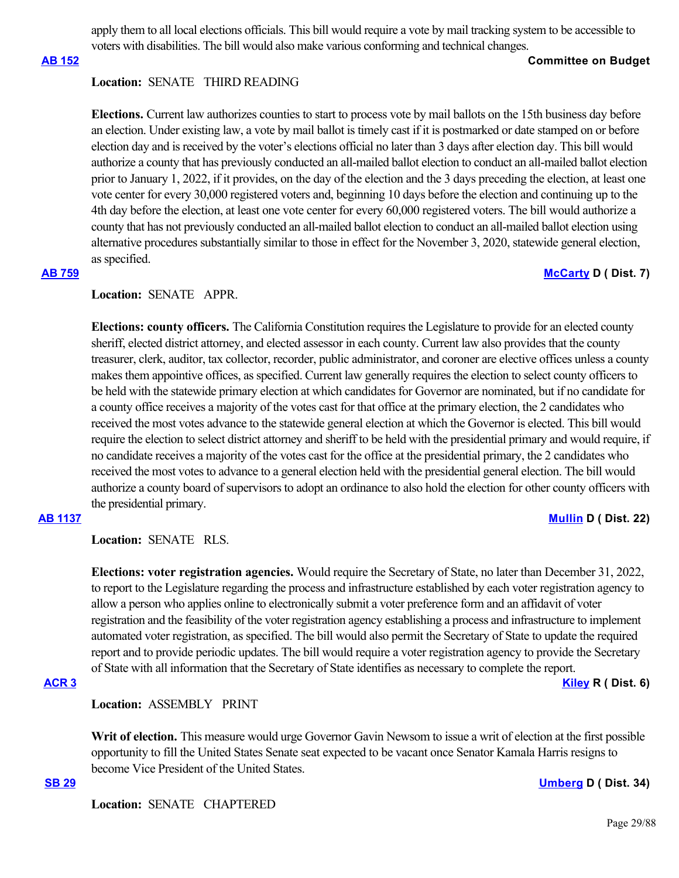apply them to all local elections officials. This bill would require a vote by mail tracking system to be accessible to voters with disabilities. The bill would also make various conforming and technical changes.

**AB 152** **Committee on Budget**

**Location:** SENATE THIRD READING

**Elections.** Current law authorizes counties to start to process vote by mail ballots on the 15th business day before an election. Under existing law, a vote by mail ballot is timely cast if it is postmarked or date stamped on or before election day and is received by the voter's elections official no later than 3 days after election day. This bill would authorize a county that has previously conducted an all-mailed ballot election to conduct an all-mailed ballot election prior to January 1, 2022, if it provides, on the day of the election and the 3 days preceding the election, at least one vote center for every 30,000 registered voters and, beginning 10 days before the election and continuing up to the 4th day before the election, at least one vote center for every 60,000 registered voters. The bill would authorize a county that has not previously conducted an all-mailed ballot election to conduct an all-mailed ballot election using alternative procedures substantially similar to those in effect for the November 3, 2020, statewide general election, as specified.

**AB 759** **McCarty D ( Dist. 7)**

**Location:** SENATE APPR.

**Elections: county officers.** The California Constitution requires the Legislature to provide for an elected county sheriff, elected district attorney, and elected assessor in each county. Current law also provides that the county treasurer, clerk, auditor, tax collector, recorder, public administrator, and coroner are elective offices unless a county makes them appointive offices, as specified. Current law generally requires the election to select county officers to be held with the statewide primary election at which candidates for Governor are nominated, but if no candidate for a county office receives a majority of the votes cast for that office at the primary election, the 2 candidates who received the most votes advance to the statewide general election at which the Governor is elected. This bill would require the election to select district attorney and sheriff to be held with the presidential primary and would require, if no candidate receives a majority of the votes cast for the office at the presidential primary, the 2 candidates who received the most votes to advance to a general election held with the presidential general election. The bill would authorize a county board of supervisors to adopt an ordinance to also hold the election for other county officers with the presidential primary.

**AB 1137** **Mullin D ( Dist. 22)**

**Location:** SENATE RLS.

**Elections: voter registration agencies.** Would require the Secretary of State, no later than December 31, 2022, to report to the Legislature regarding the process and infrastructure established by each voter registration agency to allow a person who applies online to electronically submit a voter preference form and an affidavit of voter registration and the feasibility of the voter registration agency establishing a process and infrastructure to implement automated voter registration, as specified. The bill would also permit the Secretary of State to update the required report and to provide periodic updates. The bill would require a voter registration agency to provide the Secretary of State with all information that the Secretary of State identifies as necessary to complete the report.

**ACR 3** **Kiley R ( Dist. 6)**

**Location:** ASSEMBLY PRINT

**Writ of election.** This measure would urge Governor Gavin Newsom to issue a writ of election at the first possible opportunity to fill the United States Senate seat expected to be vacant once Senator Kamala Harris resigns to become Vice President of the United States.

**SB 29** **Umberg D ( Dist. 34)**

**Location:** SENATE CHAPTERED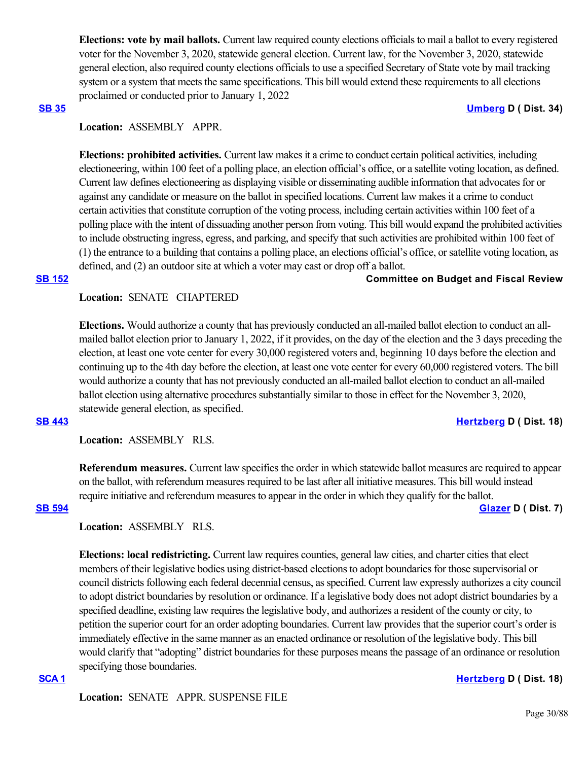**Elections: vote by mail ballots.** Current law required county elections officials to mail a ballot to every registered voter for the November 3, 2020, statewide general election. Current law, for the November 3, 2020, statewide general election, also required county elections officials to use a specified Secretary of State vote by mail tracking system or a system that meets the same specifications. This bill would extend these requirements to all elections proclaimed or conducted prior to January 1, 2022

**SB 35** — **Umberg D ( Dist. 34)**

**Location:** ASSEMBLY APPR.

**Elections: prohibited activities.** Current law makes it a crime to conduct certain political activities, including electioneering, within 100 feet of a polling place, an election official's office, or a satellite voting location, as defined. Current law defines electioneering as displaying visible or disseminating audible information that advocates for or against any candidate or measure on the ballot in specified locations. Current law makes it a crime to conduct certain activities that constitute corruption of the voting process, including certain activities within 100 feet of a polling place with the intent of dissuading another person from voting. This bill would expand the prohibited activities to include obstructing ingress, egress, and parking, and specify that such activities are prohibited within 100 feet of (1) the entrance to a building that contains a polling place, an elections official's office, or satellite voting location, as defined, and (2) an outdoor site at which a voter may cast or drop off a ballot.

**SB 152** — **Committee on Budget and Fiscal Review**

**Location:** SENATE CHAPTERED

**Elections.** Would authorize a county that has previously conducted an all-mailed ballot election to conduct an all-mailed ballot election prior to January 1, 2022, if it provides, on the day of the election and the 3 days preceding the election, at least one vote center for every 30,000 registered voters and, beginning 10 days before the election and continuing up to the 4th day before the election, at least one vote center for every 60,000 registered voters. The bill would authorize a county that has not previously conducted an all-mailed ballot election to conduct an all-mailed ballot election using alternative procedures substantially similar to those in effect for the November 3, 2020, statewide general election, as specified.

**SB 443** — **Hertzberg D ( Dist. 18)**

**Location:** ASSEMBLY RLS.

**Referendum measures.** Current law specifies the order in which statewide ballot measures are required to appear on the ballot, with referendum measures required to be last after all initiative measures. This bill would instead require initiative and referendum measures to appear in the order in which they qualify for the ballot.

**SB 594** — **Glazer D ( Dist. 7)**

**Location:** ASSEMBLY RLS.

**Elections: local redistricting.** Current law requires counties, general law cities, and charter cities that elect members of their legislative bodies using district-based elections to adopt boundaries for those supervisorial or council districts following each federal decennial census, as specified. Current law expressly authorizes a city council to adopt district boundaries by resolution or ordinance. If a legislative body does not adopt district boundaries by a specified deadline, existing law requires the legislative body, and authorizes a resident of the county or city, to petition the superior court for an order adopting boundaries. Current law provides that the superior court's order is immediately effective in the same manner as an enacted ordinance or resolution of the legislative body. This bill would clarify that "adopting" district boundaries for these purposes means the passage of an ordinance or resolution specifying those boundaries.

**SCA 1** — **Hertzberg D ( Dist. 18)**

**Location:** SENATE APPR. SUSPENSE FILE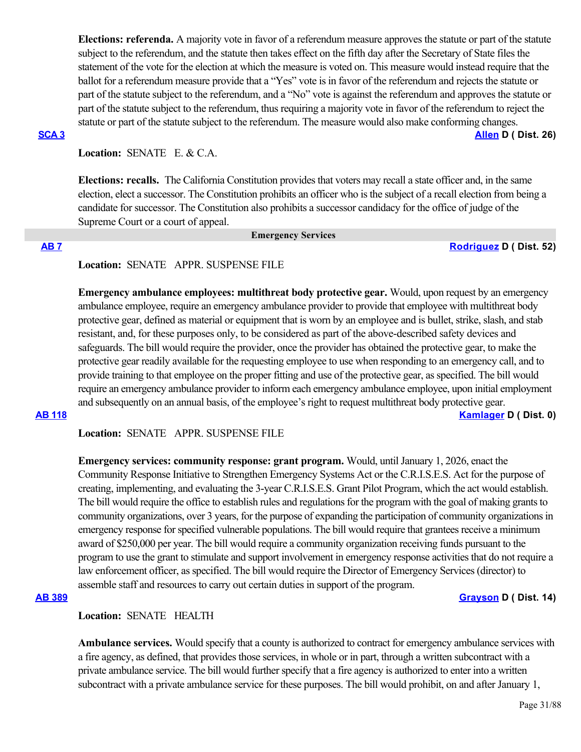**Elections: referenda.** A majority vote in favor of a referendum measure approves the statute or part of the statute subject to the referendum, and the statute then takes effect on the fifth day after the Secretary of State files the statement of the vote for the election at which the measure is voted on. This measure would instead require that the ballot for a referendum measure provide that a "Yes" vote is in favor of the referendum and rejects the statute or part of the statute subject to the referendum, and a "No" vote is against the referendum and approves the statute or part of the statute subject to the referendum, thus requiring a majority vote in favor of the referendum to reject the statute or part of the statute subject to the referendum. The measure would also make conforming changes.

**SCA 3** — **Allen D ( Dist. 26)**

**Location:** SENATE E. & C.A.

**Elections: recalls.** The California Constitution provides that voters may recall a state officer and, in the same election, elect a successor. The Constitution prohibits an officer who is the subject of a recall election from being a candidate for successor. The Constitution also prohibits a successor candidacy for the office of judge of the Supreme Court or a court of appeal.

## Emergency Services

**AB 7** — **Rodriguez D ( Dist. 52)**

**Location:** SENATE APPR. SUSPENSE FILE

**Emergency ambulance employees: multithreat body protective gear.** Would, upon request by an emergency ambulance employee, require an emergency ambulance provider to provide that employee with multithreat body protective gear, defined as material or equipment that is worn by an employee and is bullet, strike, slash, and stab resistant, and, for these purposes only, to be considered as part of the above-described safety devices and safeguards. The bill would require the provider, once the provider has obtained the protective gear, to make the protective gear readily available for the requesting employee to use when responding to an emergency call, and to provide training to that employee on the proper fitting and use of the protective gear, as specified. The bill would require an emergency ambulance provider to inform each emergency ambulance employee, upon initial employment and subsequently on an annual basis, of the employee's right to request multithreat body protective gear.

**AB 118** — **Kamlager D ( Dist. 0)**

**Location:** SENATE APPR. SUSPENSE FILE

**Emergency services: community response: grant program.** Would, until January 1, 2026, enact the Community Response Initiative to Strengthen Emergency Systems Act or the C.R.I.S.E.S. Act for the purpose of creating, implementing, and evaluating the 3-year C.R.I.S.E.S. Grant Pilot Program, which the act would establish. The bill would require the office to establish rules and regulations for the program with the goal of making grants to community organizations, over 3 years, for the purpose of expanding the participation of community organizations in emergency response for specified vulnerable populations. The bill would require that grantees receive a minimum award of $250,000 per year. The bill would require a community organization receiving funds pursuant to the program to use the grant to stimulate and support involvement in emergency response activities that do not require a law enforcement officer, as specified. The bill would require the Director of Emergency Services (director) to assemble staff and resources to carry out certain duties in support of the program.

**AB 389** — **Grayson D ( Dist. 14)**

**Location:** SENATE HEALTH

**Ambulance services.** Would specify that a county is authorized to contract for emergency ambulance services with a fire agency, as defined, that provides those services, in whole or in part, through a written subcontract with a private ambulance service. The bill would further specify that a fire agency is authorized to enter into a written subcontract with a private ambulance service for these purposes. The bill would prohibit, on and after January 1,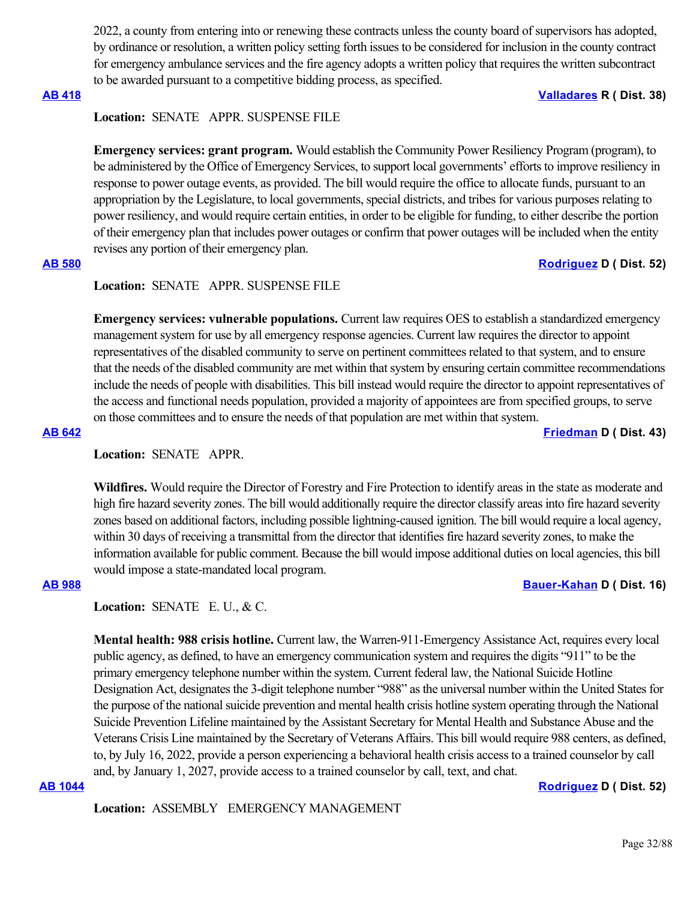2022, a county from entering into or renewing these contracts unless the county board of supervisors has adopted, by ordinance or resolution, a written policy setting forth issues to be considered for inclusion in the county contract for emergency ambulance services and the fire agency adopts a written policy that requires the written subcontract to be awarded pursuant to a competitive bidding process, as specified.

**AB 418** **Valladares R ( Dist. 38)**

**Location:** SENATE APPR. SUSPENSE FILE

**Emergency services: grant program.** Would establish the Community Power Resiliency Program (program), to be administered by the Office of Emergency Services, to support local governments' efforts to improve resiliency in response to power outage events, as provided. The bill would require the office to allocate funds, pursuant to an appropriation by the Legislature, to local governments, special districts, and tribes for various purposes relating to power resiliency, and would require certain entities, in order to be eligible for funding, to either describe the portion of their emergency plan that includes power outages or confirm that power outages will be included when the entity revises any portion of their emergency plan.

**AB 580** **Rodriguez D ( Dist. 52)**

**Location:** SENATE APPR. SUSPENSE FILE

**Emergency services: vulnerable populations.** Current law requires OES to establish a standardized emergency management system for use by all emergency response agencies. Current law requires the director to appoint representatives of the disabled community to serve on pertinent committees related to that system, and to ensure that the needs of the disabled community are met within that system by ensuring certain committee recommendations include the needs of people with disabilities. This bill instead would require the director to appoint representatives of the access and functional needs population, provided a majority of appointees are from specified groups, to serve on those committees and to ensure the needs of that population are met within that system.

**AB 642** **Friedman D ( Dist. 43)**

**Location:** SENATE APPR.

**Wildfires.** Would require the Director of Forestry and Fire Protection to identify areas in the state as moderate and high fire hazard severity zones. The bill would additionally require the director classify areas into fire hazard severity zones based on additional factors, including possible lightning-caused ignition. The bill would require a local agency, within 30 days of receiving a transmittal from the director that identifies fire hazard severity zones, to make the information available for public comment. Because the bill would impose additional duties on local agencies, this bill would impose a state-mandated local program.

**AB 988** **Bauer-Kahan D ( Dist. 16)**

**Location:** SENATE E. U., & C.

**Mental health: 988 crisis hotline.** Current law, the Warren-911-Emergency Assistance Act, requires every local public agency, as defined, to have an emergency communication system and requires the digits "911" to be the primary emergency telephone number within the system. Current federal law, the National Suicide Hotline Designation Act, designates the 3-digit telephone number "988" as the universal number within the United States for the purpose of the national suicide prevention and mental health crisis hotline system operating through the National Suicide Prevention Lifeline maintained by the Assistant Secretary for Mental Health and Substance Abuse and the Veterans Crisis Line maintained by the Secretary of Veterans Affairs. This bill would require 988 centers, as defined, to, by July 16, 2022, provide a person experiencing a behavioral health crisis access to a trained counselor by call and, by January 1, 2027, provide access to a trained counselor by call, text, and chat.

**AB 1044** **Rodriguez D ( Dist. 52)**

**Location:** ASSEMBLY EMERGENCY MANAGEMENT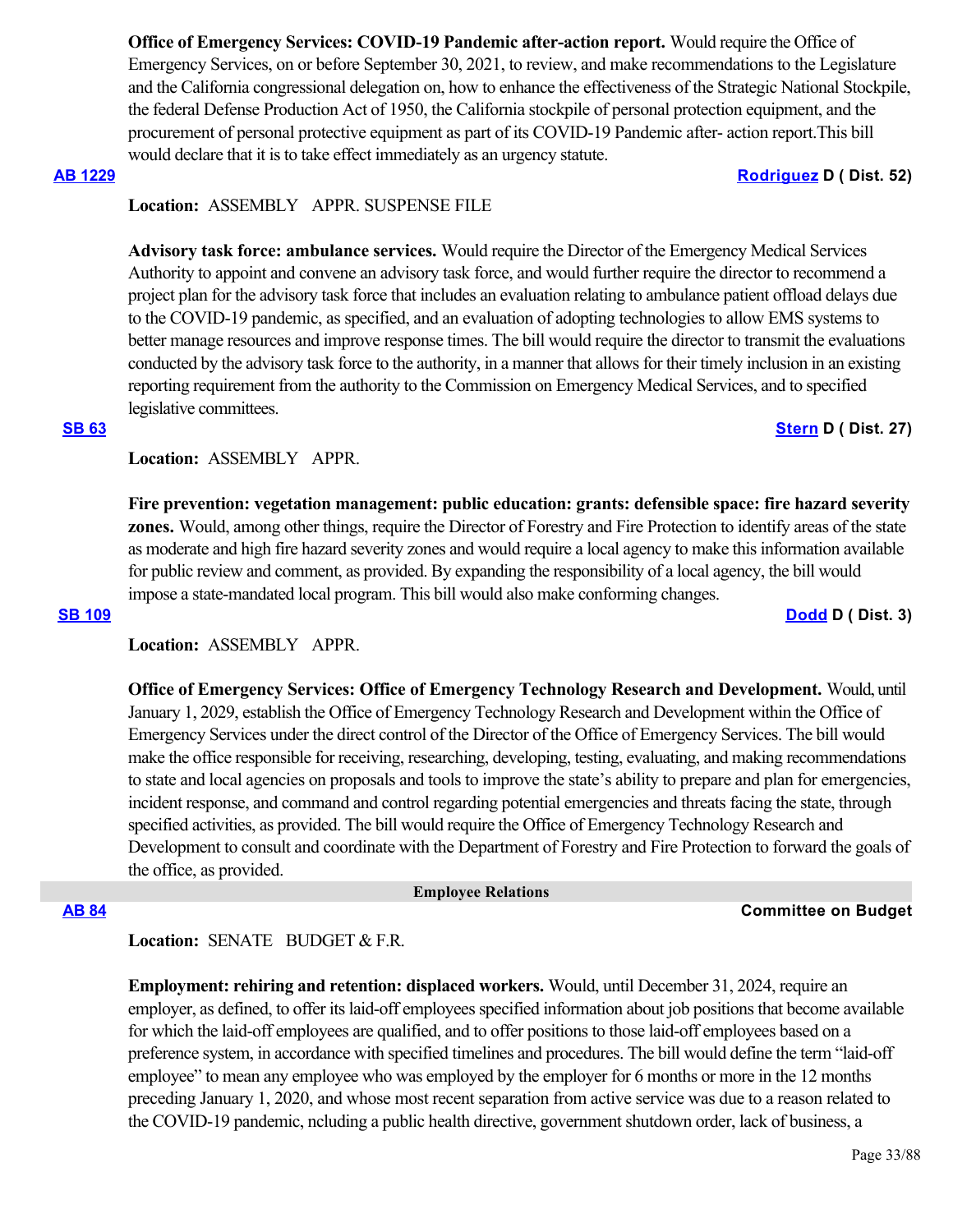**Office of Emergency Services: COVID-19 Pandemic after-action report.** Would require the Office of Emergency Services, on or before September 30, 2021, to review, and make recommendations to the Legislature and the California congressional delegation on, how to enhance the effectiveness of the Strategic National Stockpile, the federal Defense Production Act of 1950, the California stockpile of personal protection equipment, and the procurement of personal protective equipment as part of its COVID-19 Pandemic after- action report.This bill would declare that it is to take effect immediately as an urgency statute.

**AB 1229** **Rodriguez D ( Dist. 52)**

**Location:** ASSEMBLY APPR. SUSPENSE FILE

**Advisory task force: ambulance services.** Would require the Director of the Emergency Medical Services Authority to appoint and convene an advisory task force, and would further require the director to recommend a project plan for the advisory task force that includes an evaluation relating to ambulance patient offload delays due to the COVID-19 pandemic, as specified, and an evaluation of adopting technologies to allow EMS systems to better manage resources and improve response times. The bill would require the director to transmit the evaluations conducted by the advisory task force to the authority, in a manner that allows for their timely inclusion in an existing reporting requirement from the authority to the Commission on Emergency Medical Services, and to specified legislative committees.

**SB 63** **Stern D ( Dist. 27)**

**Location:** ASSEMBLY APPR.

**Fire prevention: vegetation management: public education: grants: defensible space: fire hazard severity zones.** Would, among other things, require the Director of Forestry and Fire Protection to identify areas of the state as moderate and high fire hazard severity zones and would require a local agency to make this information available for public review and comment, as provided. By expanding the responsibility of a local agency, the bill would impose a state-mandated local program. This bill would also make conforming changes.

**SB 109** **Dodd D ( Dist. 3)**

**Location:** ASSEMBLY APPR.

**Office of Emergency Services: Office of Emergency Technology Research and Development.** Would, until January 1, 2029, establish the Office of Emergency Technology Research and Development within the Office of Emergency Services under the direct control of the Director of the Office of Emergency Services. The bill would make the office responsible for receiving, researching, developing, testing, evaluating, and making recommendations to state and local agencies on proposals and tools to improve the state's ability to prepare and plan for emergencies, incident response, and command and control regarding potential emergencies and threats facing the state, through specified activities, as provided. The bill would require the Office of Emergency Technology Research and Development to consult and coordinate with the Department of Forestry and Fire Protection to forward the goals of the office, as provided.

## Employee Relations

**AB 84** **Committee on Budget**

**Location:** SENATE BUDGET & F.R.

**Employment: rehiring and retention: displaced workers.** Would, until December 31, 2024, require an employer, as defined, to offer its laid-off employees specified information about job positions that become available for which the laid-off employees are qualified, and to offer positions to those laid-off employees based on a preference system, in accordance with specified timelines and procedures. The bill would define the term "laid-off employee" to mean any employee who was employed by the employer for 6 months or more in the 12 months preceding January 1, 2020, and whose most recent separation from active service was due to a reason related to the COVID-19 pandemic, ncluding a public health directive, government shutdown order, lack of business, a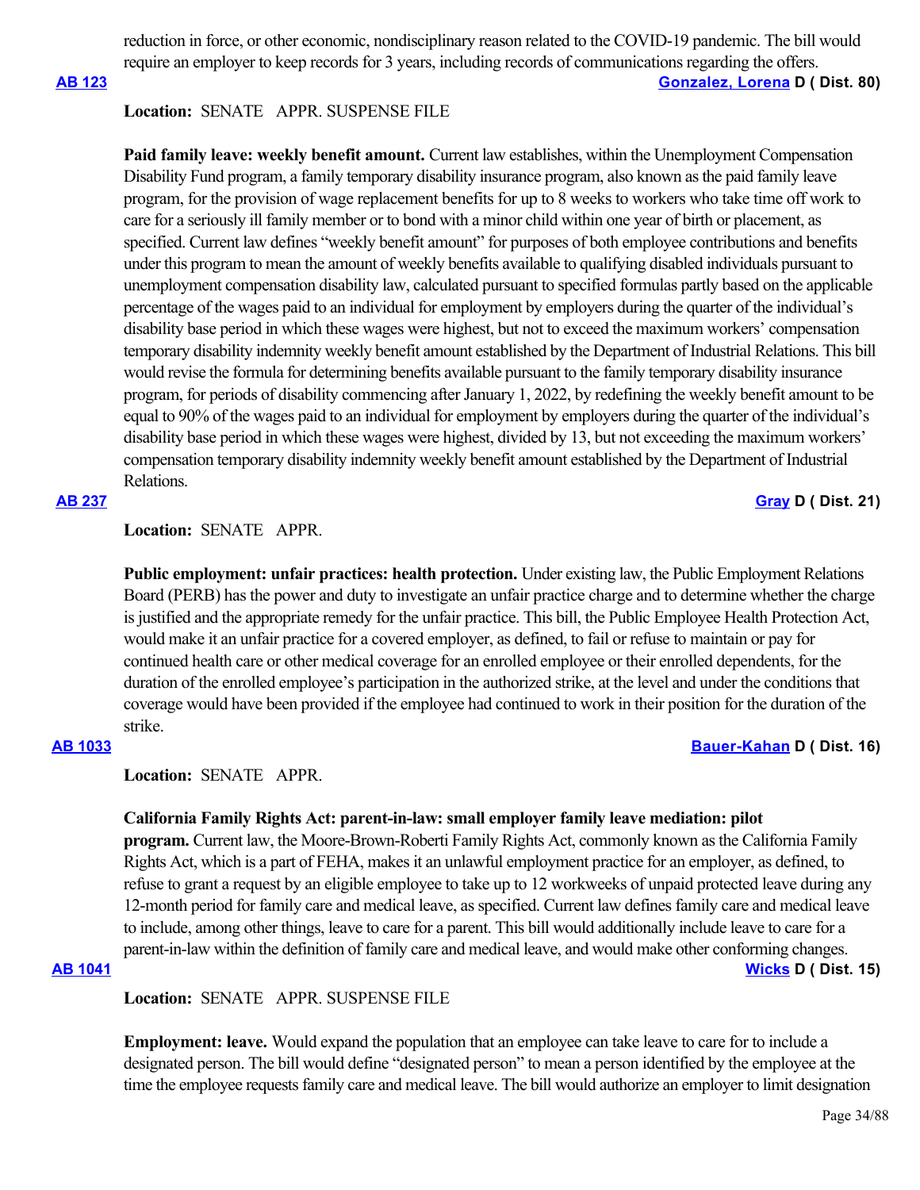reduction in force, or other economic, nondisciplinary reason related to the COVID-19 pandemic. The bill would require an employer to keep records for 3 years, including records of communications regarding the offers.

**AB 123** **Gonzalez, Lorena D ( Dist. 80)**

**Location:** SENATE APPR. SUSPENSE FILE

**Paid family leave: weekly benefit amount.** Current law establishes, within the Unemployment Compensation Disability Fund program, a family temporary disability insurance program, also known as the paid family leave program, for the provision of wage replacement benefits for up to 8 weeks to workers who take time off work to care for a seriously ill family member or to bond with a minor child within one year of birth or placement, as specified. Current law defines "weekly benefit amount" for purposes of both employee contributions and benefits under this program to mean the amount of weekly benefits available to qualifying disabled individuals pursuant to unemployment compensation disability law, calculated pursuant to specified formulas partly based on the applicable percentage of the wages paid to an individual for employment by employers during the quarter of the individual's disability base period in which these wages were highest, but not to exceed the maximum workers' compensation temporary disability indemnity weekly benefit amount established by the Department of Industrial Relations. This bill would revise the formula for determining benefits available pursuant to the family temporary disability insurance program, for periods of disability commencing after January 1, 2022, by redefining the weekly benefit amount to be equal to 90% of the wages paid to an individual for employment by employers during the quarter of the individual's disability base period in which these wages were highest, divided by 13, but not exceeding the maximum workers' compensation temporary disability indemnity weekly benefit amount established by the Department of Industrial Relations.

**AB 237** **Gray D ( Dist. 21)**

**Location:** SENATE APPR.

**Public employment: unfair practices: health protection.** Under existing law, the Public Employment Relations Board (PERB) has the power and duty to investigate an unfair practice charge and to determine whether the charge is justified and the appropriate remedy for the unfair practice. This bill, the Public Employee Health Protection Act, would make it an unfair practice for a covered employer, as defined, to fail or refuse to maintain or pay for continued health care or other medical coverage for an enrolled employee or their enrolled dependents, for the duration of the enrolled employee's participation in the authorized strike, at the level and under the conditions that coverage would have been provided if the employee had continued to work in their position for the duration of the strike.

**AB 1033** **Bauer-Kahan D ( Dist. 16)**

**Location:** SENATE APPR.

**California Family Rights Act: parent-in-law: small employer family leave mediation: pilot program.** Current law, the Moore-Brown-Roberti Family Rights Act, commonly known as the California Family Rights Act, which is a part of FEHA, makes it an unlawful employment practice for an employer, as defined, to refuse to grant a request by an eligible employee to take up to 12 workweeks of unpaid protected leave during any 12-month period for family care and medical leave, as specified. Current law defines family care and medical leave to include, among other things, leave to care for a parent. This bill would additionally include leave to care for a parent-in-law within the definition of family care and medical leave, and would make other conforming changes.

**AB 1041** **Wicks D ( Dist. 15)**

**Location:** SENATE APPR. SUSPENSE FILE

**Employment: leave.** Would expand the population that an employee can take leave to care for to include a designated person. The bill would define "designated person" to mean a person identified by the employee at the time the employee requests family care and medical leave. The bill would authorize an employer to limit designation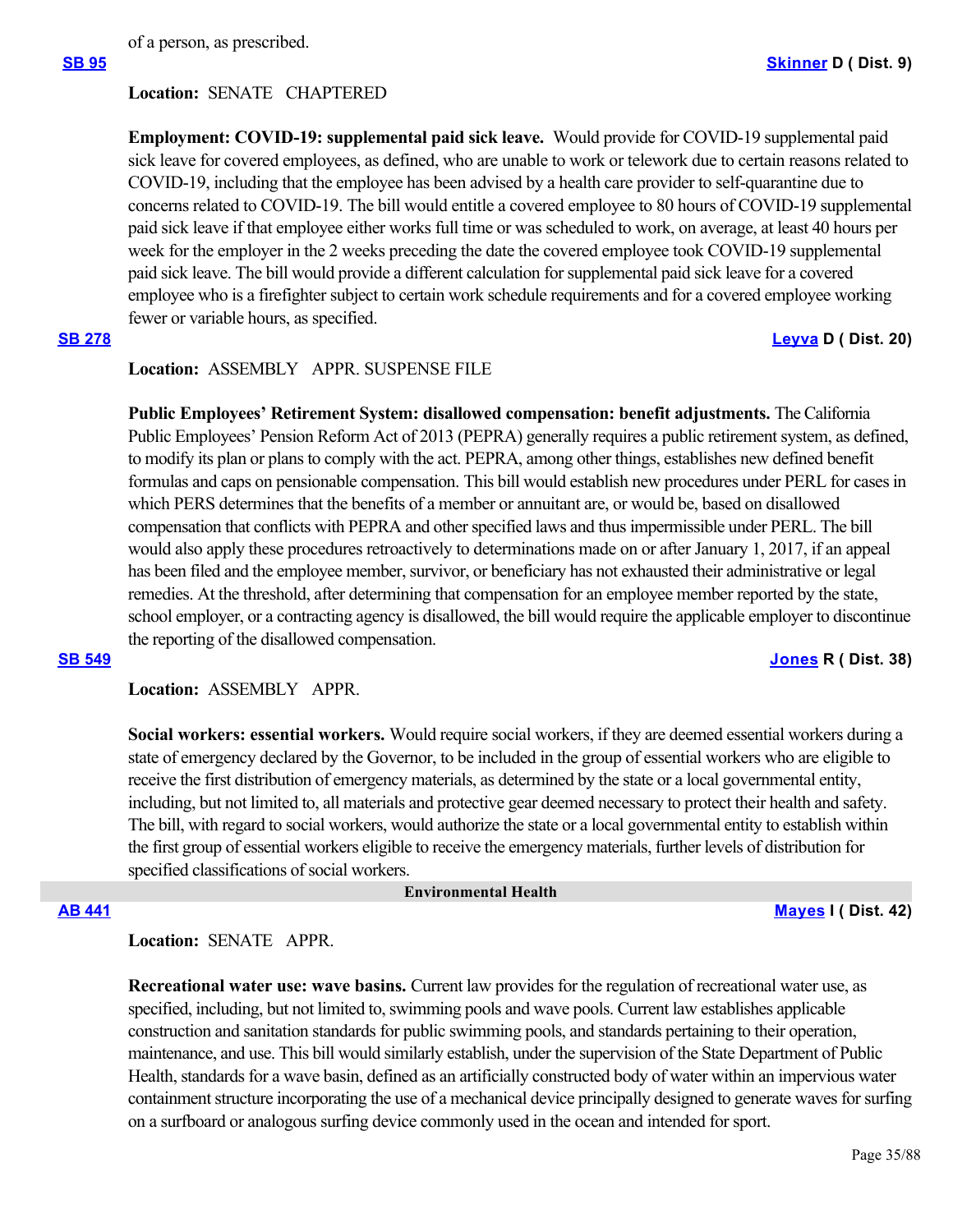of a person, as prescribed.

**[SB 95](#)** **[Skinner](#) D ( Dist. 9)**

**Location:** SENATE CHAPTERED

**Employment: COVID-19: supplemental paid sick leave.** Would provide for COVID-19 supplemental paid sick leave for covered employees, as defined, who are unable to work or telework due to certain reasons related to COVID-19, including that the employee has been advised by a health care provider to self-quarantine due to concerns related to COVID-19. The bill would entitle a covered employee to 80 hours of COVID-19 supplemental paid sick leave if that employee either works full time or was scheduled to work, on average, at least 40 hours per week for the employer in the 2 weeks preceding the date the covered employee took COVID-19 supplemental paid sick leave. The bill would provide a different calculation for supplemental paid sick leave for a covered employee who is a firefighter subject to certain work schedule requirements and for a covered employee working fewer or variable hours, as specified.

**[SB 278](#)** **[Leyva](#) D ( Dist. 20)**

**Location:** ASSEMBLY APPR. SUSPENSE FILE

**Public Employees' Retirement System: disallowed compensation: benefit adjustments.** The California Public Employees' Pension Reform Act of 2013 (PEPRA) generally requires a public retirement system, as defined, to modify its plan or plans to comply with the act. PEPRA, among other things, establishes new defined benefit formulas and caps on pensionable compensation. This bill would establish new procedures under PERL for cases in which PERS determines that the benefits of a member or annuitant are, or would be, based on disallowed compensation that conflicts with PEPRA and other specified laws and thus impermissible under PERL. The bill would also apply these procedures retroactively to determinations made on or after January 1, 2017, if an appeal has been filed and the employee member, survivor, or beneficiary has not exhausted their administrative or legal remedies. At the threshold, after determining that compensation for an employee member reported by the state, school employer, or a contracting agency is disallowed, the bill would require the applicable employer to discontinue the reporting of the disallowed compensation.

**[SB 549](#)** **[Jones](#) R ( Dist. 38)**

**Location:** ASSEMBLY APPR.

**Social workers: essential workers.** Would require social workers, if they are deemed essential workers during a state of emergency declared by the Governor, to be included in the group of essential workers who are eligible to receive the first distribution of emergency materials, as determined by the state or a local governmental entity, including, but not limited to, all materials and protective gear deemed necessary to protect their health and safety. The bill, with regard to social workers, would authorize the state or a local governmental entity to establish within the first group of essential workers eligible to receive the emergency materials, further levels of distribution for specified classifications of social workers.

## Environmental Health

**[AB 441](#)** **[Mayes](#) I ( Dist. 42)**

**Location:** SENATE APPR.

**Recreational water use: wave basins.** Current law provides for the regulation of recreational water use, as specified, including, but not limited to, swimming pools and wave pools. Current law establishes applicable construction and sanitation standards for public swimming pools, and standards pertaining to their operation, maintenance, and use. This bill would similarly establish, under the supervision of the State Department of Public Health, standards for a wave basin, defined as an artificially constructed body of water within an impervious water containment structure incorporating the use of a mechanical device principally designed to generate waves for surfing on a surfboard or analogous surfing device commonly used in the ocean and intended for sport.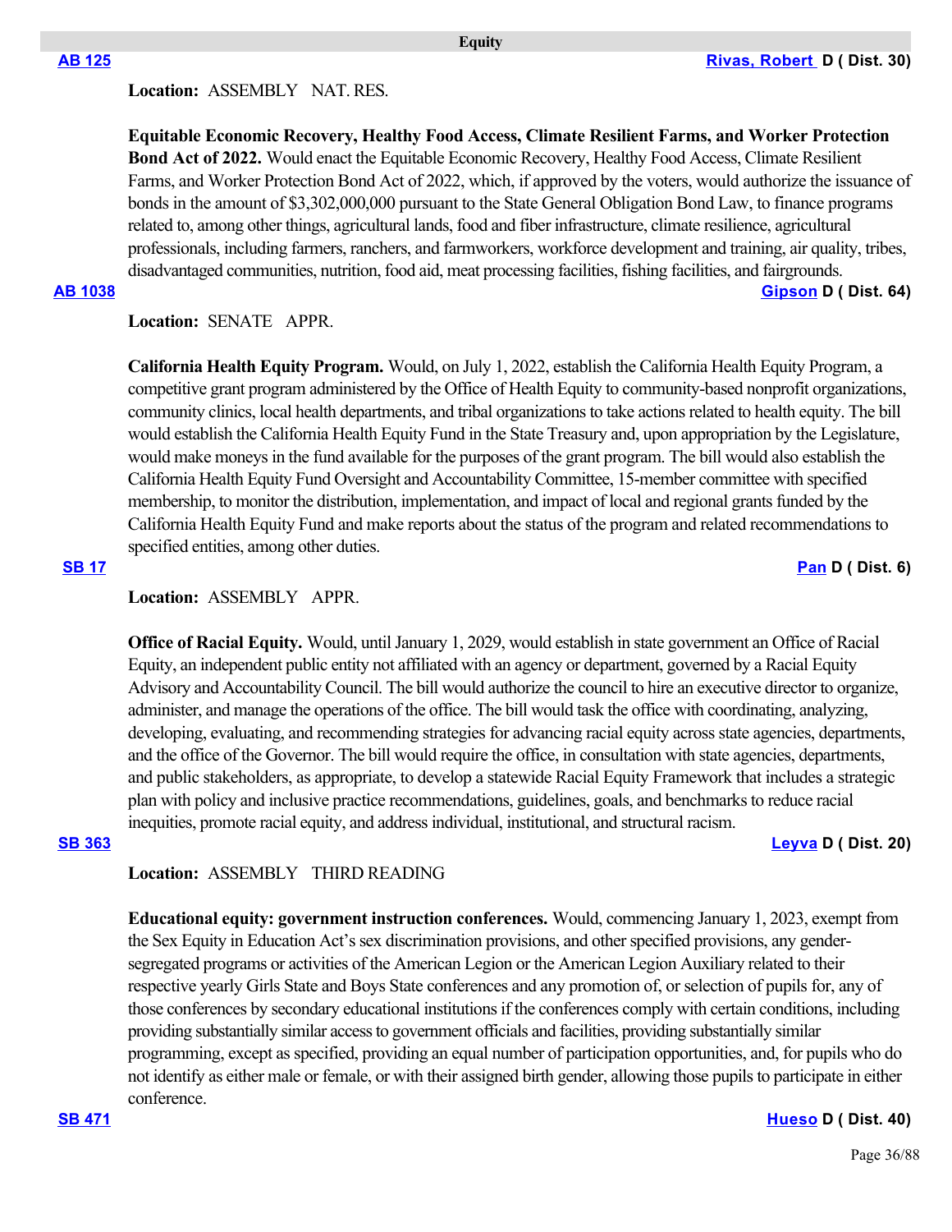## Equity

**AB 125** — **Rivas, Robert D ( Dist. 30)**

**Location:** ASSEMBLY NAT. RES.

**Equitable Economic Recovery, Healthy Food Access, Climate Resilient Farms, and Worker Protection Bond Act of 2022.** Would enact the Equitable Economic Recovery, Healthy Food Access, Climate Resilient Farms, and Worker Protection Bond Act of 2022, which, if approved by the voters, would authorize the issuance of bonds in the amount of $3,302,000,000 pursuant to the State General Obligation Bond Law, to finance programs related to, among other things, agricultural lands, food and fiber infrastructure, climate resilience, agricultural professionals, including farmers, ranchers, and farmworkers, workforce development and training, air quality, tribes, disadvantaged communities, nutrition, food aid, meat processing facilities, fishing facilities, and fairgrounds.

**AB 1038** — **Gipson D ( Dist. 64)**

**Location:** SENATE APPR.

**California Health Equity Program.** Would, on July 1, 2022, establish the California Health Equity Program, a competitive grant program administered by the Office of Health Equity to community-based nonprofit organizations, community clinics, local health departments, and tribal organizations to take actions related to health equity. The bill would establish the California Health Equity Fund in the State Treasury and, upon appropriation by the Legislature, would make moneys in the fund available for the purposes of the grant program. The bill would also establish the California Health Equity Fund Oversight and Accountability Committee, 15-member committee with specified membership, to monitor the distribution, implementation, and impact of local and regional grants funded by the California Health Equity Fund and make reports about the status of the program and related recommendations to specified entities, among other duties.

**SB 17** — **Pan D ( Dist. 6)**

**Location:** ASSEMBLY APPR.

**Office of Racial Equity.** Would, until January 1, 2029, would establish in state government an Office of Racial Equity, an independent public entity not affiliated with an agency or department, governed by a Racial Equity Advisory and Accountability Council. The bill would authorize the council to hire an executive director to organize, administer, and manage the operations of the office. The bill would task the office with coordinating, analyzing, developing, evaluating, and recommending strategies for advancing racial equity across state agencies, departments, and the office of the Governor. The bill would require the office, in consultation with state agencies, departments, and public stakeholders, as appropriate, to develop a statewide Racial Equity Framework that includes a strategic plan with policy and inclusive practice recommendations, guidelines, goals, and benchmarks to reduce racial inequities, promote racial equity, and address individual, institutional, and structural racism.

**SB 363** — **Leyva D ( Dist. 20)**

**Location:** ASSEMBLY THIRD READING

**Educational equity: government instruction conferences.** Would, commencing January 1, 2023, exempt from the Sex Equity in Education Act's sex discrimination provisions, and other specified provisions, any gender-segregated programs or activities of the American Legion or the American Legion Auxiliary related to their respective yearly Girls State and Boys State conferences and any promotion of, or selection of pupils for, any of those conferences by secondary educational institutions if the conferences comply with certain conditions, including providing substantially similar access to government officials and facilities, providing substantially similar programming, except as specified, providing an equal number of participation opportunities, and, for pupils who do not identify as either male or female, or with their assigned birth gender, allowing those pupils to participate in either conference.

**SB 471** — **Hueso D ( Dist. 40)**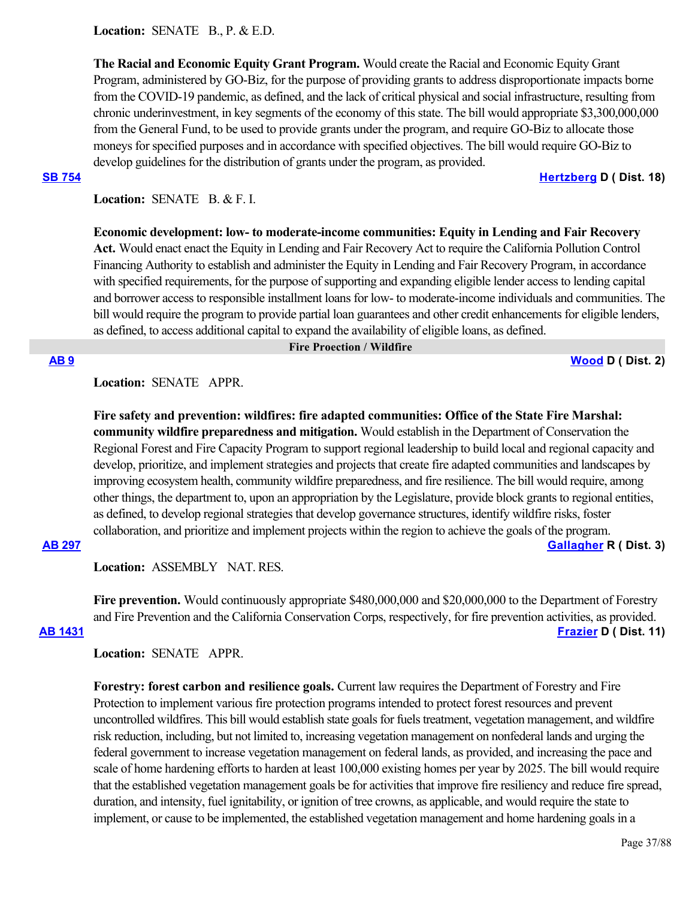**Location:** SENATE B., P. & E.D.

**The Racial and Economic Equity Grant Program.** Would create the Racial and Economic Equity Grant Program, administered by GO-Biz, for the purpose of providing grants to address disproportionate impacts borne from the COVID-19 pandemic, as defined, and the lack of critical physical and social infrastructure, resulting from chronic underinvestment, in key segments of the economy of this state. The bill would appropriate $3,300,000,000 from the General Fund, to be used to provide grants under the program, and require GO-Biz to allocate those moneys for specified purposes and in accordance with specified objectives. The bill would require GO-Biz to develop guidelines for the distribution of grants under the program, as provided.

**SB 754** **Hertzberg D ( Dist. 18)**

**Location:** SENATE B. & F. I.

**Economic development: low- to moderate-income communities: Equity in Lending and Fair Recovery Act.** Would enact enact the Equity in Lending and Fair Recovery Act to require the California Pollution Control Financing Authority to establish and administer the Equity in Lending and Fair Recovery Program, in accordance with specified requirements, for the purpose of supporting and expanding eligible lender access to lending capital and borrower access to responsible installment loans for low- to moderate-income individuals and communities. The bill would require the program to provide partial loan guarantees and other credit enhancements for eligible lenders, as defined, to access additional capital to expand the availability of eligible loans, as defined.

## Fire Proection / Wildfire

**AB 9** **Wood D ( Dist. 2)**

**Location:** SENATE APPR.

**Fire safety and prevention: wildfires: fire adapted communities: Office of the State Fire Marshal: community wildfire preparedness and mitigation.** Would establish in the Department of Conservation the Regional Forest and Fire Capacity Program to support regional leadership to build local and regional capacity and develop, prioritize, and implement strategies and projects that create fire adapted communities and landscapes by improving ecosystem health, community wildfire preparedness, and fire resilience. The bill would require, among other things, the department to, upon an appropriation by the Legislature, provide block grants to regional entities, as defined, to develop regional strategies that develop governance structures, identify wildfire risks, foster collaboration, and prioritize and implement projects within the region to achieve the goals of the program.

**AB 297** **Gallagher R ( Dist. 3)**

**Location:** ASSEMBLY NAT. RES.

**Fire prevention.** Would continuously appropriate $480,000,000 and $20,000,000 to the Department of Forestry and Fire Prevention and the California Conservation Corps, respectively, for fire prevention activities, as provided.

**AB 1431** **Frazier D ( Dist. 11)**

**Location:** SENATE APPR.

**Forestry: forest carbon and resilience goals.** Current law requires the Department of Forestry and Fire Protection to implement various fire protection programs intended to protect forest resources and prevent uncontrolled wildfires. This bill would establish state goals for fuels treatment, vegetation management, and wildfire risk reduction, including, but not limited to, increasing vegetation management on nonfederal lands and urging the federal government to increase vegetation management on federal lands, as provided, and increasing the pace and scale of home hardening efforts to harden at least 100,000 existing homes per year by 2025. The bill would require that the established vegetation management goals be for activities that improve fire resiliency and reduce fire spread, duration, and intensity, fuel ignitability, or ignition of tree crowns, as applicable, and would require the state to implement, or cause to be implemented, the established vegetation management and home hardening goals in a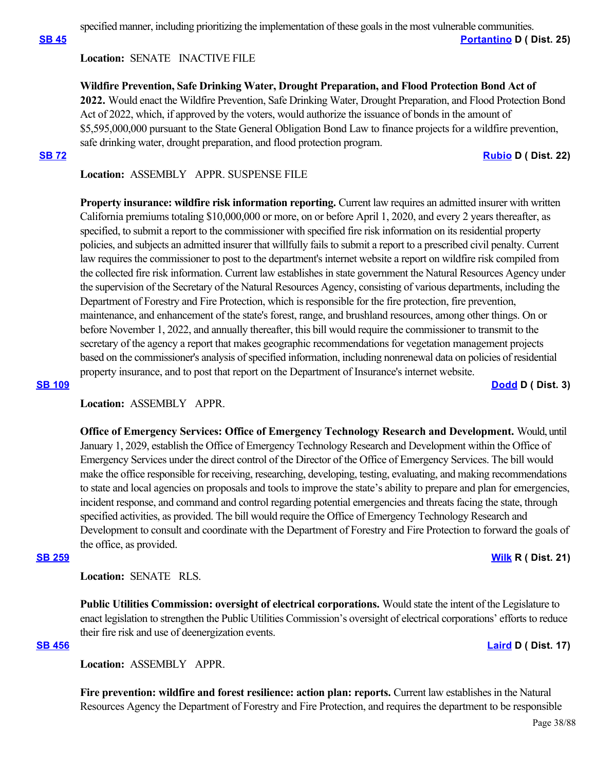specified manner, including prioritizing the implementation of these goals in the most vulnerable communities.

**SB 45** **Portantino D ( Dist. 25)**

**Location:** SENATE INACTIVE FILE

**Wildfire Prevention, Safe Drinking Water, Drought Preparation, and Flood Protection Bond Act of 2022.** Would enact the Wildfire Prevention, Safe Drinking Water, Drought Preparation, and Flood Protection Bond Act of 2022, which, if approved by the voters, would authorize the issuance of bonds in the amount of $5,595,000,000 pursuant to the State General Obligation Bond Law to finance projects for a wildfire prevention, safe drinking water, drought preparation, and flood protection program.

**SB 72** **Rubio D ( Dist. 22)**

**Location:** ASSEMBLY APPR. SUSPENSE FILE

**Property insurance: wildfire risk information reporting.** Current law requires an admitted insurer with written California premiums totaling $10,000,000 or more, on or before April 1, 2020, and every 2 years thereafter, as specified, to submit a report to the commissioner with specified fire risk information on its residential property policies, and subjects an admitted insurer that willfully fails to submit a report to a prescribed civil penalty. Current law requires the commissioner to post to the department's internet website a report on wildfire risk compiled from the collected fire risk information. Current law establishes in state government the Natural Resources Agency under the supervision of the Secretary of the Natural Resources Agency, consisting of various departments, including the Department of Forestry and Fire Protection, which is responsible for the fire protection, fire prevention, maintenance, and enhancement of the state's forest, range, and brushland resources, among other things. On or before November 1, 2022, and annually thereafter, this bill would require the commissioner to transmit to the secretary of the agency a report that makes geographic recommendations for vegetation management projects based on the commissioner's analysis of specified information, including nonrenewal data on policies of residential property insurance, and to post that report on the Department of Insurance's internet website.

**SB 109** **Dodd D ( Dist. 3)**

**Location:** ASSEMBLY APPR.

**Office of Emergency Services: Office of Emergency Technology Research and Development.** Would, until January 1, 2029, establish the Office of Emergency Technology Research and Development within the Office of Emergency Services under the direct control of the Director of the Office of Emergency Services. The bill would make the office responsible for receiving, researching, developing, testing, evaluating, and making recommendations to state and local agencies on proposals and tools to improve the state's ability to prepare and plan for emergencies, incident response, and command and control regarding potential emergencies and threats facing the state, through specified activities, as provided. The bill would require the Office of Emergency Technology Research and Development to consult and coordinate with the Department of Forestry and Fire Protection to forward the goals of the office, as provided.

**SB 259** **Wilk R ( Dist. 21)**

**Location:** SENATE RLS.

**Public Utilities Commission: oversight of electrical corporations.** Would state the intent of the Legislature to enact legislation to strengthen the Public Utilities Commission's oversight of electrical corporations' efforts to reduce their fire risk and use of deenergization events.

**SB 456** **Laird D ( Dist. 17)**

**Location:** ASSEMBLY APPR.

**Fire prevention: wildfire and forest resilience: action plan: reports.** Current law establishes in the Natural Resources Agency the Department of Forestry and Fire Protection, and requires the department to be responsible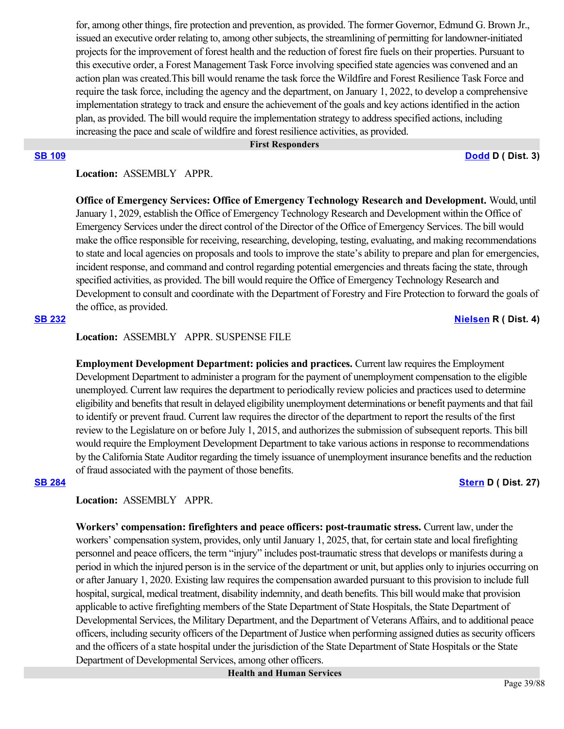for, among other things, fire protection and prevention, as provided. The former Governor, Edmund G. Brown Jr., issued an executive order relating to, among other subjects, the streamlining of permitting for landowner-initiated projects for the improvement of forest health and the reduction of forest fire fuels on their properties. Pursuant to this executive order, a Forest Management Task Force involving specified state agencies was convened and an action plan was created.This bill would rename the task force the Wildfire and Forest Resilience Task Force and require the task force, including the agency and the department, on January 1, 2022, to develop a comprehensive implementation strategy to track and ensure the achievement of the goals and key actions identified in the action plan, as provided. The bill would require the implementation strategy to address specified actions, including increasing the pace and scale of wildfire and forest resilience activities, as provided.

## First Responders

**SB 109** — **Dodd D ( Dist. 3)**

**Location:** ASSEMBLY APPR.

**Office of Emergency Services: Office of Emergency Technology Research and Development.** Would, until January 1, 2029, establish the Office of Emergency Technology Research and Development within the Office of Emergency Services under the direct control of the Director of the Office of Emergency Services. The bill would make the office responsible for receiving, researching, developing, testing, evaluating, and making recommendations to state and local agencies on proposals and tools to improve the state's ability to prepare and plan for emergencies, incident response, and command and control regarding potential emergencies and threats facing the state, through specified activities, as provided. The bill would require the Office of Emergency Technology Research and Development to consult and coordinate with the Department of Forestry and Fire Protection to forward the goals of the office, as provided.

**SB 232** — **Nielsen R ( Dist. 4)**

**Location:** ASSEMBLY APPR. SUSPENSE FILE

**Employment Development Department: policies and practices.** Current law requires the Employment Development Department to administer a program for the payment of unemployment compensation to the eligible unemployed. Current law requires the department to periodically review policies and practices used to determine eligibility and benefits that result in delayed eligibility unemployment determinations or benefit payments and that fail to identify or prevent fraud. Current law requires the director of the department to report the results of the first review to the Legislature on or before July 1, 2015, and authorizes the submission of subsequent reports. This bill would require the Employment Development Department to take various actions in response to recommendations by the California State Auditor regarding the timely issuance of unemployment insurance benefits and the reduction of fraud associated with the payment of those benefits.

**SB 284** — **Stern D ( Dist. 27)**

**Location:** ASSEMBLY APPR.

**Workers' compensation: firefighters and peace officers: post-traumatic stress.** Current law, under the workers' compensation system, provides, only until January 1, 2025, that, for certain state and local firefighting personnel and peace officers, the term "injury" includes post-traumatic stress that develops or manifests during a period in which the injured person is in the service of the department or unit, but applies only to injuries occurring on or after January 1, 2020. Existing law requires the compensation awarded pursuant to this provision to include full hospital, surgical, medical treatment, disability indemnity, and death benefits. This bill would make that provision applicable to active firefighting members of the State Department of State Hospitals, the State Department of Developmental Services, the Military Department, and the Department of Veterans Affairs, and to additional peace officers, including security officers of the Department of Justice when performing assigned duties as security officers and the officers of a state hospital under the jurisdiction of the State Department of State Hospitals or the State Department of Developmental Services, among other officers.

## Health and Human Services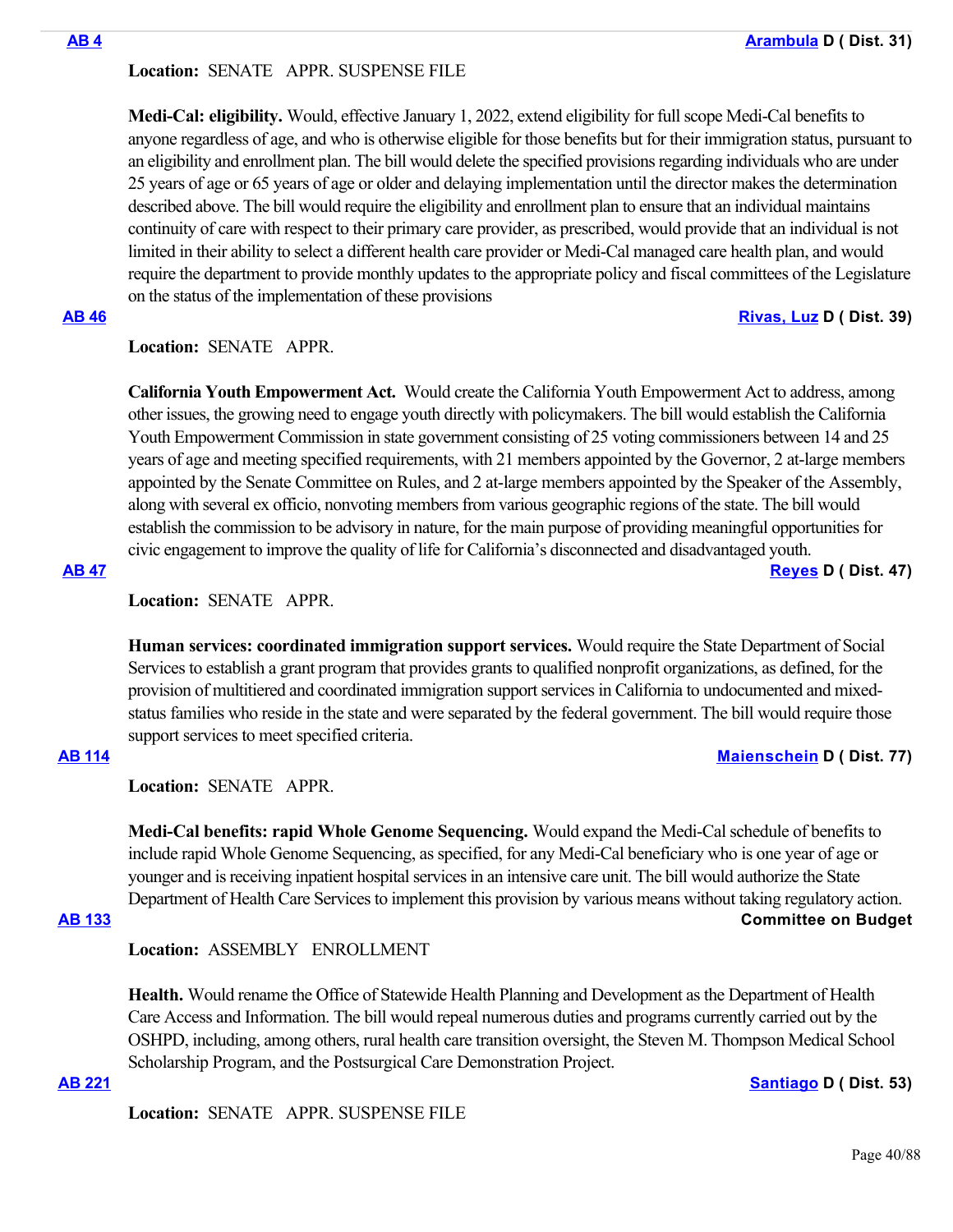**AB 4** **Arambula D ( Dist. 31)**

**Location:** SENATE APPR. SUSPENSE FILE

**Medi-Cal: eligibility.** Would, effective January 1, 2022, extend eligibility for full scope Medi-Cal benefits to anyone regardless of age, and who is otherwise eligible for those benefits but for their immigration status, pursuant to an eligibility and enrollment plan. The bill would delete the specified provisions regarding individuals who are under 25 years of age or 65 years of age or older and delaying implementation until the director makes the determination described above. The bill would require the eligibility and enrollment plan to ensure that an individual maintains continuity of care with respect to their primary care provider, as prescribed, would provide that an individual is not limited in their ability to select a different health care provider or Medi-Cal managed care health plan, and would require the department to provide monthly updates to the appropriate policy and fiscal committees of the Legislature on the status of the implementation of these provisions

**AB 46** **Rivas, Luz D ( Dist. 39)**

**Location:** SENATE APPR.

**California Youth Empowerment Act.** Would create the California Youth Empowerment Act to address, among other issues, the growing need to engage youth directly with policymakers. The bill would establish the California Youth Empowerment Commission in state government consisting of 25 voting commissioners between 14 and 25 years of age and meeting specified requirements, with 21 members appointed by the Governor, 2 at-large members appointed by the Senate Committee on Rules, and 2 at-large members appointed by the Speaker of the Assembly, along with several ex officio, nonvoting members from various geographic regions of the state. The bill would establish the commission to be advisory in nature, for the main purpose of providing meaningful opportunities for civic engagement to improve the quality of life for California's disconnected and disadvantaged youth.

**AB 47** **Reyes D ( Dist. 47)**

**Location:** SENATE APPR.

**Human services: coordinated immigration support services.** Would require the State Department of Social Services to establish a grant program that provides grants to qualified nonprofit organizations, as defined, for the provision of multitiered and coordinated immigration support services in California to undocumented and mixed-status families who reside in the state and were separated by the federal government. The bill would require those support services to meet specified criteria.

**AB 114** **Maienschein D ( Dist. 77)**

**Location:** SENATE APPR.

**Medi-Cal benefits: rapid Whole Genome Sequencing.** Would expand the Medi-Cal schedule of benefits to include rapid Whole Genome Sequencing, as specified, for any Medi-Cal beneficiary who is one year of age or younger and is receiving inpatient hospital services in an intensive care unit. The bill would authorize the State Department of Health Care Services to implement this provision by various means without taking regulatory action.

**AB 133** **Committee on Budget**

**Location:** ASSEMBLY ENROLLMENT

**Health.** Would rename the Office of Statewide Health Planning and Development as the Department of Health Care Access and Information. The bill would repeal numerous duties and programs currently carried out by the OSHPD, including, among others, rural health care transition oversight, the Steven M. Thompson Medical School Scholarship Program, and the Postsurgical Care Demonstration Project.

**AB 221** **Santiago D ( Dist. 53)**

**Location:** SENATE APPR. SUSPENSE FILE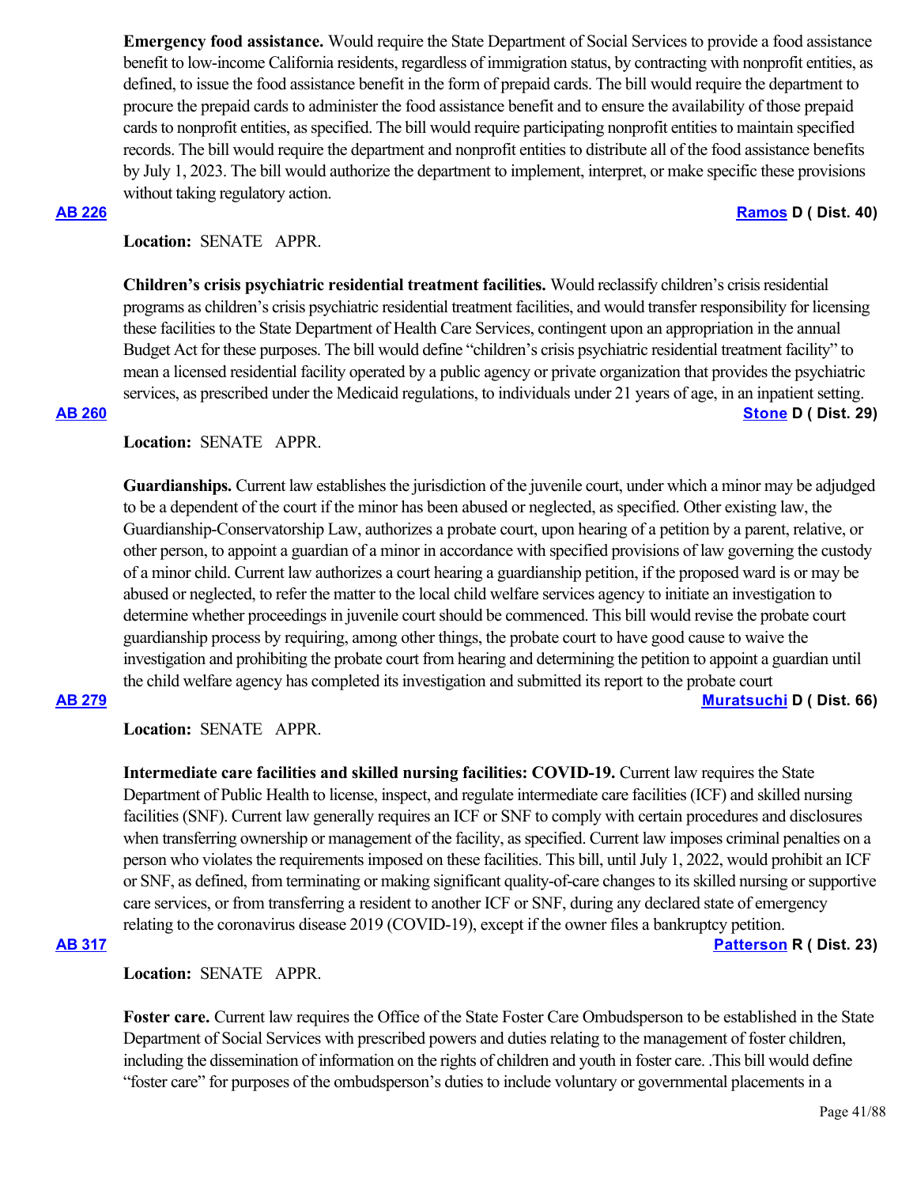**Emergency food assistance.** Would require the State Department of Social Services to provide a food assistance benefit to low-income California residents, regardless of immigration status, by contracting with nonprofit entities, as defined, to issue the food assistance benefit in the form of prepaid cards. The bill would require the department to procure the prepaid cards to administer the food assistance benefit and to ensure the availability of those prepaid cards to nonprofit entities, as specified. The bill would require participating nonprofit entities to maintain specified records. The bill would require the department and nonprofit entities to distribute all of the food assistance benefits by July 1, 2023. The bill would authorize the department to implement, interpret, or make specific these provisions without taking regulatory action.

**AB 226** **Ramos D ( Dist. 40)**

**Location:** SENATE APPR.

**Children's crisis psychiatric residential treatment facilities.** Would reclassify children's crisis residential programs as children's crisis psychiatric residential treatment facilities, and would transfer responsibility for licensing these facilities to the State Department of Health Care Services, contingent upon an appropriation in the annual Budget Act for these purposes. The bill would define "children's crisis psychiatric residential treatment facility" to mean a licensed residential facility operated by a public agency or private organization that provides the psychiatric services, as prescribed under the Medicaid regulations, to individuals under 21 years of age, in an inpatient setting.

**AB 260** **Stone D ( Dist. 29)**

**Location:** SENATE APPR.

**Guardianships.** Current law establishes the jurisdiction of the juvenile court, under which a minor may be adjudged to be a dependent of the court if the minor has been abused or neglected, as specified. Other existing law, the Guardianship-Conservatorship Law, authorizes a probate court, upon hearing of a petition by a parent, relative, or other person, to appoint a guardian of a minor in accordance with specified provisions of law governing the custody of a minor child. Current law authorizes a court hearing a guardianship petition, if the proposed ward is or may be abused or neglected, to refer the matter to the local child welfare services agency to initiate an investigation to determine whether proceedings in juvenile court should be commenced. This bill would revise the probate court guardianship process by requiring, among other things, the probate court to have good cause to waive the investigation and prohibiting the probate court from hearing and determining the petition to appoint a guardian until the child welfare agency has completed its investigation and submitted its report to the probate court

**AB 279** **Muratsuchi D ( Dist. 66)**

**Location:** SENATE APPR.

**Intermediate care facilities and skilled nursing facilities: COVID-19.** Current law requires the State Department of Public Health to license, inspect, and regulate intermediate care facilities (ICF) and skilled nursing facilities (SNF). Current law generally requires an ICF or SNF to comply with certain procedures and disclosures when transferring ownership or management of the facility, as specified. Current law imposes criminal penalties on a person who violates the requirements imposed on these facilities. This bill, until July 1, 2022, would prohibit an ICF or SNF, as defined, from terminating or making significant quality-of-care changes to its skilled nursing or supportive care services, or from transferring a resident to another ICF or SNF, during any declared state of emergency relating to the coronavirus disease 2019 (COVID-19), except if the owner files a bankruptcy petition.

**AB 317** **Patterson R ( Dist. 23)**

**Location:** SENATE APPR.

**Foster care.** Current law requires the Office of the State Foster Care Ombudsperson to be established in the State Department of Social Services with prescribed powers and duties relating to the management of foster children, including the dissemination of information on the rights of children and youth in foster care. .This bill would define "foster care" for purposes of the ombudsperson's duties to include voluntary or governmental placements in a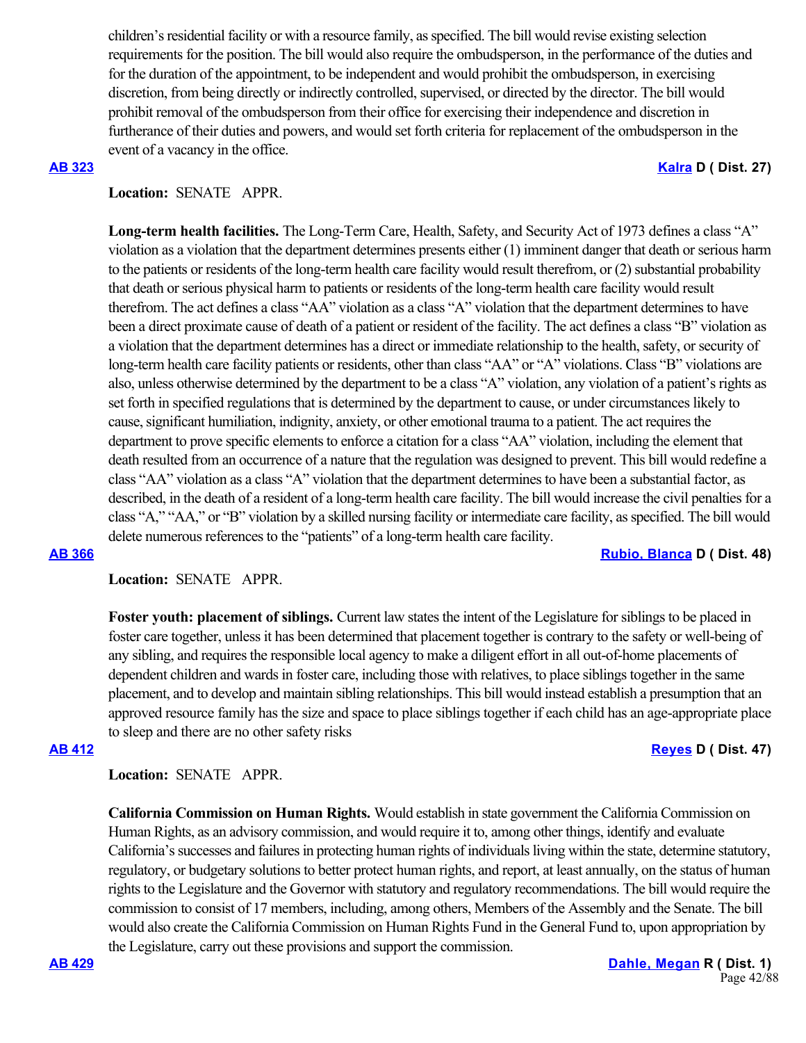children's residential facility or with a resource family, as specified. The bill would revise existing selection requirements for the position. The bill would also require the ombudsperson, in the performance of the duties and for the duration of the appointment, to be independent and would prohibit the ombudsperson, in exercising discretion, from being directly or indirectly controlled, supervised, or directed by the director. The bill would prohibit removal of the ombudsperson from their office for exercising their independence and discretion in furtherance of their duties and powers, and would set forth criteria for replacement of the ombudsperson in the event of a vacancy in the office.

**AB 323** **Kalra D ( Dist. 27)**

**Location:** SENATE APPR.

**Long-term health facilities.** The Long-Term Care, Health, Safety, and Security Act of 1973 defines a class "A" violation as a violation that the department determines presents either (1) imminent danger that death or serious harm to the patients or residents of the long-term health care facility would result therefrom, or (2) substantial probability that death or serious physical harm to patients or residents of the long-term health care facility would result therefrom. The act defines a class "AA" violation as a class "A" violation that the department determines to have been a direct proximate cause of death of a patient or resident of the facility. The act defines a class "B" violation as a violation that the department determines has a direct or immediate relationship to the health, safety, or security of long-term health care facility patients or residents, other than class "AA" or "A" violations. Class "B" violations are also, unless otherwise determined by the department to be a class "A" violation, any violation of a patient's rights as set forth in specified regulations that is determined by the department to cause, or under circumstances likely to cause, significant humiliation, indignity, anxiety, or other emotional trauma to a patient. The act requires the department to prove specific elements to enforce a citation for a class "AA" violation, including the element that death resulted from an occurrence of a nature that the regulation was designed to prevent. This bill would redefine a class "AA" violation as a class "A" violation that the department determines to have been a substantial factor, as described, in the death of a resident of a long-term health care facility. The bill would increase the civil penalties for a class "A," "AA," or "B" violation by a skilled nursing facility or intermediate care facility, as specified. The bill would delete numerous references to the "patients" of a long-term health care facility.

**AB 366** **Rubio, Blanca D ( Dist. 48)**

**Location:** SENATE APPR.

**Foster youth: placement of siblings.** Current law states the intent of the Legislature for siblings to be placed in foster care together, unless it has been determined that placement together is contrary to the safety or well-being of any sibling, and requires the responsible local agency to make a diligent effort in all out-of-home placements of dependent children and wards in foster care, including those with relatives, to place siblings together in the same placement, and to develop and maintain sibling relationships. This bill would instead establish a presumption that an approved resource family has the size and space to place siblings together if each child has an age-appropriate place to sleep and there are no other safety risks

**AB 412** **Reyes D ( Dist. 47)**

**Location:** SENATE APPR.

**California Commission on Human Rights.** Would establish in state government the California Commission on Human Rights, as an advisory commission, and would require it to, among other things, identify and evaluate California's successes and failures in protecting human rights of individuals living within the state, determine statutory, regulatory, or budgetary solutions to better protect human rights, and report, at least annually, on the status of human rights to the Legislature and the Governor with statutory and regulatory recommendations. The bill would require the commission to consist of 17 members, including, among others, Members of the Assembly and the Senate. The bill would also create the California Commission on Human Rights Fund in the General Fund to, upon appropriation by the Legislature, carry out these provisions and support the commission.

**AB 429** **Dahle, Megan R ( Dist. 1)**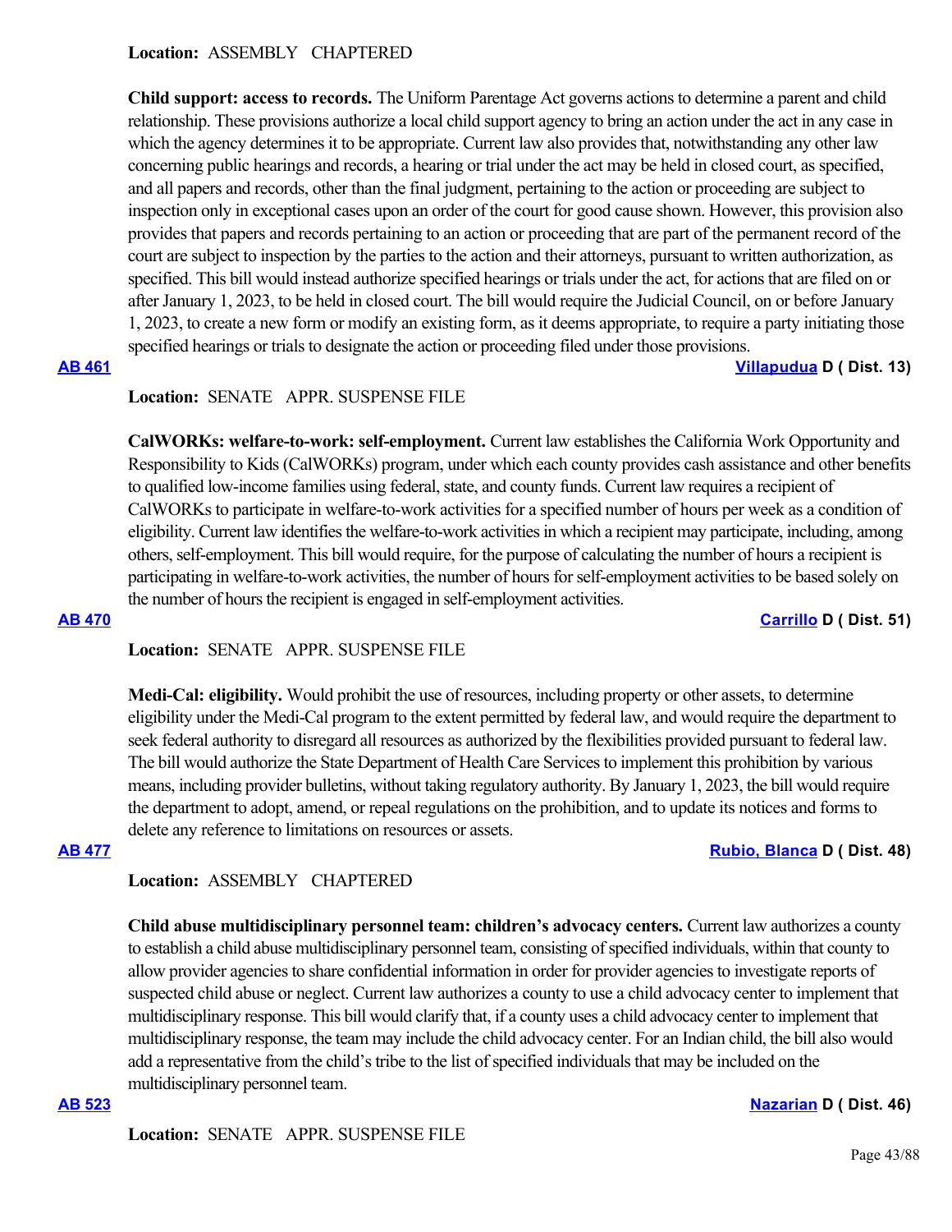**Location:** ASSEMBLY CHAPTERED

**Child support: access to records.** The Uniform Parentage Act governs actions to determine a parent and child relationship. These provisions authorize a local child support agency to bring an action under the act in any case in which the agency determines it to be appropriate. Current law also provides that, notwithstanding any other law concerning public hearings and records, a hearing or trial under the act may be held in closed court, as specified, and all papers and records, other than the final judgment, pertaining to the action or proceeding are subject to inspection only in exceptional cases upon an order of the court for good cause shown. However, this provision also provides that papers and records pertaining to an action or proceeding that are part of the permanent record of the court are subject to inspection by the parties to the action and their attorneys, pursuant to written authorization, as specified. This bill would instead authorize specified hearings or trials under the act, for actions that are filed on or after January 1, 2023, to be held in closed court. The bill would require the Judicial Council, on or before January 1, 2023, to create a new form or modify an existing form, as it deems appropriate, to require a party initiating those specified hearings or trials to designate the action or proceeding filed under those provisions.

**AB 461** **Villapudua D ( Dist. 13)**

**Location:** SENATE APPR. SUSPENSE FILE

**CalWORKs: welfare-to-work: self-employment.** Current law establishes the California Work Opportunity and Responsibility to Kids (CalWORKs) program, under which each county provides cash assistance and other benefits to qualified low-income families using federal, state, and county funds. Current law requires a recipient of CalWORKs to participate in welfare-to-work activities for a specified number of hours per week as a condition of eligibility. Current law identifies the welfare-to-work activities in which a recipient may participate, including, among others, self-employment. This bill would require, for the purpose of calculating the number of hours a recipient is participating in welfare-to-work activities, the number of hours for self-employment activities to be based solely on the number of hours the recipient is engaged in self-employment activities.

**AB 470** **Carrillo D ( Dist. 51)**

**Location:** SENATE APPR. SUSPENSE FILE

**Medi-Cal: eligibility.** Would prohibit the use of resources, including property or other assets, to determine eligibility under the Medi-Cal program to the extent permitted by federal law, and would require the department to seek federal authority to disregard all resources as authorized by the flexibilities provided pursuant to federal law. The bill would authorize the State Department of Health Care Services to implement this prohibition by various means, including provider bulletins, without taking regulatory authority. By January 1, 2023, the bill would require the department to adopt, amend, or repeal regulations on the prohibition, and to update its notices and forms to delete any reference to limitations on resources or assets.

**AB 477** **Rubio, Blanca D ( Dist. 48)**

**Location:** ASSEMBLY CHAPTERED

**Child abuse multidisciplinary personnel team: children's advocacy centers.** Current law authorizes a county to establish a child abuse multidisciplinary personnel team, consisting of specified individuals, within that county to allow provider agencies to share confidential information in order for provider agencies to investigate reports of suspected child abuse or neglect. Current law authorizes a county to use a child advocacy center to implement that multidisciplinary response. This bill would clarify that, if a county uses a child advocacy center to implement that multidisciplinary response, the team may include the child advocacy center. For an Indian child, the bill also would add a representative from the child's tribe to the list of specified individuals that may be included on the multidisciplinary personnel team.

**AB 523** **Nazarian D ( Dist. 46)**

**Location:** SENATE APPR. SUSPENSE FILE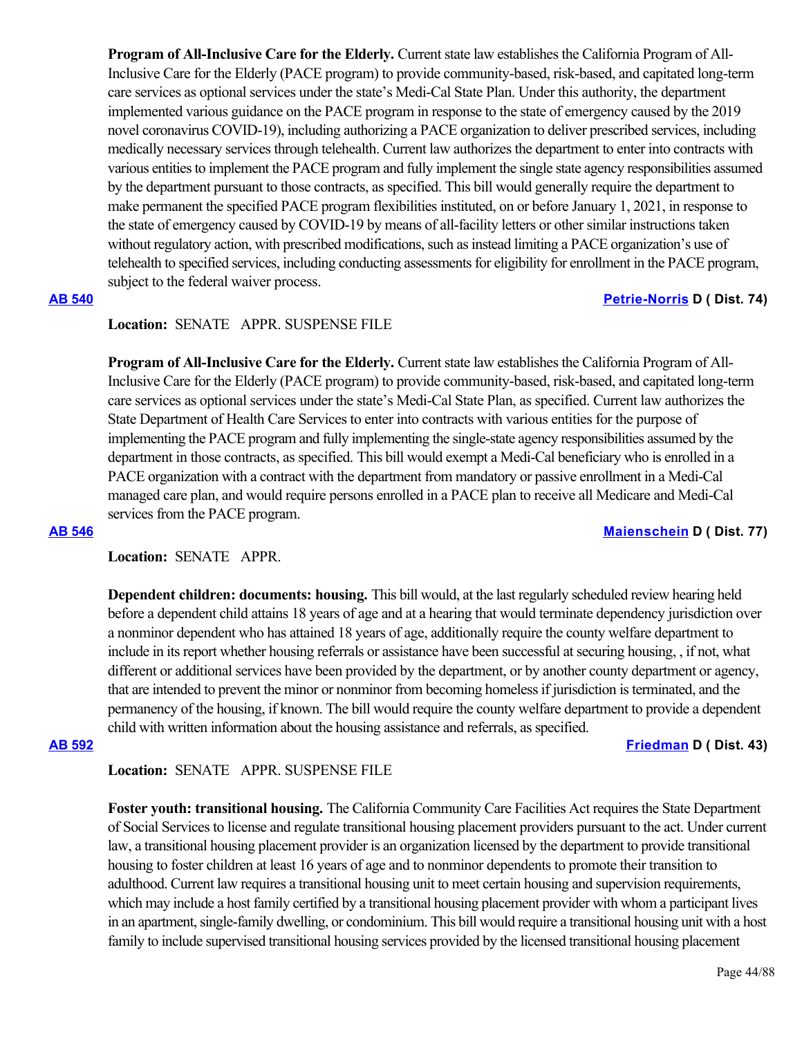**Program of All-Inclusive Care for the Elderly.** Current state law establishes the California Program of All-Inclusive Care for the Elderly (PACE program) to provide community-based, risk-based, and capitated long-term care services as optional services under the state's Medi-Cal State Plan. Under this authority, the department implemented various guidance on the PACE program in response to the state of emergency caused by the 2019 novel coronavirus COVID-19), including authorizing a PACE organization to deliver prescribed services, including medically necessary services through telehealth. Current law authorizes the department to enter into contracts with various entities to implement the PACE program and fully implement the single state agency responsibilities assumed by the department pursuant to those contracts, as specified. This bill would generally require the department to make permanent the specified PACE program flexibilities instituted, on or before January 1, 2021, in response to the state of emergency caused by COVID-19 by means of all-facility letters or other similar instructions taken without regulatory action, with prescribed modifications, such as instead limiting a PACE organization's use of telehealth to specified services, including conducting assessments for eligibility for enrollment in the PACE program, subject to the federal waiver process.

**[AB 540](#) [Petrie-Norris](#) D ( Dist. 74)**

**Location:** SENATE APPR. SUSPENSE FILE

**Program of All-Inclusive Care for the Elderly.** Current state law establishes the California Program of All-Inclusive Care for the Elderly (PACE program) to provide community-based, risk-based, and capitated long-term care services as optional services under the state's Medi-Cal State Plan, as specified. Current law authorizes the State Department of Health Care Services to enter into contracts with various entities for the purpose of implementing the PACE program and fully implementing the single-state agency responsibilities assumed by the department in those contracts, as specified. This bill would exempt a Medi-Cal beneficiary who is enrolled in a PACE organization with a contract with the department from mandatory or passive enrollment in a Medi-Cal managed care plan, and would require persons enrolled in a PACE plan to receive all Medicare and Medi-Cal services from the PACE program.

**[AB 546](#) [Maienschein](#) D ( Dist. 77)**

**Location:** SENATE APPR.

**Dependent children: documents: housing.** This bill would, at the last regularly scheduled review hearing held before a dependent child attains 18 years of age and at a hearing that would terminate dependency jurisdiction over a nonminor dependent who has attained 18 years of age, additionally require the county welfare department to include in its report whether housing referrals or assistance have been successful at securing housing, , if not, what different or additional services have been provided by the department, or by another county department or agency, that are intended to prevent the minor or nonminor from becoming homeless if jurisdiction is terminated, and the permanency of the housing, if known. The bill would require the county welfare department to provide a dependent child with written information about the housing assistance and referrals, as specified.

**[AB 592](#) [Friedman](#) D ( Dist. 43)**

**Location:** SENATE APPR. SUSPENSE FILE

**Foster youth: transitional housing.** The California Community Care Facilities Act requires the State Department of Social Services to license and regulate transitional housing placement providers pursuant to the act. Under current law, a transitional housing placement provider is an organization licensed by the department to provide transitional housing to foster children at least 16 years of age and to nonminor dependents to promote their transition to adulthood. Current law requires a transitional housing unit to meet certain housing and supervision requirements, which may include a host family certified by a transitional housing placement provider with whom a participant lives in an apartment, single-family dwelling, or condominium. This bill would require a transitional housing unit with a host family to include supervised transitional housing services provided by the licensed transitional housing placement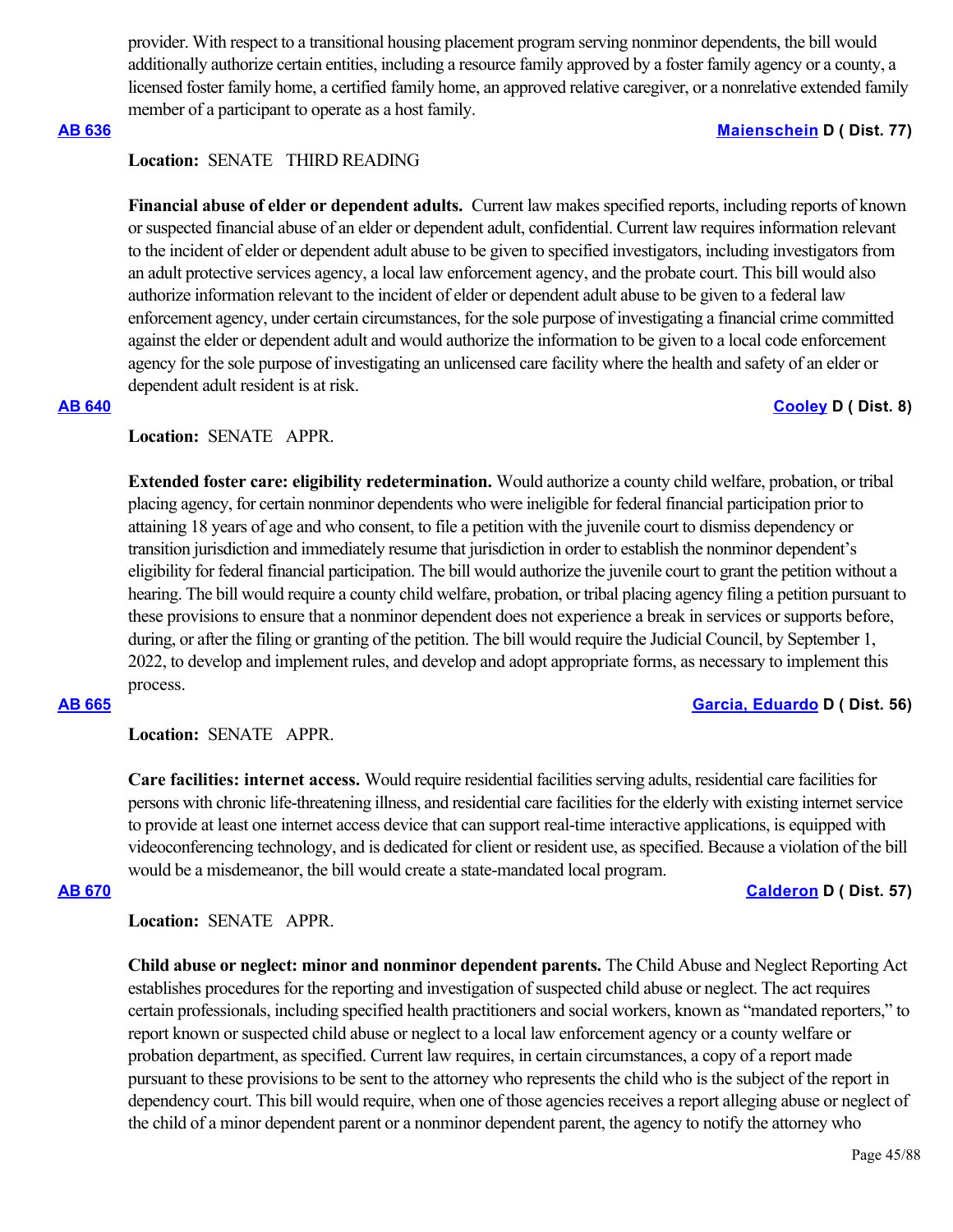provider. With respect to a transitional housing placement program serving nonminor dependents, the bill would additionally authorize certain entities, including a resource family approved by a foster family agency or a county, a licensed foster family home, a certified family home, an approved relative caregiver, or a nonrelative extended family member of a participant to operate as a host family.

**AB 636** **Maienschein D ( Dist. 77)**

**Location:** SENATE THIRD READING

**Financial abuse of elder or dependent adults.** Current law makes specified reports, including reports of known or suspected financial abuse of an elder or dependent adult, confidential. Current law requires information relevant to the incident of elder or dependent adult abuse to be given to specified investigators, including investigators from an adult protective services agency, a local law enforcement agency, and the probate court. This bill would also authorize information relevant to the incident of elder or dependent adult abuse to be given to a federal law enforcement agency, under certain circumstances, for the sole purpose of investigating a financial crime committed against the elder or dependent adult and would authorize the information to be given to a local code enforcement agency for the sole purpose of investigating an unlicensed care facility where the health and safety of an elder or dependent adult resident is at risk.

**AB 640** **Cooley D ( Dist. 8)**

**Location:** SENATE APPR.

**Extended foster care: eligibility redetermination.** Would authorize a county child welfare, probation, or tribal placing agency, for certain nonminor dependents who were ineligible for federal financial participation prior to attaining 18 years of age and who consent, to file a petition with the juvenile court to dismiss dependency or transition jurisdiction and immediately resume that jurisdiction in order to establish the nonminor dependent's eligibility for federal financial participation. The bill would authorize the juvenile court to grant the petition without a hearing. The bill would require a county child welfare, probation, or tribal placing agency filing a petition pursuant to these provisions to ensure that a nonminor dependent does not experience a break in services or supports before, during, or after the filing or granting of the petition. The bill would require the Judicial Council, by September 1, 2022, to develop and implement rules, and develop and adopt appropriate forms, as necessary to implement this process.

**AB 665** **Garcia, Eduardo D ( Dist. 56)**

**Location:** SENATE APPR.

**Care facilities: internet access.** Would require residential facilities serving adults, residential care facilities for persons with chronic life-threatening illness, and residential care facilities for the elderly with existing internet service to provide at least one internet access device that can support real-time interactive applications, is equipped with videoconferencing technology, and is dedicated for client or resident use, as specified. Because a violation of the bill would be a misdemeanor, the bill would create a state-mandated local program.

**AB 670** **Calderon D ( Dist. 57)**

**Location:** SENATE APPR.

**Child abuse or neglect: minor and nonminor dependent parents.** The Child Abuse and Neglect Reporting Act establishes procedures for the reporting and investigation of suspected child abuse or neglect. The act requires certain professionals, including specified health practitioners and social workers, known as "mandated reporters," to report known or suspected child abuse or neglect to a local law enforcement agency or a county welfare or probation department, as specified. Current law requires, in certain circumstances, a copy of a report made pursuant to these provisions to be sent to the attorney who represents the child who is the subject of the report in dependency court. This bill would require, when one of those agencies receives a report alleging abuse or neglect of the child of a minor dependent parent or a nonminor dependent parent, the agency to notify the attorney who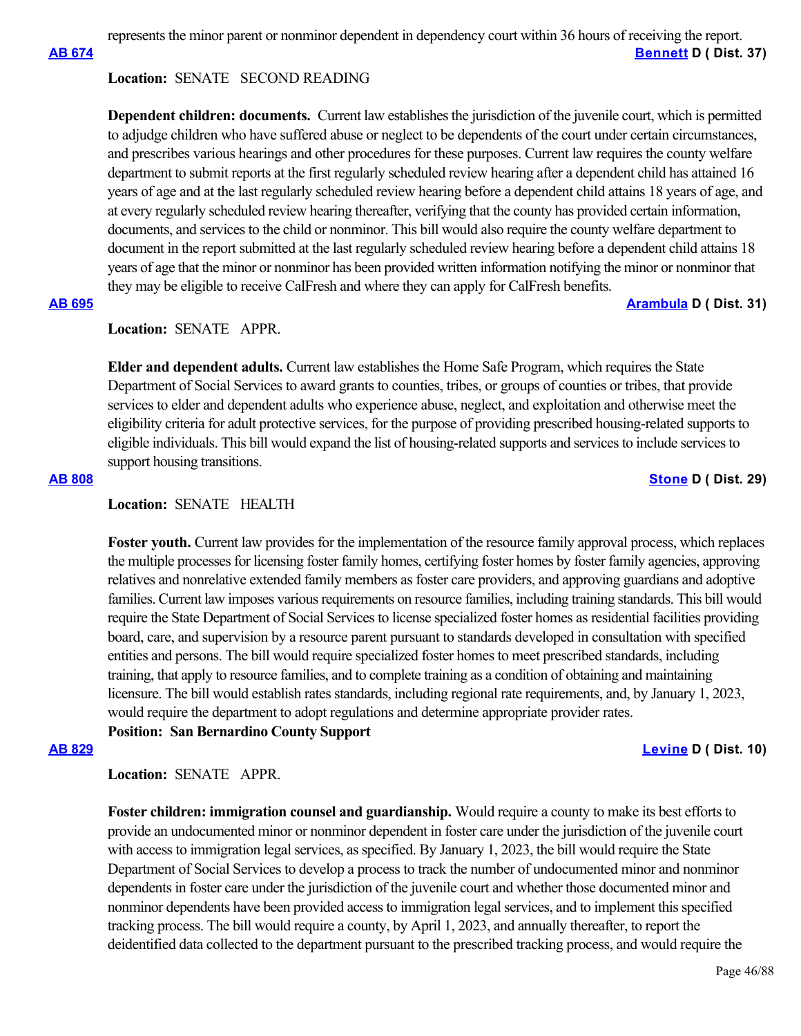represents the minor parent or nonminor dependent in dependency court within 36 hours of receiving the report.

**AB 674** **Bennett D ( Dist. 37)**

**Location:** SENATE SECOND READING

**Dependent children: documents.** Current law establishes the jurisdiction of the juvenile court, which is permitted to adjudge children who have suffered abuse or neglect to be dependents of the court under certain circumstances, and prescribes various hearings and other procedures for these purposes. Current law requires the county welfare department to submit reports at the first regularly scheduled review hearing after a dependent child has attained 16 years of age and at the last regularly scheduled review hearing before a dependent child attains 18 years of age, and at every regularly scheduled review hearing thereafter, verifying that the county has provided certain information, documents, and services to the child or nonminor. This bill would also require the county welfare department to document in the report submitted at the last regularly scheduled review hearing before a dependent child attains 18 years of age that the minor or nonminor has been provided written information notifying the minor or nonminor that they may be eligible to receive CalFresh and where they can apply for CalFresh benefits.

**AB 695** **Arambula D ( Dist. 31)**

**Location:** SENATE APPR.

**Elder and dependent adults.** Current law establishes the Home Safe Program, which requires the State Department of Social Services to award grants to counties, tribes, or groups of counties or tribes, that provide services to elder and dependent adults who experience abuse, neglect, and exploitation and otherwise meet the eligibility criteria for adult protective services, for the purpose of providing prescribed housing-related supports to eligible individuals. This bill would expand the list of housing-related supports and services to include services to support housing transitions.

**AB 808** **Stone D ( Dist. 29)**

**Location:** SENATE HEALTH

**Foster youth.** Current law provides for the implementation of the resource family approval process, which replaces the multiple processes for licensing foster family homes, certifying foster homes by foster family agencies, approving relatives and nonrelative extended family members as foster care providers, and approving guardians and adoptive families. Current law imposes various requirements on resource families, including training standards. This bill would require the State Department of Social Services to license specialized foster homes as residential facilities providing board, care, and supervision by a resource parent pursuant to standards developed in consultation with specified entities and persons. The bill would require specialized foster homes to meet prescribed standards, including training, that apply to resource families, and to complete training as a condition of obtaining and maintaining licensure. The bill would establish rates standards, including regional rate requirements, and, by January 1, 2023, would require the department to adopt regulations and determine appropriate provider rates.

**Position: San Bernardino County Support**

**AB 829** **Levine D ( Dist. 10)**

**Location:** SENATE APPR.

**Foster children: immigration counsel and guardianship.** Would require a county to make its best efforts to provide an undocumented minor or nonminor dependent in foster care under the jurisdiction of the juvenile court with access to immigration legal services, as specified. By January 1, 2023, the bill would require the State Department of Social Services to develop a process to track the number of undocumented minor and nonminor dependents in foster care under the jurisdiction of the juvenile court and whether those documented minor and nonminor dependents have been provided access to immigration legal services, and to implement this specified tracking process. The bill would require a county, by April 1, 2023, and annually thereafter, to report the deidentified data collected to the department pursuant to the prescribed tracking process, and would require the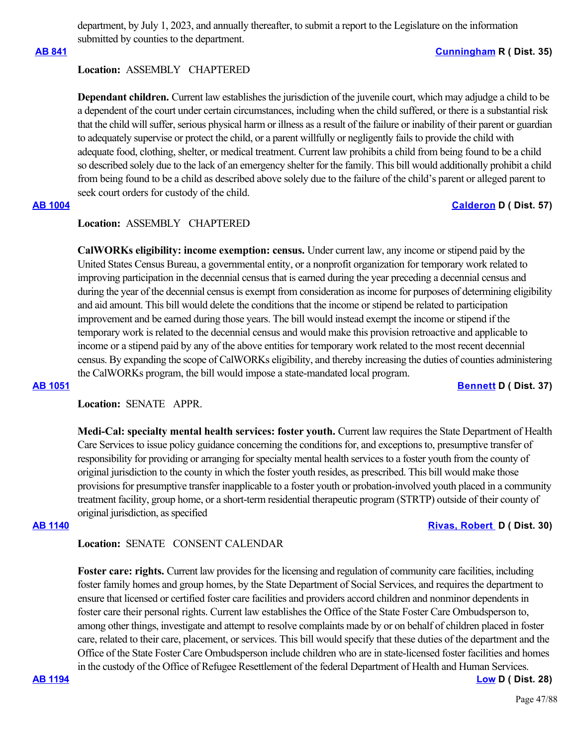department, by July 1, 2023, and annually thereafter, to submit a report to the Legislature on the information submitted by counties to the department.

**AB 841** **Cunningham R ( Dist. 35)**

**Location:** ASSEMBLY CHAPTERED

**Dependant children.** Current law establishes the jurisdiction of the juvenile court, which may adjudge a child to be a dependent of the court under certain circumstances, including when the child suffered, or there is a substantial risk that the child will suffer, serious physical harm or illness as a result of the failure or inability of their parent or guardian to adequately supervise or protect the child, or a parent willfully or negligently fails to provide the child with adequate food, clothing, shelter, or medical treatment. Current law prohibits a child from being found to be a child so described solely due to the lack of an emergency shelter for the family. This bill would additionally prohibit a child from being found to be a child as described above solely due to the failure of the child's parent or alleged parent to seek court orders for custody of the child.

**AB 1004** **Calderon D ( Dist. 57)**

**Location:** ASSEMBLY CHAPTERED

**CalWORKs eligibility: income exemption: census.** Under current law, any income or stipend paid by the United States Census Bureau, a governmental entity, or a nonprofit organization for temporary work related to improving participation in the decennial census that is earned during the year preceding a decennial census and during the year of the decennial census is exempt from consideration as income for purposes of determining eligibility and aid amount. This bill would delete the conditions that the income or stipend be related to participation improvement and be earned during those years. The bill would instead exempt the income or stipend if the temporary work is related to the decennial census and would make this provision retroactive and applicable to income or a stipend paid by any of the above entities for temporary work related to the most recent decennial census. By expanding the scope of CalWORKs eligibility, and thereby increasing the duties of counties administering the CalWORKs program, the bill would impose a state-mandated local program.

**AB 1051** **Bennett D ( Dist. 37)**

**Location:** SENATE APPR.

**Medi-Cal: specialty mental health services: foster youth.** Current law requires the State Department of Health Care Services to issue policy guidance concerning the conditions for, and exceptions to, presumptive transfer of responsibility for providing or arranging for specialty mental health services to a foster youth from the county of original jurisdiction to the county in which the foster youth resides, as prescribed. This bill would make those provisions for presumptive transfer inapplicable to a foster youth or probation-involved youth placed in a community treatment facility, group home, or a short-term residential therapeutic program (STRTP) outside of their county of original jurisdiction, as specified

**AB 1140** **Rivas, Robert D ( Dist. 30)**

**Location:** SENATE CONSENT CALENDAR

**Foster care: rights.** Current law provides for the licensing and regulation of community care facilities, including foster family homes and group homes, by the State Department of Social Services, and requires the department to ensure that licensed or certified foster care facilities and providers accord children and nonminor dependents in foster care their personal rights. Current law establishes the Office of the State Foster Care Ombudsperson to, among other things, investigate and attempt to resolve complaints made by or on behalf of children placed in foster care, related to their care, placement, or services. This bill would specify that these duties of the department and the Office of the State Foster Care Ombudsperson include children who are in state-licensed foster facilities and homes in the custody of the Office of Refugee Resettlement of the federal Department of Health and Human Services.

**AB 1194** **Low D ( Dist. 28)**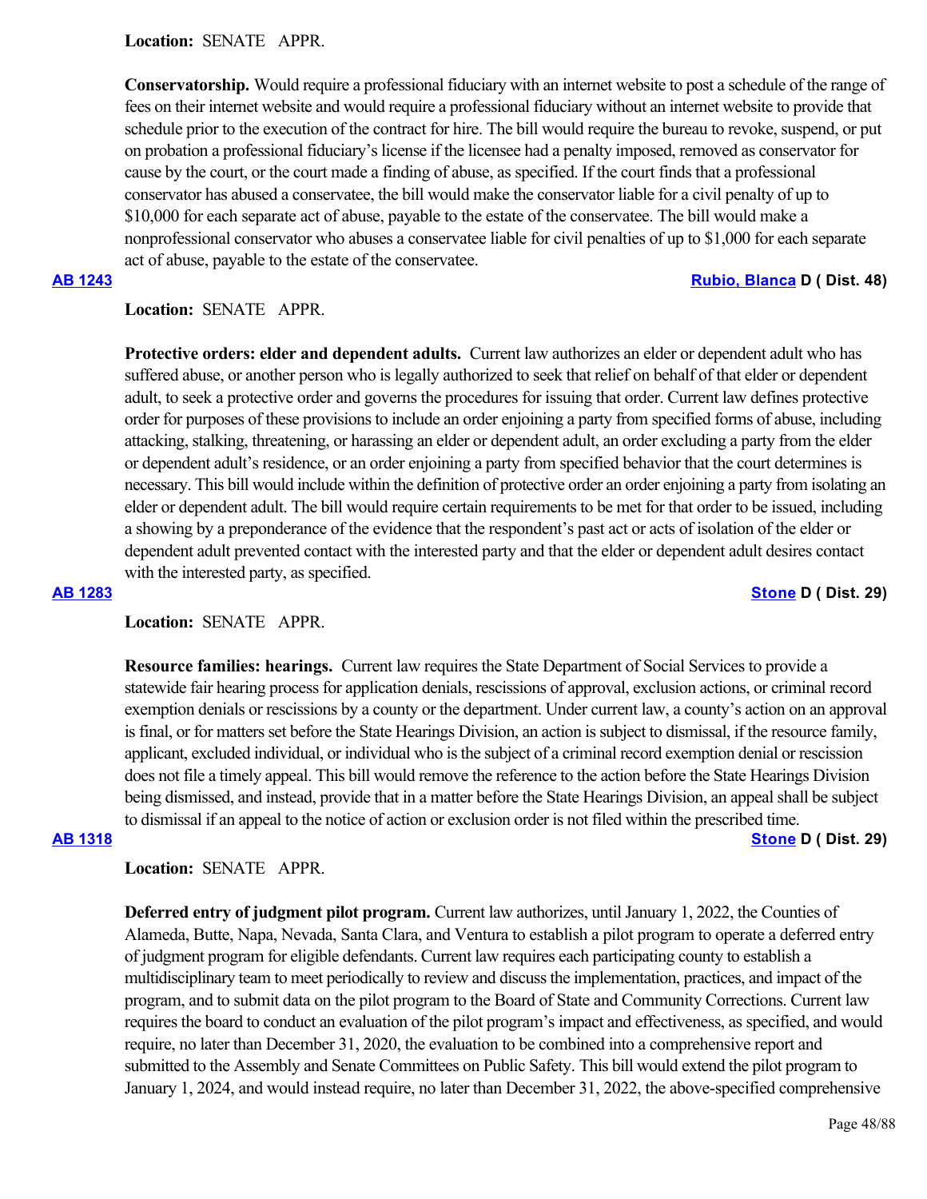**Location:** SENATE APPR.

**Conservatorship.** Would require a professional fiduciary with an internet website to post a schedule of the range of fees on their internet website and would require a professional fiduciary without an internet website to provide that schedule prior to the execution of the contract for hire. The bill would require the bureau to revoke, suspend, or put on probation a professional fiduciary's license if the licensee had a penalty imposed, removed as conservator for cause by the court, or the court made a finding of abuse, as specified. If the court finds that a professional conservator has abused a conservatee, the bill would make the conservator liable for a civil penalty of up to $10,000 for each separate act of abuse, payable to the estate of the conservatee. The bill would make a nonprofessional conservator who abuses a conservatee liable for civil penalties of up to $1,000 for each separate act of abuse, payable to the estate of the conservatee.

**AB 1243** — **Rubio, Blanca D ( Dist. 48)**

**Location:** SENATE APPR.

**Protective orders: elder and dependent adults.** Current law authorizes an elder or dependent adult who has suffered abuse, or another person who is legally authorized to seek that relief on behalf of that elder or dependent adult, to seek a protective order and governs the procedures for issuing that order. Current law defines protective order for purposes of these provisions to include an order enjoining a party from specified forms of abuse, including attacking, stalking, threatening, or harassing an elder or dependent adult, an order excluding a party from the elder or dependent adult's residence, or an order enjoining a party from specified behavior that the court determines is necessary. This bill would include within the definition of protective order an order enjoining a party from isolating an elder or dependent adult. The bill would require certain requirements to be met for that order to be issued, including a showing by a preponderance of the evidence that the respondent's past act or acts of isolation of the elder or dependent adult prevented contact with the interested party and that the elder or dependent adult desires contact with the interested party, as specified.

**AB 1283** — **Stone D ( Dist. 29)**

**Location:** SENATE APPR.

**Resource families: hearings.** Current law requires the State Department of Social Services to provide a statewide fair hearing process for application denials, rescissions of approval, exclusion actions, or criminal record exemption denials or rescissions by a county or the department. Under current law, a county's action on an approval is final, or for matters set before the State Hearings Division, an action is subject to dismissal, if the resource family, applicant, excluded individual, or individual who is the subject of a criminal record exemption denial or rescission does not file a timely appeal. This bill would remove the reference to the action before the State Hearings Division being dismissed, and instead, provide that in a matter before the State Hearings Division, an appeal shall be subject to dismissal if an appeal to the notice of action or exclusion order is not filed within the prescribed time.

**AB 1318** — **Stone D ( Dist. 29)**

**Location:** SENATE APPR.

**Deferred entry of judgment pilot program.** Current law authorizes, until January 1, 2022, the Counties of Alameda, Butte, Napa, Nevada, Santa Clara, and Ventura to establish a pilot program to operate a deferred entry of judgment program for eligible defendants. Current law requires each participating county to establish a multidisciplinary team to meet periodically to review and discuss the implementation, practices, and impact of the program, and to submit data on the pilot program to the Board of State and Community Corrections. Current law requires the board to conduct an evaluation of the pilot program's impact and effectiveness, as specified, and would require, no later than December 31, 2020, the evaluation to be combined into a comprehensive report and submitted to the Assembly and Senate Committees on Public Safety. This bill would extend the pilot program to January 1, 2024, and would instead require, no later than December 31, 2022, the above-specified comprehensive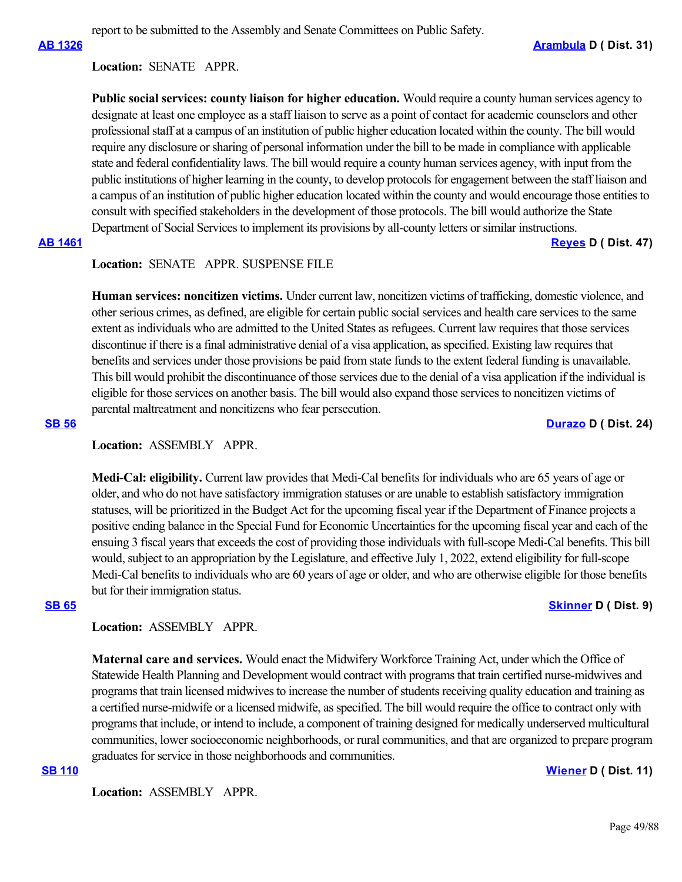report to be submitted to the Assembly and Senate Committees on Public Safety.

**AB 1326** **Arambula D ( Dist. 31)**

**Location:** SENATE APPR.

**Public social services: county liaison for higher education.** Would require a county human services agency to designate at least one employee as a staff liaison to serve as a point of contact for academic counselors and other professional staff at a campus of an institution of public higher education located within the county. The bill would require any disclosure or sharing of personal information under the bill to be made in compliance with applicable state and federal confidentiality laws. The bill would require a county human services agency, with input from the public institutions of higher learning in the county, to develop protocols for engagement between the staff liaison and a campus of an institution of public higher education located within the county and would encourage those entities to consult with specified stakeholders in the development of those protocols. The bill would authorize the State Department of Social Services to implement its provisions by all-county letters or similar instructions.

**AB 1461** **Reyes D ( Dist. 47)**

**Location:** SENATE APPR. SUSPENSE FILE

**Human services: noncitizen victims.** Under current law, noncitizen victims of trafficking, domestic violence, and other serious crimes, as defined, are eligible for certain public social services and health care services to the same extent as individuals who are admitted to the United States as refugees. Current law requires that those services discontinue if there is a final administrative denial of a visa application, as specified. Existing law requires that benefits and services under those provisions be paid from state funds to the extent federal funding is unavailable. This bill would prohibit the discontinuance of those services due to the denial of a visa application if the individual is eligible for those services on another basis. The bill would also expand those services to noncitizen victims of parental maltreatment and noncitizens who fear persecution.

**SB 56** **Durazo D ( Dist. 24)**

**Location:** ASSEMBLY APPR.

**Medi-Cal: eligibility.** Current law provides that Medi-Cal benefits for individuals who are 65 years of age or older, and who do not have satisfactory immigration statuses or are unable to establish satisfactory immigration statuses, will be prioritized in the Budget Act for the upcoming fiscal year if the Department of Finance projects a positive ending balance in the Special Fund for Economic Uncertainties for the upcoming fiscal year and each of the ensuing 3 fiscal years that exceeds the cost of providing those individuals with full-scope Medi-Cal benefits. This bill would, subject to an appropriation by the Legislature, and effective July 1, 2022, extend eligibility for full-scope Medi-Cal benefits to individuals who are 60 years of age or older, and who are otherwise eligible for those benefits but for their immigration status.

**SB 65** **Skinner D ( Dist. 9)**

**Location:** ASSEMBLY APPR.

**Maternal care and services.** Would enact the Midwifery Workforce Training Act, under which the Office of Statewide Health Planning and Development would contract with programs that train certified nurse-midwives and programs that train licensed midwives to increase the number of students receiving quality education and training as a certified nurse-midwife or a licensed midwife, as specified. The bill would require the office to contract only with programs that include, or intend to include, a component of training designed for medically underserved multicultural communities, lower socioeconomic neighborhoods, or rural communities, and that are organized to prepare program graduates for service in those neighborhoods and communities.

**SB 110** **Wiener D ( Dist. 11)**

**Location:** ASSEMBLY APPR.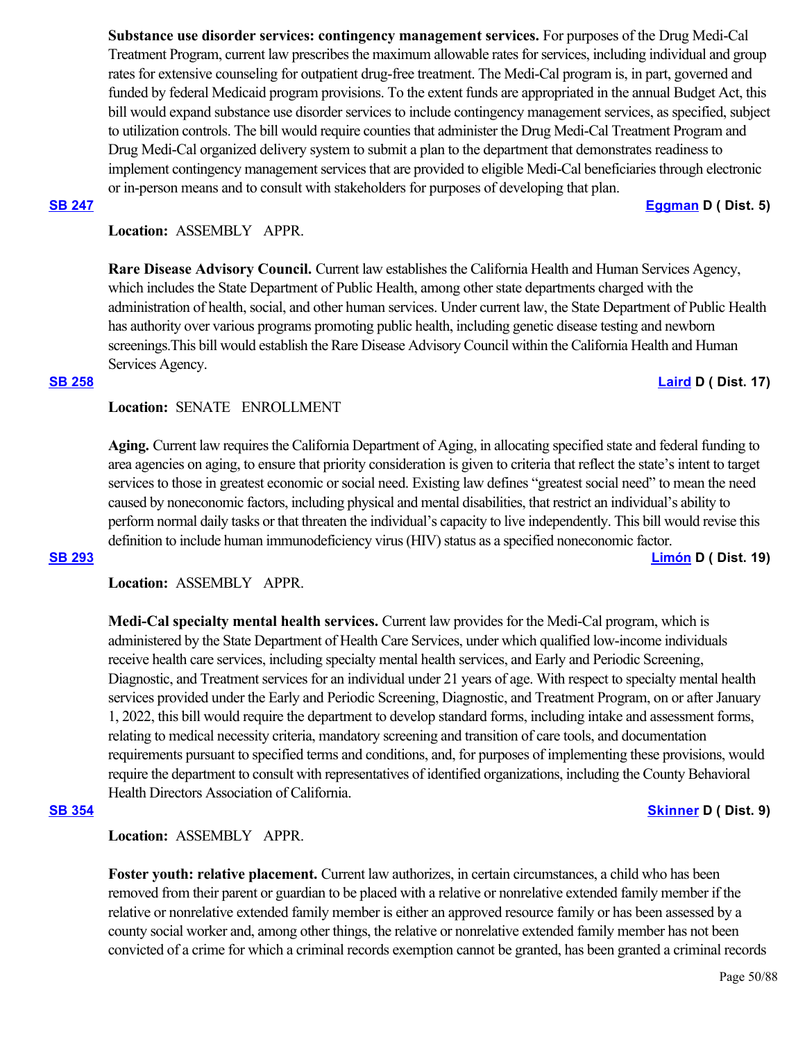**Substance use disorder services: contingency management services.** For purposes of the Drug Medi-Cal Treatment Program, current law prescribes the maximum allowable rates for services, including individual and group rates for extensive counseling for outpatient drug-free treatment. The Medi-Cal program is, in part, governed and funded by federal Medicaid program provisions. To the extent funds are appropriated in the annual Budget Act, this bill would expand substance use disorder services to include contingency management services, as specified, subject to utilization controls. The bill would require counties that administer the Drug Medi-Cal Treatment Program and Drug Medi-Cal organized delivery system to submit a plan to the department that demonstrates readiness to implement contingency management services that are provided to eligible Medi-Cal beneficiaries through electronic or in-person means and to consult with stakeholders for purposes of developing that plan.

**SB 247** **Eggman D ( Dist. 5)**

**Location:** ASSEMBLY APPR.

**Rare Disease Advisory Council.** Current law establishes the California Health and Human Services Agency, which includes the State Department of Public Health, among other state departments charged with the administration of health, social, and other human services. Under current law, the State Department of Public Health has authority over various programs promoting public health, including genetic disease testing and newborn screenings.This bill would establish the Rare Disease Advisory Council within the California Health and Human Services Agency.

**SB 258** **Laird D ( Dist. 17)**

**Location:** SENATE ENROLLMENT

**Aging.** Current law requires the California Department of Aging, in allocating specified state and federal funding to area agencies on aging, to ensure that priority consideration is given to criteria that reflect the state's intent to target services to those in greatest economic or social need. Existing law defines "greatest social need" to mean the need caused by noneconomic factors, including physical and mental disabilities, that restrict an individual's ability to perform normal daily tasks or that threaten the individual's capacity to live independently. This bill would revise this definition to include human immunodeficiency virus (HIV) status as a specified noneconomic factor.

**SB 293** **Limón D ( Dist. 19)**

**Location:** ASSEMBLY APPR.

**Medi-Cal specialty mental health services.** Current law provides for the Medi-Cal program, which is administered by the State Department of Health Care Services, under which qualified low-income individuals receive health care services, including specialty mental health services, and Early and Periodic Screening, Diagnostic, and Treatment services for an individual under 21 years of age. With respect to specialty mental health services provided under the Early and Periodic Screening, Diagnostic, and Treatment Program, on or after January 1, 2022, this bill would require the department to develop standard forms, including intake and assessment forms, relating to medical necessity criteria, mandatory screening and transition of care tools, and documentation requirements pursuant to specified terms and conditions, and, for purposes of implementing these provisions, would require the department to consult with representatives of identified organizations, including the County Behavioral Health Directors Association of California.

**SB 354** **Skinner D ( Dist. 9)**

**Location:** ASSEMBLY APPR.

**Foster youth: relative placement.** Current law authorizes, in certain circumstances, a child who has been removed from their parent or guardian to be placed with a relative or nonrelative extended family member if the relative or nonrelative extended family member is either an approved resource family or has been assessed by a county social worker and, among other things, the relative or nonrelative extended family member has not been convicted of a crime for which a criminal records exemption cannot be granted, has been granted a criminal records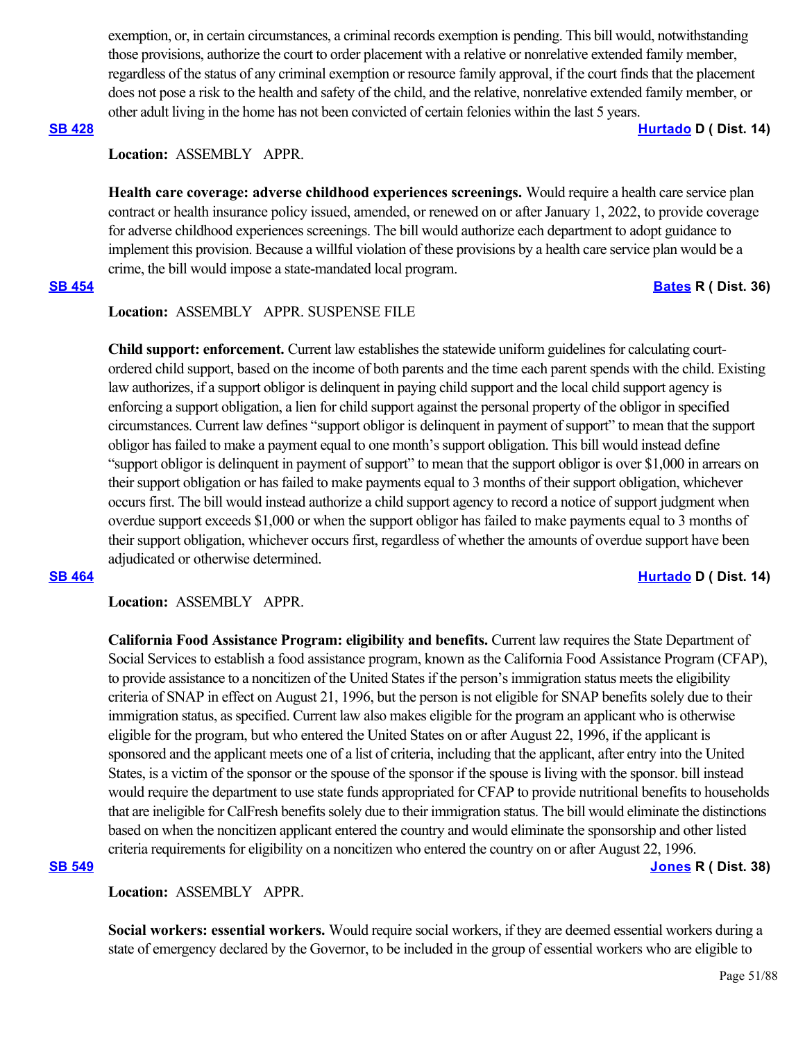exemption, or, in certain circumstances, a criminal records exemption is pending. This bill would, notwithstanding those provisions, authorize the court to order placement with a relative or nonrelative extended family member, regardless of the status of any criminal exemption or resource family approval, if the court finds that the placement does not pose a risk to the health and safety of the child, and the relative, nonrelative extended family member, or other adult living in the home has not been convicted of certain felonies within the last 5 years.

**SB 428** **Hurtado D ( Dist. 14)**

**Location:** ASSEMBLY APPR.

**Health care coverage: adverse childhood experiences screenings.** Would require a health care service plan contract or health insurance policy issued, amended, or renewed on or after January 1, 2022, to provide coverage for adverse childhood experiences screenings. The bill would authorize each department to adopt guidance to implement this provision. Because a willful violation of these provisions by a health care service plan would be a crime, the bill would impose a state-mandated local program.

**SB 454** **Bates R ( Dist. 36)**

**Location:** ASSEMBLY APPR. SUSPENSE FILE

**Child support: enforcement.** Current law establishes the statewide uniform guidelines for calculating court-ordered child support, based on the income of both parents and the time each parent spends with the child. Existing law authorizes, if a support obligor is delinquent in paying child support and the local child support agency is enforcing a support obligation, a lien for child support against the personal property of the obligor in specified circumstances. Current law defines "support obligor is delinquent in payment of support" to mean that the support obligor has failed to make a payment equal to one month's support obligation. This bill would instead define "support obligor is delinquent in payment of support" to mean that the support obligor is over $1,000 in arrears on their support obligation or has failed to make payments equal to 3 months of their support obligation, whichever occurs first. The bill would instead authorize a child support agency to record a notice of support judgment when overdue support exceeds $1,000 or when the support obligor has failed to make payments equal to 3 months of their support obligation, whichever occurs first, regardless of whether the amounts of overdue support have been adjudicated or otherwise determined.

**SB 464** **Hurtado D ( Dist. 14)**

**Location:** ASSEMBLY APPR.

**California Food Assistance Program: eligibility and benefits.** Current law requires the State Department of Social Services to establish a food assistance program, known as the California Food Assistance Program (CFAP), to provide assistance to a noncitizen of the United States if the person's immigration status meets the eligibility criteria of SNAP in effect on August 21, 1996, but the person is not eligible for SNAP benefits solely due to their immigration status, as specified. Current law also makes eligible for the program an applicant who is otherwise eligible for the program, but who entered the United States on or after August 22, 1996, if the applicant is sponsored and the applicant meets one of a list of criteria, including that the applicant, after entry into the United States, is a victim of the sponsor or the spouse of the sponsor if the spouse is living with the sponsor. bill instead would require the department to use state funds appropriated for CFAP to provide nutritional benefits to households that are ineligible for CalFresh benefits solely due to their immigration status. The bill would eliminate the distinctions based on when the noncitizen applicant entered the country and would eliminate the sponsorship and other listed criteria requirements for eligibility on a noncitizen who entered the country on or after August 22, 1996.

**SB 549** **Jones R ( Dist. 38)**

**Location:** ASSEMBLY APPR.

**Social workers: essential workers.** Would require social workers, if they are deemed essential workers during a state of emergency declared by the Governor, to be included in the group of essential workers who are eligible to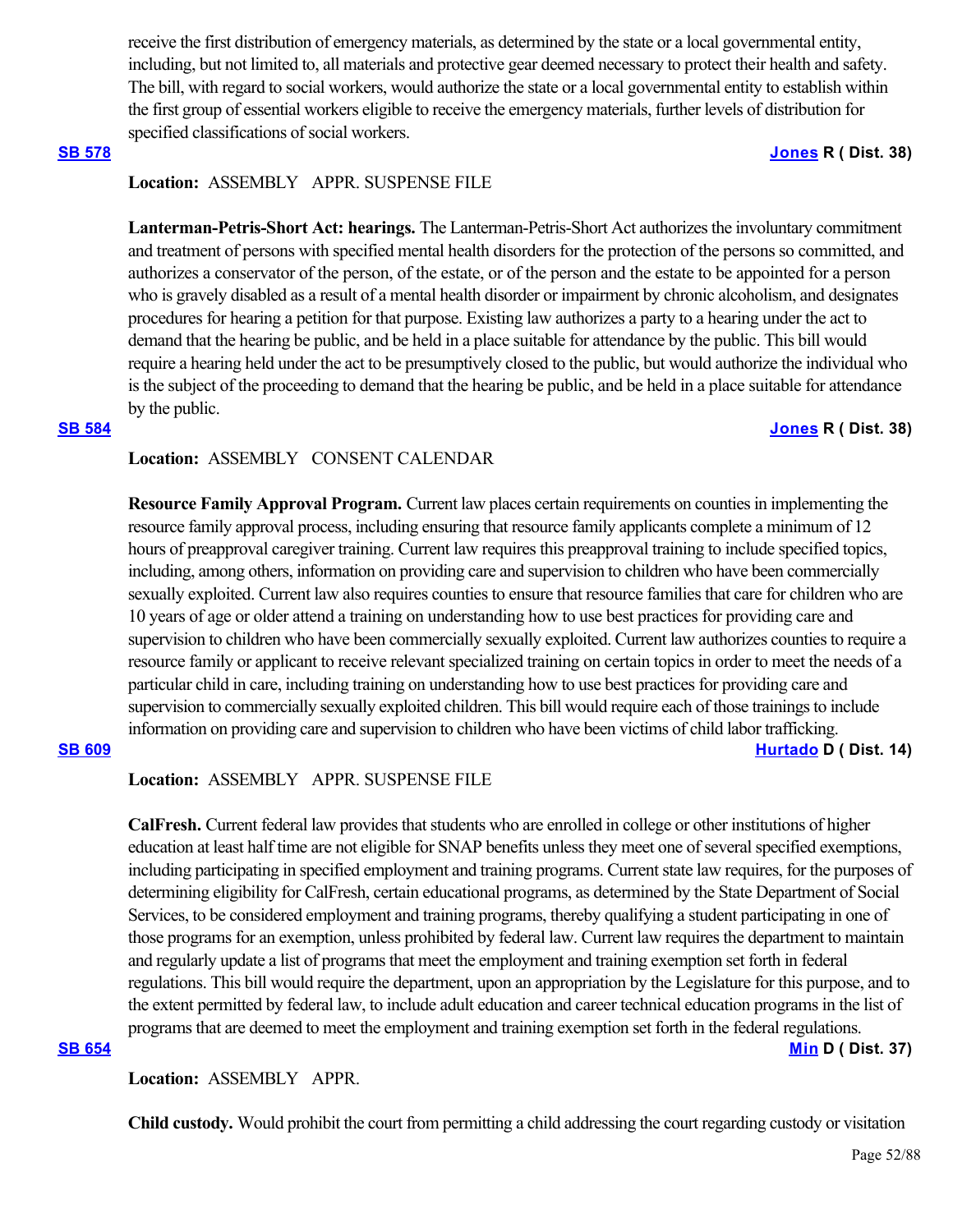receive the first distribution of emergency materials, as determined by the state or a local governmental entity, including, but not limited to, all materials and protective gear deemed necessary to protect their health and safety. The bill, with regard to social workers, would authorize the state or a local governmental entity to establish within the first group of essential workers eligible to receive the emergency materials, further levels of distribution for specified classifications of social workers.

**SB 578** **Jones R ( Dist. 38)**

**Location:** ASSEMBLY APPR. SUSPENSE FILE

**Lanterman-Petris-Short Act: hearings.** The Lanterman-Petris-Short Act authorizes the involuntary commitment and treatment of persons with specified mental health disorders for the protection of the persons so committed, and authorizes a conservator of the person, of the estate, or of the person and the estate to be appointed for a person who is gravely disabled as a result of a mental health disorder or impairment by chronic alcoholism, and designates procedures for hearing a petition for that purpose. Existing law authorizes a party to a hearing under the act to demand that the hearing be public, and be held in a place suitable for attendance by the public. This bill would require a hearing held under the act to be presumptively closed to the public, but would authorize the individual who is the subject of the proceeding to demand that the hearing be public, and be held in a place suitable for attendance by the public.

**SB 584** **Jones R ( Dist. 38)**

**Location:** ASSEMBLY CONSENT CALENDAR

**Resource Family Approval Program.** Current law places certain requirements on counties in implementing the resource family approval process, including ensuring that resource family applicants complete a minimum of 12 hours of preapproval caregiver training. Current law requires this preapproval training to include specified topics, including, among others, information on providing care and supervision to children who have been commercially sexually exploited. Current law also requires counties to ensure that resource families that care for children who are 10 years of age or older attend a training on understanding how to use best practices for providing care and supervision to children who have been commercially sexually exploited. Current law authorizes counties to require a resource family or applicant to receive relevant specialized training on certain topics in order to meet the needs of a particular child in care, including training on understanding how to use best practices for providing care and supervision to commercially sexually exploited children. This bill would require each of those trainings to include information on providing care and supervision to children who have been victims of child labor trafficking.

**SB 609** **Hurtado D ( Dist. 14)**

**Location:** ASSEMBLY APPR. SUSPENSE FILE

**CalFresh.** Current federal law provides that students who are enrolled in college or other institutions of higher education at least half time are not eligible for SNAP benefits unless they meet one of several specified exemptions, including participating in specified employment and training programs. Current state law requires, for the purposes of determining eligibility for CalFresh, certain educational programs, as determined by the State Department of Social Services, to be considered employment and training programs, thereby qualifying a student participating in one of those programs for an exemption, unless prohibited by federal law. Current law requires the department to maintain and regularly update a list of programs that meet the employment and training exemption set forth in federal regulations. This bill would require the department, upon an appropriation by the Legislature for this purpose, and to the extent permitted by federal law, to include adult education and career technical education programs in the list of programs that are deemed to meet the employment and training exemption set forth in the federal regulations.

**SB 654** **Min D ( Dist. 37)**

**Location:** ASSEMBLY APPR.

**Child custody.** Would prohibit the court from permitting a child addressing the court regarding custody or visitation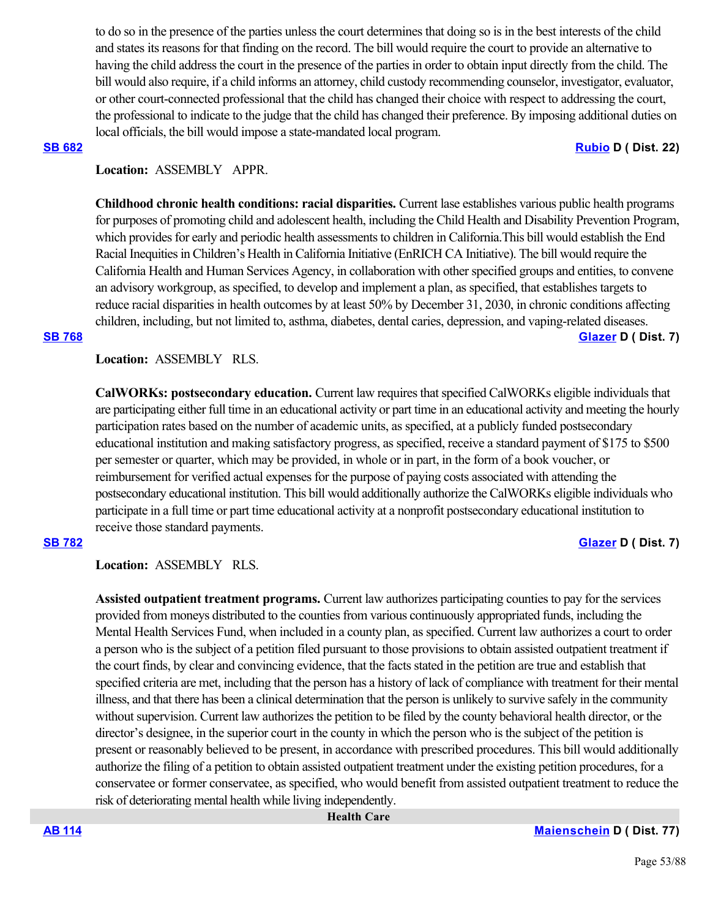to do so in the presence of the parties unless the court determines that doing so is in the best interests of the child and states its reasons for that finding on the record. The bill would require the court to provide an alternative to having the child address the court in the presence of the parties in order to obtain input directly from the child. The bill would also require, if a child informs an attorney, child custody recommending counselor, investigator, evaluator, or other court-connected professional that the child has changed their choice with respect to addressing the court, the professional to indicate to the judge that the child has changed their preference. By imposing additional duties on local officials, the bill would impose a state-mandated local program.

**SB 682** **Rubio D ( Dist. 22)**

**Location:** ASSEMBLY APPR.

**Childhood chronic health conditions: racial disparities.** Current lase establishes various public health programs for purposes of promoting child and adolescent health, including the Child Health and Disability Prevention Program, which provides for early and periodic health assessments to children in California.This bill would establish the End Racial Inequities in Children's Health in California Initiative (EnRICH CA Initiative). The bill would require the California Health and Human Services Agency, in collaboration with other specified groups and entities, to convene an advisory workgroup, as specified, to develop and implement a plan, as specified, that establishes targets to reduce racial disparities in health outcomes by at least 50% by December 31, 2030, in chronic conditions affecting children, including, but not limited to, asthma, diabetes, dental caries, depression, and vaping-related diseases.

**SB 768** **Glazer D ( Dist. 7)**

**Location:** ASSEMBLY RLS.

**CalWORKs: postsecondary education.** Current law requires that specified CalWORKs eligible individuals that are participating either full time in an educational activity or part time in an educational activity and meeting the hourly participation rates based on the number of academic units, as specified, at a publicly funded postsecondary educational institution and making satisfactory progress, as specified, receive a standard payment of $175 to $500 per semester or quarter, which may be provided, in whole or in part, in the form of a book voucher, or reimbursement for verified actual expenses for the purpose of paying costs associated with attending the postsecondary educational institution. This bill would additionally authorize the CalWORKs eligible individuals who participate in a full time or part time educational activity at a nonprofit postsecondary educational institution to receive those standard payments.

**SB 782** **Glazer D ( Dist. 7)**

**Location:** ASSEMBLY RLS.

**Assisted outpatient treatment programs.** Current law authorizes participating counties to pay for the services provided from moneys distributed to the counties from various continuously appropriated funds, including the Mental Health Services Fund, when included in a county plan, as specified. Current law authorizes a court to order a person who is the subject of a petition filed pursuant to those provisions to obtain assisted outpatient treatment if the court finds, by clear and convincing evidence, that the facts stated in the petition are true and establish that specified criteria are met, including that the person has a history of lack of compliance with treatment for their mental illness, and that there has been a clinical determination that the person is unlikely to survive safely in the community without supervision. Current law authorizes the petition to be filed by the county behavioral health director, or the director's designee, in the superior court in the county in which the person who is the subject of the petition is present or reasonably believed to be present, in accordance with prescribed procedures. This bill would additionally authorize the filing of a petition to obtain assisted outpatient treatment under the existing petition procedures, for a conservatee or former conservatee, as specified, who would benefit from assisted outpatient treatment to reduce the risk of deteriorating mental health while living independently.

## Health Care

**AB 114** **Maienschein D ( Dist. 77)**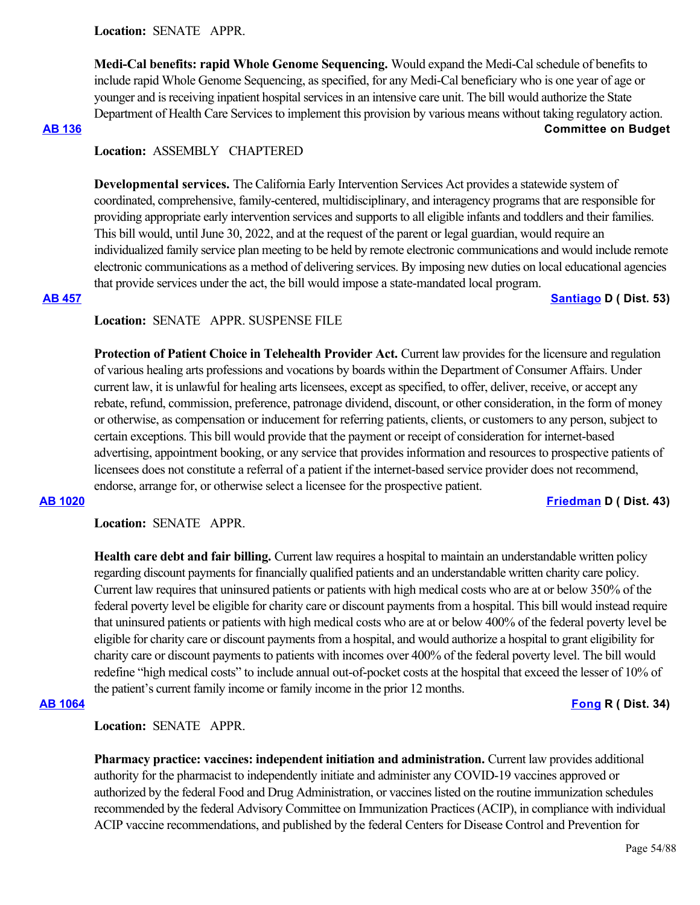**Location:** SENATE APPR.

**Medi-Cal benefits: rapid Whole Genome Sequencing.** Would expand the Medi-Cal schedule of benefits to include rapid Whole Genome Sequencing, as specified, for any Medi-Cal beneficiary who is one year of age or younger and is receiving inpatient hospital services in an intensive care unit. The bill would authorize the State Department of Health Care Services to implement this provision by various means without taking regulatory action.

**AB 136** **Committee on Budget**

**Location:** ASSEMBLY CHAPTERED

**Developmental services.** The California Early Intervention Services Act provides a statewide system of coordinated, comprehensive, family-centered, multidisciplinary, and interagency programs that are responsible for providing appropriate early intervention services and supports to all eligible infants and toddlers and their families. This bill would, until June 30, 2022, and at the request of the parent or legal guardian, would require an individualized family service plan meeting to be held by remote electronic communications and would include remote electronic communications as a method of delivering services. By imposing new duties on local educational agencies that provide services under the act, the bill would impose a state-mandated local program.

**AB 457** **Santiago D ( Dist. 53)**

**Location:** SENATE APPR. SUSPENSE FILE

**Protection of Patient Choice in Telehealth Provider Act.** Current law provides for the licensure and regulation of various healing arts professions and vocations by boards within the Department of Consumer Affairs. Under current law, it is unlawful for healing arts licensees, except as specified, to offer, deliver, receive, or accept any rebate, refund, commission, preference, patronage dividend, discount, or other consideration, in the form of money or otherwise, as compensation or inducement for referring patients, clients, or customers to any person, subject to certain exceptions. This bill would provide that the payment or receipt of consideration for internet-based advertising, appointment booking, or any service that provides information and resources to prospective patients of licensees does not constitute a referral of a patient if the internet-based service provider does not recommend, endorse, arrange for, or otherwise select a licensee for the prospective patient.

**AB 1020** **Friedman D ( Dist. 43)**

**Location:** SENATE APPR.

**Health care debt and fair billing.** Current law requires a hospital to maintain an understandable written policy regarding discount payments for financially qualified patients and an understandable written charity care policy. Current law requires that uninsured patients or patients with high medical costs who are at or below 350% of the federal poverty level be eligible for charity care or discount payments from a hospital. This bill would instead require that uninsured patients or patients with high medical costs who are at or below 400% of the federal poverty level be eligible for charity care or discount payments from a hospital, and would authorize a hospital to grant eligibility for charity care or discount payments to patients with incomes over 400% of the federal poverty level. The bill would redefine "high medical costs" to include annual out-of-pocket costs at the hospital that exceed the lesser of 10% of the patient's current family income or family income in the prior 12 months.

**AB 1064** **Fong R ( Dist. 34)**

**Location:** SENATE APPR.

**Pharmacy practice: vaccines: independent initiation and administration.** Current law provides additional authority for the pharmacist to independently initiate and administer any COVID-19 vaccines approved or authorized by the federal Food and Drug Administration, or vaccines listed on the routine immunization schedules recommended by the federal Advisory Committee on Immunization Practices (ACIP), in compliance with individual ACIP vaccine recommendations, and published by the federal Centers for Disease Control and Prevention for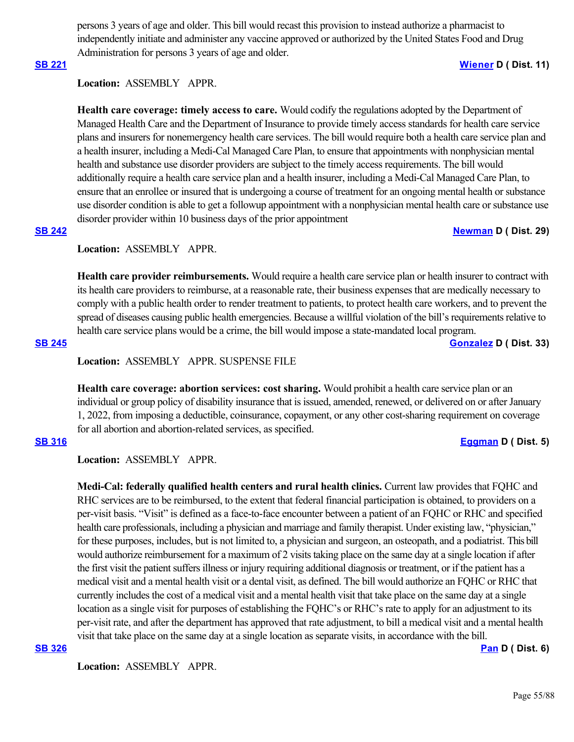persons 3 years of age and older. This bill would recast this provision to instead authorize a pharmacist to independently initiate and administer any vaccine approved or authorized by the United States Food and Drug Administration for persons 3 years of age and older.

**SB 221** **Wiener D ( Dist. 11)**

**Location:** ASSEMBLY APPR.

**Health care coverage: timely access to care.** Would codify the regulations adopted by the Department of Managed Health Care and the Department of Insurance to provide timely access standards for health care service plans and insurers for nonemergency health care services. The bill would require both a health care service plan and a health insurer, including a Medi-Cal Managed Care Plan, to ensure that appointments with nonphysician mental health and substance use disorder providers are subject to the timely access requirements. The bill would additionally require a health care service plan and a health insurer, including a Medi-Cal Managed Care Plan, to ensure that an enrollee or insured that is undergoing a course of treatment for an ongoing mental health or substance use disorder condition is able to get a followup appointment with a nonphysician mental health care or substance use disorder provider within 10 business days of the prior appointment

**SB 242** **Newman D ( Dist. 29)**

**Location:** ASSEMBLY APPR.

**Health care provider reimbursements.** Would require a health care service plan or health insurer to contract with its health care providers to reimburse, at a reasonable rate, their business expenses that are medically necessary to comply with a public health order to render treatment to patients, to protect health care workers, and to prevent the spread of diseases causing public health emergencies. Because a willful violation of the bill's requirements relative to health care service plans would be a crime, the bill would impose a state-mandated local program.

**SB 245** **Gonzalez D ( Dist. 33)**

**Location:** ASSEMBLY APPR. SUSPENSE FILE

**Health care coverage: abortion services: cost sharing.** Would prohibit a health care service plan or an individual or group policy of disability insurance that is issued, amended, renewed, or delivered on or after January 1, 2022, from imposing a deductible, coinsurance, copayment, or any other cost-sharing requirement on coverage for all abortion and abortion-related services, as specified.

**SB 316** **Eggman D ( Dist. 5)**

**Location:** ASSEMBLY APPR.

**Medi-Cal: federally qualified health centers and rural health clinics.** Current law provides that FQHC and RHC services are to be reimbursed, to the extent that federal financial participation is obtained, to providers on a per-visit basis. "Visit" is defined as a face-to-face encounter between a patient of an FQHC or RHC and specified health care professionals, including a physician and marriage and family therapist. Under existing law, "physician," for these purposes, includes, but is not limited to, a physician and surgeon, an osteopath, and a podiatrist. This bill would authorize reimbursement for a maximum of 2 visits taking place on the same day at a single location if after the first visit the patient suffers illness or injury requiring additional diagnosis or treatment, or if the patient has a medical visit and a mental health visit or a dental visit, as defined. The bill would authorize an FQHC or RHC that currently includes the cost of a medical visit and a mental health visit that take place on the same day at a single location as a single visit for purposes of establishing the FQHC's or RHC's rate to apply for an adjustment to its per-visit rate, and after the department has approved that rate adjustment, to bill a medical visit and a mental health visit that take place on the same day at a single location as separate visits, in accordance with the bill.

**SB 326** **Pan D ( Dist. 6)**

**Location:** ASSEMBLY APPR.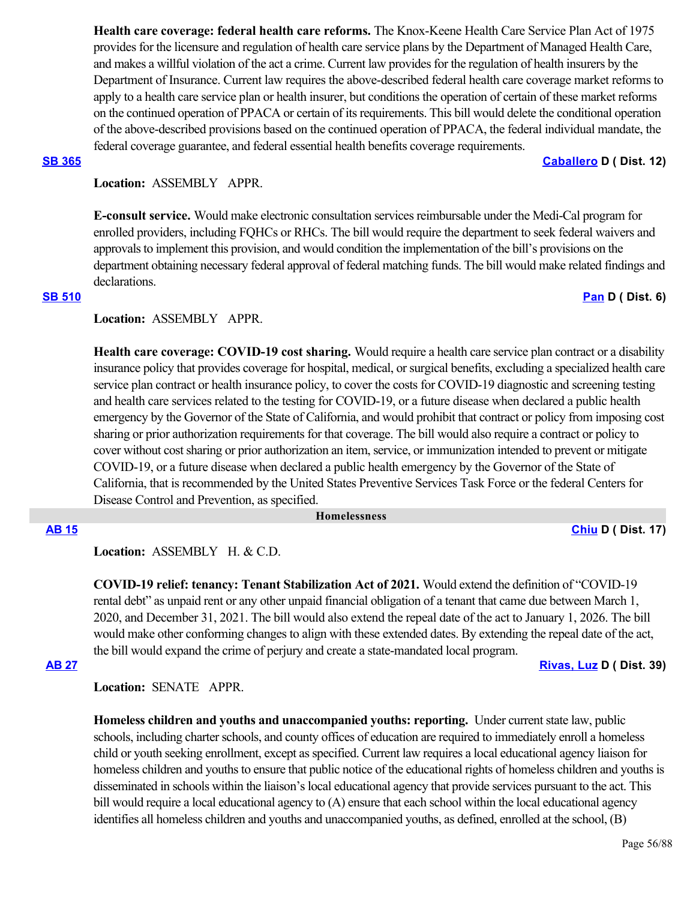**Health care coverage: federal health care reforms.** The Knox-Keene Health Care Service Plan Act of 1975 provides for the licensure and regulation of health care service plans by the Department of Managed Health Care, and makes a willful violation of the act a crime. Current law provides for the regulation of health insurers by the Department of Insurance. Current law requires the above-described federal health care coverage market reforms to apply to a health care service plan or health insurer, but conditions the operation of certain of these market reforms on the continued operation of PPACA or certain of its requirements. This bill would delete the conditional operation of the above-described provisions based on the continued operation of PPACA, the federal individual mandate, the federal coverage guarantee, and federal essential health benefits coverage requirements.

**SB 365** — **Caballero D ( Dist. 12)**

**Location:** ASSEMBLY APPR.

**E-consult service.** Would make electronic consultation services reimbursable under the Medi-Cal program for enrolled providers, including FQHCs or RHCs. The bill would require the department to seek federal waivers and approvals to implement this provision, and would condition the implementation of the bill's provisions on the department obtaining necessary federal approval of federal matching funds. The bill would make related findings and declarations.

**SB 510** — **Pan D ( Dist. 6)**

**Location:** ASSEMBLY APPR.

**Health care coverage: COVID-19 cost sharing.** Would require a health care service plan contract or a disability insurance policy that provides coverage for hospital, medical, or surgical benefits, excluding a specialized health care service plan contract or health insurance policy, to cover the costs for COVID-19 diagnostic and screening testing and health care services related to the testing for COVID-19, or a future disease when declared a public health emergency by the Governor of the State of California, and would prohibit that contract or policy from imposing cost sharing or prior authorization requirements for that coverage. The bill would also require a contract or policy to cover without cost sharing or prior authorization an item, service, or immunization intended to prevent or mitigate COVID-19, or a future disease when declared a public health emergency by the Governor of the State of California, that is recommended by the United States Preventive Services Task Force or the federal Centers for Disease Control and Prevention, as specified.

## Homelessness

**AB 15** — **Chiu D ( Dist. 17)**

**Location:** ASSEMBLY H. & C.D.

**COVID-19 relief: tenancy: Tenant Stabilization Act of 2021.** Would extend the definition of "COVID-19 rental debt" as unpaid rent or any other unpaid financial obligation of a tenant that came due between March 1, 2020, and December 31, 2021. The bill would also extend the repeal date of the act to January 1, 2026. The bill would make other conforming changes to align with these extended dates. By extending the repeal date of the act, the bill would expand the crime of perjury and create a state-mandated local program.

**AB 27** — **Rivas, Luz D ( Dist. 39)**

**Location:** SENATE APPR.

**Homeless children and youths and unaccompanied youths: reporting.** Under current state law, public schools, including charter schools, and county offices of education are required to immediately enroll a homeless child or youth seeking enrollment, except as specified. Current law requires a local educational agency liaison for homeless children and youths to ensure that public notice of the educational rights of homeless children and youths is disseminated in schools within the liaison's local educational agency that provide services pursuant to the act. This bill would require a local educational agency to (A) ensure that each school within the local educational agency identifies all homeless children and youths and unaccompanied youths, as defined, enrolled at the school, (B)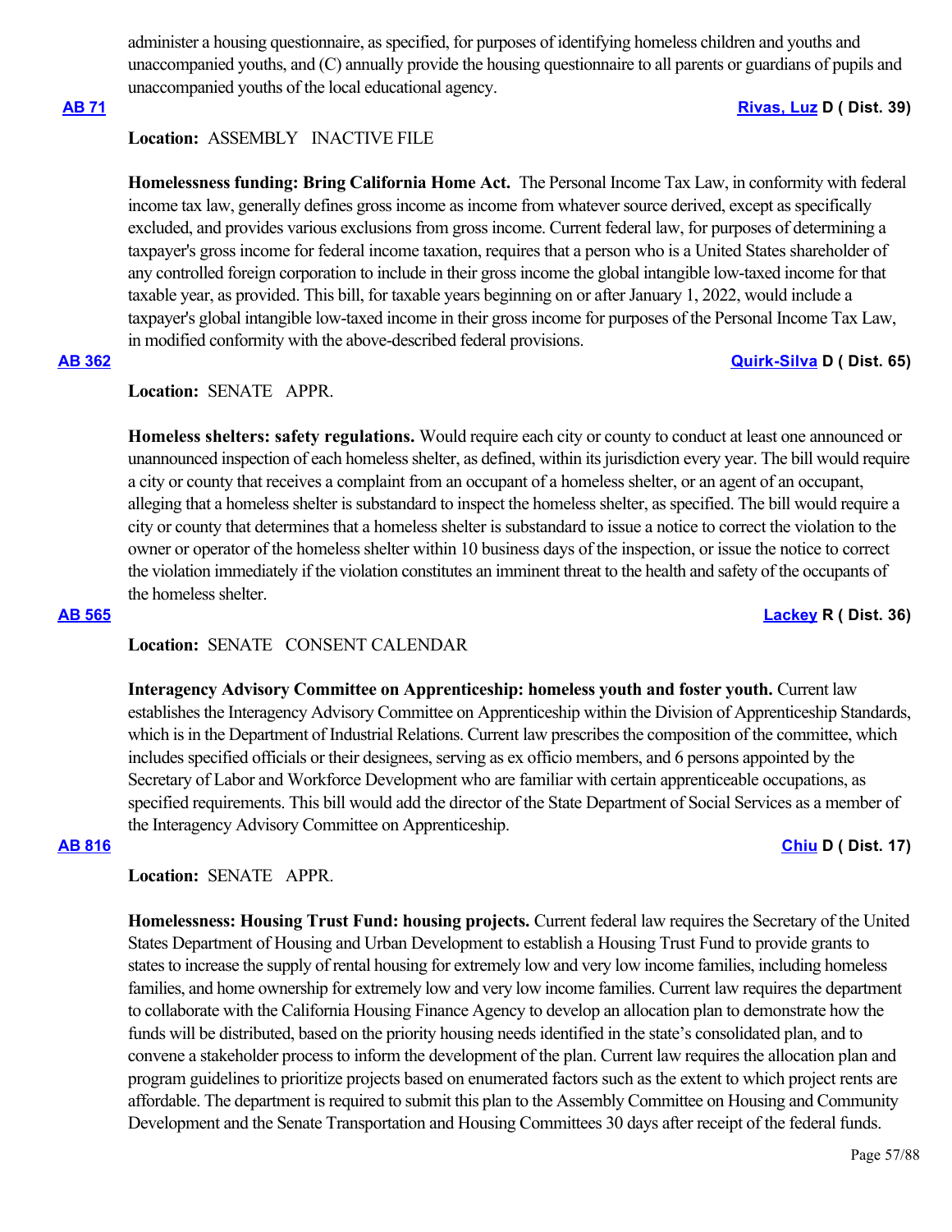administer a housing questionnaire, as specified, for purposes of identifying homeless children and youths and unaccompanied youths, and (C) annually provide the housing questionnaire to all parents or guardians of pupils and unaccompanied youths of the local educational agency.

**AB 71** **Rivas, Luz D ( Dist. 39)**

**Location:** ASSEMBLY INACTIVE FILE

**Homelessness funding: Bring California Home Act.** The Personal Income Tax Law, in conformity with federal income tax law, generally defines gross income as income from whatever source derived, except as specifically excluded, and provides various exclusions from gross income. Current federal law, for purposes of determining a taxpayer's gross income for federal income taxation, requires that a person who is a United States shareholder of any controlled foreign corporation to include in their gross income the global intangible low-taxed income for that taxable year, as provided. This bill, for taxable years beginning on or after January 1, 2022, would include a taxpayer's global intangible low-taxed income in their gross income for purposes of the Personal Income Tax Law, in modified conformity with the above-described federal provisions.

**AB 362** **Quirk-Silva D ( Dist. 65)**

**Location:** SENATE APPR.

**Homeless shelters: safety regulations.** Would require each city or county to conduct at least one announced or unannounced inspection of each homeless shelter, as defined, within its jurisdiction every year. The bill would require a city or county that receives a complaint from an occupant of a homeless shelter, or an agent of an occupant, alleging that a homeless shelter is substandard to inspect the homeless shelter, as specified. The bill would require a city or county that determines that a homeless shelter is substandard to issue a notice to correct the violation to the owner or operator of the homeless shelter within 10 business days of the inspection, or issue the notice to correct the violation immediately if the violation constitutes an imminent threat to the health and safety of the occupants of the homeless shelter.

**AB 565** **Lackey R ( Dist. 36)**

**Location:** SENATE CONSENT CALENDAR

**Interagency Advisory Committee on Apprenticeship: homeless youth and foster youth.** Current law establishes the Interagency Advisory Committee on Apprenticeship within the Division of Apprenticeship Standards, which is in the Department of Industrial Relations. Current law prescribes the composition of the committee, which includes specified officials or their designees, serving as ex officio members, and 6 persons appointed by the Secretary of Labor and Workforce Development who are familiar with certain apprenticeable occupations, as specified requirements. This bill would add the director of the State Department of Social Services as a member of the Interagency Advisory Committee on Apprenticeship.

**AB 816** **Chiu D ( Dist. 17)**

**Location:** SENATE APPR.

**Homelessness: Housing Trust Fund: housing projects.** Current federal law requires the Secretary of the United States Department of Housing and Urban Development to establish a Housing Trust Fund to provide grants to states to increase the supply of rental housing for extremely low and very low income families, including homeless families, and home ownership for extremely low and very low income families. Current law requires the department to collaborate with the California Housing Finance Agency to develop an allocation plan to demonstrate how the funds will be distributed, based on the priority housing needs identified in the state's consolidated plan, and to convene a stakeholder process to inform the development of the plan. Current law requires the allocation plan and program guidelines to prioritize projects based on enumerated factors such as the extent to which project rents are affordable. The department is required to submit this plan to the Assembly Committee on Housing and Community Development and the Senate Transportation and Housing Committees 30 days after receipt of the federal funds.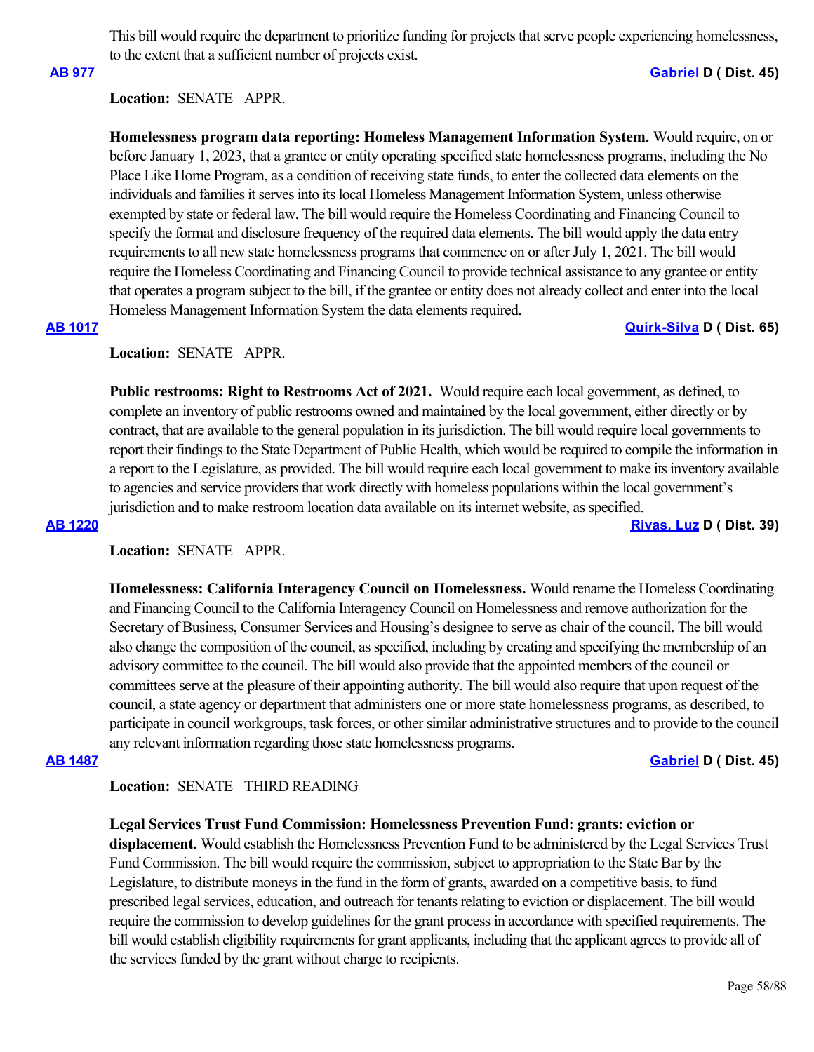This bill would require the department to prioritize funding for projects that serve people experiencing homelessness, to the extent that a sufficient number of projects exist.

**AB 977** **Gabriel D ( Dist. 45)**

**Location:** SENATE APPR.

**Homelessness program data reporting: Homeless Management Information System.** Would require, on or before January 1, 2023, that a grantee or entity operating specified state homelessness programs, including the No Place Like Home Program, as a condition of receiving state funds, to enter the collected data elements on the individuals and families it serves into its local Homeless Management Information System, unless otherwise exempted by state or federal law. The bill would require the Homeless Coordinating and Financing Council to specify the format and disclosure frequency of the required data elements. The bill would apply the data entry requirements to all new state homelessness programs that commence on or after July 1, 2021. The bill would require the Homeless Coordinating and Financing Council to provide technical assistance to any grantee or entity that operates a program subject to the bill, if the grantee or entity does not already collect and enter into the local Homeless Management Information System the data elements required.

**AB 1017** **Quirk-Silva D ( Dist. 65)**

**Location:** SENATE APPR.

**Public restrooms: Right to Restrooms Act of 2021.** Would require each local government, as defined, to complete an inventory of public restrooms owned and maintained by the local government, either directly or by contract, that are available to the general population in its jurisdiction. The bill would require local governments to report their findings to the State Department of Public Health, which would be required to compile the information in a report to the Legislature, as provided. The bill would require each local government to make its inventory available to agencies and service providers that work directly with homeless populations within the local government's jurisdiction and to make restroom location data available on its internet website, as specified.

**AB 1220** **Rivas, Luz D ( Dist. 39)**

**Location:** SENATE APPR.

**Homelessness: California Interagency Council on Homelessness.** Would rename the Homeless Coordinating and Financing Council to the California Interagency Council on Homelessness and remove authorization for the Secretary of Business, Consumer Services and Housing's designee to serve as chair of the council. The bill would also change the composition of the council, as specified, including by creating and specifying the membership of an advisory committee to the council. The bill would also provide that the appointed members of the council or committees serve at the pleasure of their appointing authority. The bill would also require that upon request of the council, a state agency or department that administers one or more state homelessness programs, as described, to participate in council workgroups, task forces, or other similar administrative structures and to provide to the council any relevant information regarding those state homelessness programs.

**AB 1487** **Gabriel D ( Dist. 45)**

**Location:** SENATE THIRD READING

**Legal Services Trust Fund Commission: Homelessness Prevention Fund: grants: eviction or displacement.** Would establish the Homelessness Prevention Fund to be administered by the Legal Services Trust Fund Commission. The bill would require the commission, subject to appropriation to the State Bar by the Legislature, to distribute moneys in the fund in the form of grants, awarded on a competitive basis, to fund prescribed legal services, education, and outreach for tenants relating to eviction or displacement. The bill would require the commission to develop guidelines for the grant process in accordance with specified requirements. The bill would establish eligibility requirements for grant applicants, including that the applicant agrees to provide all of the services funded by the grant without charge to recipients.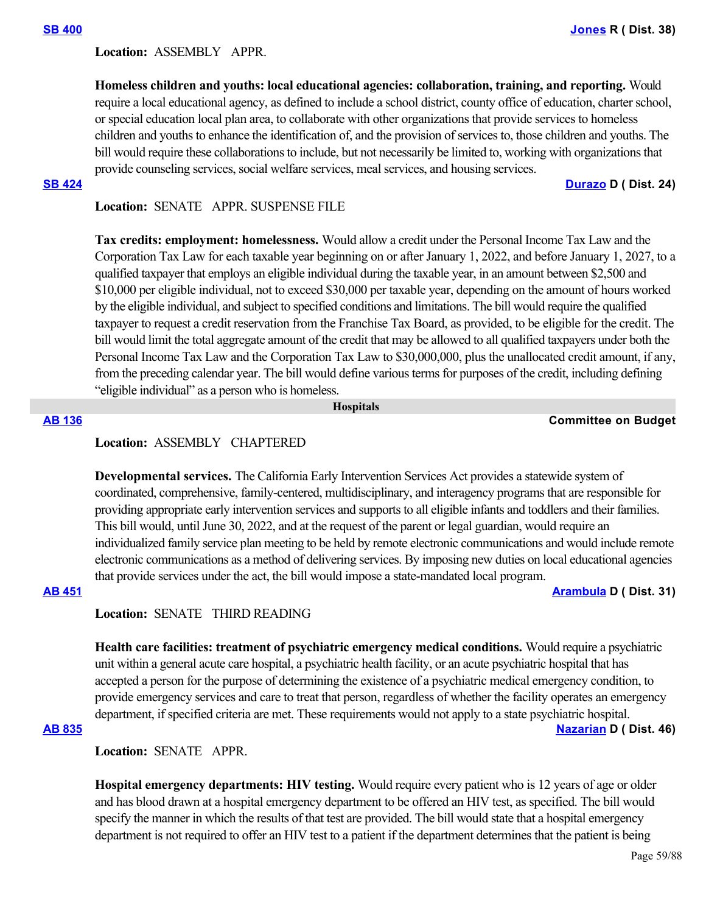**SB 400** **Jones R ( Dist. 38)**

**Location:** ASSEMBLY APPR.

**Homeless children and youths: local educational agencies: collaboration, training, and reporting.** Would require a local educational agency, as defined to include a school district, county office of education, charter school, or special education local plan area, to collaborate with other organizations that provide services to homeless children and youths to enhance the identification of, and the provision of services to, those children and youths. The bill would require these collaborations to include, but not necessarily be limited to, working with organizations that provide counseling services, social welfare services, meal services, and housing services.

**SB 424** **Durazo D ( Dist. 24)**

**Location:** SENATE APPR. SUSPENSE FILE

**Tax credits: employment: homelessness.** Would allow a credit under the Personal Income Tax Law and the Corporation Tax Law for each taxable year beginning on or after January 1, 2022, and before January 1, 2027, to a qualified taxpayer that employs an eligible individual during the taxable year, in an amount between $2,500 and $10,000 per eligible individual, not to exceed $30,000 per taxable year, depending on the amount of hours worked by the eligible individual, and subject to specified conditions and limitations. The bill would require the qualified taxpayer to request a credit reservation from the Franchise Tax Board, as provided, to be eligible for the credit. The bill would limit the total aggregate amount of the credit that may be allowed to all qualified taxpayers under both the Personal Income Tax Law and the Corporation Tax Law to $30,000,000, plus the unallocated credit amount, if any, from the preceding calendar year. The bill would define various terms for purposes of the credit, including defining "eligible individual" as a person who is homeless.

## Hospitals

**AB 136** **Committee on Budget**

**Location:** ASSEMBLY CHAPTERED

**Developmental services.** The California Early Intervention Services Act provides a statewide system of coordinated, comprehensive, family-centered, multidisciplinary, and interagency programs that are responsible for providing appropriate early intervention services and supports to all eligible infants and toddlers and their families. This bill would, until June 30, 2022, and at the request of the parent or legal guardian, would require an individualized family service plan meeting to be held by remote electronic communications and would include remote electronic communications as a method of delivering services. By imposing new duties on local educational agencies that provide services under the act, the bill would impose a state-mandated local program.

**AB 451** **Arambula D ( Dist. 31)**

**Location:** SENATE THIRD READING

**Health care facilities: treatment of psychiatric emergency medical conditions.** Would require a psychiatric unit within a general acute care hospital, a psychiatric health facility, or an acute psychiatric hospital that has accepted a person for the purpose of determining the existence of a psychiatric medical emergency condition, to provide emergency services and care to treat that person, regardless of whether the facility operates an emergency department, if specified criteria are met. These requirements would not apply to a state psychiatric hospital.

**AB 835** **Nazarian D ( Dist. 46)**

**Location:** SENATE APPR.

**Hospital emergency departments: HIV testing.** Would require every patient who is 12 years of age or older and has blood drawn at a hospital emergency department to be offered an HIV test, as specified. The bill would specify the manner in which the results of that test are provided. The bill would state that a hospital emergency department is not required to offer an HIV test to a patient if the department determines that the patient is being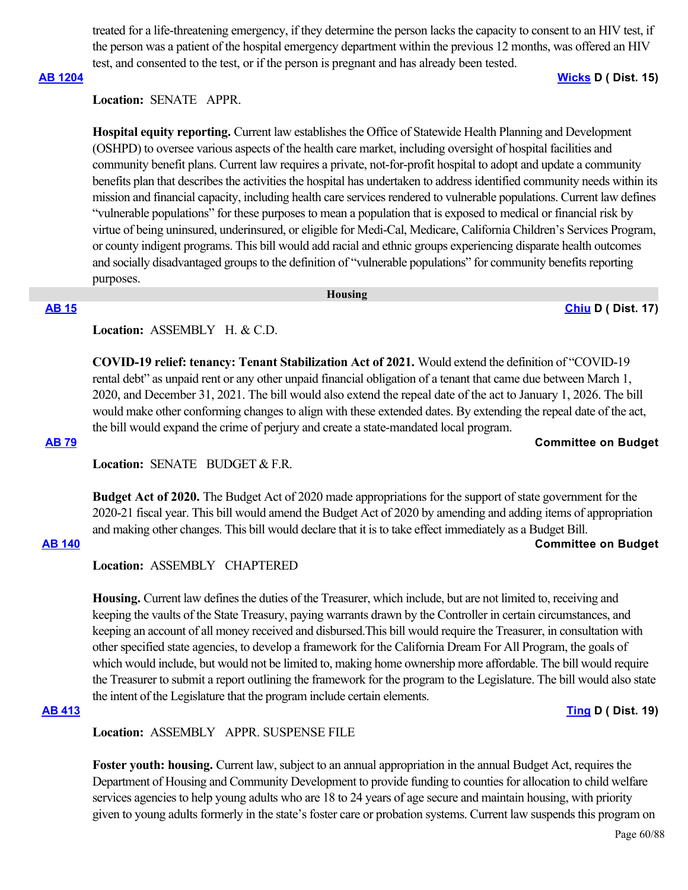treated for a life-threatening emergency, if they determine the person lacks the capacity to consent to an HIV test, if the person was a patient of the hospital emergency department within the previous 12 months, was offered an HIV test, and consented to the test, or if the person is pregnant and has already been tested.

**AB 1204** **Wicks D ( Dist. 15)**

**Location:** SENATE APPR.

**Hospital equity reporting.** Current law establishes the Office of Statewide Health Planning and Development (OSHPD) to oversee various aspects of the health care market, including oversight of hospital facilities and community benefit plans. Current law requires a private, not-for-profit hospital to adopt and update a community benefits plan that describes the activities the hospital has undertaken to address identified community needs within its mission and financial capacity, including health care services rendered to vulnerable populations. Current law defines "vulnerable populations" for these purposes to mean a population that is exposed to medical or financial risk by virtue of being uninsured, underinsured, or eligible for Medi-Cal, Medicare, California Children's Services Program, or county indigent programs. This bill would add racial and ethnic groups experiencing disparate health outcomes and socially disadvantaged groups to the definition of "vulnerable populations" for community benefits reporting purposes.

## Housing

**AB 15** **Chiu D ( Dist. 17)**

**Location:** ASSEMBLY H. & C.D.

**COVID-19 relief: tenancy: Tenant Stabilization Act of 2021.** Would extend the definition of "COVID-19 rental debt" as unpaid rent or any other unpaid financial obligation of a tenant that came due between March 1, 2020, and December 31, 2021. The bill would also extend the repeal date of the act to January 1, 2026. The bill would make other conforming changes to align with these extended dates. By extending the repeal date of the act, the bill would expand the crime of perjury and create a state-mandated local program.

**AB 79** **Committee on Budget**

**Location:** SENATE BUDGET & F.R.

**Budget Act of 2020.** The Budget Act of 2020 made appropriations for the support of state government for the 2020-21 fiscal year. This bill would amend the Budget Act of 2020 by amending and adding items of appropriation and making other changes. This bill would declare that it is to take effect immediately as a Budget Bill.

**AB 140** **Committee on Budget**

**Location:** ASSEMBLY CHAPTERED

**Housing.** Current law defines the duties of the Treasurer, which include, but are not limited to, receiving and keeping the vaults of the State Treasury, paying warrants drawn by the Controller in certain circumstances, and keeping an account of all money received and disbursed.This bill would require the Treasurer, in consultation with other specified state agencies, to develop a framework for the California Dream For All Program, the goals of which would include, but would not be limited to, making home ownership more affordable. The bill would require the Treasurer to submit a report outlining the framework for the program to the Legislature. The bill would also state the intent of the Legislature that the program include certain elements.

**AB 413** **Ting D ( Dist. 19)**

**Location:** ASSEMBLY APPR. SUSPENSE FILE

**Foster youth: housing.** Current law, subject to an annual appropriation in the annual Budget Act, requires the Department of Housing and Community Development to provide funding to counties for allocation to child welfare services agencies to help young adults who are 18 to 24 years of age secure and maintain housing, with priority given to young adults formerly in the state's foster care or probation systems. Current law suspends this program on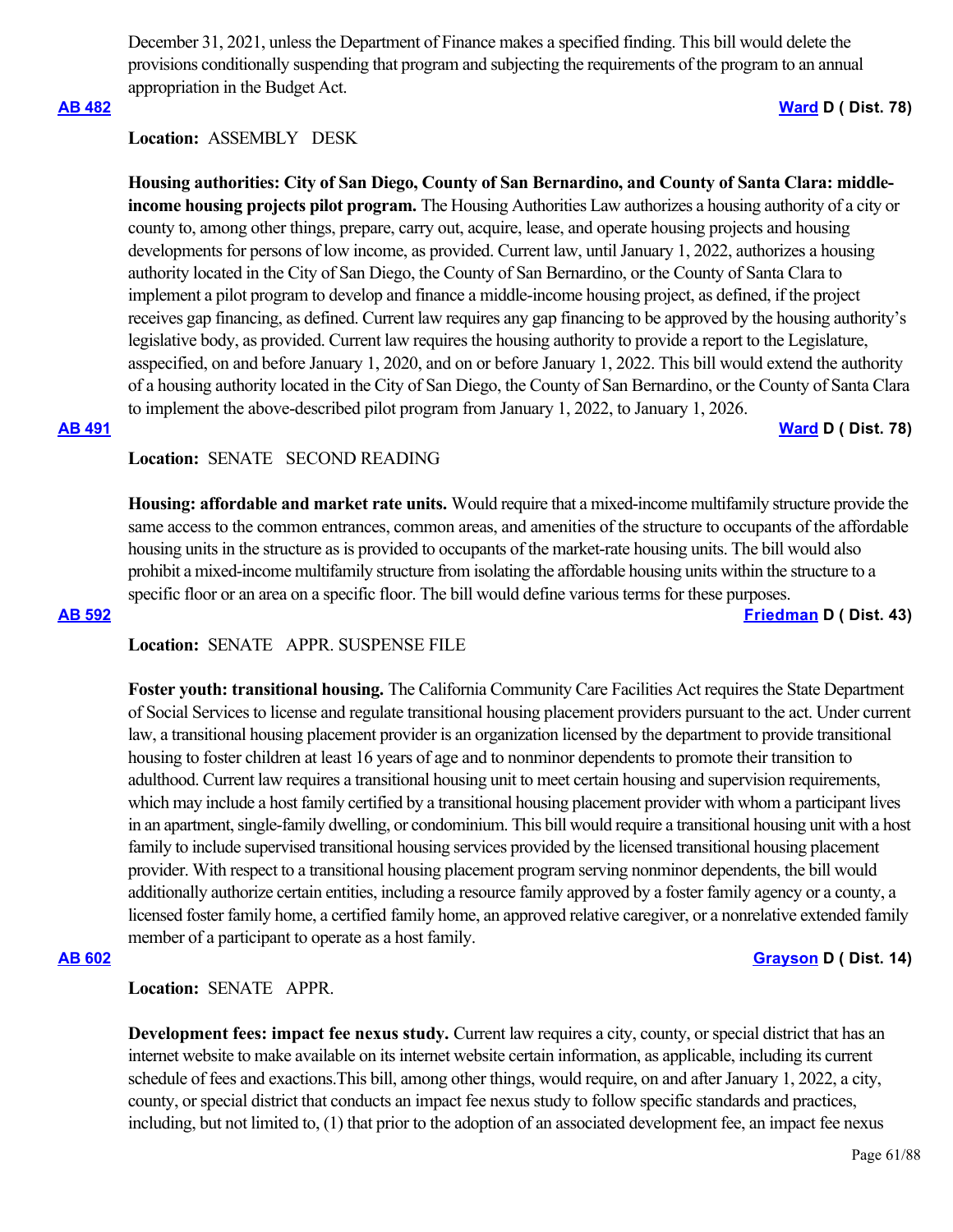December 31, 2021, unless the Department of Finance makes a specified finding. This bill would delete the provisions conditionally suspending that program and subjecting the requirements of the program to an annual appropriation in the Budget Act.

**AB 482** **Ward D ( Dist. 78)**

**Location:** ASSEMBLY DESK

**Housing authorities: City of San Diego, County of San Bernardino, and County of Santa Clara: middle-income housing projects pilot program.** The Housing Authorities Law authorizes a housing authority of a city or county to, among other things, prepare, carry out, acquire, lease, and operate housing projects and housing developments for persons of low income, as provided. Current law, until January 1, 2022, authorizes a housing authority located in the City of San Diego, the County of San Bernardino, or the County of Santa Clara to implement a pilot program to develop and finance a middle-income housing project, as defined, if the project receives gap financing, as defined. Current law requires any gap financing to be approved by the housing authority's legislative body, as provided. Current law requires the housing authority to provide a report to the Legislature, asspecified, on and before January 1, 2020, and on or before January 1, 2022. This bill would extend the authority of a housing authority located in the City of San Diego, the County of San Bernardino, or the County of Santa Clara to implement the above-described pilot program from January 1, 2022, to January 1, 2026.

**AB 491** **Ward D ( Dist. 78)**

**Location:** SENATE SECOND READING

**Housing: affordable and market rate units.** Would require that a mixed-income multifamily structure provide the same access to the common entrances, common areas, and amenities of the structure to occupants of the affordable housing units in the structure as is provided to occupants of the market-rate housing units. The bill would also prohibit a mixed-income multifamily structure from isolating the affordable housing units within the structure to a specific floor or an area on a specific floor. The bill would define various terms for these purposes.

**AB 592** **Friedman D ( Dist. 43)**

**Location:** SENATE APPR. SUSPENSE FILE

**Foster youth: transitional housing.** The California Community Care Facilities Act requires the State Department of Social Services to license and regulate transitional housing placement providers pursuant to the act. Under current law, a transitional housing placement provider is an organization licensed by the department to provide transitional housing to foster children at least 16 years of age and to nonminor dependents to promote their transition to adulthood. Current law requires a transitional housing unit to meet certain housing and supervision requirements, which may include a host family certified by a transitional housing placement provider with whom a participant lives in an apartment, single-family dwelling, or condominium. This bill would require a transitional housing unit with a host family to include supervised transitional housing services provided by the licensed transitional housing placement provider. With respect to a transitional housing placement program serving nonminor dependents, the bill would additionally authorize certain entities, including a resource family approved by a foster family agency or a county, a licensed foster family home, a certified family home, an approved relative caregiver, or a nonrelative extended family member of a participant to operate as a host family.

**AB 602** **Grayson D ( Dist. 14)**

**Location:** SENATE APPR.

**Development fees: impact fee nexus study.** Current law requires a city, county, or special district that has an internet website to make available on its internet website certain information, as applicable, including its current schedule of fees and exactions.This bill, among other things, would require, on and after January 1, 2022, a city, county, or special district that conducts an impact fee nexus study to follow specific standards and practices, including, but not limited to, (1) that prior to the adoption of an associated development fee, an impact fee nexus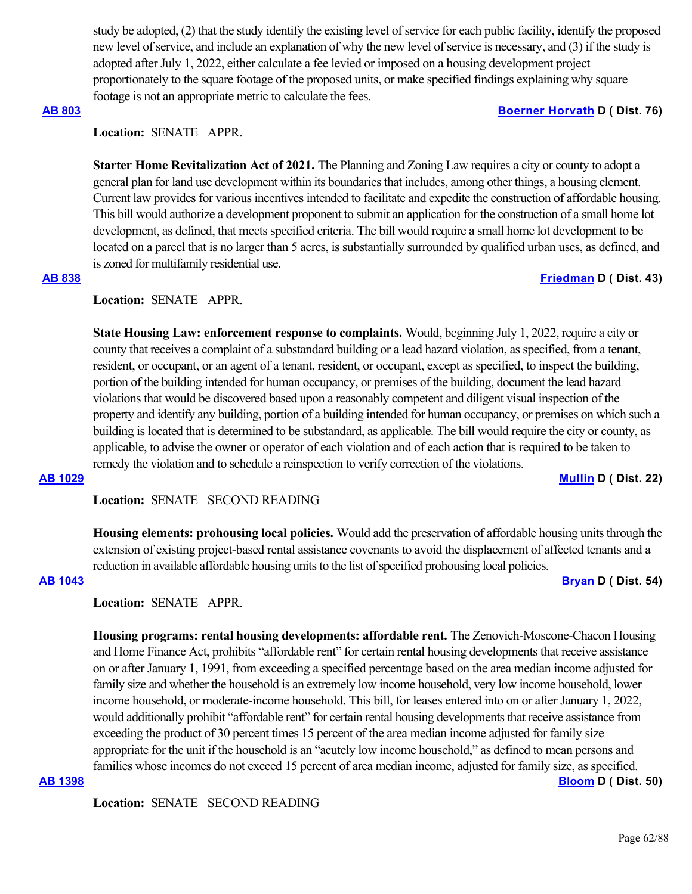study be adopted, (2) that the study identify the existing level of service for each public facility, identify the proposed new level of service, and include an explanation of why the new level of service is necessary, and (3) if the study is adopted after July 1, 2022, either calculate a fee levied or imposed on a housing development project proportionately to the square footage of the proposed units, or make specified findings explaining why square footage is not an appropriate metric to calculate the fees.

**AB 803** **Boerner Horvath D ( Dist. 76)**

**Location:** SENATE APPR.

**Starter Home Revitalization Act of 2021.** The Planning and Zoning Law requires a city or county to adopt a general plan for land use development within its boundaries that includes, among other things, a housing element. Current law provides for various incentives intended to facilitate and expedite the construction of affordable housing. This bill would authorize a development proponent to submit an application for the construction of a small home lot development, as defined, that meets specified criteria. The bill would require a small home lot development to be located on a parcel that is no larger than 5 acres, is substantially surrounded by qualified urban uses, as defined, and is zoned for multifamily residential use.

**AB 838** **Friedman D ( Dist. 43)**

**Location:** SENATE APPR.

**State Housing Law: enforcement response to complaints.** Would, beginning July 1, 2022, require a city or county that receives a complaint of a substandard building or a lead hazard violation, as specified, from a tenant, resident, or occupant, or an agent of a tenant, resident, or occupant, except as specified, to inspect the building, portion of the building intended for human occupancy, or premises of the building, document the lead hazard violations that would be discovered based upon a reasonably competent and diligent visual inspection of the property and identify any building, portion of a building intended for human occupancy, or premises on which such a building is located that is determined to be substandard, as applicable. The bill would require the city or county, as applicable, to advise the owner or operator of each violation and of each action that is required to be taken to remedy the violation and to schedule a reinspection to verify correction of the violations.

**AB 1029** **Mullin D ( Dist. 22)**

**Location:** SENATE SECOND READING

**Housing elements: prohousing local policies.** Would add the preservation of affordable housing units through the extension of existing project-based rental assistance covenants to avoid the displacement of affected tenants and a reduction in available affordable housing units to the list of specified prohousing local policies.

**AB 1043** **Bryan D ( Dist. 54)**

**Location:** SENATE APPR.

**Housing programs: rental housing developments: affordable rent.** The Zenovich-Moscone-Chacon Housing and Home Finance Act, prohibits "affordable rent" for certain rental housing developments that receive assistance on or after January 1, 1991, from exceeding a specified percentage based on the area median income adjusted for family size and whether the household is an extremely low income household, very low income household, lower income household, or moderate-income household. This bill, for leases entered into on or after January 1, 2022, would additionally prohibit "affordable rent" for certain rental housing developments that receive assistance from exceeding the product of 30 percent times 15 percent of the area median income adjusted for family size appropriate for the unit if the household is an "acutely low income household," as defined to mean persons and families whose incomes do not exceed 15 percent of area median income, adjusted for family size, as specified.

**AB 1398** **Bloom D ( Dist. 50)**

**Location:** SENATE SECOND READING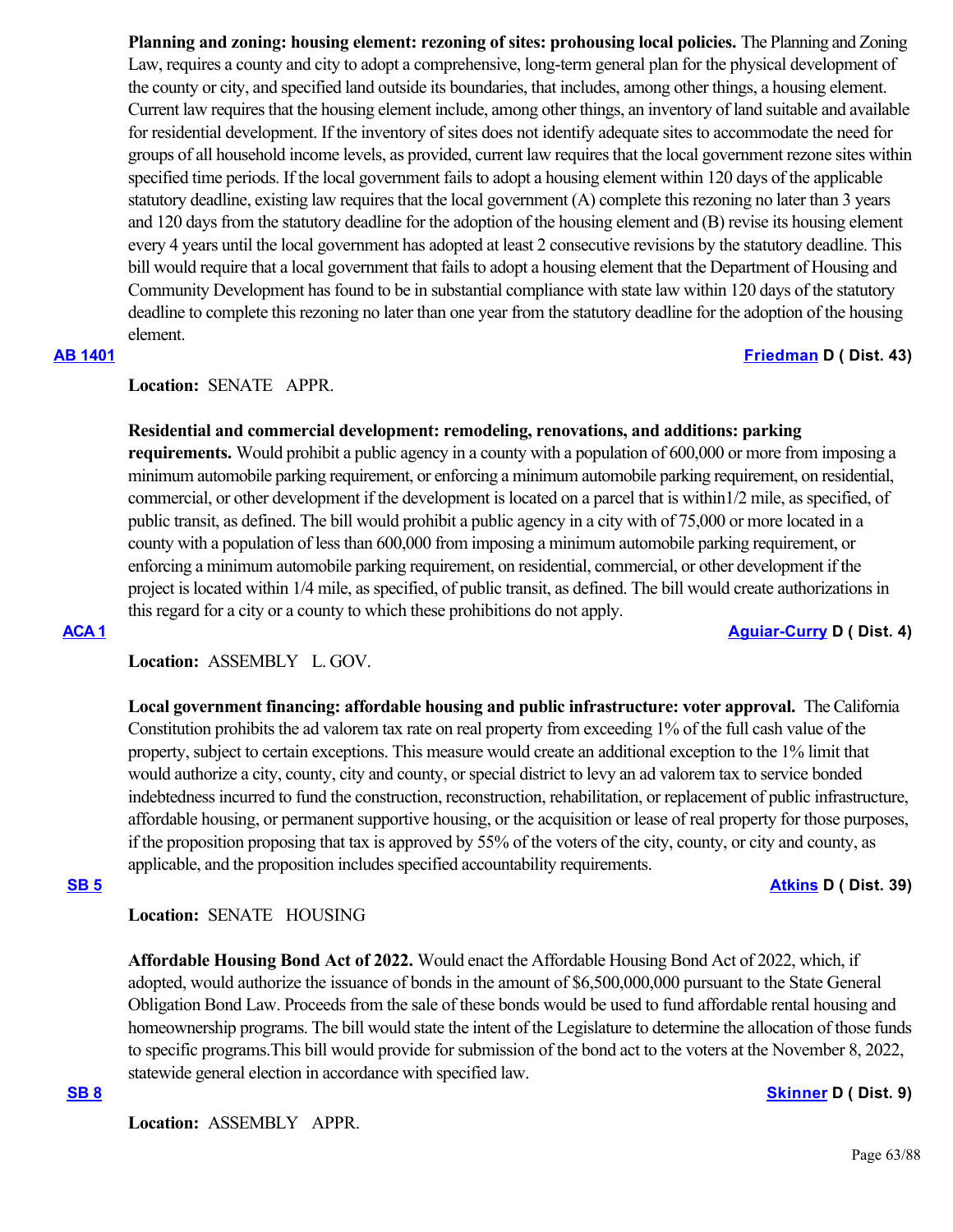**Planning and zoning: housing element: rezoning of sites: prohousing local policies.** The Planning and Zoning Law, requires a county and city to adopt a comprehensive, long-term general plan for the physical development of the county or city, and specified land outside its boundaries, that includes, among other things, a housing element. Current law requires that the housing element include, among other things, an inventory of land suitable and available for residential development. If the inventory of sites does not identify adequate sites to accommodate the need for groups of all household income levels, as provided, current law requires that the local government rezone sites within specified time periods. If the local government fails to adopt a housing element within 120 days of the applicable statutory deadline, existing law requires that the local government (A) complete this rezoning no later than 3 years and 120 days from the statutory deadline for the adoption of the housing element and (B) revise its housing element every 4 years until the local government has adopted at least 2 consecutive revisions by the statutory deadline. This bill would require that a local government that fails to adopt a housing element that the Department of Housing and Community Development has found to be in substantial compliance with state law within 120 days of the statutory deadline to complete this rezoning no later than one year from the statutory deadline for the adoption of the housing element.

**AB 1401** **Friedman D ( Dist. 43)**

**Location:** SENATE APPR.

**Residential and commercial development: remodeling, renovations, and additions: parking requirements.** Would prohibit a public agency in a county with a population of 600,000 or more from imposing a minimum automobile parking requirement, or enforcing a minimum automobile parking requirement, on residential, commercial, or other development if the development is located on a parcel that is within1/2 mile, as specified, of public transit, as defined. The bill would prohibit a public agency in a city with of 75,000 or more located in a county with a population of less than 600,000 from imposing a minimum automobile parking requirement, or enforcing a minimum automobile parking requirement, on residential, commercial, or other development if the project is located within 1/4 mile, as specified, of public transit, as defined. The bill would create authorizations in this regard for a city or a county to which these prohibitions do not apply.

**ACA 1** **Aguiar-Curry D ( Dist. 4)**

**Location:** ASSEMBLY L. GOV.

**Local government financing: affordable housing and public infrastructure: voter approval.** The California Constitution prohibits the ad valorem tax rate on real property from exceeding 1% of the full cash value of the property, subject to certain exceptions. This measure would create an additional exception to the 1% limit that would authorize a city, county, city and county, or special district to levy an ad valorem tax to service bonded indebtedness incurred to fund the construction, reconstruction, rehabilitation, or replacement of public infrastructure, affordable housing, or permanent supportive housing, or the acquisition or lease of real property for those purposes, if the proposition proposing that tax is approved by 55% of the voters of the city, county, or city and county, as applicable, and the proposition includes specified accountability requirements.

**SB 5** **Atkins D ( Dist. 39)**

**Location:** SENATE HOUSING

**Affordable Housing Bond Act of 2022.** Would enact the Affordable Housing Bond Act of 2022, which, if adopted, would authorize the issuance of bonds in the amount of $6,500,000,000 pursuant to the State General Obligation Bond Law. Proceeds from the sale of these bonds would be used to fund affordable rental housing and homeownership programs. The bill would state the intent of the Legislature to determine the allocation of those funds to specific programs.This bill would provide for submission of the bond act to the voters at the November 8, 2022, statewide general election in accordance with specified law.

**SB 8** **Skinner D ( Dist. 9)**

**Location:** ASSEMBLY APPR.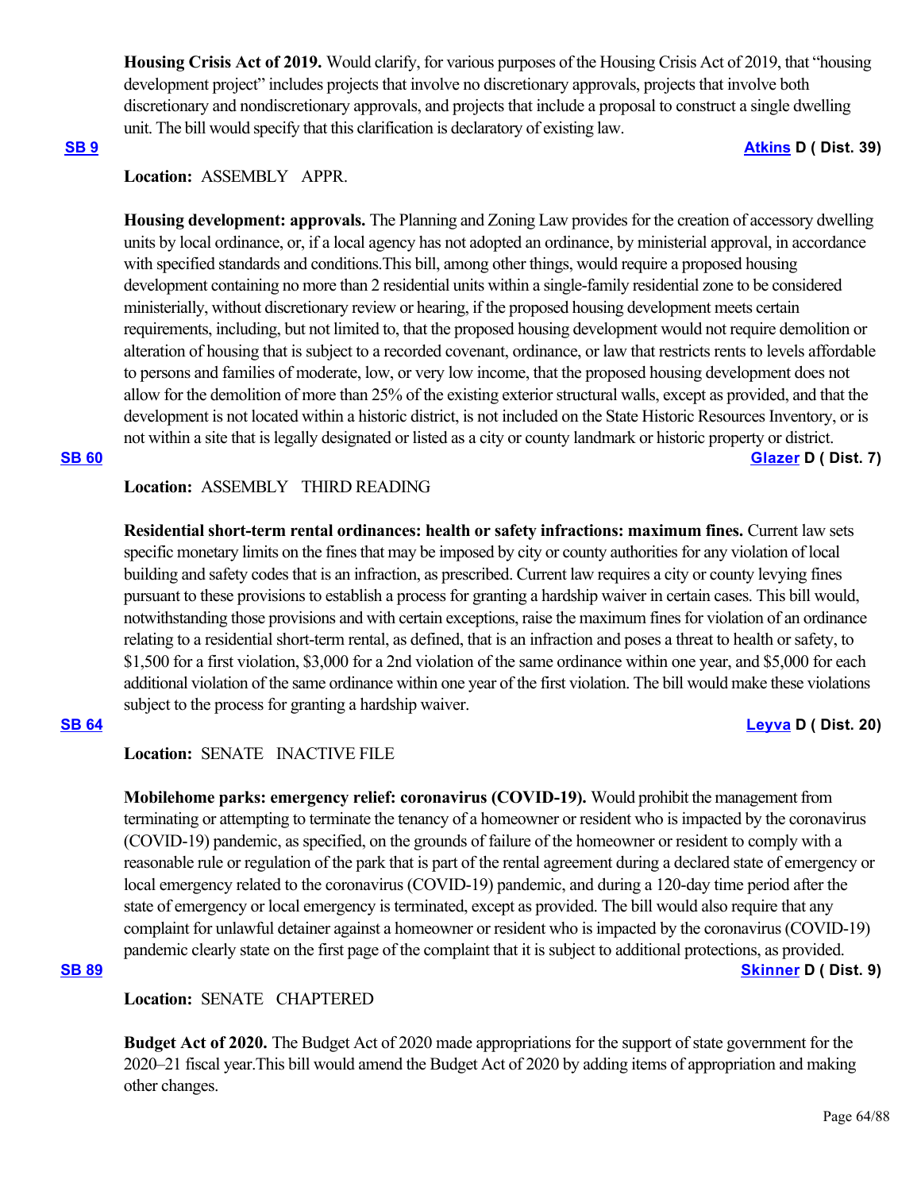**Housing Crisis Act of 2019.** Would clarify, for various purposes of the Housing Crisis Act of 2019, that "housing development project" includes projects that involve no discretionary approvals, projects that involve both discretionary and nondiscretionary approvals, and projects that include a proposal to construct a single dwelling unit. The bill would specify that this clarification is declaratory of existing law.

**SB 9** **Atkins D ( Dist. 39)**

**Location:** ASSEMBLY APPR.

**Housing development: approvals.** The Planning and Zoning Law provides for the creation of accessory dwelling units by local ordinance, or, if a local agency has not adopted an ordinance, by ministerial approval, in accordance with specified standards and conditions.This bill, among other things, would require a proposed housing development containing no more than 2 residential units within a single-family residential zone to be considered ministerially, without discretionary review or hearing, if the proposed housing development meets certain requirements, including, but not limited to, that the proposed housing development would not require demolition or alteration of housing that is subject to a recorded covenant, ordinance, or law that restricts rents to levels affordable to persons and families of moderate, low, or very low income, that the proposed housing development does not allow for the demolition of more than 25% of the existing exterior structural walls, except as provided, and that the development is not located within a historic district, is not included on the State Historic Resources Inventory, or is not within a site that is legally designated or listed as a city or county landmark or historic property or district.

**SB 60** **Glazer D ( Dist. 7)**

**Location:** ASSEMBLY THIRD READING

**Residential short-term rental ordinances: health or safety infractions: maximum fines.** Current law sets specific monetary limits on the fines that may be imposed by city or county authorities for any violation of local building and safety codes that is an infraction, as prescribed. Current law requires a city or county levying fines pursuant to these provisions to establish a process for granting a hardship waiver in certain cases. This bill would, notwithstanding those provisions and with certain exceptions, raise the maximum fines for violation of an ordinance relating to a residential short-term rental, as defined, that is an infraction and poses a threat to health or safety, to $1,500 for a first violation, $3,000 for a 2nd violation of the same ordinance within one year, and $5,000 for each additional violation of the same ordinance within one year of the first violation. The bill would make these violations subject to the process for granting a hardship waiver.

**SB 64** **Leyva D ( Dist. 20)**

**Location:** SENATE INACTIVE FILE

**Mobilehome parks: emergency relief: coronavirus (COVID-19).** Would prohibit the management from terminating or attempting to terminate the tenancy of a homeowner or resident who is impacted by the coronavirus (COVID-19) pandemic, as specified, on the grounds of failure of the homeowner or resident to comply with a reasonable rule or regulation of the park that is part of the rental agreement during a declared state of emergency or local emergency related to the coronavirus (COVID-19) pandemic, and during a 120-day time period after the state of emergency or local emergency is terminated, except as provided. The bill would also require that any complaint for unlawful detainer against a homeowner or resident who is impacted by the coronavirus (COVID-19) pandemic clearly state on the first page of the complaint that it is subject to additional protections, as provided.

**SB 89** **Skinner D ( Dist. 9)**

**Location:** SENATE CHAPTERED

**Budget Act of 2020.** The Budget Act of 2020 made appropriations for the support of state government for the 2020–21 fiscal year.This bill would amend the Budget Act of 2020 by adding items of appropriation and making other changes.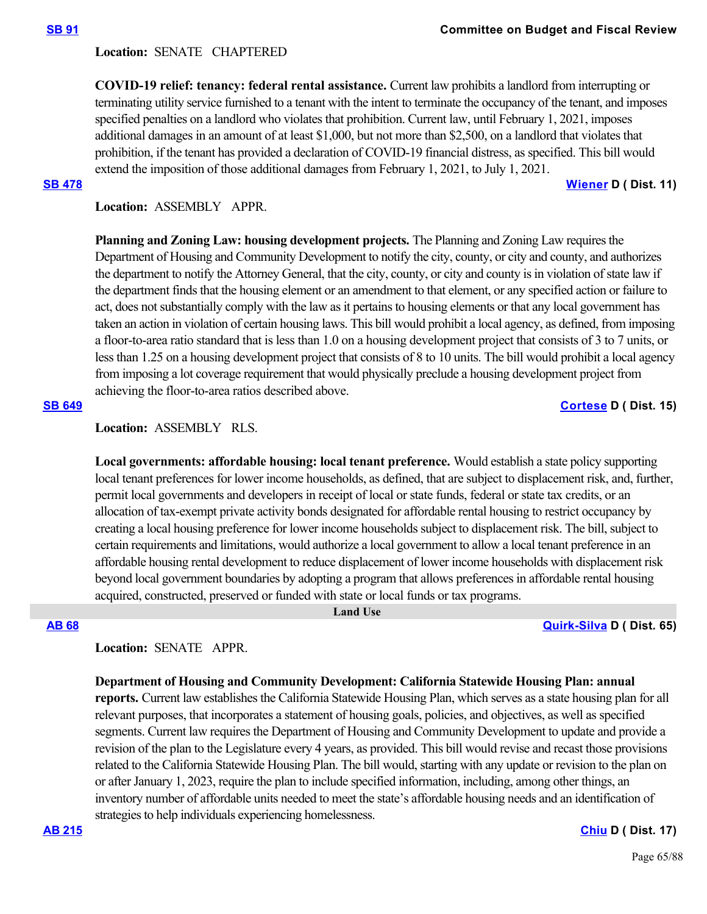**SB 91** **Committee on Budget and Fiscal Review**

**Location:** SENATE CHAPTERED

**COVID-19 relief: tenancy: federal rental assistance.** Current law prohibits a landlord from interrupting or terminating utility service furnished to a tenant with the intent to terminate the occupancy of the tenant, and imposes specified penalties on a landlord who violates that prohibition. Current law, until February 1, 2021, imposes additional damages in an amount of at least $1,000, but not more than $2,500, on a landlord that violates that prohibition, if the tenant has provided a declaration of COVID-19 financial distress, as specified. This bill would extend the imposition of those additional damages from February 1, 2021, to July 1, 2021.

**SB 478** **Wiener D ( Dist. 11)**

**Location:** ASSEMBLY APPR.

**Planning and Zoning Law: housing development projects.** The Planning and Zoning Law requires the Department of Housing and Community Development to notify the city, county, or city and county, and authorizes the department to notify the Attorney General, that the city, county, or city and county is in violation of state law if the department finds that the housing element or an amendment to that element, or any specified action or failure to act, does not substantially comply with the law as it pertains to housing elements or that any local government has taken an action in violation of certain housing laws. This bill would prohibit a local agency, as defined, from imposing a floor-to-area ratio standard that is less than 1.0 on a housing development project that consists of 3 to 7 units, or less than 1.25 on a housing development project that consists of 8 to 10 units. The bill would prohibit a local agency from imposing a lot coverage requirement that would physically preclude a housing development project from achieving the floor-to-area ratios described above.

**SB 649** **Cortese D ( Dist. 15)**

**Location:** ASSEMBLY RLS.

**Local governments: affordable housing: local tenant preference.** Would establish a state policy supporting local tenant preferences for lower income households, as defined, that are subject to displacement risk, and, further, permit local governments and developers in receipt of local or state funds, federal or state tax credits, or an allocation of tax-exempt private activity bonds designated for affordable rental housing to restrict occupancy by creating a local housing preference for lower income households subject to displacement risk. The bill, subject to certain requirements and limitations, would authorize a local government to allow a local tenant preference in an affordable housing rental development to reduce displacement of lower income households with displacement risk beyond local government boundaries by adopting a program that allows preferences in affordable rental housing acquired, constructed, preserved or funded with state or local funds or tax programs.

## Land Use

**AB 68** **Quirk-Silva D ( Dist. 65)**

**Location:** SENATE APPR.

**Department of Housing and Community Development: California Statewide Housing Plan: annual reports.** Current law establishes the California Statewide Housing Plan, which serves as a state housing plan for all relevant purposes, that incorporates a statement of housing goals, policies, and objectives, as well as specified segments. Current law requires the Department of Housing and Community Development to update and provide a revision of the plan to the Legislature every 4 years, as provided. This bill would revise and recast those provisions related to the California Statewide Housing Plan. The bill would, starting with any update or revision to the plan on or after January 1, 2023, require the plan to include specified information, including, among other things, an inventory number of affordable units needed to meet the state's affordable housing needs and an identification of strategies to help individuals experiencing homelessness.

**AB 215** **Chiu D ( Dist. 17)**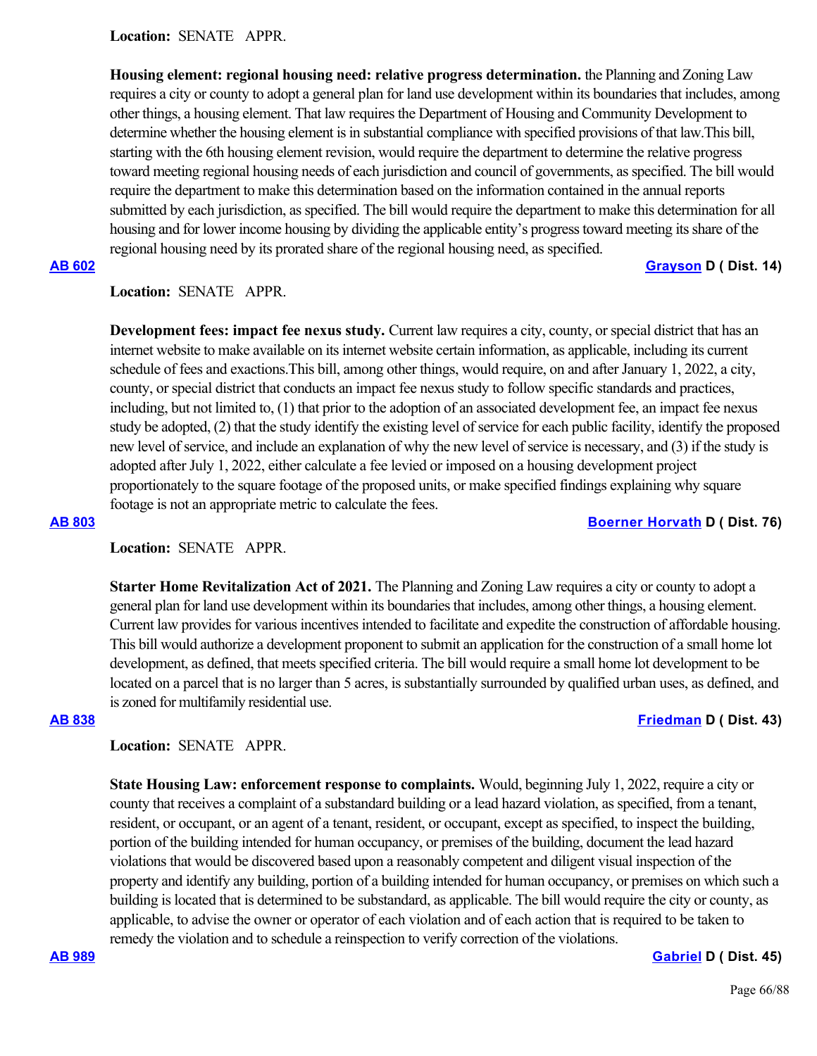**Location:** SENATE APPR.

**Housing element: regional housing need: relative progress determination.** the Planning and Zoning Law requires a city or county to adopt a general plan for land use development within its boundaries that includes, among other things, a housing element. That law requires the Department of Housing and Community Development to determine whether the housing element is in substantial compliance with specified provisions of that law.This bill, starting with the 6th housing element revision, would require the department to determine the relative progress toward meeting regional housing needs of each jurisdiction and council of governments, as specified. The bill would require the department to make this determination based on the information contained in the annual reports submitted by each jurisdiction, as specified. The bill would require the department to make this determination for all housing and for lower income housing by dividing the applicable entity's progress toward meeting its share of the regional housing need by its prorated share of the regional housing need, as specified.

**AB 602** **Grayson D ( Dist. 14)**

**Location:** SENATE APPR.

**Development fees: impact fee nexus study.** Current law requires a city, county, or special district that has an internet website to make available on its internet website certain information, as applicable, including its current schedule of fees and exactions.This bill, among other things, would require, on and after January 1, 2022, a city, county, or special district that conducts an impact fee nexus study to follow specific standards and practices, including, but not limited to, (1) that prior to the adoption of an associated development fee, an impact fee nexus study be adopted, (2) that the study identify the existing level of service for each public facility, identify the proposed new level of service, and include an explanation of why the new level of service is necessary, and (3) if the study is adopted after July 1, 2022, either calculate a fee levied or imposed on a housing development project proportionately to the square footage of the proposed units, or make specified findings explaining why square footage is not an appropriate metric to calculate the fees.

**AB 803** **Boerner Horvath D ( Dist. 76)**

**Location:** SENATE APPR.

**Starter Home Revitalization Act of 2021.** The Planning and Zoning Law requires a city or county to adopt a general plan for land use development within its boundaries that includes, among other things, a housing element. Current law provides for various incentives intended to facilitate and expedite the construction of affordable housing. This bill would authorize a development proponent to submit an application for the construction of a small home lot development, as defined, that meets specified criteria. The bill would require a small home lot development to be located on a parcel that is no larger than 5 acres, is substantially surrounded by qualified urban uses, as defined, and is zoned for multifamily residential use.

**AB 838** **Friedman D ( Dist. 43)**

**Location:** SENATE APPR.

**State Housing Law: enforcement response to complaints.** Would, beginning July 1, 2022, require a city or county that receives a complaint of a substandard building or a lead hazard violation, as specified, from a tenant, resident, or occupant, or an agent of a tenant, resident, or occupant, except as specified, to inspect the building, portion of the building intended for human occupancy, or premises of the building, document the lead hazard violations that would be discovered based upon a reasonably competent and diligent visual inspection of the property and identify any building, portion of a building intended for human occupancy, or premises on which such a building is located that is determined to be substandard, as applicable. The bill would require the city or county, as applicable, to advise the owner or operator of each violation and of each action that is required to be taken to remedy the violation and to schedule a reinspection to verify correction of the violations.

**AB 989** **Gabriel D ( Dist. 45)**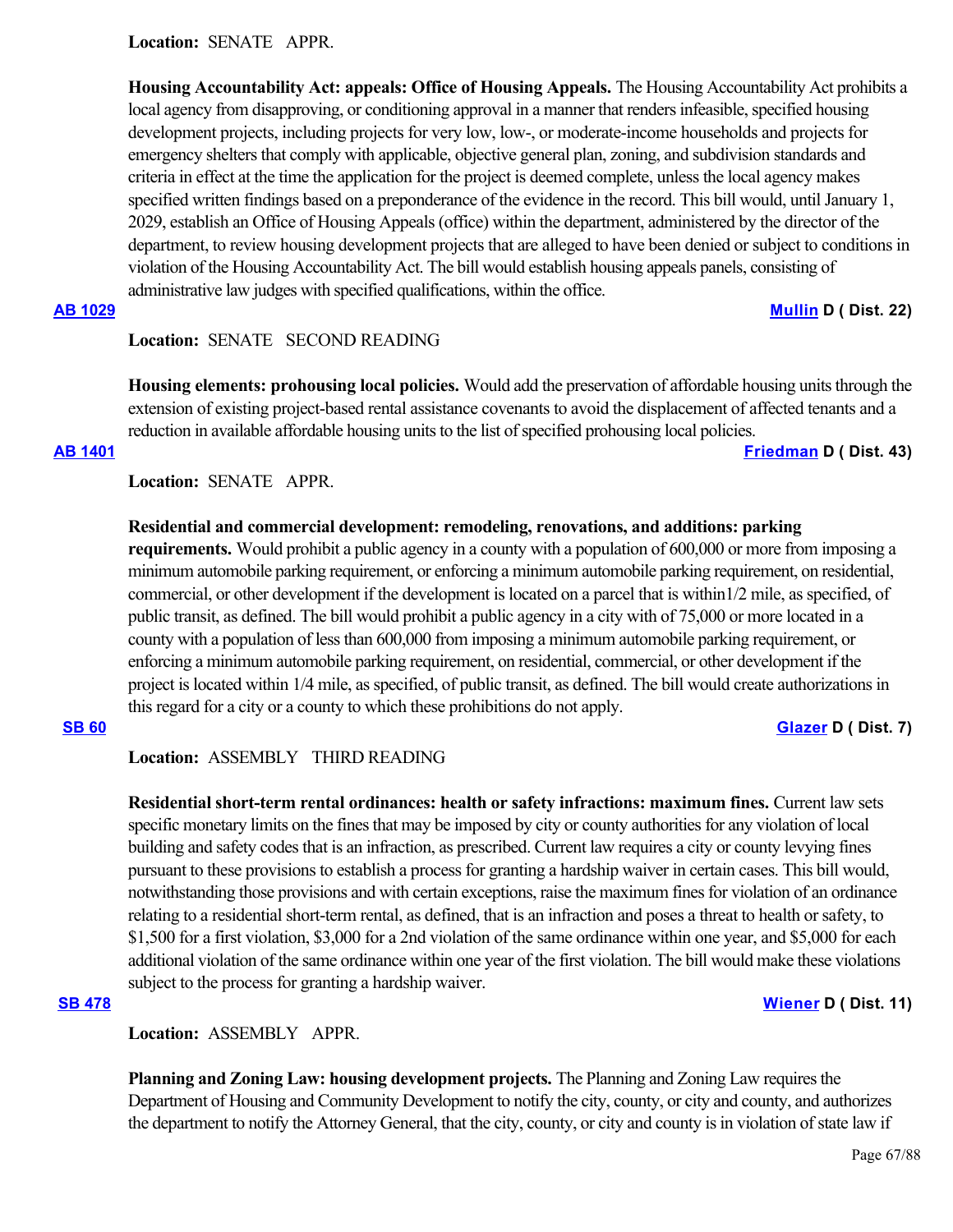**Location:** SENATE APPR.

**Housing Accountability Act: appeals: Office of Housing Appeals.** The Housing Accountability Act prohibits a local agency from disapproving, or conditioning approval in a manner that renders infeasible, specified housing development projects, including projects for very low, low-, or moderate-income households and projects for emergency shelters that comply with applicable, objective general plan, zoning, and subdivision standards and criteria in effect at the time the application for the project is deemed complete, unless the local agency makes specified written findings based on a preponderance of the evidence in the record. This bill would, until January 1, 2029, establish an Office of Housing Appeals (office) within the department, administered by the director of the department, to review housing development projects that are alleged to have been denied or subject to conditions in violation of the Housing Accountability Act. The bill would establish housing appeals panels, consisting of administrative law judges with specified qualifications, within the office.

**AB 1029** **Mullin D ( Dist. 22)**

**Location:** SENATE SECOND READING

**Housing elements: prohousing local policies.** Would add the preservation of affordable housing units through the extension of existing project-based rental assistance covenants to avoid the displacement of affected tenants and a reduction in available affordable housing units to the list of specified prohousing local policies.

**AB 1401** **Friedman D ( Dist. 43)**

**Location:** SENATE APPR.

**Residential and commercial development: remodeling, renovations, and additions: parking requirements.** Would prohibit a public agency in a county with a population of 600,000 or more from imposing a minimum automobile parking requirement, or enforcing a minimum automobile parking requirement, on residential, commercial, or other development if the development is located on a parcel that is within1/2 mile, as specified, of public transit, as defined. The bill would prohibit a public agency in a city with of 75,000 or more located in a county with a population of less than 600,000 from imposing a minimum automobile parking requirement, or enforcing a minimum automobile parking requirement, on residential, commercial, or other development if the project is located within 1/4 mile, as specified, of public transit, as defined. The bill would create authorizations in this regard for a city or a county to which these prohibitions do not apply.

**SB 60** **Glazer D ( Dist. 7)**

**Location:** ASSEMBLY THIRD READING

**Residential short-term rental ordinances: health or safety infractions: maximum fines.** Current law sets specific monetary limits on the fines that may be imposed by city or county authorities for any violation of local building and safety codes that is an infraction, as prescribed. Current law requires a city or county levying fines pursuant to these provisions to establish a process for granting a hardship waiver in certain cases. This bill would, notwithstanding those provisions and with certain exceptions, raise the maximum fines for violation of an ordinance relating to a residential short-term rental, as defined, that is an infraction and poses a threat to health or safety, to $1,500 for a first violation, $3,000 for a 2nd violation of the same ordinance within one year, and $5,000 for each additional violation of the same ordinance within one year of the first violation. The bill would make these violations subject to the process for granting a hardship waiver.

**SB 478** **Wiener D ( Dist. 11)**

**Location:** ASSEMBLY APPR.

**Planning and Zoning Law: housing development projects.** The Planning and Zoning Law requires the Department of Housing and Community Development to notify the city, county, or city and county, and authorizes the department to notify the Attorney General, that the city, county, or city and county is in violation of state law if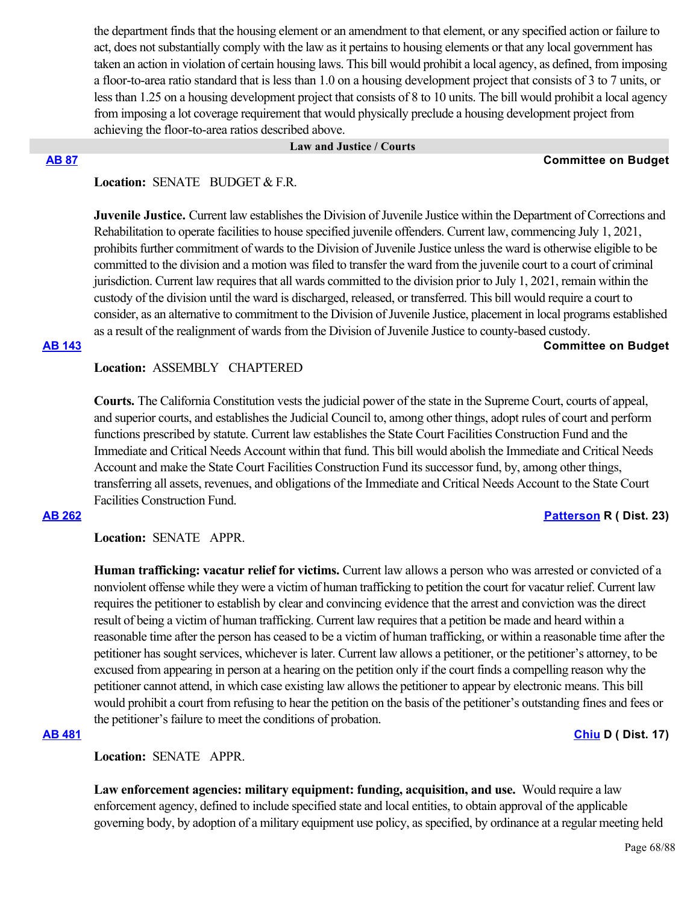the department finds that the housing element or an amendment to that element, or any specified action or failure to act, does not substantially comply with the law as it pertains to housing elements or that any local government has taken an action in violation of certain housing laws. This bill would prohibit a local agency, as defined, from imposing a floor-to-area ratio standard that is less than 1.0 on a housing development project that consists of 3 to 7 units, or less than 1.25 on a housing development project that consists of 8 to 10 units. The bill would prohibit a local agency from imposing a lot coverage requirement that would physically preclude a housing development project from achieving the floor-to-area ratios described above.

## Law and Justice / Courts

**AB 87** **Committee on Budget**

**Location:** SENATE BUDGET & F.R.

**Juvenile Justice.** Current law establishes the Division of Juvenile Justice within the Department of Corrections and Rehabilitation to operate facilities to house specified juvenile offenders. Current law, commencing July 1, 2021, prohibits further commitment of wards to the Division of Juvenile Justice unless the ward is otherwise eligible to be committed to the division and a motion was filed to transfer the ward from the juvenile court to a court of criminal jurisdiction. Current law requires that all wards committed to the division prior to July 1, 2021, remain within the custody of the division until the ward is discharged, released, or transferred. This bill would require a court to consider, as an alternative to commitment to the Division of Juvenile Justice, placement in local programs established as a result of the realignment of wards from the Division of Juvenile Justice to county-based custody.

**AB 143** **Committee on Budget**

**Location:** ASSEMBLY CHAPTERED

**Courts.** The California Constitution vests the judicial power of the state in the Supreme Court, courts of appeal, and superior courts, and establishes the Judicial Council to, among other things, adopt rules of court and perform functions prescribed by statute. Current law establishes the State Court Facilities Construction Fund and the Immediate and Critical Needs Account within that fund. This bill would abolish the Immediate and Critical Needs Account and make the State Court Facilities Construction Fund its successor fund, by, among other things, transferring all assets, revenues, and obligations of the Immediate and Critical Needs Account to the State Court Facilities Construction Fund.

**AB 262** **Patterson R ( Dist. 23)**

**Location:** SENATE APPR.

**Human trafficking: vacatur relief for victims.** Current law allows a person who was arrested or convicted of a nonviolent offense while they were a victim of human trafficking to petition the court for vacatur relief. Current law requires the petitioner to establish by clear and convincing evidence that the arrest and conviction was the direct result of being a victim of human trafficking. Current law requires that a petition be made and heard within a reasonable time after the person has ceased to be a victim of human trafficking, or within a reasonable time after the petitioner has sought services, whichever is later. Current law allows a petitioner, or the petitioner's attorney, to be excused from appearing in person at a hearing on the petition only if the court finds a compelling reason why the petitioner cannot attend, in which case existing law allows the petitioner to appear by electronic means. This bill would prohibit a court from refusing to hear the petition on the basis of the petitioner's outstanding fines and fees or the petitioner's failure to meet the conditions of probation.

**AB 481** **Chiu D ( Dist. 17)**

**Location:** SENATE APPR.

**Law enforcement agencies: military equipment: funding, acquisition, and use.** Would require a law enforcement agency, defined to include specified state and local entities, to obtain approval of the applicable governing body, by adoption of a military equipment use policy, as specified, by ordinance at a regular meeting held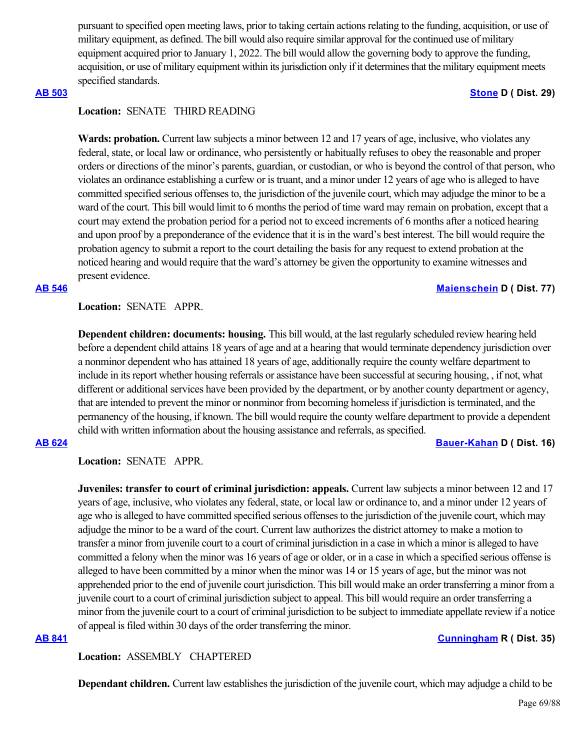pursuant to specified open meeting laws, prior to taking certain actions relating to the funding, acquisition, or use of military equipment, as defined. The bill would also require similar approval for the continued use of military equipment acquired prior to January 1, 2022. The bill would allow the governing body to approve the funding, acquisition, or use of military equipment within its jurisdiction only if it determines that the military equipment meets specified standards.

**AB 503** **Stone D ( Dist. 29)**

**Location:** SENATE THIRD READING

**Wards: probation.** Current law subjects a minor between 12 and 17 years of age, inclusive, who violates any federal, state, or local law or ordinance, who persistently or habitually refuses to obey the reasonable and proper orders or directions of the minor's parents, guardian, or custodian, or who is beyond the control of that person, who violates an ordinance establishing a curfew or is truant, and a minor under 12 years of age who is alleged to have committed specified serious offenses to, the jurisdiction of the juvenile court, which may adjudge the minor to be a ward of the court. This bill would limit to 6 months the period of time ward may remain on probation, except that a court may extend the probation period for a period not to exceed increments of 6 months after a noticed hearing and upon proof by a preponderance of the evidence that it is in the ward's best interest. The bill would require the probation agency to submit a report to the court detailing the basis for any request to extend probation at the noticed hearing and would require that the ward's attorney be given the opportunity to examine witnesses and present evidence.

**AB 546** **Maienschein D ( Dist. 77)**

**Location:** SENATE APPR.

**Dependent children: documents: housing.** This bill would, at the last regularly scheduled review hearing held before a dependent child attains 18 years of age and at a hearing that would terminate dependency jurisdiction over a nonminor dependent who has attained 18 years of age, additionally require the county welfare department to include in its report whether housing referrals or assistance have been successful at securing housing, , if not, what different or additional services have been provided by the department, or by another county department or agency, that are intended to prevent the minor or nonminor from becoming homeless if jurisdiction is terminated, and the permanency of the housing, if known. The bill would require the county welfare department to provide a dependent child with written information about the housing assistance and referrals, as specified.

**AB 624** **Bauer-Kahan D ( Dist. 16)**

**Location:** SENATE APPR.

**Juveniles: transfer to court of criminal jurisdiction: appeals.** Current law subjects a minor between 12 and 17 years of age, inclusive, who violates any federal, state, or local law or ordinance to, and a minor under 12 years of age who is alleged to have committed specified serious offenses to the jurisdiction of the juvenile court, which may adjudge the minor to be a ward of the court. Current law authorizes the district attorney to make a motion to transfer a minor from juvenile court to a court of criminal jurisdiction in a case in which a minor is alleged to have committed a felony when the minor was 16 years of age or older, or in a case in which a specified serious offense is alleged to have been committed by a minor when the minor was 14 or 15 years of age, but the minor was not apprehended prior to the end of juvenile court jurisdiction. This bill would make an order transferring a minor from a juvenile court to a court of criminal jurisdiction subject to appeal. This bill would require an order transferring a minor from the juvenile court to a court of criminal jurisdiction to be subject to immediate appellate review if a notice of appeal is filed within 30 days of the order transferring the minor.

**AB 841** **Cunningham R ( Dist. 35)**

**Location:** ASSEMBLY CHAPTERED

**Dependant children.** Current law establishes the jurisdiction of the juvenile court, which may adjudge a child to be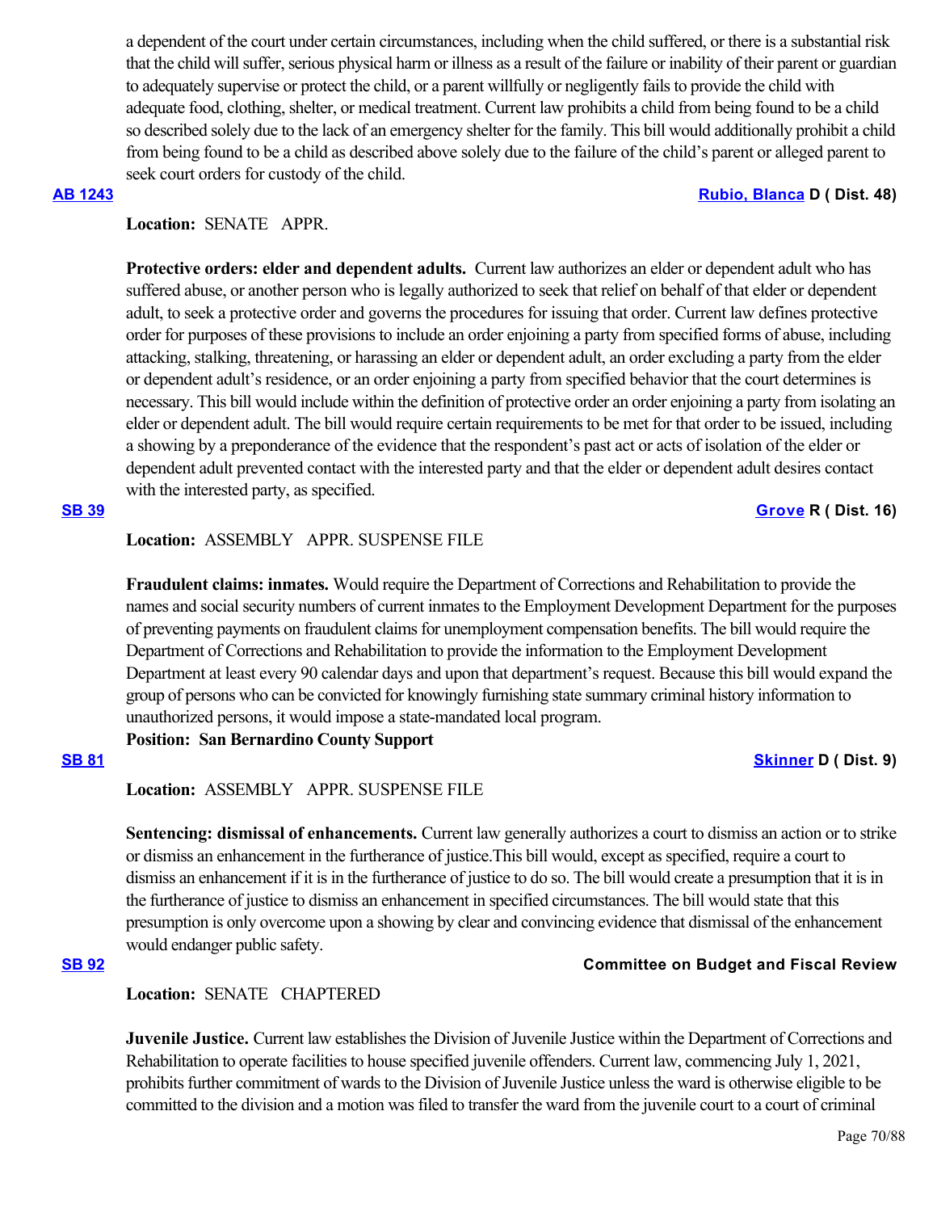a dependent of the court under certain circumstances, including when the child suffered, or there is a substantial risk that the child will suffer, serious physical harm or illness as a result of the failure or inability of their parent or guardian to adequately supervise or protect the child, or a parent willfully or negligently fails to provide the child with adequate food, clothing, shelter, or medical treatment. Current law prohibits a child from being found to be a child so described solely due to the lack of an emergency shelter for the family. This bill would additionally prohibit a child from being found to be a child as described above solely due to the failure of the child's parent or alleged parent to seek court orders for custody of the child.

**AB 1243** **Rubio, Blanca D ( Dist. 48)**

**Location:** SENATE APPR.

**Protective orders: elder and dependent adults.** Current law authorizes an elder or dependent adult who has suffered abuse, or another person who is legally authorized to seek that relief on behalf of that elder or dependent adult, to seek a protective order and governs the procedures for issuing that order. Current law defines protective order for purposes of these provisions to include an order enjoining a party from specified forms of abuse, including attacking, stalking, threatening, or harassing an elder or dependent adult, an order excluding a party from the elder or dependent adult's residence, or an order enjoining a party from specified behavior that the court determines is necessary. This bill would include within the definition of protective order an order enjoining a party from isolating an elder or dependent adult. The bill would require certain requirements to be met for that order to be issued, including a showing by a preponderance of the evidence that the respondent's past act or acts of isolation of the elder or dependent adult prevented contact with the interested party and that the elder or dependent adult desires contact with the interested party, as specified.

**SB 39** **Grove R ( Dist. 16)**

**Location:** ASSEMBLY APPR. SUSPENSE FILE

**Fraudulent claims: inmates.** Would require the Department of Corrections and Rehabilitation to provide the names and social security numbers of current inmates to the Employment Development Department for the purposes of preventing payments on fraudulent claims for unemployment compensation benefits. The bill would require the Department of Corrections and Rehabilitation to provide the information to the Employment Development Department at least every 90 calendar days and upon that department's request. Because this bill would expand the group of persons who can be convicted for knowingly furnishing state summary criminal history information to unauthorized persons, it would impose a state-mandated local program.

**Position: San Bernardino County Support**

**SB 81** **Skinner D ( Dist. 9)**

**Location:** ASSEMBLY APPR. SUSPENSE FILE

**Sentencing: dismissal of enhancements.** Current law generally authorizes a court to dismiss an action or to strike or dismiss an enhancement in the furtherance of justice.This bill would, except as specified, require a court to dismiss an enhancement if it is in the furtherance of justice to do so. The bill would create a presumption that it is in the furtherance of justice to dismiss an enhancement in specified circumstances. The bill would state that this presumption is only overcome upon a showing by clear and convincing evidence that dismissal of the enhancement would endanger public safety.

**SB 92** **Committee on Budget and Fiscal Review**

**Location:** SENATE CHAPTERED

**Juvenile Justice.** Current law establishes the Division of Juvenile Justice within the Department of Corrections and Rehabilitation to operate facilities to house specified juvenile offenders. Current law, commencing July 1, 2021, prohibits further commitment of wards to the Division of Juvenile Justice unless the ward is otherwise eligible to be committed to the division and a motion was filed to transfer the ward from the juvenile court to a court of criminal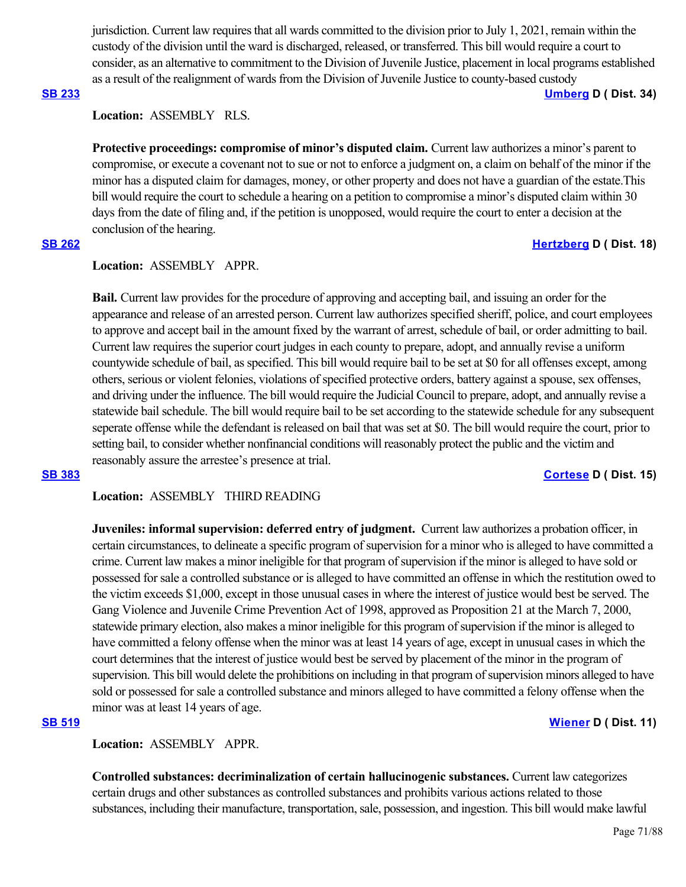jurisdiction. Current law requires that all wards committed to the division prior to July 1, 2021, remain within the custody of the division until the ward is discharged, released, or transferred. This bill would require a court to consider, as an alternative to commitment to the Division of Juvenile Justice, placement in local programs established as a result of the realignment of wards from the Division of Juvenile Justice to county-based custody

**SB 233** **Umberg D ( Dist. 34)**

**Location:** ASSEMBLY RLS.

**Protective proceedings: compromise of minor's disputed claim.** Current law authorizes a minor's parent to compromise, or execute a covenant not to sue or not to enforce a judgment on, a claim on behalf of the minor if the minor has a disputed claim for damages, money, or other property and does not have a guardian of the estate.This bill would require the court to schedule a hearing on a petition to compromise a minor's disputed claim within 30 days from the date of filing and, if the petition is unopposed, would require the court to enter a decision at the conclusion of the hearing.

**SB 262** **Hertzberg D ( Dist. 18)**

**Location:** ASSEMBLY APPR.

**Bail.** Current law provides for the procedure of approving and accepting bail, and issuing an order for the appearance and release of an arrested person. Current law authorizes specified sheriff, police, and court employees to approve and accept bail in the amount fixed by the warrant of arrest, schedule of bail, or order admitting to bail. Current law requires the superior court judges in each county to prepare, adopt, and annually revise a uniform countywide schedule of bail, as specified. This bill would require bail to be set at $0 for all offenses except, among others, serious or violent felonies, violations of specified protective orders, battery against a spouse, sex offenses, and driving under the influence. The bill would require the Judicial Council to prepare, adopt, and annually revise a statewide bail schedule. The bill would require bail to be set according to the statewide schedule for any subsequent seperate offense while the defendant is released on bail that was set at $0. The bill would require the court, prior to setting bail, to consider whether nonfinancial conditions will reasonably protect the public and the victim and reasonably assure the arrestee's presence at trial.

**SB 383** **Cortese D ( Dist. 15)**

**Location:** ASSEMBLY THIRD READING

**Juveniles: informal supervision: deferred entry of judgment.** Current law authorizes a probation officer, in certain circumstances, to delineate a specific program of supervision for a minor who is alleged to have committed a crime. Current law makes a minor ineligible for that program of supervision if the minor is alleged to have sold or possessed for sale a controlled substance or is alleged to have committed an offense in which the restitution owed to the victim exceeds $1,000, except in those unusual cases in where the interest of justice would best be served. The Gang Violence and Juvenile Crime Prevention Act of 1998, approved as Proposition 21 at the March 7, 2000, statewide primary election, also makes a minor ineligible for this program of supervision if the minor is alleged to have committed a felony offense when the minor was at least 14 years of age, except in unusual cases in which the court determines that the interest of justice would best be served by placement of the minor in the program of supervision. This bill would delete the prohibitions on including in that program of supervision minors alleged to have sold or possessed for sale a controlled substance and minors alleged to have committed a felony offense when the minor was at least 14 years of age.

**SB 519** **Wiener D ( Dist. 11)**

**Location:** ASSEMBLY APPR.

**Controlled substances: decriminalization of certain hallucinogenic substances.** Current law categorizes certain drugs and other substances as controlled substances and prohibits various actions related to those substances, including their manufacture, transportation, sale, possession, and ingestion. This bill would make lawful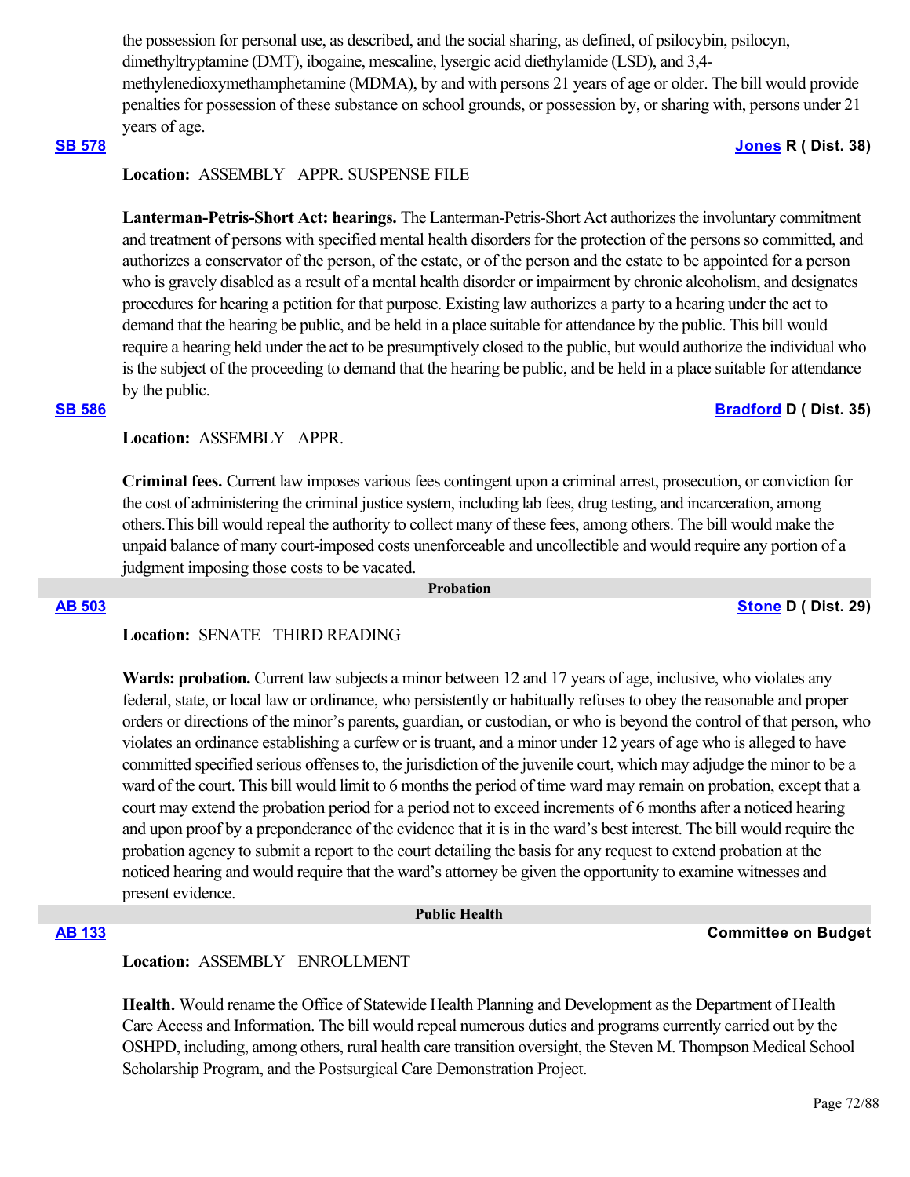the possession for personal use, as described, and the social sharing, as defined, of psilocybin, psilocyn, dimethyltryptamine (DMT), ibogaine, mescaline, lysergic acid diethylamide (LSD), and 3,4-methylenedioxymethamphetamine (MDMA), by and with persons 21 years of age or older. The bill would provide penalties for possession of these substance on school grounds, or possession by, or sharing with, persons under 21 years of age.

**SB 578** **Jones R ( Dist. 38)**

**Location:** ASSEMBLY APPR. SUSPENSE FILE

**Lanterman-Petris-Short Act: hearings.** The Lanterman-Petris-Short Act authorizes the involuntary commitment and treatment of persons with specified mental health disorders for the protection of the persons so committed, and authorizes a conservator of the person, of the estate, or of the person and the estate to be appointed for a person who is gravely disabled as a result of a mental health disorder or impairment by chronic alcoholism, and designates procedures for hearing a petition for that purpose. Existing law authorizes a party to a hearing under the act to demand that the hearing be public, and be held in a place suitable for attendance by the public. This bill would require a hearing held under the act to be presumptively closed to the public, but would authorize the individual who is the subject of the proceeding to demand that the hearing be public, and be held in a place suitable for attendance by the public.

**SB 586** **Bradford D ( Dist. 35)**

**Location:** ASSEMBLY APPR.

**Criminal fees.** Current law imposes various fees contingent upon a criminal arrest, prosecution, or conviction for the cost of administering the criminal justice system, including lab fees, drug testing, and incarceration, among others.This bill would repeal the authority to collect many of these fees, among others. The bill would make the unpaid balance of many court-imposed costs unenforceable and uncollectible and would require any portion of a judgment imposing those costs to be vacated.

## Probation

**AB 503** **Stone D ( Dist. 29)**

**Location:** SENATE THIRD READING

**Wards: probation.** Current law subjects a minor between 12 and 17 years of age, inclusive, who violates any federal, state, or local law or ordinance, who persistently or habitually refuses to obey the reasonable and proper orders or directions of the minor's parents, guardian, or custodian, or who is beyond the control of that person, who violates an ordinance establishing a curfew or is truant, and a minor under 12 years of age who is alleged to have committed specified serious offenses to, the jurisdiction of the juvenile court, which may adjudge the minor to be a ward of the court. This bill would limit to 6 months the period of time ward may remain on probation, except that a court may extend the probation period for a period not to exceed increments of 6 months after a noticed hearing and upon proof by a preponderance of the evidence that it is in the ward's best interest. The bill would require the probation agency to submit a report to the court detailing the basis for any request to extend probation at the noticed hearing and would require that the ward's attorney be given the opportunity to examine witnesses and present evidence.

## Public Health

**AB 133** **Committee on Budget**

**Location:** ASSEMBLY ENROLLMENT

**Health.** Would rename the Office of Statewide Health Planning and Development as the Department of Health Care Access and Information. The bill would repeal numerous duties and programs currently carried out by the OSHPD, including, among others, rural health care transition oversight, the Steven M. Thompson Medical School Scholarship Program, and the Postsurgical Care Demonstration Project.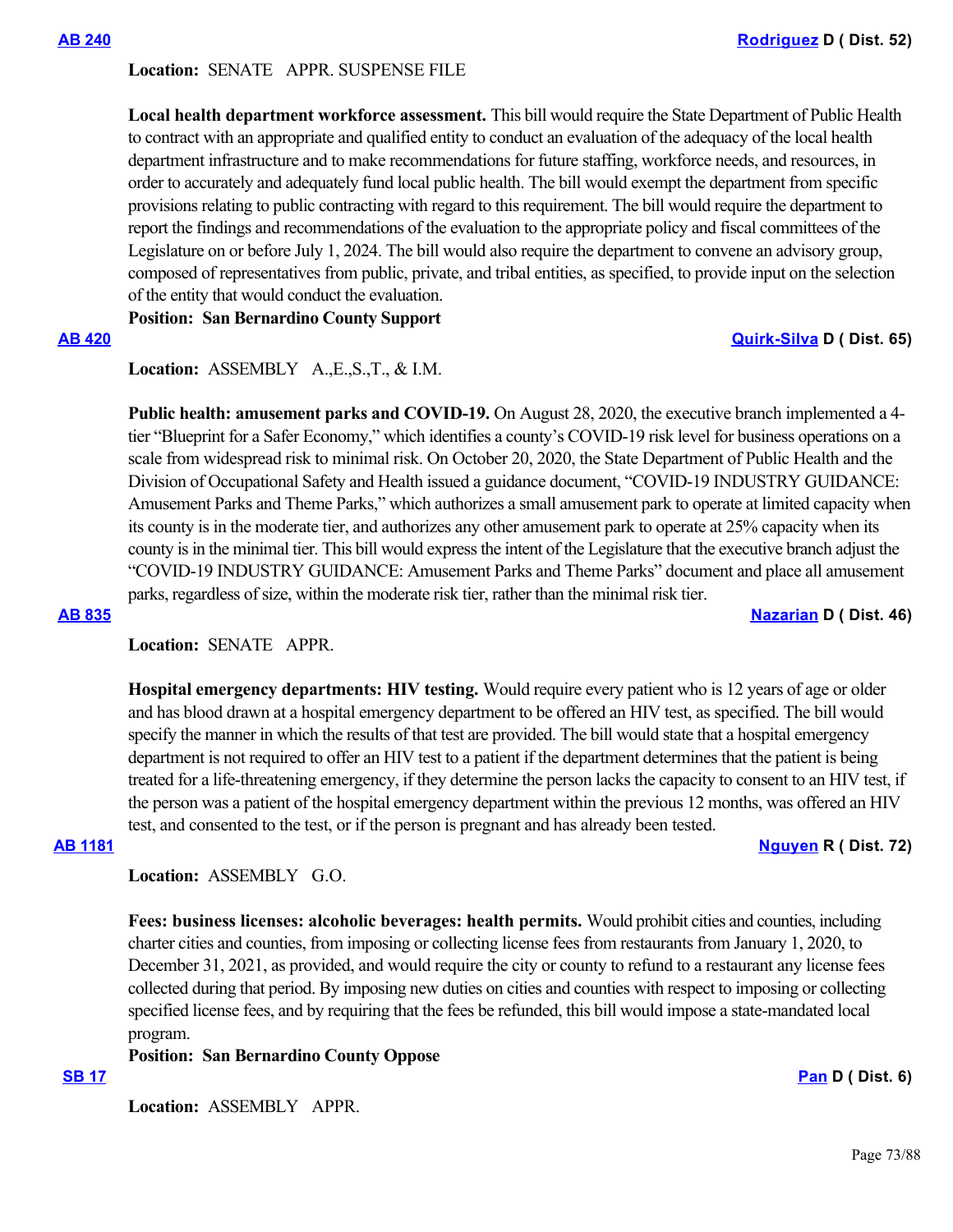**AB 240** **Rodriguez D ( Dist. 52)**

**Location:** SENATE APPR. SUSPENSE FILE

**Local health department workforce assessment.** This bill would require the State Department of Public Health to contract with an appropriate and qualified entity to conduct an evaluation of the adequacy of the local health department infrastructure and to make recommendations for future staffing, workforce needs, and resources, in order to accurately and adequately fund local public health. The bill would exempt the department from specific provisions relating to public contracting with regard to this requirement. The bill would require the department to report the findings and recommendations of the evaluation to the appropriate policy and fiscal committees of the Legislature on or before July 1, 2024. The bill would also require the department to convene an advisory group, composed of representatives from public, private, and tribal entities, as specified, to provide input on the selection of the entity that would conduct the evaluation.

**Position: San Bernardino County Support**

**AB 420** **Quirk-Silva D ( Dist. 65)**

**Location:** ASSEMBLY A.,E.,S.,T., & I.M.

**Public health: amusement parks and COVID-19.** On August 28, 2020, the executive branch implemented a 4-tier "Blueprint for a Safer Economy," which identifies a county's COVID-19 risk level for business operations on a scale from widespread risk to minimal risk. On October 20, 2020, the State Department of Public Health and the Division of Occupational Safety and Health issued a guidance document, "COVID-19 INDUSTRY GUIDANCE: Amusement Parks and Theme Parks," which authorizes a small amusement park to operate at limited capacity when its county is in the moderate tier, and authorizes any other amusement park to operate at 25% capacity when its county is in the minimal tier. This bill would express the intent of the Legislature that the executive branch adjust the "COVID-19 INDUSTRY GUIDANCE: Amusement Parks and Theme Parks" document and place all amusement parks, regardless of size, within the moderate risk tier, rather than the minimal risk tier.

**AB 835** **Nazarian D ( Dist. 46)**

**Location:** SENATE APPR.

**Hospital emergency departments: HIV testing.** Would require every patient who is 12 years of age or older and has blood drawn at a hospital emergency department to be offered an HIV test, as specified. The bill would specify the manner in which the results of that test are provided. The bill would state that a hospital emergency department is not required to offer an HIV test to a patient if the department determines that the patient is being treated for a life-threatening emergency, if they determine the person lacks the capacity to consent to an HIV test, if the person was a patient of the hospital emergency department within the previous 12 months, was offered an HIV test, and consented to the test, or if the person is pregnant and has already been tested.

**AB 1181** **Nguyen R ( Dist. 72)**

**Location:** ASSEMBLY G.O.

**Fees: business licenses: alcoholic beverages: health permits.** Would prohibit cities and counties, including charter cities and counties, from imposing or collecting license fees from restaurants from January 1, 2020, to December 31, 2021, as provided, and would require the city or county to refund to a restaurant any license fees collected during that period. By imposing new duties on cities and counties with respect to imposing or collecting specified license fees, and by requiring that the fees be refunded, this bill would impose a state-mandated local program.

**Position: San Bernardino County Oppose**

**SB 17** **Pan D ( Dist. 6)**

**Location:** ASSEMBLY APPR.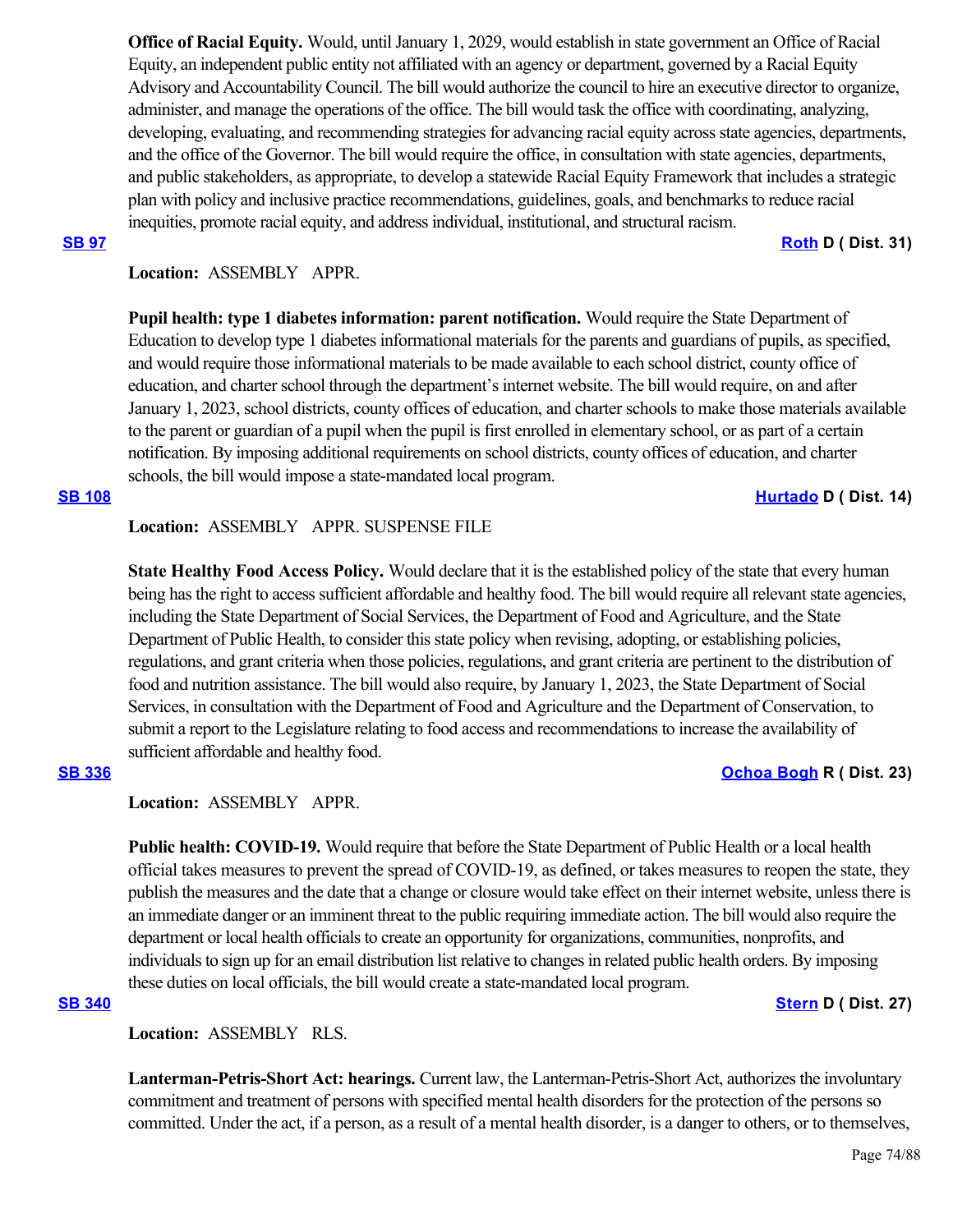**Office of Racial Equity.** Would, until January 1, 2029, would establish in state government an Office of Racial Equity, an independent public entity not affiliated with an agency or department, governed by a Racial Equity Advisory and Accountability Council. The bill would authorize the council to hire an executive director to organize, administer, and manage the operations of the office. The bill would task the office with coordinating, analyzing, developing, evaluating, and recommending strategies for advancing racial equity across state agencies, departments, and the office of the Governor. The bill would require the office, in consultation with state agencies, departments, and public stakeholders, as appropriate, to develop a statewide Racial Equity Framework that includes a strategic plan with policy and inclusive practice recommendations, guidelines, goals, and benchmarks to reduce racial inequities, promote racial equity, and address individual, institutional, and structural racism.

**SB 97** **Roth D ( Dist. 31)**

**Location:** ASSEMBLY APPR.

**Pupil health: type 1 diabetes information: parent notification.** Would require the State Department of Education to develop type 1 diabetes informational materials for the parents and guardians of pupils, as specified, and would require those informational materials to be made available to each school district, county office of education, and charter school through the department's internet website. The bill would require, on and after January 1, 2023, school districts, county offices of education, and charter schools to make those materials available to the parent or guardian of a pupil when the pupil is first enrolled in elementary school, or as part of a certain notification. By imposing additional requirements on school districts, county offices of education, and charter schools, the bill would impose a state-mandated local program.

**SB 108** **Hurtado D ( Dist. 14)**

**Location:** ASSEMBLY APPR. SUSPENSE FILE

**State Healthy Food Access Policy.** Would declare that it is the established policy of the state that every human being has the right to access sufficient affordable and healthy food. The bill would require all relevant state agencies, including the State Department of Social Services, the Department of Food and Agriculture, and the State Department of Public Health, to consider this state policy when revising, adopting, or establishing policies, regulations, and grant criteria when those policies, regulations, and grant criteria are pertinent to the distribution of food and nutrition assistance. The bill would also require, by January 1, 2023, the State Department of Social Services, in consultation with the Department of Food and Agriculture and the Department of Conservation, to submit a report to the Legislature relating to food access and recommendations to increase the availability of sufficient affordable and healthy food.

**SB 336** **Ochoa Bogh R ( Dist. 23)**

**Location:** ASSEMBLY APPR.

**Public health: COVID-19.** Would require that before the State Department of Public Health or a local health official takes measures to prevent the spread of COVID-19, as defined, or takes measures to reopen the state, they publish the measures and the date that a change or closure would take effect on their internet website, unless there is an immediate danger or an imminent threat to the public requiring immediate action. The bill would also require the department or local health officials to create an opportunity for organizations, communities, nonprofits, and individuals to sign up for an email distribution list relative to changes in related public health orders. By imposing these duties on local officials, the bill would create a state-mandated local program.

**SB 340** **Stern D ( Dist. 27)**

**Location:** ASSEMBLY RLS.

**Lanterman-Petris-Short Act: hearings.** Current law, the Lanterman-Petris-Short Act, authorizes the involuntary commitment and treatment of persons with specified mental health disorders for the protection of the persons so committed. Under the act, if a person, as a result of a mental health disorder, is a danger to others, or to themselves,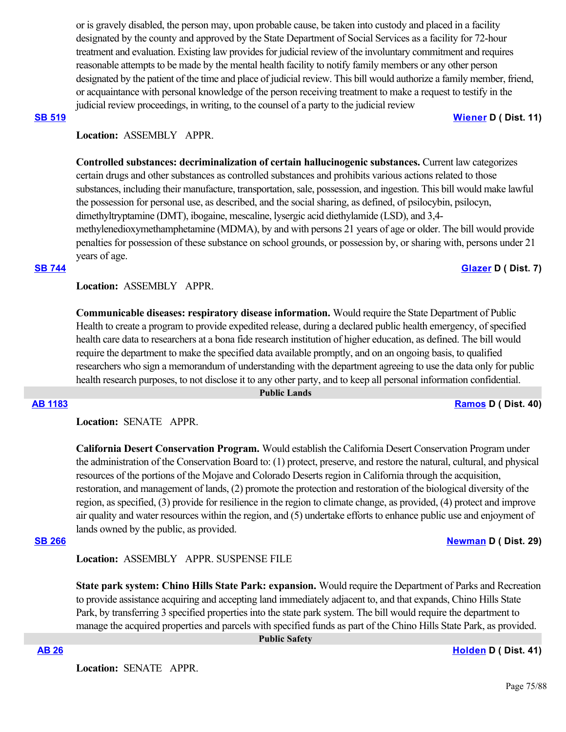or is gravely disabled, the person may, upon probable cause, be taken into custody and placed in a facility designated by the county and approved by the State Department of Social Services as a facility for 72-hour treatment and evaluation. Existing law provides for judicial review of the involuntary commitment and requires reasonable attempts to be made by the mental health facility to notify family members or any other person designated by the patient of the time and place of judicial review. This bill would authorize a family member, friend, or acquaintance with personal knowledge of the person receiving treatment to make a request to testify in the judicial review proceedings, in writing, to the counsel of a party to the judicial review

**SB 519** **Wiener D ( Dist. 11)**

**Location:** ASSEMBLY APPR.

**Controlled substances: decriminalization of certain hallucinogenic substances.** Current law categorizes certain drugs and other substances as controlled substances and prohibits various actions related to those substances, including their manufacture, transportation, sale, possession, and ingestion. This bill would make lawful the possession for personal use, as described, and the social sharing, as defined, of psilocybin, psilocyn, dimethyltryptamine (DMT), ibogaine, mescaline, lysergic acid diethylamide (LSD), and 3,4-methylenedioxymethamphetamine (MDMA), by and with persons 21 years of age or older. The bill would provide penalties for possession of these substance on school grounds, or possession by, or sharing with, persons under 21 years of age.

**SB 744** **Glazer D ( Dist. 7)**

**Location:** ASSEMBLY APPR.

**Communicable diseases: respiratory disease information.** Would require the State Department of Public Health to create a program to provide expedited release, during a declared public health emergency, of specified health care data to researchers at a bona fide research institution of higher education, as defined. The bill would require the department to make the specified data available promptly, and on an ongoing basis, to qualified researchers who sign a memorandum of understanding with the department agreeing to use the data only for public health research purposes, to not disclose it to any other party, and to keep all personal information confidential.

## Public Lands

**AB 1183** **Ramos D ( Dist. 40)**

**Location:** SENATE APPR.

**California Desert Conservation Program.** Would establish the California Desert Conservation Program under the administration of the Conservation Board to: (1) protect, preserve, and restore the natural, cultural, and physical resources of the portions of the Mojave and Colorado Deserts region in California through the acquisition, restoration, and management of lands, (2) promote the protection and restoration of the biological diversity of the region, as specified, (3) provide for resilience in the region to climate change, as provided, (4) protect and improve air quality and water resources within the region, and (5) undertake efforts to enhance public use and enjoyment of lands owned by the public, as provided.

**SB 266** **Newman D ( Dist. 29)**

**Location:** ASSEMBLY APPR. SUSPENSE FILE

**State park system: Chino Hills State Park: expansion.** Would require the Department of Parks and Recreation to provide assistance acquiring and accepting land immediately adjacent to, and that expands, Chino Hills State Park, by transferring 3 specified properties into the state park system. The bill would require the department to manage the acquired properties and parcels with specified funds as part of the Chino Hills State Park, as provided.

## Public Safety

**AB 26** **Holden D ( Dist. 41)**

**Location:** SENATE APPR.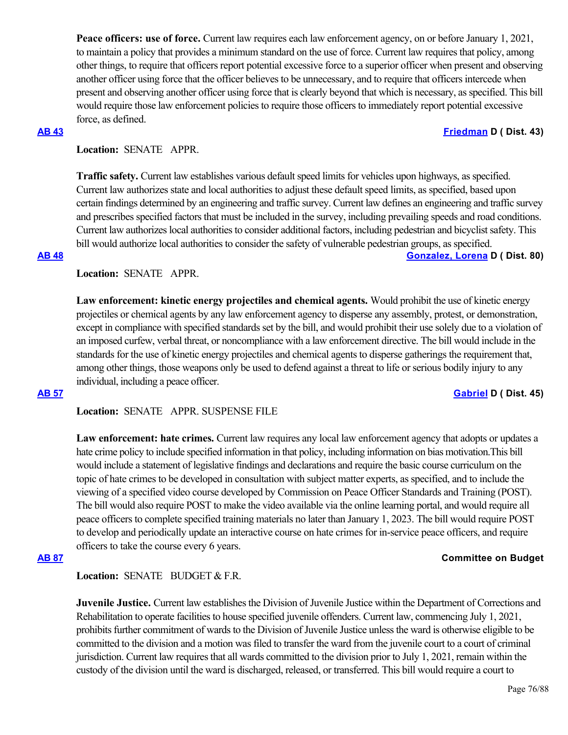**Peace officers: use of force.** Current law requires each law enforcement agency, on or before January 1, 2021, to maintain a policy that provides a minimum standard on the use of force. Current law requires that policy, among other things, to require that officers report potential excessive force to a superior officer when present and observing another officer using force that the officer believes to be unnecessary, and to require that officers intercede when present and observing another officer using force that is clearly beyond that which is necessary, as specified. This bill would require those law enforcement policies to require those officers to immediately report potential excessive force, as defined.

**AB 43** **Friedman D ( Dist. 43)**

**Location:** SENATE APPR.

**Traffic safety.** Current law establishes various default speed limits for vehicles upon highways, as specified. Current law authorizes state and local authorities to adjust these default speed limits, as specified, based upon certain findings determined by an engineering and traffic survey. Current law defines an engineering and traffic survey and prescribes specified factors that must be included in the survey, including prevailing speeds and road conditions. Current law authorizes local authorities to consider additional factors, including pedestrian and bicyclist safety. This bill would authorize local authorities to consider the safety of vulnerable pedestrian groups, as specified.

**AB 48** **Gonzalez, Lorena D ( Dist. 80)**

**Location:** SENATE APPR.

**Law enforcement: kinetic energy projectiles and chemical agents.** Would prohibit the use of kinetic energy projectiles or chemical agents by any law enforcement agency to disperse any assembly, protest, or demonstration, except in compliance with specified standards set by the bill, and would prohibit their use solely due to a violation of an imposed curfew, verbal threat, or noncompliance with a law enforcement directive. The bill would include in the standards for the use of kinetic energy projectiles and chemical agents to disperse gatherings the requirement that, among other things, those weapons only be used to defend against a threat to life or serious bodily injury to any individual, including a peace officer.

**AB 57** **Gabriel D ( Dist. 45)**

**Location:** SENATE APPR. SUSPENSE FILE

**Law enforcement: hate crimes.** Current law requires any local law enforcement agency that adopts or updates a hate crime policy to include specified information in that policy, including information on bias motivation.This bill would include a statement of legislative findings and declarations and require the basic course curriculum on the topic of hate crimes to be developed in consultation with subject matter experts, as specified, and to include the viewing of a specified video course developed by Commission on Peace Officer Standards and Training (POST). The bill would also require POST to make the video available via the online learning portal, and would require all peace officers to complete specified training materials no later than January 1, 2023. The bill would require POST to develop and periodically update an interactive course on hate crimes for in-service peace officers, and require officers to take the course every 6 years.

**AB 87** **Committee on Budget**

**Location:** SENATE BUDGET & F.R.

**Juvenile Justice.** Current law establishes the Division of Juvenile Justice within the Department of Corrections and Rehabilitation to operate facilities to house specified juvenile offenders. Current law, commencing July 1, 2021, prohibits further commitment of wards to the Division of Juvenile Justice unless the ward is otherwise eligible to be committed to the division and a motion was filed to transfer the ward from the juvenile court to a court of criminal jurisdiction. Current law requires that all wards committed to the division prior to July 1, 2021, remain within the custody of the division until the ward is discharged, released, or transferred. This bill would require a court to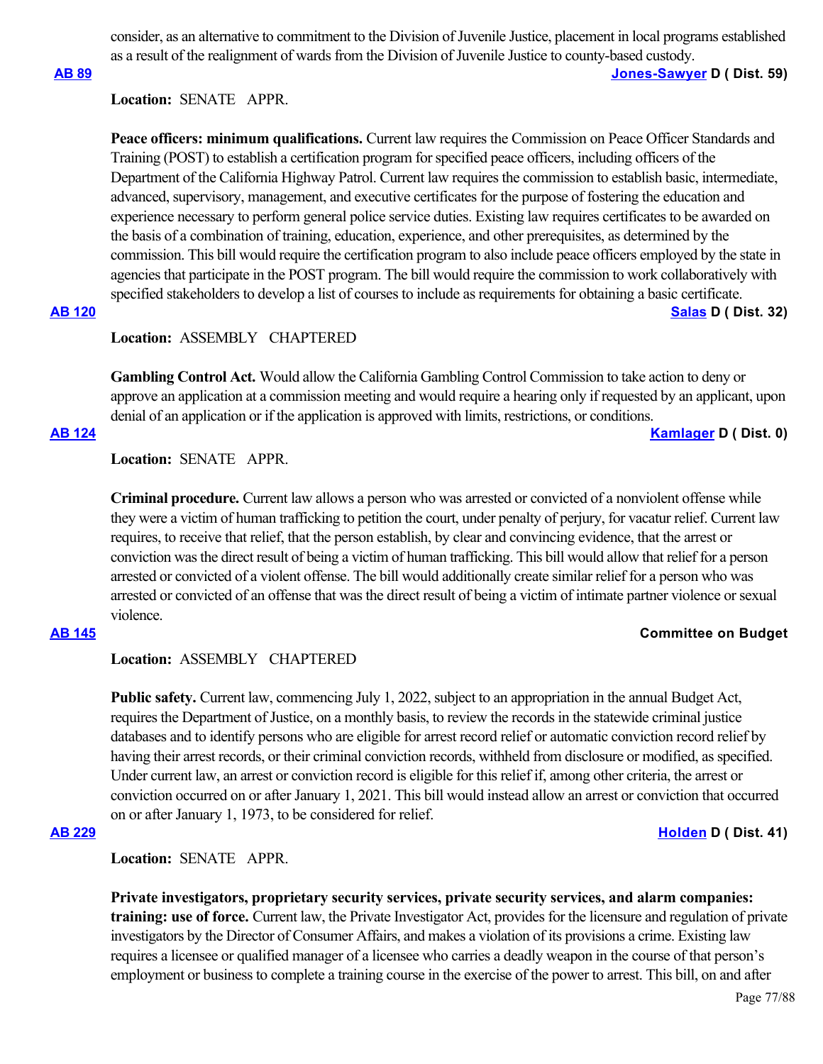consider, as an alternative to commitment to the Division of Juvenile Justice, placement in local programs established as a result of the realignment of wards from the Division of Juvenile Justice to county-based custody.

**AB 89** **Jones-Sawyer D ( Dist. 59)**

**Location:** SENATE APPR.

**Peace officers: minimum qualifications.** Current law requires the Commission on Peace Officer Standards and Training (POST) to establish a certification program for specified peace officers, including officers of the Department of the California Highway Patrol. Current law requires the commission to establish basic, intermediate, advanced, supervisory, management, and executive certificates for the purpose of fostering the education and experience necessary to perform general police service duties. Existing law requires certificates to be awarded on the basis of a combination of training, education, experience, and other prerequisites, as determined by the commission. This bill would require the certification program to also include peace officers employed by the state in agencies that participate in the POST program. The bill would require the commission to work collaboratively with specified stakeholders to develop a list of courses to include as requirements for obtaining a basic certificate.

**AB 120** **Salas D ( Dist. 32)**

**Location:** ASSEMBLY CHAPTERED

**Gambling Control Act.** Would allow the California Gambling Control Commission to take action to deny or approve an application at a commission meeting and would require a hearing only if requested by an applicant, upon denial of an application or if the application is approved with limits, restrictions, or conditions.

**AB 124** **Kamlager D ( Dist. 0)**

**Location:** SENATE APPR.

**Criminal procedure.** Current law allows a person who was arrested or convicted of a nonviolent offense while they were a victim of human trafficking to petition the court, under penalty of perjury, for vacatur relief. Current law requires, to receive that relief, that the person establish, by clear and convincing evidence, that the arrest or conviction was the direct result of being a victim of human trafficking. This bill would allow that relief for a person arrested or convicted of a violent offense. The bill would additionally create similar relief for a person who was arrested or convicted of an offense that was the direct result of being a victim of intimate partner violence or sexual violence.

**AB 145** **Committee on Budget**

**Location:** ASSEMBLY CHAPTERED

**Public safety.** Current law, commencing July 1, 2022, subject to an appropriation in the annual Budget Act, requires the Department of Justice, on a monthly basis, to review the records in the statewide criminal justice databases and to identify persons who are eligible for arrest record relief or automatic conviction record relief by having their arrest records, or their criminal conviction records, withheld from disclosure or modified, as specified. Under current law, an arrest or conviction record is eligible for this relief if, among other criteria, the arrest or conviction occurred on or after January 1, 2021. This bill would instead allow an arrest or conviction that occurred on or after January 1, 1973, to be considered for relief.

**AB 229** **Holden D ( Dist. 41)**

**Location:** SENATE APPR.

**Private investigators, proprietary security services, private security services, and alarm companies: training: use of force.** Current law, the Private Investigator Act, provides for the licensure and regulation of private investigators by the Director of Consumer Affairs, and makes a violation of its provisions a crime. Existing law requires a licensee or qualified manager of a licensee who carries a deadly weapon in the course of that person's employment or business to complete a training course in the exercise of the power to arrest. This bill, on and after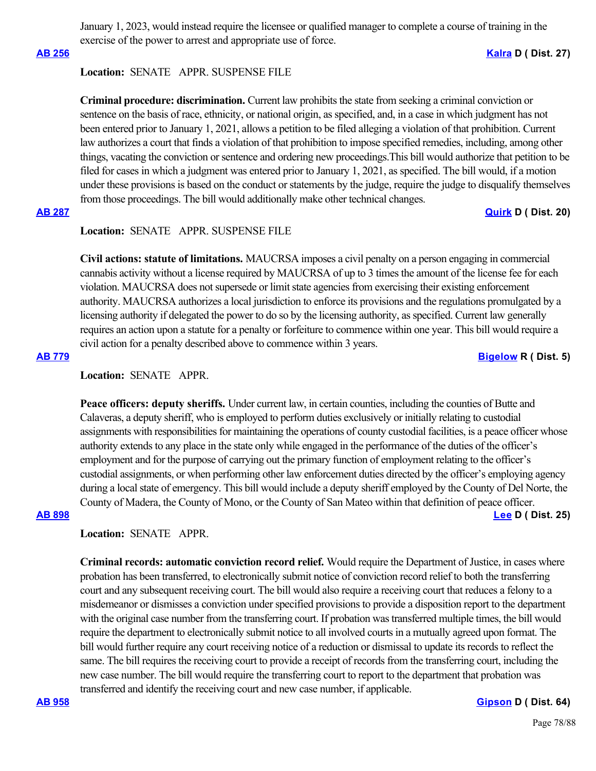January 1, 2023, would instead require the licensee or qualified manager to complete a course of training in the exercise of the power to arrest and appropriate use of force.

**AB 256** **Kalra D ( Dist. 27)**

**Location:** SENATE APPR. SUSPENSE FILE

**Criminal procedure: discrimination.** Current law prohibits the state from seeking a criminal conviction or sentence on the basis of race, ethnicity, or national origin, as specified, and, in a case in which judgment has not been entered prior to January 1, 2021, allows a petition to be filed alleging a violation of that prohibition. Current law authorizes a court that finds a violation of that prohibition to impose specified remedies, including, among other things, vacating the conviction or sentence and ordering new proceedings.This bill would authorize that petition to be filed for cases in which a judgment was entered prior to January 1, 2021, as specified. The bill would, if a motion under these provisions is based on the conduct or statements by the judge, require the judge to disqualify themselves from those proceedings. The bill would additionally make other technical changes.

**AB 287** **Quirk D ( Dist. 20)**

**Location:** SENATE APPR. SUSPENSE FILE

**Civil actions: statute of limitations.** MAUCRSA imposes a civil penalty on a person engaging in commercial cannabis activity without a license required by MAUCRSA of up to 3 times the amount of the license fee for each violation. MAUCRSA does not supersede or limit state agencies from exercising their existing enforcement authority. MAUCRSA authorizes a local jurisdiction to enforce its provisions and the regulations promulgated by a licensing authority if delegated the power to do so by the licensing authority, as specified. Current law generally requires an action upon a statute for a penalty or forfeiture to commence within one year. This bill would require a civil action for a penalty described above to commence within 3 years.

**AB 779** **Bigelow R ( Dist. 5)**

**Location:** SENATE APPR.

**Peace officers: deputy sheriffs.** Under current law, in certain counties, including the counties of Butte and Calaveras, a deputy sheriff, who is employed to perform duties exclusively or initially relating to custodial assignments with responsibilities for maintaining the operations of county custodial facilities, is a peace officer whose authority extends to any place in the state only while engaged in the performance of the duties of the officer's employment and for the purpose of carrying out the primary function of employment relating to the officer's custodial assignments, or when performing other law enforcement duties directed by the officer's employing agency during a local state of emergency. This bill would include a deputy sheriff employed by the County of Del Norte, the County of Madera, the County of Mono, or the County of San Mateo within that definition of peace officer.

**AB 898** **Lee D ( Dist. 25)**

**Location:** SENATE APPR.

**Criminal records: automatic conviction record relief.** Would require the Department of Justice, in cases where probation has been transferred, to electronically submit notice of conviction record relief to both the transferring court and any subsequent receiving court. The bill would also require a receiving court that reduces a felony to a misdemeanor or dismisses a conviction under specified provisions to provide a disposition report to the department with the original case number from the transferring court. If probation was transferred multiple times, the bill would require the department to electronically submit notice to all involved courts in a mutually agreed upon format. The bill would further require any court receiving notice of a reduction or dismissal to update its records to reflect the same. The bill requires the receiving court to provide a receipt of records from the transferring court, including the new case number. The bill would require the transferring court to report to the department that probation was transferred and identify the receiving court and new case number, if applicable.

**AB 958** **Gipson D ( Dist. 64)**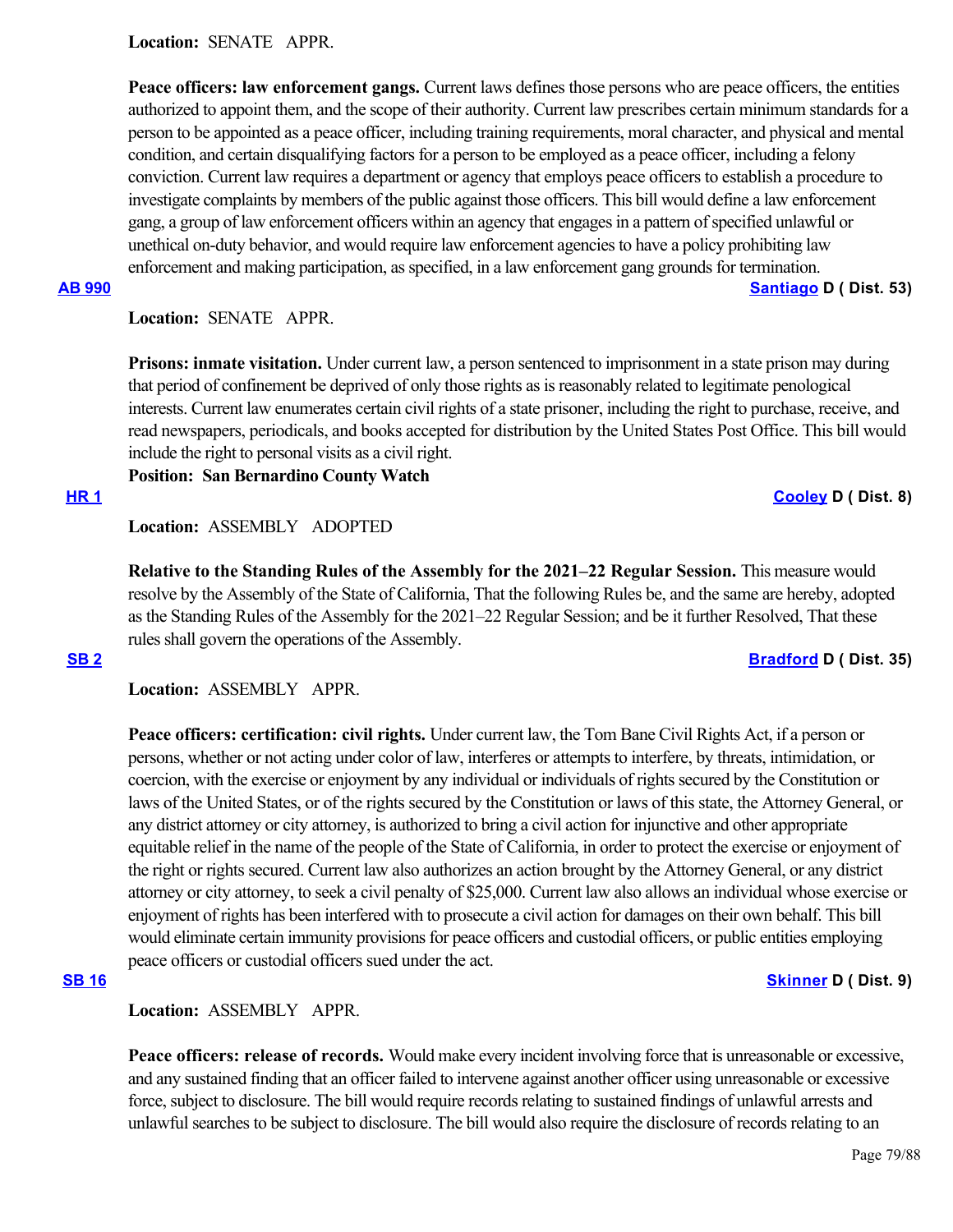**Location:** SENATE APPR.

**Peace officers: law enforcement gangs.** Current laws defines those persons who are peace officers, the entities authorized to appoint them, and the scope of their authority. Current law prescribes certain minimum standards for a person to be appointed as a peace officer, including training requirements, moral character, and physical and mental condition, and certain disqualifying factors for a person to be employed as a peace officer, including a felony conviction. Current law requires a department or agency that employs peace officers to establish a procedure to investigate complaints by members of the public against those officers. This bill would define a law enforcement gang, a group of law enforcement officers within an agency that engages in a pattern of specified unlawful or unethical on-duty behavior, and would require law enforcement agencies to have a policy prohibiting law enforcement and making participation, as specified, in a law enforcement gang grounds for termination.

**AB 990** **Santiago D ( Dist. 53)**

**Location:** SENATE APPR.

**Prisons: inmate visitation.** Under current law, a person sentenced to imprisonment in a state prison may during that period of confinement be deprived of only those rights as is reasonably related to legitimate penological interests. Current law enumerates certain civil rights of a state prisoner, including the right to purchase, receive, and read newspapers, periodicals, and books accepted for distribution by the United States Post Office. This bill would include the right to personal visits as a civil right.

**Position: San Bernardino County Watch**

**HR 1** **Cooley D ( Dist. 8)**

**Location:** ASSEMBLY ADOPTED

**Relative to the Standing Rules of the Assembly for the 2021–22 Regular Session.** This measure would resolve by the Assembly of the State of California, That the following Rules be, and the same are hereby, adopted as the Standing Rules of the Assembly for the 2021–22 Regular Session; and be it further Resolved, That these rules shall govern the operations of the Assembly.

**SB 2** **Bradford D ( Dist. 35)**

**Location:** ASSEMBLY APPR.

**Peace officers: certification: civil rights.** Under current law, the Tom Bane Civil Rights Act, if a person or persons, whether or not acting under color of law, interferes or attempts to interfere, by threats, intimidation, or coercion, with the exercise or enjoyment by any individual or individuals of rights secured by the Constitution or laws of the United States, or of the rights secured by the Constitution or laws of this state, the Attorney General, or any district attorney or city attorney, is authorized to bring a civil action for injunctive and other appropriate equitable relief in the name of the people of the State of California, in order to protect the exercise or enjoyment of the right or rights secured. Current law also authorizes an action brought by the Attorney General, or any district attorney or city attorney, to seek a civil penalty of $25,000. Current law also allows an individual whose exercise or enjoyment of rights has been interfered with to prosecute a civil action for damages on their own behalf. This bill would eliminate certain immunity provisions for peace officers and custodial officers, or public entities employing peace officers or custodial officers sued under the act.

**SB 16** **Skinner D ( Dist. 9)**

**Location:** ASSEMBLY APPR.

**Peace officers: release of records.** Would make every incident involving force that is unreasonable or excessive, and any sustained finding that an officer failed to intervene against another officer using unreasonable or excessive force, subject to disclosure. The bill would require records relating to sustained findings of unlawful arrests and unlawful searches to be subject to disclosure. The bill would also require the disclosure of records relating to an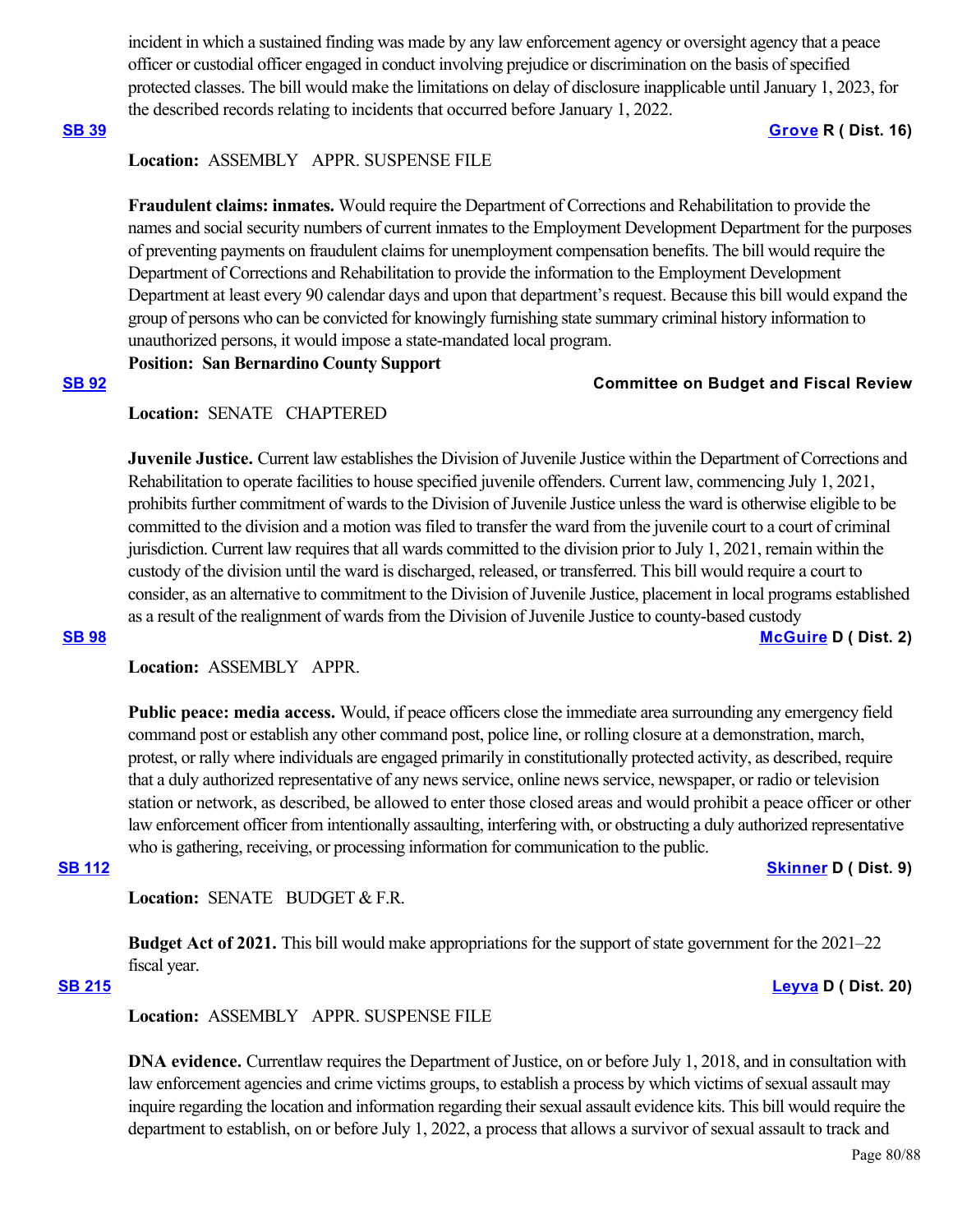incident in which a sustained finding was made by any law enforcement agency or oversight agency that a peace officer or custodial officer engaged in conduct involving prejudice or discrimination on the basis of specified protected classes. The bill would make the limitations on delay of disclosure inapplicable until January 1, 2023, for the described records relating to incidents that occurred before January 1, 2022.

**SB 39** **Grove R ( Dist. 16)**

**Location:** ASSEMBLY APPR. SUSPENSE FILE

**Fraudulent claims: inmates.** Would require the Department of Corrections and Rehabilitation to provide the names and social security numbers of current inmates to the Employment Development Department for the purposes of preventing payments on fraudulent claims for unemployment compensation benefits. The bill would require the Department of Corrections and Rehabilitation to provide the information to the Employment Development Department at least every 90 calendar days and upon that department's request. Because this bill would expand the group of persons who can be convicted for knowingly furnishing state summary criminal history information to unauthorized persons, it would impose a state-mandated local program.

**Position: San Bernardino County Support**

**SB 92** **Committee on Budget and Fiscal Review**

**Location:** SENATE CHAPTERED

**Juvenile Justice.** Current law establishes the Division of Juvenile Justice within the Department of Corrections and Rehabilitation to operate facilities to house specified juvenile offenders. Current law, commencing July 1, 2021, prohibits further commitment of wards to the Division of Juvenile Justice unless the ward is otherwise eligible to be committed to the division and a motion was filed to transfer the ward from the juvenile court to a court of criminal jurisdiction. Current law requires that all wards committed to the division prior to July 1, 2021, remain within the custody of the division until the ward is discharged, released, or transferred. This bill would require a court to consider, as an alternative to commitment to the Division of Juvenile Justice, placement in local programs established as a result of the realignment of wards from the Division of Juvenile Justice to county-based custody

**SB 98** **McGuire D ( Dist. 2)**

**Location:** ASSEMBLY APPR.

**Public peace: media access.** Would, if peace officers close the immediate area surrounding any emergency field command post or establish any other command post, police line, or rolling closure at a demonstration, march, protest, or rally where individuals are engaged primarily in constitutionally protected activity, as described, require that a duly authorized representative of any news service, online news service, newspaper, or radio or television station or network, as described, be allowed to enter those closed areas and would prohibit a peace officer or other law enforcement officer from intentionally assaulting, interfering with, or obstructing a duly authorized representative who is gathering, receiving, or processing information for communication to the public.

**SB 112** **Skinner D ( Dist. 9)**

**Location:** SENATE BUDGET & F.R.

**Budget Act of 2021.** This bill would make appropriations for the support of state government for the 2021–22 fiscal year.

**SB 215** **Leyva D ( Dist. 20)**

**Location:** ASSEMBLY APPR. SUSPENSE FILE

**DNA evidence.** Currentlaw requires the Department of Justice, on or before July 1, 2018, and in consultation with law enforcement agencies and crime victims groups, to establish a process by which victims of sexual assault may inquire regarding the location and information regarding their sexual assault evidence kits. This bill would require the department to establish, on or before July 1, 2022, a process that allows a survivor of sexual assault to track and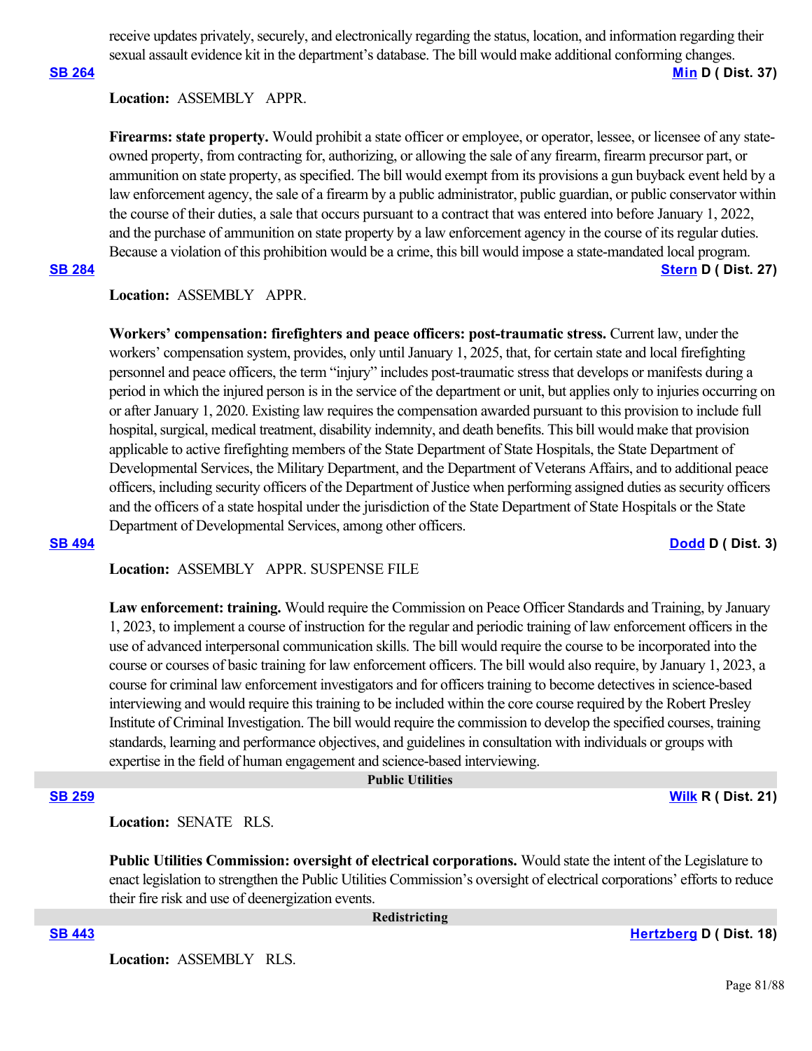receive updates privately, securely, and electronically regarding the status, location, and information regarding their sexual assault evidence kit in the department's database. The bill would make additional conforming changes.

**SB 264** **Min D ( Dist. 37)**

**Location:** ASSEMBLY APPR.

**Firearms: state property.** Would prohibit a state officer or employee, or operator, lessee, or licensee of any state-owned property, from contracting for, authorizing, or allowing the sale of any firearm, firearm precursor part, or ammunition on state property, as specified. The bill would exempt from its provisions a gun buyback event held by a law enforcement agency, the sale of a firearm by a public administrator, public guardian, or public conservator within the course of their duties, a sale that occurs pursuant to a contract that was entered into before January 1, 2022, and the purchase of ammunition on state property by a law enforcement agency in the course of its regular duties. Because a violation of this prohibition would be a crime, this bill would impose a state-mandated local program.

**SB 284** **Stern D ( Dist. 27)**

**Location:** ASSEMBLY APPR.

**Workers' compensation: firefighters and peace officers: post-traumatic stress.** Current law, under the workers' compensation system, provides, only until January 1, 2025, that, for certain state and local firefighting personnel and peace officers, the term "injury" includes post-traumatic stress that develops or manifests during a period in which the injured person is in the service of the department or unit, but applies only to injuries occurring on or after January 1, 2020. Existing law requires the compensation awarded pursuant to this provision to include full hospital, surgical, medical treatment, disability indemnity, and death benefits. This bill would make that provision applicable to active firefighting members of the State Department of State Hospitals, the State Department of Developmental Services, the Military Department, and the Department of Veterans Affairs, and to additional peace officers, including security officers of the Department of Justice when performing assigned duties as security officers and the officers of a state hospital under the jurisdiction of the State Department of State Hospitals or the State Department of Developmental Services, among other officers.

**SB 494** **Dodd D ( Dist. 3)**

**Location:** ASSEMBLY APPR. SUSPENSE FILE

**Law enforcement: training.** Would require the Commission on Peace Officer Standards and Training, by January 1, 2023, to implement a course of instruction for the regular and periodic training of law enforcement officers in the use of advanced interpersonal communication skills. The bill would require the course to be incorporated into the course or courses of basic training for law enforcement officers. The bill would also require, by January 1, 2023, a course for criminal law enforcement investigators and for officers training to become detectives in science-based interviewing and would require this training to be included within the core course required by the Robert Presley Institute of Criminal Investigation. The bill would require the commission to develop the specified courses, training standards, learning and performance objectives, and guidelines in consultation with individuals or groups with expertise in the field of human engagement and science-based interviewing.

## Public Utilities

**SB 259** **Wilk R ( Dist. 21)**

**Location:** SENATE RLS.

**Public Utilities Commission: oversight of electrical corporations.** Would state the intent of the Legislature to enact legislation to strengthen the Public Utilities Commission's oversight of electrical corporations' efforts to reduce their fire risk and use of deenergization events.

## Redistricting

**SB 443** **Hertzberg D ( Dist. 18)**

**Location:** ASSEMBLY RLS.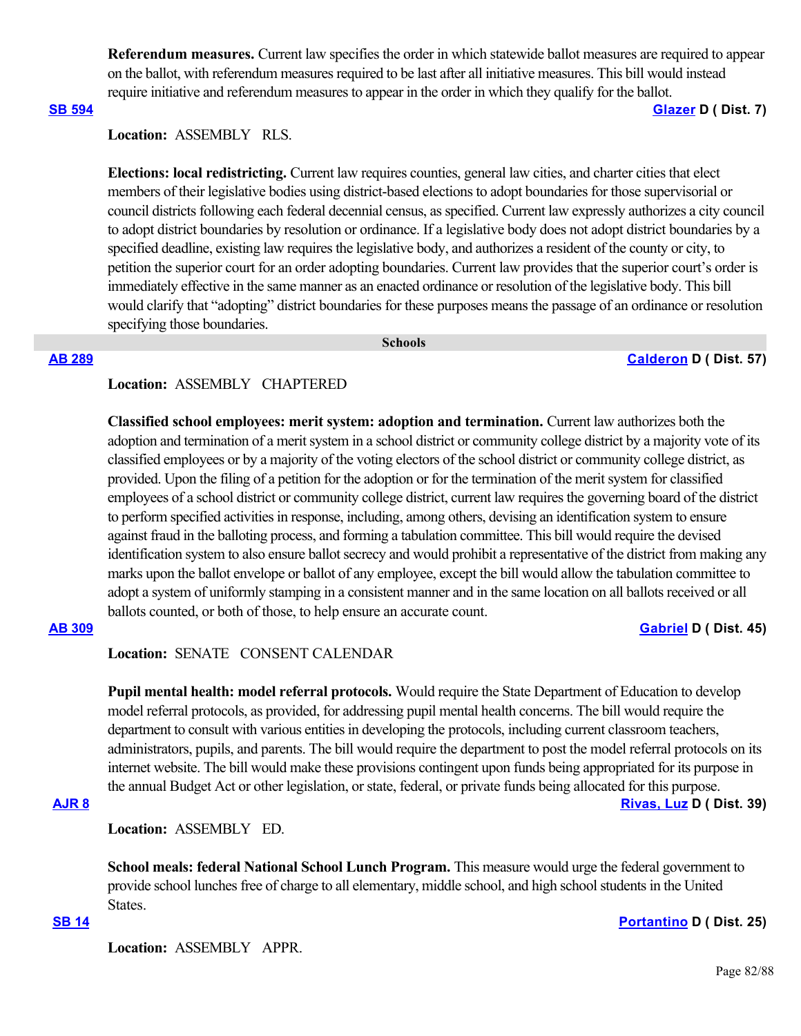**Referendum measures.** Current law specifies the order in which statewide ballot measures are required to appear on the ballot, with referendum measures required to be last after all initiative measures. This bill would instead require initiative and referendum measures to appear in the order in which they qualify for the ballot.

**SB 594** **Glazer D ( Dist. 7)**

**Location:** ASSEMBLY RLS.

**Elections: local redistricting.** Current law requires counties, general law cities, and charter cities that elect members of their legislative bodies using district-based elections to adopt boundaries for those supervisorial or council districts following each federal decennial census, as specified. Current law expressly authorizes a city council to adopt district boundaries by resolution or ordinance. If a legislative body does not adopt district boundaries by a specified deadline, existing law requires the legislative body, and authorizes a resident of the county or city, to petition the superior court for an order adopting boundaries. Current law provides that the superior court's order is immediately effective in the same manner as an enacted ordinance or resolution of the legislative body. This bill would clarify that "adopting" district boundaries for these purposes means the passage of an ordinance or resolution specifying those boundaries.

## Schools

**AB 289** **Calderon D ( Dist. 57)**

**Location:** ASSEMBLY CHAPTERED

**Classified school employees: merit system: adoption and termination.** Current law authorizes both the adoption and termination of a merit system in a school district or community college district by a majority vote of its classified employees or by a majority of the voting electors of the school district or community college district, as provided. Upon the filing of a petition for the adoption or for the termination of the merit system for classified employees of a school district or community college district, current law requires the governing board of the district to perform specified activities in response, including, among others, devising an identification system to ensure against fraud in the balloting process, and forming a tabulation committee. This bill would require the devised identification system to also ensure ballot secrecy and would prohibit a representative of the district from making any marks upon the ballot envelope or ballot of any employee, except the bill would allow the tabulation committee to adopt a system of uniformly stamping in a consistent manner and in the same location on all ballots received or all ballots counted, or both of those, to help ensure an accurate count.

**AB 309** **Gabriel D ( Dist. 45)**

**Location:** SENATE CONSENT CALENDAR

**Pupil mental health: model referral protocols.** Would require the State Department of Education to develop model referral protocols, as provided, for addressing pupil mental health concerns. The bill would require the department to consult with various entities in developing the protocols, including current classroom teachers, administrators, pupils, and parents. The bill would require the department to post the model referral protocols on its internet website. The bill would make these provisions contingent upon funds being appropriated for its purpose in the annual Budget Act or other legislation, or state, federal, or private funds being allocated for this purpose.

**AJR 8** **Rivas, Luz D ( Dist. 39)**

**Location:** ASSEMBLY ED.

**School meals: federal National School Lunch Program.** This measure would urge the federal government to provide school lunches free of charge to all elementary, middle school, and high school students in the United States.

**SB 14** **Portantino D ( Dist. 25)**

**Location:** ASSEMBLY APPR.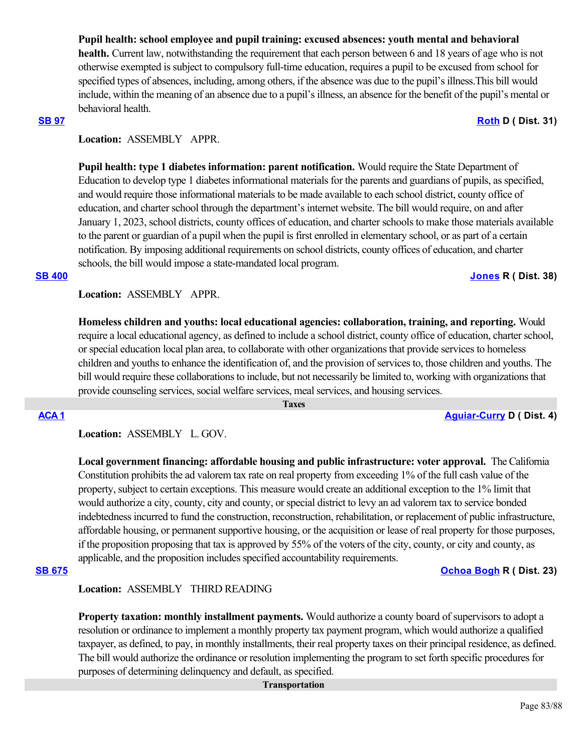**Pupil health: school employee and pupil training: excused absences: youth mental and behavioral health.** Current law, notwithstanding the requirement that each person between 6 and 18 years of age who is not otherwise exempted is subject to compulsory full-time education, requires a pupil to be excused from school for specified types of absences, including, among others, if the absence was due to the pupil's illness.This bill would include, within the meaning of an absence due to a pupil's illness, an absence for the benefit of the pupil's mental or behavioral health.

**SB 97** **Roth D ( Dist. 31)**

**Location:** ASSEMBLY APPR.

**Pupil health: type 1 diabetes information: parent notification.** Would require the State Department of Education to develop type 1 diabetes informational materials for the parents and guardians of pupils, as specified, and would require those informational materials to be made available to each school district, county office of education, and charter school through the department's internet website. The bill would require, on and after January 1, 2023, school districts, county offices of education, and charter schools to make those materials available to the parent or guardian of a pupil when the pupil is first enrolled in elementary school, or as part of a certain notification. By imposing additional requirements on school districts, county offices of education, and charter schools, the bill would impose a state-mandated local program.

**SB 400** **Jones R ( Dist. 38)**

**Location:** ASSEMBLY APPR.

**Homeless children and youths: local educational agencies: collaboration, training, and reporting.** Would require a local educational agency, as defined to include a school district, county office of education, charter school, or special education local plan area, to collaborate with other organizations that provide services to homeless children and youths to enhance the identification of, and the provision of services to, those children and youths. The bill would require these collaborations to include, but not necessarily be limited to, working with organizations that provide counseling services, social welfare services, meal services, and housing services.

## Taxes

**ACA 1** **Aguiar-Curry D ( Dist. 4)**

**Location:** ASSEMBLY L. GOV.

**Local government financing: affordable housing and public infrastructure: voter approval.** The California Constitution prohibits the ad valorem tax rate on real property from exceeding 1% of the full cash value of the property, subject to certain exceptions. This measure would create an additional exception to the 1% limit that would authorize a city, county, city and county, or special district to levy an ad valorem tax to service bonded indebtedness incurred to fund the construction, reconstruction, rehabilitation, or replacement of public infrastructure, affordable housing, or permanent supportive housing, or the acquisition or lease of real property for those purposes, if the proposition proposing that tax is approved by 55% of the voters of the city, county, or city and county, as applicable, and the proposition includes specified accountability requirements.

**SB 675** **Ochoa Bogh R ( Dist. 23)**

**Location:** ASSEMBLY THIRD READING

**Property taxation: monthly installment payments.** Would authorize a county board of supervisors to adopt a resolution or ordinance to implement a monthly property tax payment program, which would authorize a qualified taxpayer, as defined, to pay, in monthly installments, their real property taxes on their principal residence, as defined. The bill would authorize the ordinance or resolution implementing the program to set forth specific procedures for purposes of determining delinquency and default, as specified.

## Transportation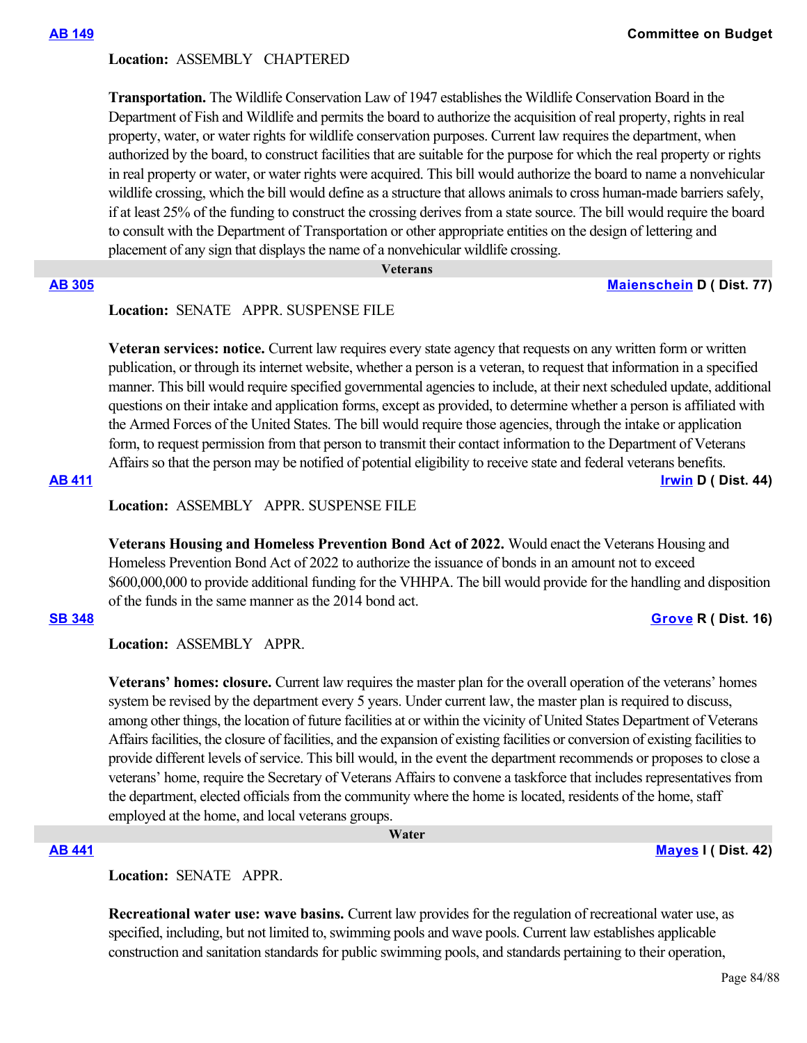**AB 149** **Committee on Budget**

**Location:** ASSEMBLY CHAPTERED

**Transportation.** The Wildlife Conservation Law of 1947 establishes the Wildlife Conservation Board in the Department of Fish and Wildlife and permits the board to authorize the acquisition of real property, rights in real property, water, or water rights for wildlife conservation purposes. Current law requires the department, when authorized by the board, to construct facilities that are suitable for the purpose for which the real property or rights in real property or water, or water rights were acquired. This bill would authorize the board to name a nonvehicular wildlife crossing, which the bill would define as a structure that allows animals to cross human-made barriers safely, if at least 25% of the funding to construct the crossing derives from a state source. The bill would require the board to consult with the Department of Transportation or other appropriate entities on the design of lettering and placement of any sign that displays the name of a nonvehicular wildlife crossing.

## Veterans

**AB 305** **Maienschein D ( Dist. 77)**

**Location:** SENATE APPR. SUSPENSE FILE

**Veteran services: notice.** Current law requires every state agency that requests on any written form or written publication, or through its internet website, whether a person is a veteran, to request that information in a specified manner. This bill would require specified governmental agencies to include, at their next scheduled update, additional questions on their intake and application forms, except as provided, to determine whether a person is affiliated with the Armed Forces of the United States. The bill would require those agencies, through the intake or application form, to request permission from that person to transmit their contact information to the Department of Veterans Affairs so that the person may be notified of potential eligibility to receive state and federal veterans benefits.

**AB 411** **Irwin D ( Dist. 44)**

**Location:** ASSEMBLY APPR. SUSPENSE FILE

**Veterans Housing and Homeless Prevention Bond Act of 2022.** Would enact the Veterans Housing and Homeless Prevention Bond Act of 2022 to authorize the issuance of bonds in an amount not to exceed \$600,000,000 to provide additional funding for the VHHPA. The bill would provide for the handling and disposition of the funds in the same manner as the 2014 bond act.

**SB 348** **Grove R ( Dist. 16)**

**Location:** ASSEMBLY APPR.

**Veterans' homes: closure.** Current law requires the master plan for the overall operation of the veterans' homes system be revised by the department every 5 years. Under current law, the master plan is required to discuss, among other things, the location of future facilities at or within the vicinity of United States Department of Veterans Affairs facilities, the closure of facilities, and the expansion of existing facilities or conversion of existing facilities to provide different levels of service. This bill would, in the event the department recommends or proposes to close a veterans' home, require the Secretary of Veterans Affairs to convene a taskforce that includes representatives from the department, elected officials from the community where the home is located, residents of the home, staff employed at the home, and local veterans groups.

## Water

**AB 441** **Mayes I ( Dist. 42)**

**Location:** SENATE APPR.

**Recreational water use: wave basins.** Current law provides for the regulation of recreational water use, as specified, including, but not limited to, swimming pools and wave pools. Current law establishes applicable construction and sanitation standards for public swimming pools, and standards pertaining to their operation,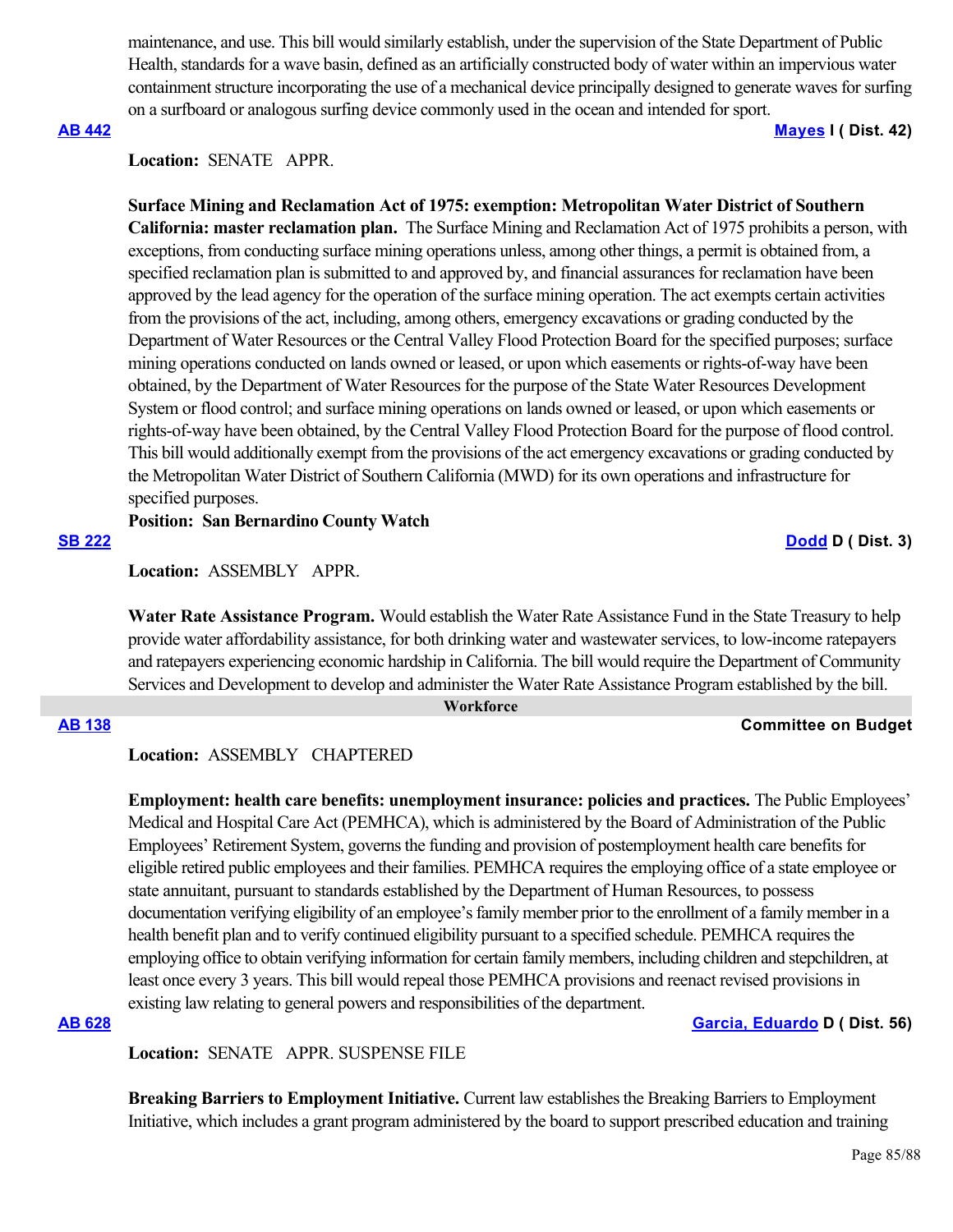maintenance, and use. This bill would similarly establish, under the supervision of the State Department of Public Health, standards for a wave basin, defined as an artificially constructed body of water within an impervious water containment structure incorporating the use of a mechanical device principally designed to generate waves for surfing on a surfboard or analogous surfing device commonly used in the ocean and intended for sport.

**AB 442** **Mayes I ( Dist. 42)**

**Location:** SENATE APPR.

**Surface Mining and Reclamation Act of 1975: exemption: Metropolitan Water District of Southern California: master reclamation plan.** The Surface Mining and Reclamation Act of 1975 prohibits a person, with exceptions, from conducting surface mining operations unless, among other things, a permit is obtained from, a specified reclamation plan is submitted to and approved by, and financial assurances for reclamation have been approved by the lead agency for the operation of the surface mining operation. The act exempts certain activities from the provisions of the act, including, among others, emergency excavations or grading conducted by the Department of Water Resources or the Central Valley Flood Protection Board for the specified purposes; surface mining operations conducted on lands owned or leased, or upon which easements or rights-of-way have been obtained, by the Department of Water Resources for the purpose of the State Water Resources Development System or flood control; and surface mining operations on lands owned or leased, or upon which easements or rights-of-way have been obtained, by the Central Valley Flood Protection Board for the purpose of flood control. This bill would additionally exempt from the provisions of the act emergency excavations or grading conducted by the Metropolitan Water District of Southern California (MWD) for its own operations and infrastructure for specified purposes.

**Position: San Bernardino County Watch**

**SB 222** **Dodd D ( Dist. 3)**

**Location:** ASSEMBLY APPR.

**Water Rate Assistance Program.** Would establish the Water Rate Assistance Fund in the State Treasury to help provide water affordability assistance, for both drinking water and wastewater services, to low-income ratepayers and ratepayers experiencing economic hardship in California. The bill would require the Department of Community Services and Development to develop and administer the Water Rate Assistance Program established by the bill.

## Workforce

**AB 138** **Committee on Budget**

**Location:** ASSEMBLY CHAPTERED

**Employment: health care benefits: unemployment insurance: policies and practices.** The Public Employees' Medical and Hospital Care Act (PEMHCA), which is administered by the Board of Administration of the Public Employees' Retirement System, governs the funding and provision of postemployment health care benefits for eligible retired public employees and their families. PEMHCA requires the employing office of a state employee or state annuitant, pursuant to standards established by the Department of Human Resources, to possess documentation verifying eligibility of an employee's family member prior to the enrollment of a family member in a health benefit plan and to verify continued eligibility pursuant to a specified schedule. PEMHCA requires the employing office to obtain verifying information for certain family members, including children and stepchildren, at least once every 3 years. This bill would repeal those PEMHCA provisions and reenact revised provisions in existing law relating to general powers and responsibilities of the department.

**AB 628** **Garcia, Eduardo D ( Dist. 56)**

**Location:** SENATE APPR. SUSPENSE FILE

**Breaking Barriers to Employment Initiative.** Current law establishes the Breaking Barriers to Employment Initiative, which includes a grant program administered by the board to support prescribed education and training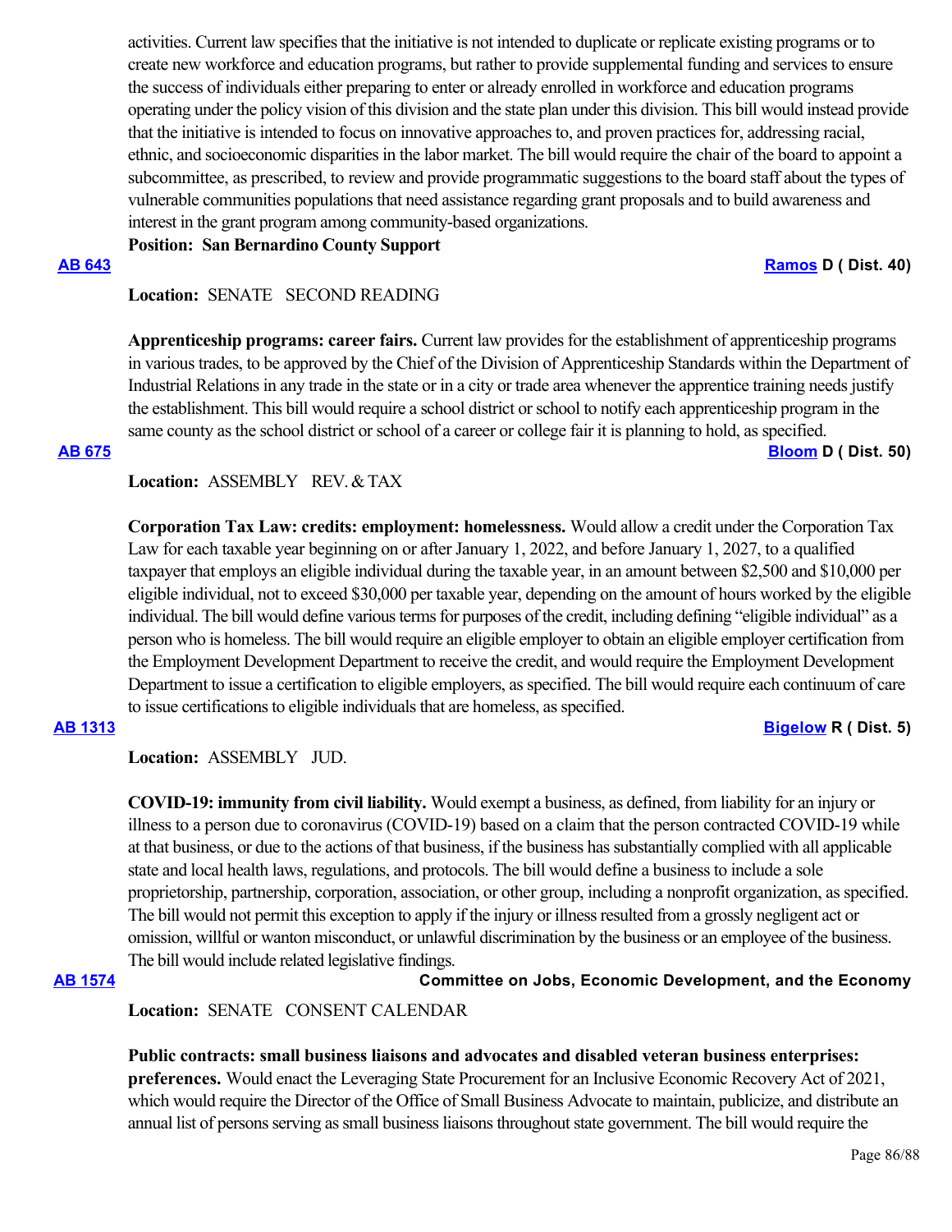activities. Current law specifies that the initiative is not intended to duplicate or replicate existing programs or to create new workforce and education programs, but rather to provide supplemental funding and services to ensure the success of individuals either preparing to enter or already enrolled in workforce and education programs operating under the policy vision of this division and the state plan under this division. This bill would instead provide that the initiative is intended to focus on innovative approaches to, and proven practices for, addressing racial, ethnic, and socioeconomic disparities in the labor market. The bill would require the chair of the board to appoint a subcommittee, as prescribed, to review and provide programmatic suggestions to the board staff about the types of vulnerable communities populations that need assistance regarding grant proposals and to build awareness and interest in the grant program among community-based organizations.

**Position: San Bernardino County Support**

**AB 643** — **Ramos D ( Dist. 40)**

**Location:** SENATE SECOND READING

**Apprenticeship programs: career fairs.** Current law provides for the establishment of apprenticeship programs in various trades, to be approved by the Chief of the Division of Apprenticeship Standards within the Department of Industrial Relations in any trade in the state or in a city or trade area whenever the apprentice training needs justify the establishment. This bill would require a school district or school to notify each apprenticeship program in the same county as the school district or school of a career or college fair it is planning to hold, as specified.

**AB 675** — **Bloom D ( Dist. 50)**

**Location:** ASSEMBLY REV. & TAX

**Corporation Tax Law: credits: employment: homelessness.** Would allow a credit under the Corporation Tax Law for each taxable year beginning on or after January 1, 2022, and before January 1, 2027, to a qualified taxpayer that employs an eligible individual during the taxable year, in an amount between $2,500 and $10,000 per eligible individual, not to exceed $30,000 per taxable year, depending on the amount of hours worked by the eligible individual. The bill would define various terms for purposes of the credit, including defining "eligible individual" as a person who is homeless. The bill would require an eligible employer to obtain an eligible employer certification from the Employment Development Department to receive the credit, and would require the Employment Development Department to issue a certification to eligible employers, as specified. The bill would require each continuum of care to issue certifications to eligible individuals that are homeless, as specified.

**AB 1313** — **Bigelow R ( Dist. 5)**

**Location:** ASSEMBLY JUD.

**COVID-19: immunity from civil liability.** Would exempt a business, as defined, from liability for an injury or illness to a person due to coronavirus (COVID-19) based on a claim that the person contracted COVID-19 while at that business, or due to the actions of that business, if the business has substantially complied with all applicable state and local health laws, regulations, and protocols. The bill would define a business to include a sole proprietorship, partnership, corporation, association, or other group, including a nonprofit organization, as specified. The bill would not permit this exception to apply if the injury or illness resulted from a grossly negligent act or omission, willful or wanton misconduct, or unlawful discrimination by the business or an employee of the business. The bill would include related legislative findings.

**AB 1574** — **Committee on Jobs, Economic Development, and the Economy**

**Location:** SENATE CONSENT CALENDAR

**Public contracts: small business liaisons and advocates and disabled veteran business enterprises: preferences.** Would enact the Leveraging State Procurement for an Inclusive Economic Recovery Act of 2021, which would require the Director of the Office of Small Business Advocate to maintain, publicize, and distribute an annual list of persons serving as small business liaisons throughout state government. The bill would require the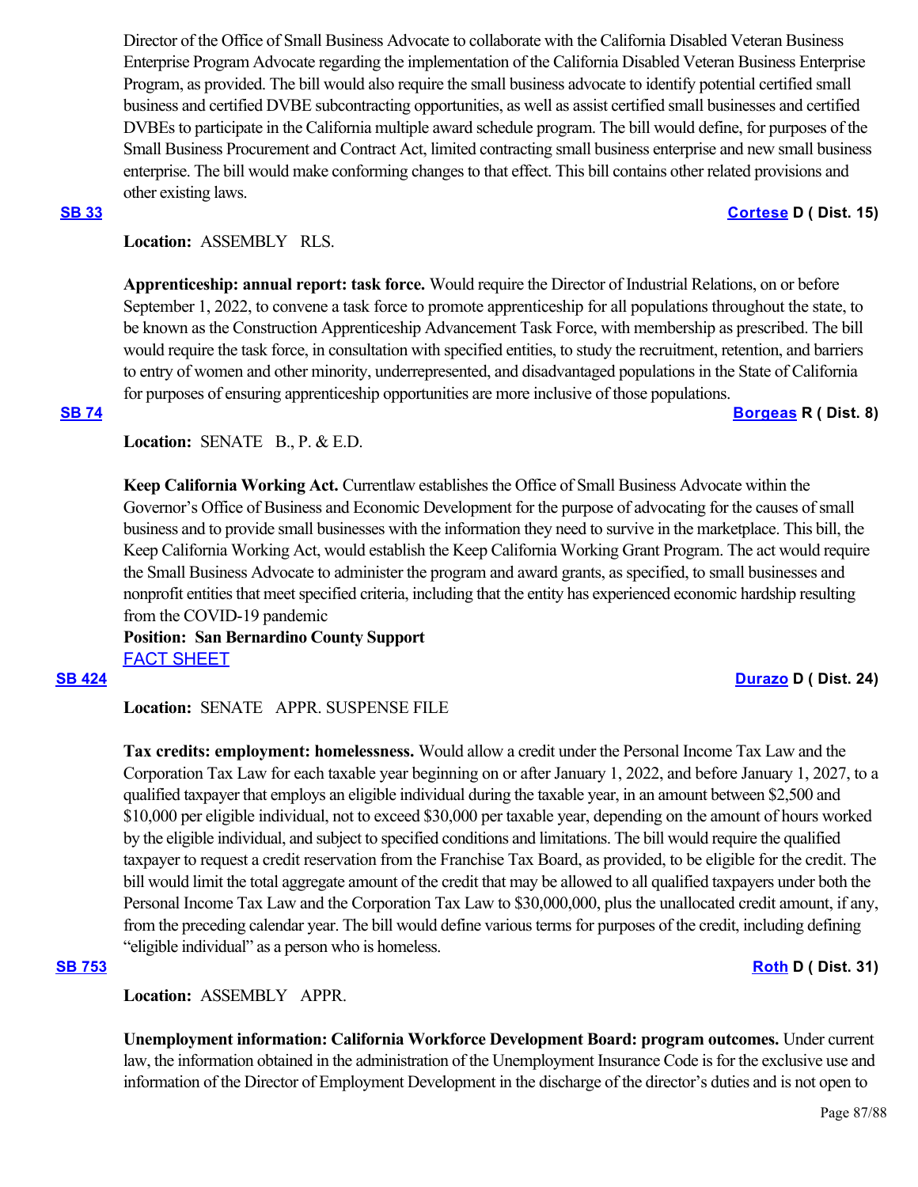Director of the Office of Small Business Advocate to collaborate with the California Disabled Veteran Business Enterprise Program Advocate regarding the implementation of the California Disabled Veteran Business Enterprise Program, as provided. The bill would also require the small business advocate to identify potential certified small business and certified DVBE subcontracting opportunities, as well as assist certified small businesses and certified DVBEs to participate in the California multiple award schedule program. The bill would define, for purposes of the Small Business Procurement and Contract Act, limited contracting small business enterprise and new small business enterprise. The bill would make conforming changes to that effect. This bill contains other related provisions and other existing laws.

**SB 33** **Cortese D ( Dist. 15)**

**Location:** ASSEMBLY RLS.

**Apprenticeship: annual report: task force.** Would require the Director of Industrial Relations, on or before September 1, 2022, to convene a task force to promote apprenticeship for all populations throughout the state, to be known as the Construction Apprenticeship Advancement Task Force, with membership as prescribed. The bill would require the task force, in consultation with specified entities, to study the recruitment, retention, and barriers to entry of women and other minority, underrepresented, and disadvantaged populations in the State of California for purposes of ensuring apprenticeship opportunities are more inclusive of those populations.

**SB 74** **Borgeas R ( Dist. 8)**

**Location:** SENATE B., P. & E.D.

**Keep California Working Act.** Currentlaw establishes the Office of Small Business Advocate within the Governor's Office of Business and Economic Development for the purpose of advocating for the causes of small business and to provide small businesses with the information they need to survive in the marketplace. This bill, the Keep California Working Act, would establish the Keep California Working Grant Program. The act would require the Small Business Advocate to administer the program and award grants, as specified, to small businesses and nonprofit entities that meet specified criteria, including that the entity has experienced economic hardship resulting from the COVID-19 pandemic

**Position: San Bernardino County Support**

FACT SHEET

**SB 424** **Durazo D ( Dist. 24)**

**Location:** SENATE APPR. SUSPENSE FILE

**Tax credits: employment: homelessness.** Would allow a credit under the Personal Income Tax Law and the Corporation Tax Law for each taxable year beginning on or after January 1, 2022, and before January 1, 2027, to a qualified taxpayer that employs an eligible individual during the taxable year, in an amount between $2,500 and $10,000 per eligible individual, not to exceed $30,000 per taxable year, depending on the amount of hours worked by the eligible individual, and subject to specified conditions and limitations. The bill would require the qualified taxpayer to request a credit reservation from the Franchise Tax Board, as provided, to be eligible for the credit. The bill would limit the total aggregate amount of the credit that may be allowed to all qualified taxpayers under both the Personal Income Tax Law and the Corporation Tax Law to $30,000,000, plus the unallocated credit amount, if any, from the preceding calendar year. The bill would define various terms for purposes of the credit, including defining "eligible individual" as a person who is homeless.

**SB 753** **Roth D ( Dist. 31)**

**Location:** ASSEMBLY APPR.

**Unemployment information: California Workforce Development Board: program outcomes.** Under current law, the information obtained in the administration of the Unemployment Insurance Code is for the exclusive use and information of the Director of Employment Development in the discharge of the director's duties and is not open to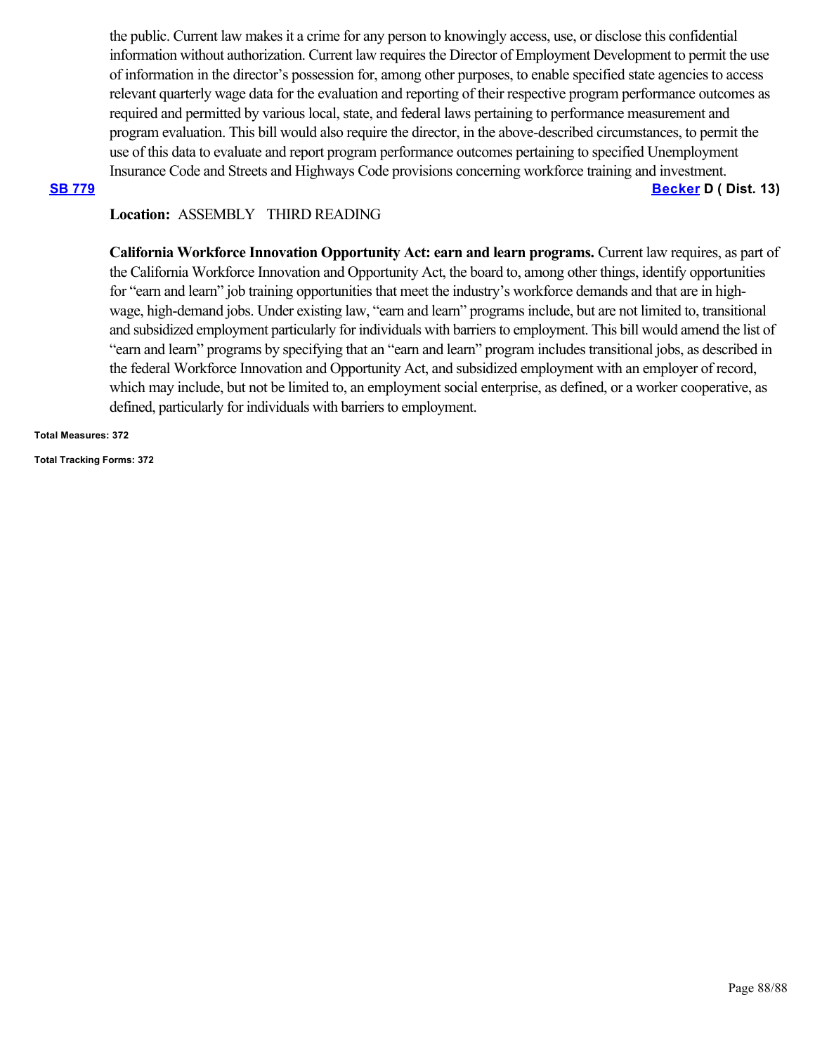the public. Current law makes it a crime for any person to knowingly access, use, or disclose this confidential information without authorization. Current law requires the Director of Employment Development to permit the use of information in the director's possession for, among other purposes, to enable specified state agencies to access relevant quarterly wage data for the evaluation and reporting of their respective program performance outcomes as required and permitted by various local, state, and federal laws pertaining to performance measurement and program evaluation. This bill would also require the director, in the above-described circumstances, to permit the use of this data to evaluate and report program performance outcomes pertaining to specified Unemployment Insurance Code and Streets and Highways Code provisions concerning workforce training and investment.

**SB 779** **Becker D ( Dist. 13)**

**Location:** ASSEMBLY THIRD READING

**California Workforce Innovation Opportunity Act: earn and learn programs.** Current law requires, as part of the California Workforce Innovation and Opportunity Act, the board to, among other things, identify opportunities for "earn and learn" job training opportunities that meet the industry's workforce demands and that are in high-wage, high-demand jobs. Under existing law, "earn and learn" programs include, but are not limited to, transitional and subsidized employment particularly for individuals with barriers to employment. This bill would amend the list of "earn and learn" programs by specifying that an "earn and learn" program includes transitional jobs, as described in the federal Workforce Innovation and Opportunity Act, and subsidized employment with an employer of record, which may include, but not be limited to, an employment social enterprise, as defined, or a worker cooperative, as defined, particularly for individuals with barriers to employment.

**Total Measures: 372**

**Total Tracking Forms: 372**